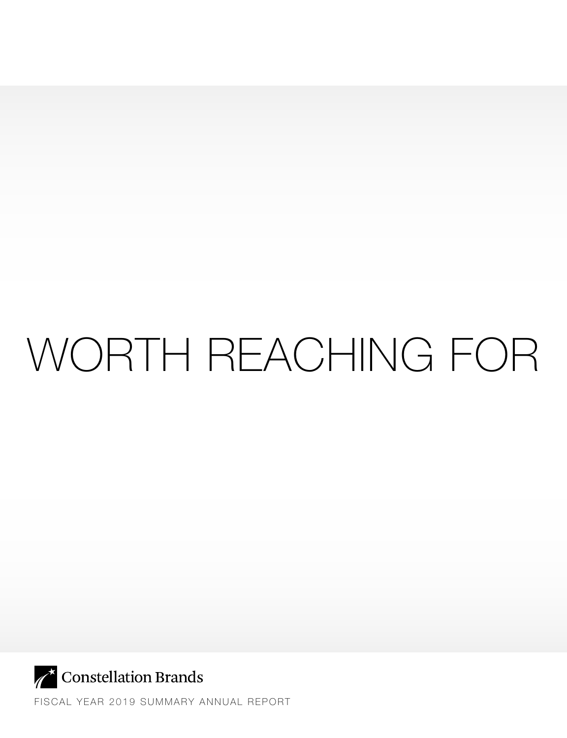# WORTH REACHING FOR

Constellation Brands

FISCAL YEAR 2019 SUMMARY ANNUAL REPORT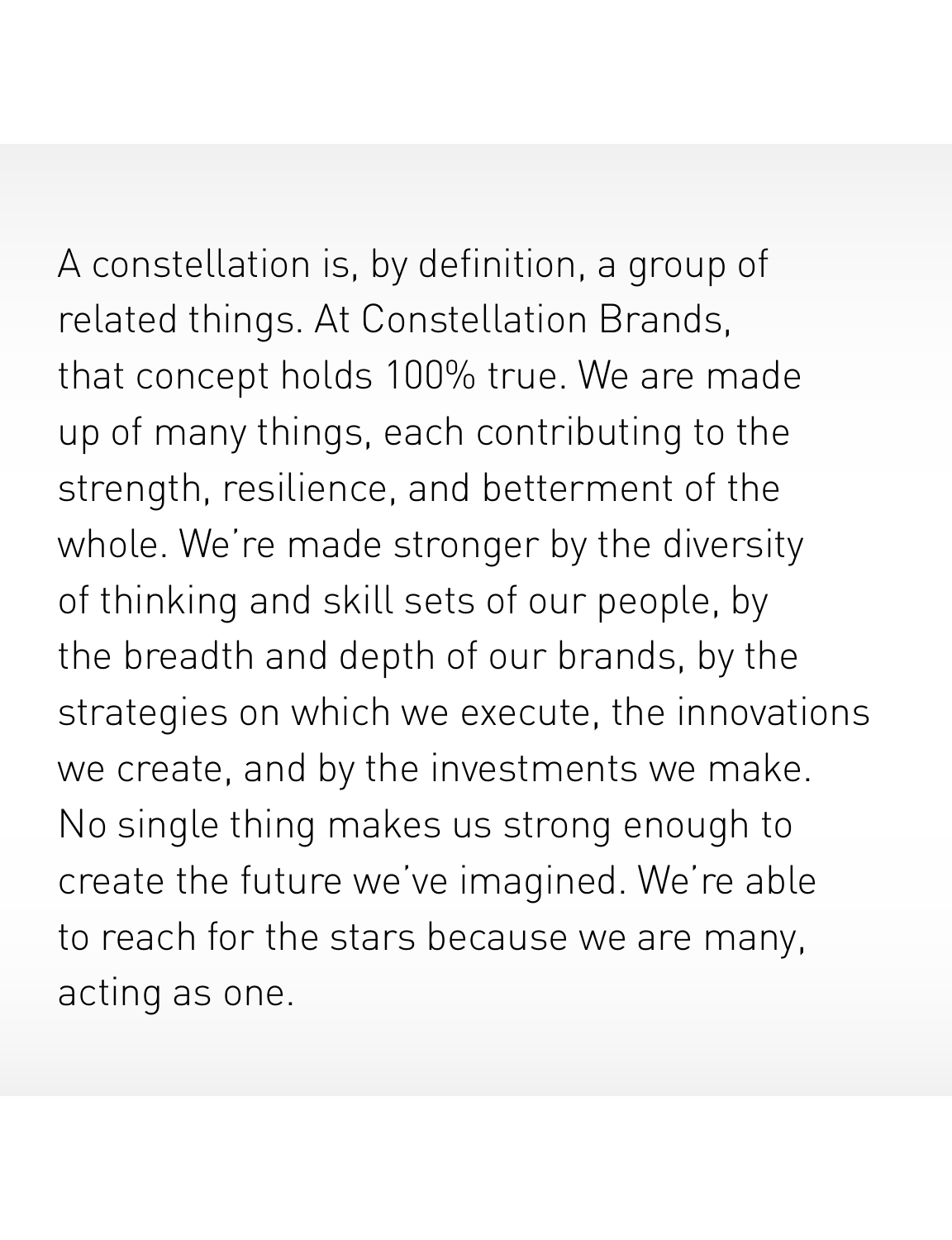A constellation is, by definition, a group of related things. At Constellation Brands, that concept holds 100% true. We are made up of many things, each contributing to the strength, resilience, and betterment of the whole. We're made stronger by the diversity of thinking and skill sets of our people, by the breadth and depth of our brands, by the strategies on which we execute, the innovations we create, and by the investments we make. No single thing makes us strong enough to create the future we've imagined. We're able to reach for the stars because we are many, acting as one.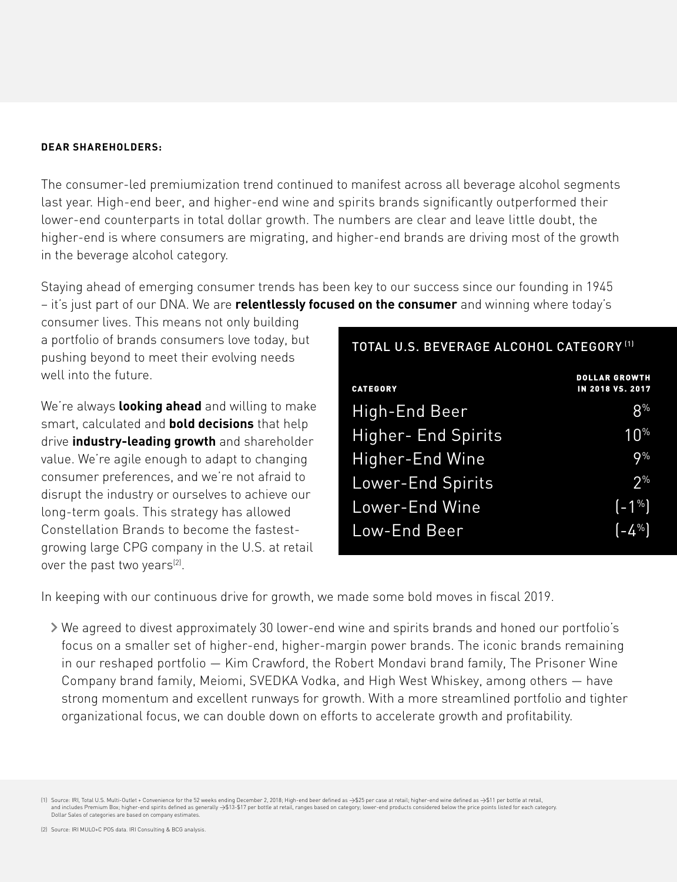**DEAR SHAREHOLDERS:**

The consumer-led premiumization trend continued to manifest across all beverage alcohol segments last year. High-end beer, and higher-end wine and spirits brands significantly outperformed their lower-end counterparts in total dollar growth. The numbers are clear and leave little doubt, the higher-end is where consumers are migrating, and higher-end brands are driving most of the growth in the beverage alcohol category.

Staying ahead of emerging consumer trends has been key to our success since our founding in 1945 – it's just part of our DNA. We are **relentlessly focused on the consumer** and winning where today's consumer lives. This means not only building a portfolio of brands consumers love today, but pushing beyond to meet their evolving needs well into the future.

We're always **looking ahead** and willing to make smart, calculated and **bold decisions** that help drive **industry-leading growth** and shareholder value. We're agile enough to adapt to changing consumer preferences, and we're not afraid to disrupt the industry or ourselves to achieve our long-term goals. This strategy has allowed Constellation Brands to become the fastest-growing large CPG company in the U.S. at retail over the past two years[2].

**TOTAL U.S. BEVERAGE ALCOHOL CATEGORY [1]**

| CATEGORY | DOLLAR GROWTH IN 2018 VS. 2017 |
|---|---|
| High-End Beer | 8% |
| Higher- End Spirits | 10% |
| Higher-End Wine | 9% |
| Lower-End Spirits | 2% |
| Lower-End Wine | (-1%) |
| Low-End Beer | (-4%) |

In keeping with our continuous drive for growth, we made some bold moves in fiscal 2019.

- We agreed to divest approximately 30 lower-end wine and spirits brands and honed our portfolio's focus on a smaller set of higher-end, higher-margin power brands. The iconic brands remaining in our reshaped portfolio — Kim Crawford, the Robert Mondavi brand family, The Prisoner Wine Company brand family, Meiomi, SVEDKA Vodka, and High West Whiskey, among others — have strong momentum and excellent runways for growth. With a more streamlined portfolio and tighter organizational focus, we can double down on efforts to accelerate growth and profitability.

(1) Source: IRI, Total U.S. Multi-Outlet + Convenience for the 52 weeks ending December 2, 2018; High-end beer defined as ->$25 per case at retail; higher-end wine defined as ->$11 per bottle at retail, and includes Premium Box; higher-end spirits defined as generally ->$13-$17 per bottle at retail, ranges based on category; lower-end products considered below the price points listed for each category. Dollar Sales of categories are based on company estimates.

(2) Source: IRI MULO+C POS data. IRI Consulting & BCG analysis.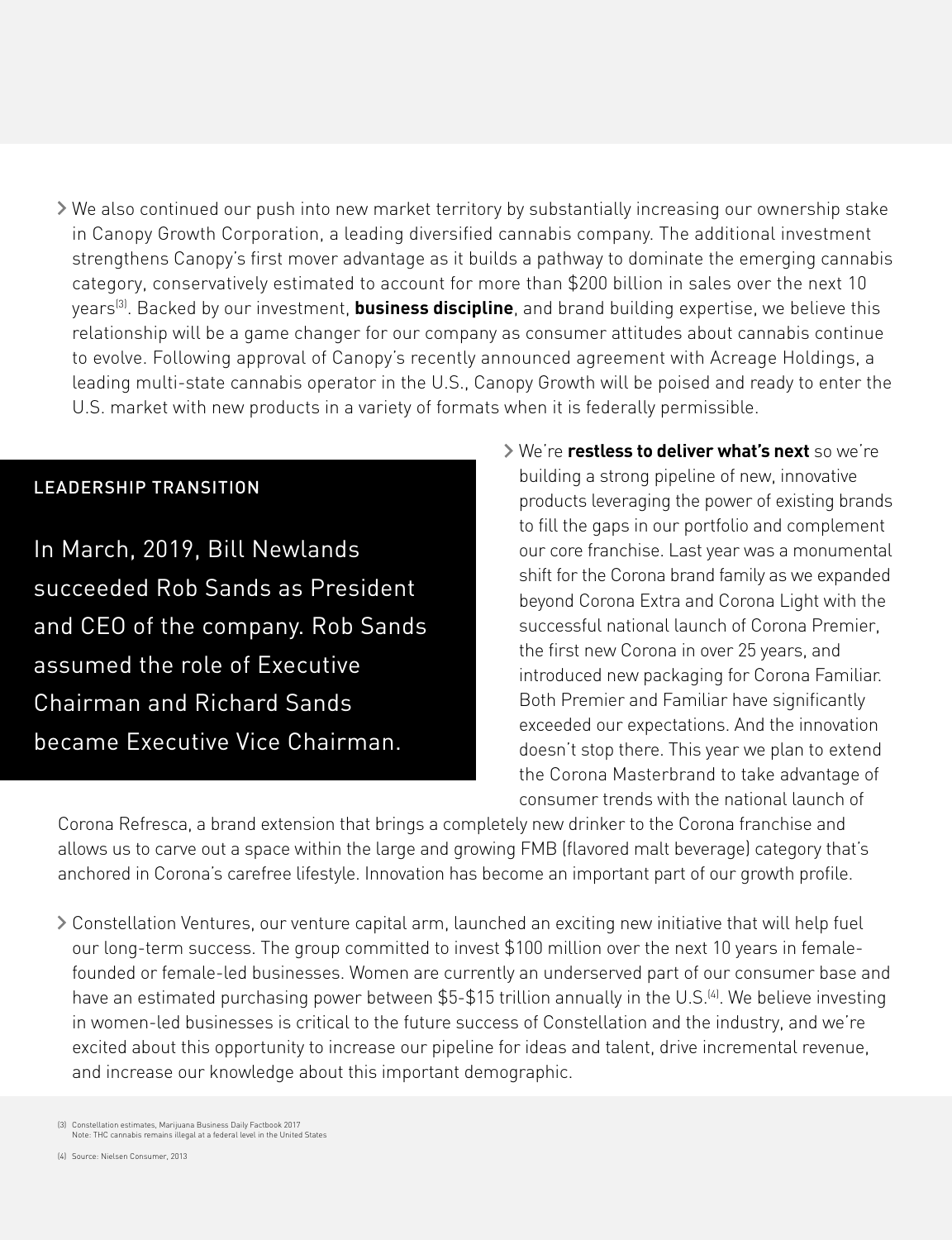- We also continued our push into new market territory by substantially increasing our ownership stake in Canopy Growth Corporation, a leading diversified cannabis company. The additional investment strengthens Canopy's first mover advantage as it builds a pathway to dominate the emerging cannabis category, conservatively estimated to account for more than $200 billion in sales over the next 10 years[3]. Backed by our investment, **business discipline**, and brand building expertise, we believe this relationship will be a game changer for our company as consumer attitudes about cannabis continue to evolve. Following approval of Canopy's recently announced agreement with Acreage Holdings, a leading multi-state cannabis operator in the U.S., Canopy Growth will be poised and ready to enter the U.S. market with new products in a variety of formats when it is federally permissible.

## LEADERSHIP TRANSITION

In March, 2019, Bill Newlands succeeded Rob Sands as President and CEO of the company. Rob Sands assumed the role of Executive Chairman and Richard Sands became Executive Vice Chairman.

- We're **restless to deliver what's next** so we're building a strong pipeline of new, innovative products leveraging the power of existing brands to fill the gaps in our portfolio and complement our core franchise. Last year was a monumental shift for the Corona brand family as we expanded beyond Corona Extra and Corona Light with the successful national launch of Corona Premier, the first new Corona in over 25 years, and introduced new packaging for Corona Familiar. Both Premier and Familiar have significantly exceeded our expectations. And the innovation doesn't stop there. This year we plan to extend the Corona Masterbrand to take advantage of consumer trends with the national launch of Corona Refresca, a brand extension that brings a completely new drinker to the Corona franchise and allows us to carve out a space within the large and growing FMB (flavored malt beverage) category that's anchored in Corona's carefree lifestyle. Innovation has become an important part of our growth profile.

- Constellation Ventures, our venture capital arm, launched an exciting new initiative that will help fuel our long-term success. The group committed to invest $100 million over the next 10 years in female-founded or female-led businesses. Women are currently an underserved part of our consumer base and have an estimated purchasing power between $5-$15 trillion annually in the U.S.[4]. We believe investing in women-led businesses is critical to the future success of Constellation and the industry, and we're excited about this opportunity to increase our pipeline for ideas and talent, drive incremental revenue, and increase our knowledge about this important demographic.

(3) Constellation estimates, Marijuana Business Daily Factbook 2017
Note: THC cannabis remains illegal at a federal level in the United States

(4) Source: Nielsen Consumer, 2013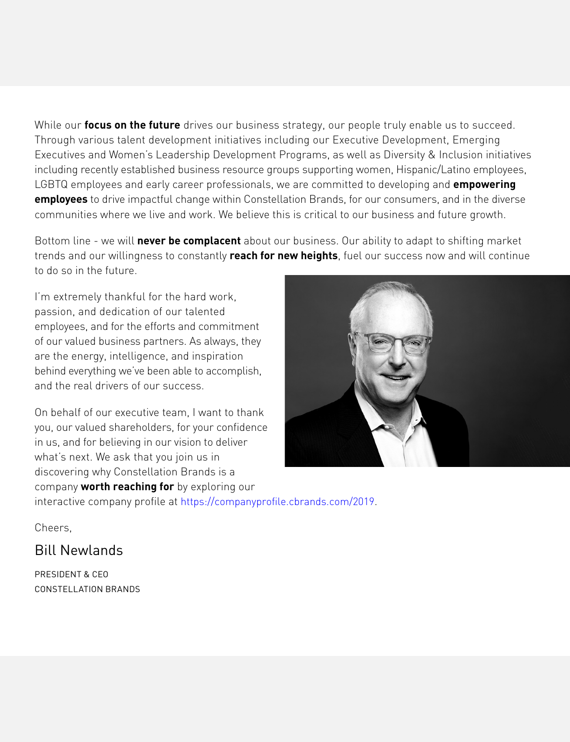While our **focus on the future** drives our business strategy, our people truly enable us to succeed. Through various talent development initiatives including our Executive Development, Emerging Executives and Women's Leadership Development Programs, as well as Diversity & Inclusion initiatives including recently established business resource groups supporting women, Hispanic/Latino employees, LGBTQ employees and early career professionals, we are committed to developing and **empowering employees** to drive impactful change within Constellation Brands, for our consumers, and in the diverse communities where we live and work. We believe this is critical to our business and future growth.

Bottom line - we will **never be complacent** about our business. Our ability to adapt to shifting market trends and our willingness to constantly **reach for new heights**, fuel our success now and will continue to do so in the future.

I'm extremely thankful for the hard work, passion, and dedication of our talented employees, and for the efforts and commitment of our valued business partners. As always, they are the energy, intelligence, and inspiration behind everything we've been able to accomplish, and the real drivers of our success.

On behalf of our executive team, I want to thank you, our valued shareholders, for your confidence in us, and for believing in our vision to deliver what's next. We ask that you join us in discovering why Constellation Brands is a company **worth reaching for** by exploring our interactive company profile at https://companyprofile.cbrands.com/2019.

Cheers,

Bill Newlands

PRESIDENT & CEO
CONSTELLATION BRANDS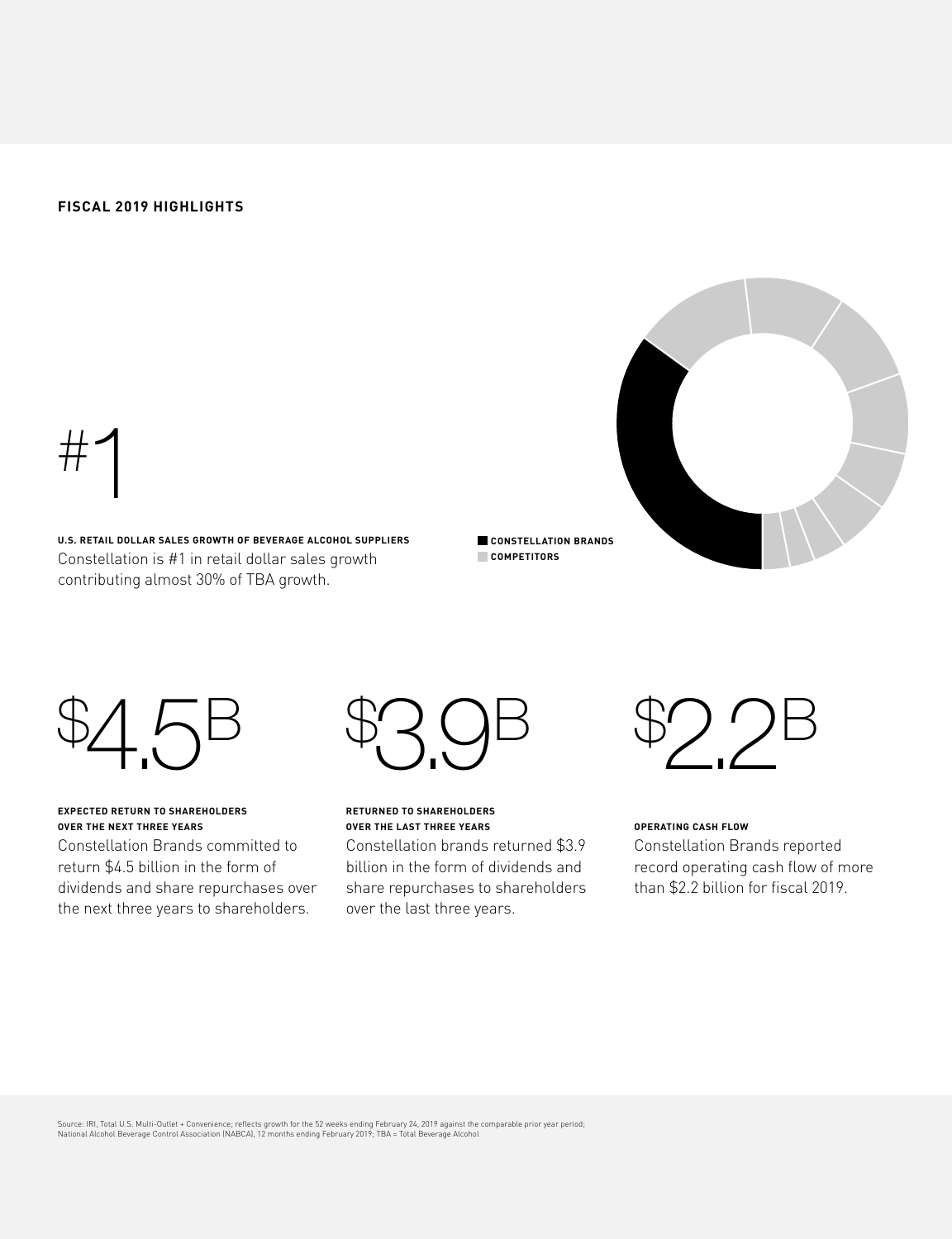## FISCAL 2019 HIGHLIGHTS

# #1

**U.S. RETAIL DOLLAR SALES GROWTH OF BEVERAGE ALCOHOL SUPPLIERS**

Constellation is #1 in retail dollar sales growth contributing almost 30% of TBA growth.

CONSTELLATION BRANDS

COMPETITORS

# $4.5B

**EXPECTED RETURN TO SHAREHOLDERS OVER THE NEXT THREE YEARS**

Constellation Brands committed to return $4.5 billion in the form of dividends and share repurchases over the next three years to shareholders.

# $3.9B

**RETURNED TO SHAREHOLDERS OVER THE LAST THREE YEARS**

Constellation brands returned $3.9 billion in the form of dividends and share repurchases to shareholders over the last three years.

# $2.2B

**OPERATING CASH FLOW**

Constellation Brands reported record operating cash flow of more than $2.2 billion for fiscal 2019.

Source: IRI, Total U.S. Multi-Outlet + Convenience; reflects growth for the 52 weeks ending February 24, 2019 against the comparable prior year period; National Alcohol Beverage Control Association (NABCA), 12 months ending February 2019; TBA = Total Beverage Alcohol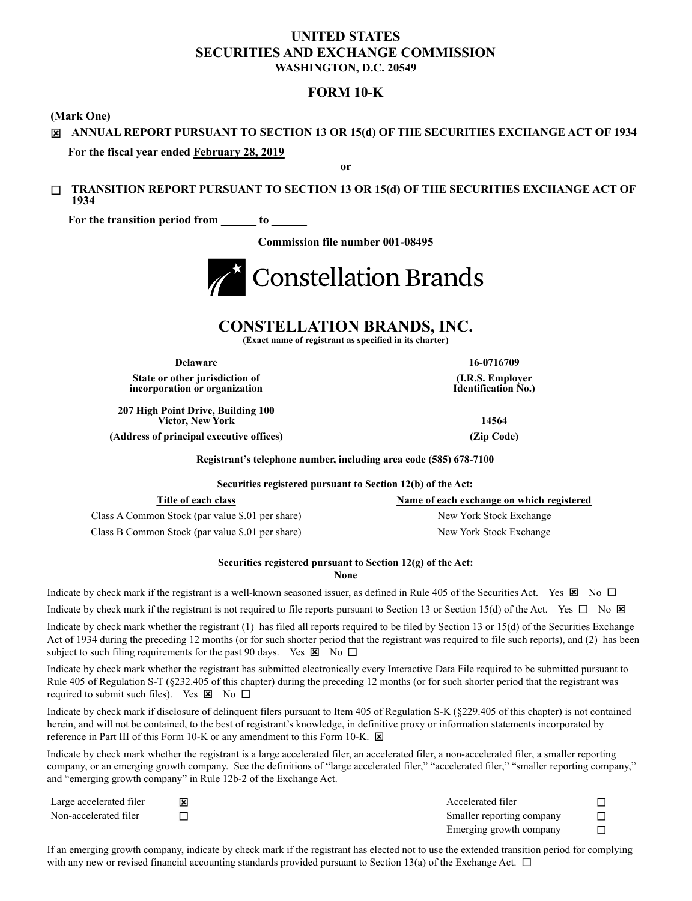# UNITED STATES
# SECURITIES AND EXCHANGE COMMISSION
**WASHINGTON, D.C. 20549**

## FORM 10-K

**(Mark One)**

☒ **ANNUAL REPORT PURSUANT TO SECTION 13 OR 15(d) OF THE SECURITIES EXCHANGE ACT OF 1934**

**For the fiscal year ended February 28, 2019**

**or**

☐ **TRANSITION REPORT PURSUANT TO SECTION 13 OR 15(d) OF THE SECURITIES EXCHANGE ACT OF 1934**

**For the transition period from ______ to ______**

**Commission file number 001-08495**

Constellation Brands

## CONSTELLATION BRANDS, INC.
**(Exact name of registrant as specified in its charter)**

| | |
|---|---|
| **Delaware** | **16-0716709** |
| **State or other jurisdiction of incorporation or organization** | **(I.R.S. Employer Identification No.)** |
| **207 High Point Drive, Building 100 Victor, New York** | **14564** |
| **(Address of principal executive offices)** | **(Zip Code)** |

**Registrant's telephone number, including area code (585) 678-7100**

**Securities registered pursuant to Section 12(b) of the Act:**

| Title of each class | Name of each exchange on which registered |
|---|---|
| Class A Common Stock (par value $.01 per share) | New York Stock Exchange |
| Class B Common Stock (par value $.01 per share) | New York Stock Exchange |

**Securities registered pursuant to Section 12(g) of the Act:**
**None**

Indicate by check mark if the registrant is a well-known seasoned issuer, as defined in Rule 405 of the Securities Act. Yes ☒ No ☐

Indicate by check mark if the registrant is not required to file reports pursuant to Section 13 or Section 15(d) of the Act. Yes ☐ No ☒

Indicate by check mark whether the registrant (1) has filed all reports required to be filed by Section 13 or 15(d) of the Securities Exchange Act of 1934 during the preceding 12 months (or for such shorter period that the registrant was required to file such reports), and (2) has been subject to such filing requirements for the past 90 days. Yes ☒ No ☐

Indicate by check mark whether the registrant has submitted electronically every Interactive Data File required to be submitted pursuant to Rule 405 of Regulation S-T (§232.405 of this chapter) during the preceding 12 months (or for such shorter period that the registrant was required to submit such files). Yes ☒ No ☐

Indicate by check mark if disclosure of delinquent filers pursuant to Item 405 of Regulation S-K (§229.405 of this chapter) is not contained herein, and will not be contained, to the best of registrant's knowledge, in definitive proxy or information statements incorporated by reference in Part III of this Form 10-K or any amendment to this Form 10-K. ☒

Indicate by check mark whether the registrant is a large accelerated filer, an accelerated filer, a non-accelerated filer, a smaller reporting company, or an emerging growth company. See the definitions of "large accelerated filer," "accelerated filer," "smaller reporting company," and "emerging growth company" in Rule 12b-2 of the Exchange Act.

| | | | |
|---|---|---|---|
| Large accelerated filer | ☒ | Accelerated filer | ☐ |
| Non-accelerated filer | ☐ | Smaller reporting company | ☐ |
| | | Emerging growth company | ☐ |

If an emerging growth company, indicate by check mark if the registrant has elected not to use the extended transition period for complying with any new or revised financial accounting standards provided pursuant to Section 13(a) of the Exchange Act. ☐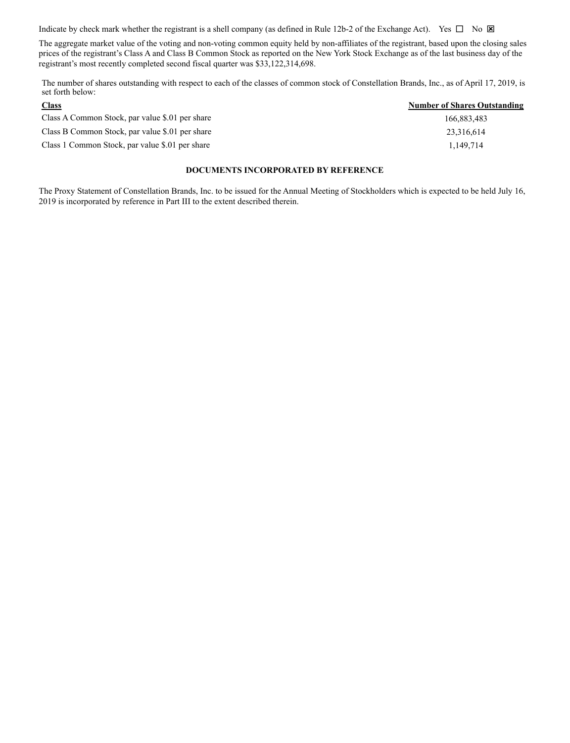Indicate by check mark whether the registrant is a shell company (as defined in Rule 12b-2 of the Exchange Act). Yes ☐ No ☒

The aggregate market value of the voting and non-voting common equity held by non-affiliates of the registrant, based upon the closing sales prices of the registrant's Class A and Class B Common Stock as reported on the New York Stock Exchange as of the last business day of the registrant's most recently completed second fiscal quarter was $33,122,314,698.

The number of shares outstanding with respect to each of the classes of common stock of Constellation Brands, Inc., as of April 17, 2019, is set forth below:

| Class | Number of Shares Outstanding |
|---|---|
| Class A Common Stock, par value $.01 per share | 166,883,483 |
| Class B Common Stock, par value $.01 per share | 23,316,614 |
| Class 1 Common Stock, par value $.01 per share | 1,149,714 |

**DOCUMENTS INCORPORATED BY REFERENCE**

The Proxy Statement of Constellation Brands, Inc. to be issued for the Annual Meeting of Stockholders which is expected to be held July 16, 2019 is incorporated by reference in Part III to the extent described therein.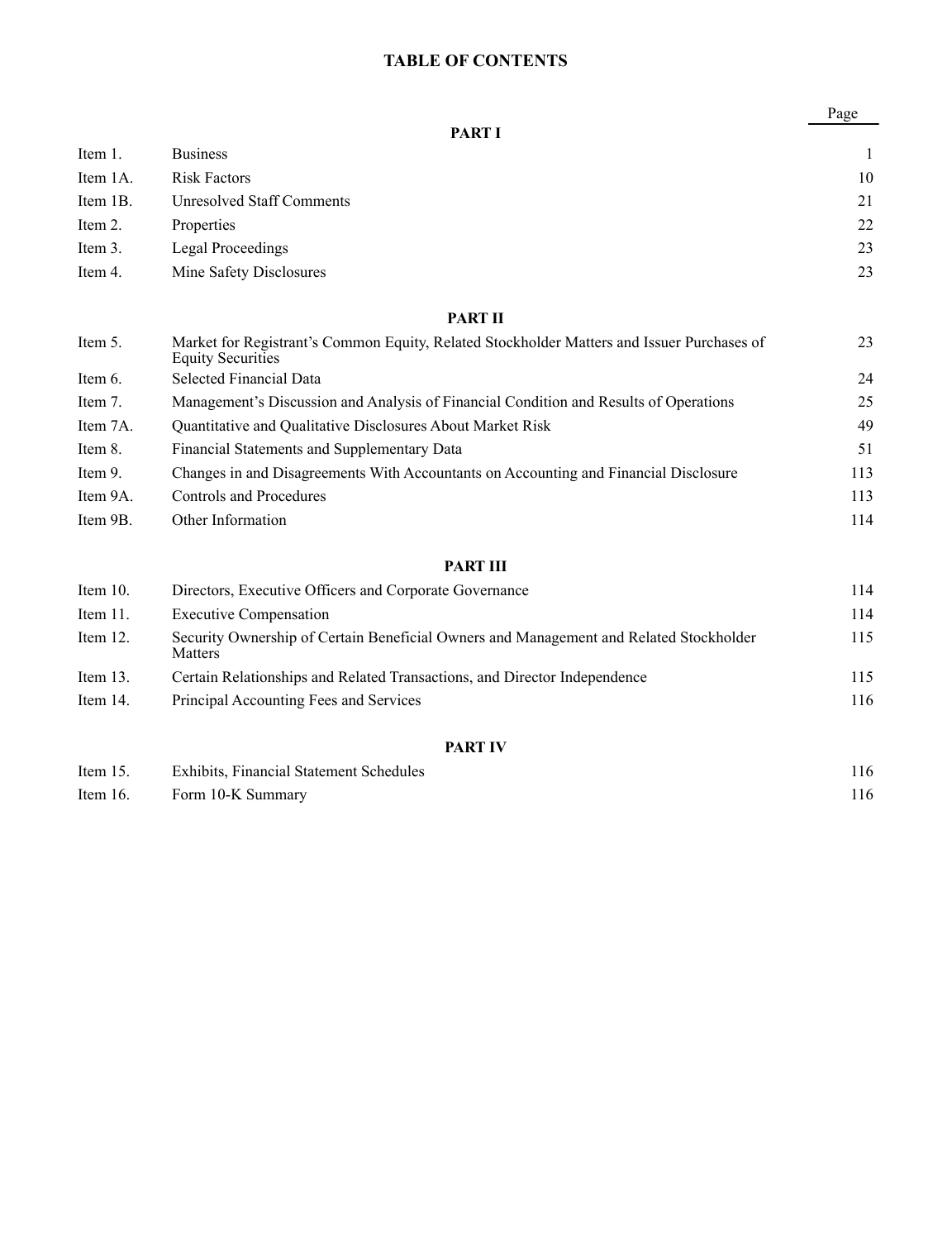# TABLE OF CONTENTS

| | | Page |
|---|---|---|
| | **PART I** | |
| Item 1. | Business | 1 |
| Item 1A. | Risk Factors | 10 |
| Item 1B. | Unresolved Staff Comments | 21 |
| Item 2. | Properties | 22 |
| Item 3. | Legal Proceedings | 23 |
| Item 4. | Mine Safety Disclosures | 23 |
| | **PART II** | |
| Item 5. | Market for Registrant's Common Equity, Related Stockholder Matters and Issuer Purchases of Equity Securities | 23 |
| Item 6. | Selected Financial Data | 24 |
| Item 7. | Management's Discussion and Analysis of Financial Condition and Results of Operations | 25 |
| Item 7A. | Quantitative and Qualitative Disclosures About Market Risk | 49 |
| Item 8. | Financial Statements and Supplementary Data | 51 |
| Item 9. | Changes in and Disagreements With Accountants on Accounting and Financial Disclosure | 113 |
| Item 9A. | Controls and Procedures | 113 |
| Item 9B. | Other Information | 114 |
| | **PART III** | |
| Item 10. | Directors, Executive Officers and Corporate Governance | 114 |
| Item 11. | Executive Compensation | 114 |
| Item 12. | Security Ownership of Certain Beneficial Owners and Management and Related Stockholder Matters | 115 |
| Item 13. | Certain Relationships and Related Transactions, and Director Independence | 115 |
| Item 14. | Principal Accounting Fees and Services | 116 |
| | **PART IV** | |
| Item 15. | Exhibits, Financial Statement Schedules | 116 |
| Item 16. | Form 10-K Summary | 116 |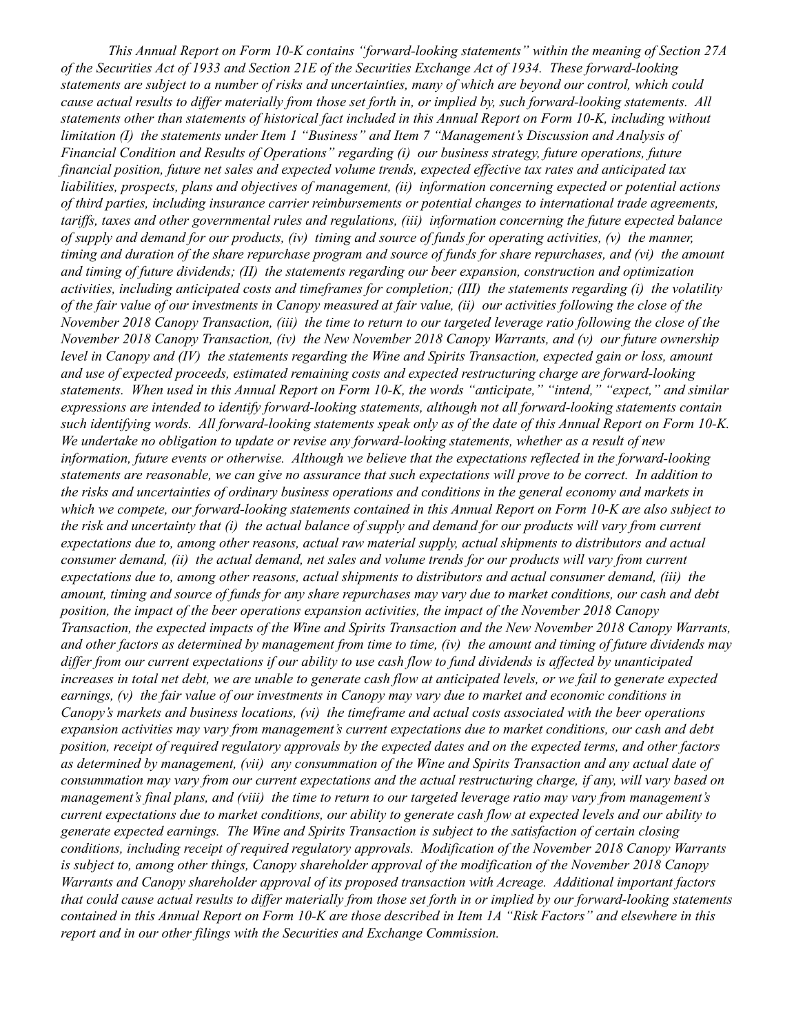*This Annual Report on Form 10-K contains "forward-looking statements" within the meaning of Section 27A of the Securities Act of 1933 and Section 21E of the Securities Exchange Act of 1934. These forward-looking statements are subject to a number of risks and uncertainties, many of which are beyond our control, which could cause actual results to differ materially from those set forth in, or implied by, such forward-looking statements. All statements other than statements of historical fact included in this Annual Report on Form 10-K, including without limitation (I) the statements under Item 1 "Business" and Item 7 "Management's Discussion and Analysis of Financial Condition and Results of Operations" regarding (i) our business strategy, future operations, future financial position, future net sales and expected volume trends, expected effective tax rates and anticipated tax liabilities, prospects, plans and objectives of management, (ii) information concerning expected or potential actions of third parties, including insurance carrier reimbursements or potential changes to international trade agreements, tariffs, taxes and other governmental rules and regulations, (iii) information concerning the future expected balance of supply and demand for our products, (iv) timing and source of funds for operating activities, (v) the manner, timing and duration of the share repurchase program and source of funds for share repurchases, and (vi) the amount and timing of future dividends; (II) the statements regarding our beer expansion, construction and optimization activities, including anticipated costs and timeframes for completion; (III) the statements regarding (i) the volatility of the fair value of our investments in Canopy measured at fair value, (ii) our activities following the close of the November 2018 Canopy Transaction, (iii) the time to return to our targeted leverage ratio following the close of the November 2018 Canopy Transaction, (iv) the New November 2018 Canopy Warrants, and (v) our future ownership level in Canopy and (IV) the statements regarding the Wine and Spirits Transaction, expected gain or loss, amount and use of expected proceeds, estimated remaining costs and expected restructuring charge are forward-looking statements. When used in this Annual Report on Form 10-K, the words "anticipate," "intend," "expect," and similar expressions are intended to identify forward-looking statements, although not all forward-looking statements contain such identifying words. All forward-looking statements speak only as of the date of this Annual Report on Form 10-K. We undertake no obligation to update or revise any forward-looking statements, whether as a result of new information, future events or otherwise. Although we believe that the expectations reflected in the forward-looking statements are reasonable, we can give no assurance that such expectations will prove to be correct. In addition to the risks and uncertainties of ordinary business operations and conditions in the general economy and markets in which we compete, our forward-looking statements contained in this Annual Report on Form 10-K are also subject to the risk and uncertainty that (i) the actual balance of supply and demand for our products will vary from current expectations due to, among other reasons, actual raw material supply, actual shipments to distributors and actual consumer demand, (ii) the actual demand, net sales and volume trends for our products will vary from current expectations due to, among other reasons, actual shipments to distributors and actual consumer demand, (iii) the amount, timing and source of funds for any share repurchases may vary due to market conditions, our cash and debt position, the impact of the beer operations expansion activities, the impact of the November 2018 Canopy Transaction, the expected impacts of the Wine and Spirits Transaction and the New November 2018 Canopy Warrants, and other factors as determined by management from time to time, (iv) the amount and timing of future dividends may differ from our current expectations if our ability to use cash flow to fund dividends is affected by unanticipated increases in total net debt, we are unable to generate cash flow at anticipated levels, or we fail to generate expected earnings, (v) the fair value of our investments in Canopy may vary due to market and economic conditions in Canopy's markets and business locations, (vi) the timeframe and actual costs associated with the beer operations expansion activities may vary from management's current expectations due to market conditions, our cash and debt position, receipt of required regulatory approvals by the expected dates and on the expected terms, and other factors as determined by management, (vii) any consummation of the Wine and Spirits Transaction and any actual date of consummation may vary from our current expectations and the actual restructuring charge, if any, will vary based on management's final plans, and (viii) the time to return to our targeted leverage ratio may vary from management's current expectations due to market conditions, our ability to generate cash flow at expected levels and our ability to generate expected earnings. The Wine and Spirits Transaction is subject to the satisfaction of certain closing conditions, including receipt of required regulatory approvals. Modification of the November 2018 Canopy Warrants is subject to, among other things, Canopy shareholder approval of the modification of the November 2018 Canopy Warrants and Canopy shareholder approval of its proposed transaction with Acreage. Additional important factors that could cause actual results to differ materially from those set forth in or implied by our forward-looking statements contained in this Annual Report on Form 10-K are those described in Item 1A "Risk Factors" and elsewhere in this report and in our other filings with the Securities and Exchange Commission.*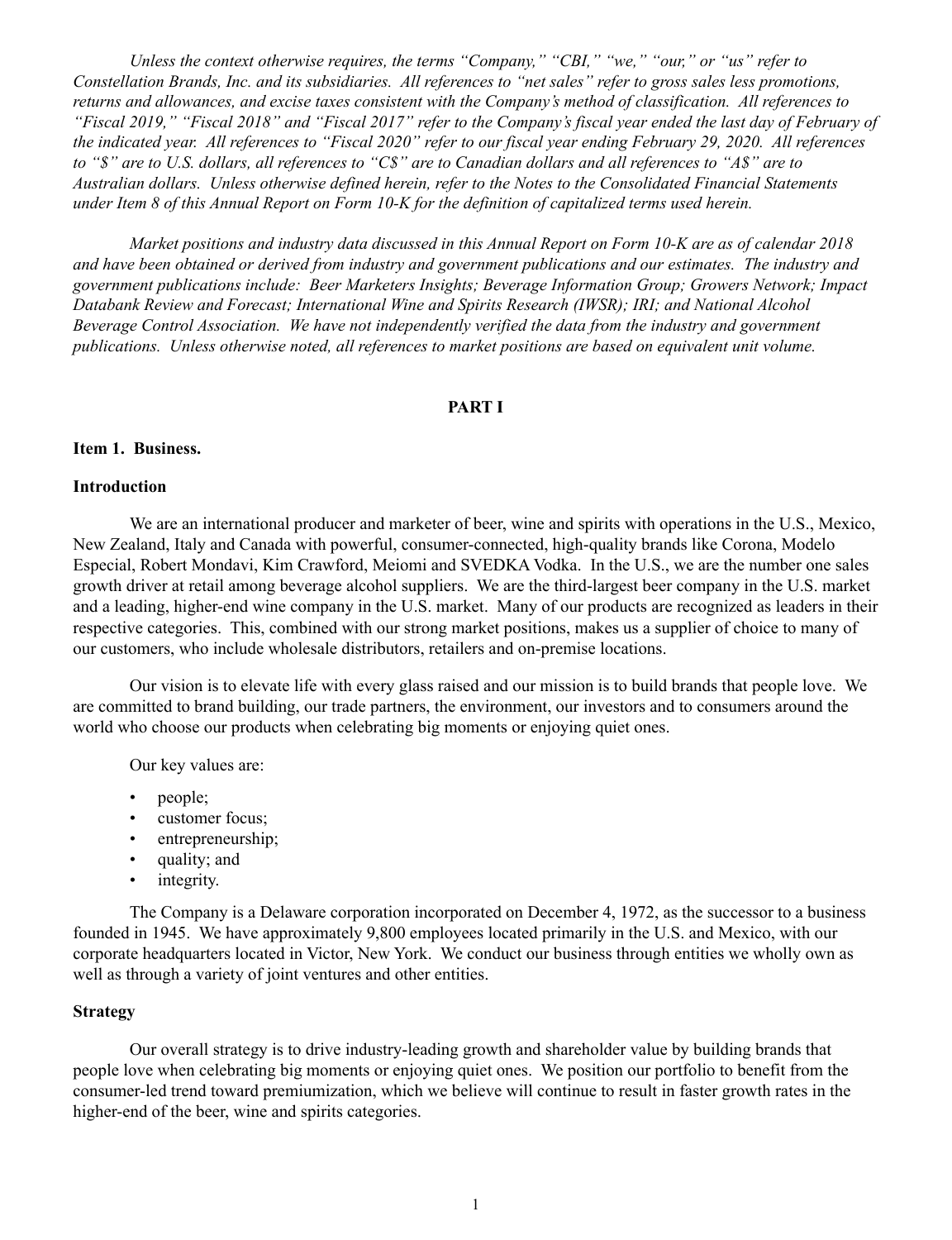*Unless the context otherwise requires, the terms "Company," "CBI," "we," "our," or "us" refer to Constellation Brands, Inc. and its subsidiaries. All references to "net sales" refer to gross sales less promotions, returns and allowances, and excise taxes consistent with the Company's method of classification. All references to "Fiscal 2019," "Fiscal 2018" and "Fiscal 2017" refer to the Company's fiscal year ended the last day of February of the indicated year. All references to "Fiscal 2020" refer to our fiscal year ending February 29, 2020. All references to "$" are to U.S. dollars, all references to "C$" are to Canadian dollars and all references to "A$" are to Australian dollars. Unless otherwise defined herein, refer to the Notes to the Consolidated Financial Statements under Item 8 of this Annual Report on Form 10-K for the definition of capitalized terms used herein.*

*Market positions and industry data discussed in this Annual Report on Form 10-K are as of calendar 2018 and have been obtained or derived from industry and government publications and our estimates. The industry and government publications include: Beer Marketers Insights; Beverage Information Group; Growers Network; Impact Databank Review and Forecast; International Wine and Spirits Research (IWSR); IRI; and National Alcohol Beverage Control Association. We have not independently verified the data from the industry and government publications. Unless otherwise noted, all references to market positions are based on equivalent unit volume.*

# PART I

## Item 1. Business.

### Introduction

We are an international producer and marketer of beer, wine and spirits with operations in the U.S., Mexico, New Zealand, Italy and Canada with powerful, consumer-connected, high-quality brands like Corona, Modelo Especial, Robert Mondavi, Kim Crawford, Meiomi and SVEDKA Vodka. In the U.S., we are the number one sales growth driver at retail among beverage alcohol suppliers. We are the third-largest beer company in the U.S. market and a leading, higher-end wine company in the U.S. market. Many of our products are recognized as leaders in their respective categories. This, combined with our strong market positions, makes us a supplier of choice to many of our customers, who include wholesale distributors, retailers and on-premise locations.

Our vision is to elevate life with every glass raised and our mission is to build brands that people love. We are committed to brand building, our trade partners, the environment, our investors and to consumers around the world who choose our products when celebrating big moments or enjoying quiet ones.

Our key values are:

- people;
- customer focus;
- entrepreneurship;
- quality; and
- integrity.

The Company is a Delaware corporation incorporated on December 4, 1972, as the successor to a business founded in 1945. We have approximately 9,800 employees located primarily in the U.S. and Mexico, with our corporate headquarters located in Victor, New York. We conduct our business through entities we wholly own as well as through a variety of joint ventures and other entities.

### Strategy

Our overall strategy is to drive industry-leading growth and shareholder value by building brands that people love when celebrating big moments or enjoying quiet ones. We position our portfolio to benefit from the consumer-led trend toward premiumization, which we believe will continue to result in faster growth rates in the higher-end of the beer, wine and spirits categories.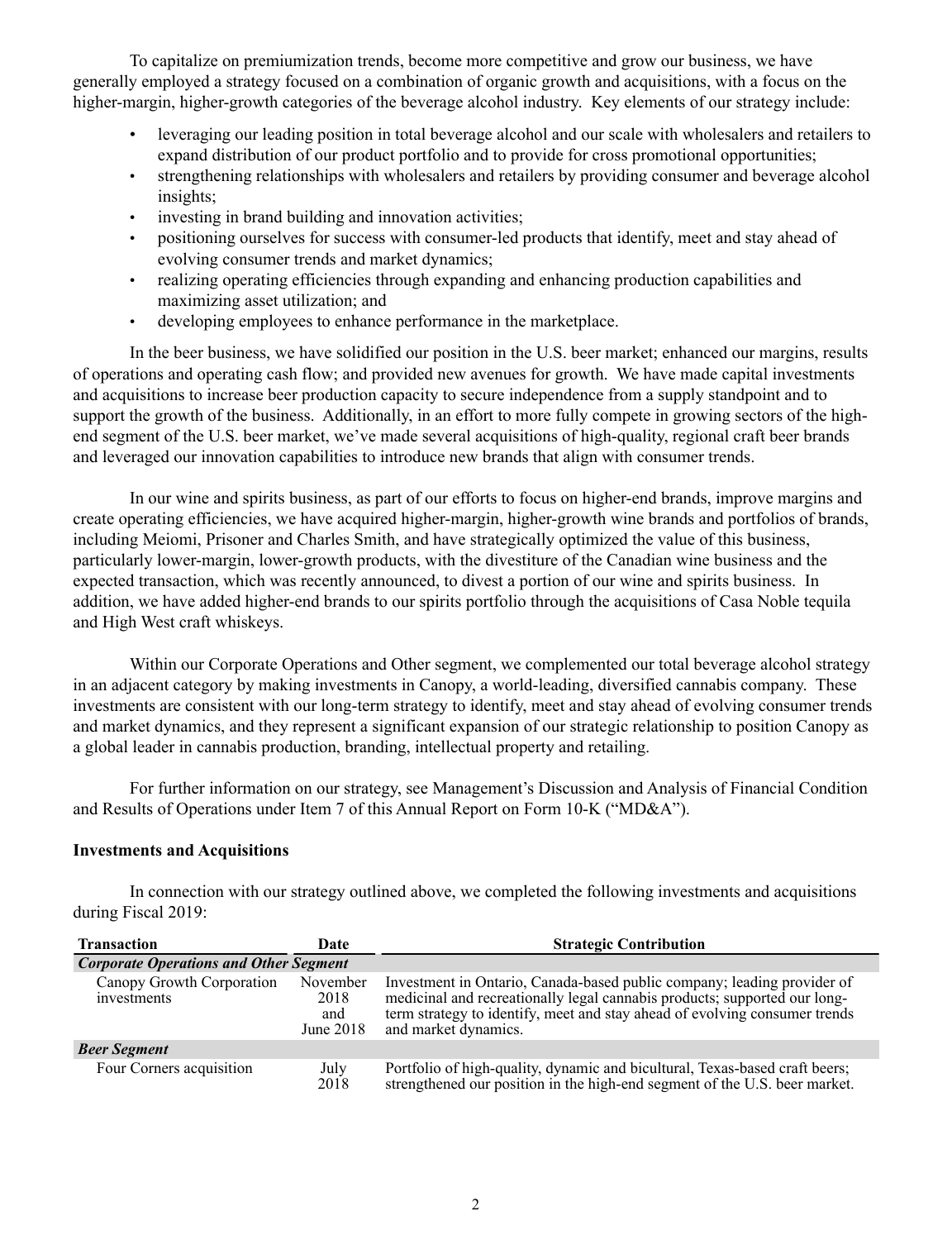To capitalize on premiumization trends, become more competitive and grow our business, we have generally employed a strategy focused on a combination of organic growth and acquisitions, with a focus on the higher-margin, higher-growth categories of the beverage alcohol industry. Key elements of our strategy include:

- leveraging our leading position in total beverage alcohol and our scale with wholesalers and retailers to expand distribution of our product portfolio and to provide for cross promotional opportunities;
- strengthening relationships with wholesalers and retailers by providing consumer and beverage alcohol insights;
- investing in brand building and innovation activities;
- positioning ourselves for success with consumer-led products that identify, meet and stay ahead of evolving consumer trends and market dynamics;
- realizing operating efficiencies through expanding and enhancing production capabilities and maximizing asset utilization; and
- developing employees to enhance performance in the marketplace.

In the beer business, we have solidified our position in the U.S. beer market; enhanced our margins, results of operations and operating cash flow; and provided new avenues for growth. We have made capital investments and acquisitions to increase beer production capacity to secure independence from a supply standpoint and to support the growth of the business. Additionally, in an effort to more fully compete in growing sectors of the high-end segment of the U.S. beer market, we've made several acquisitions of high-quality, regional craft beer brands and leveraged our innovation capabilities to introduce new brands that align with consumer trends.

In our wine and spirits business, as part of our efforts to focus on higher-end brands, improve margins and create operating efficiencies, we have acquired higher-margin, higher-growth wine brands and portfolios of brands, including Meiomi, Prisoner and Charles Smith, and have strategically optimized the value of this business, particularly lower-margin, lower-growth products, with the divestiture of the Canadian wine business and the expected transaction, which was recently announced, to divest a portion of our wine and spirits business. In addition, we have added higher-end brands to our spirits portfolio through the acquisitions of Casa Noble tequila and High West craft whiskeys.

Within our Corporate Operations and Other segment, we complemented our total beverage alcohol strategy in an adjacent category by making investments in Canopy, a world-leading, diversified cannabis company. These investments are consistent with our long-term strategy to identify, meet and stay ahead of evolving consumer trends and market dynamics, and they represent a significant expansion of our strategic relationship to position Canopy as a global leader in cannabis production, branding, intellectual property and retailing.

For further information on our strategy, see Management's Discussion and Analysis of Financial Condition and Results of Operations under Item 7 of this Annual Report on Form 10-K ("MD&A").

**Investments and Acquisitions**

In connection with our strategy outlined above, we completed the following investments and acquisitions during Fiscal 2019:

| Transaction | Date | Strategic Contribution |
|---|---|---|
| ***Corporate Operations and Other Segment*** | | |
| Canopy Growth Corporation investments | November 2018 and June 2018 | Investment in Ontario, Canada-based public company; leading provider of medicinal and recreationally legal cannabis products; supported our long-term strategy to identify, meet and stay ahead of evolving consumer trends and market dynamics. |
| ***Beer Segment*** | | |
| Four Corners acquisition | July 2018 | Portfolio of high-quality, dynamic and bicultural, Texas-based craft beers; strengthened our position in the high-end segment of the U.S. beer market. |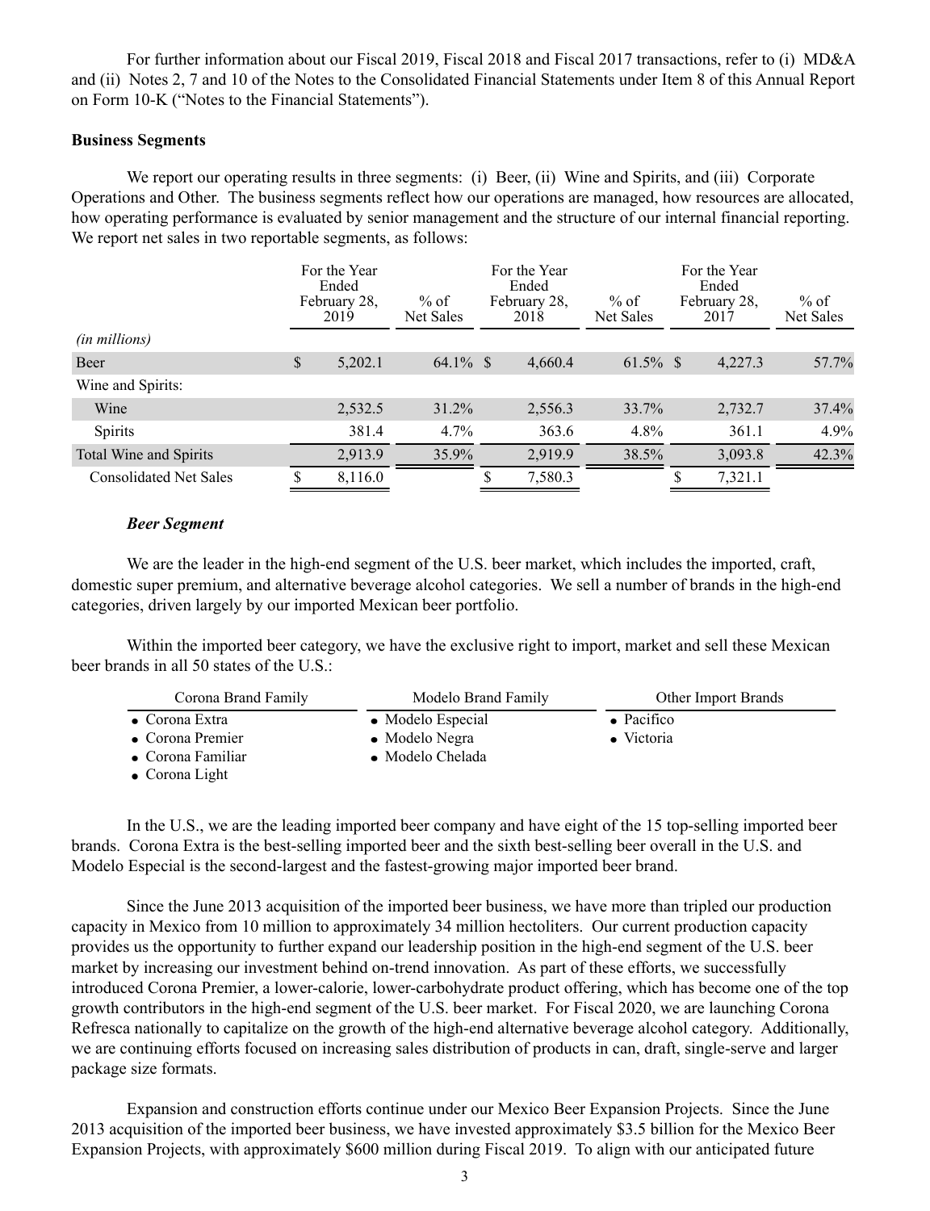For further information about our Fiscal 2019, Fiscal 2018 and Fiscal 2017 transactions, refer to (i) MD&A and (ii) Notes 2, 7 and 10 of the Notes to the Consolidated Financial Statements under Item 8 of this Annual Report on Form 10-K ("Notes to the Financial Statements").

**Business Segments**

We report our operating results in three segments: (i) Beer, (ii) Wine and Spirits, and (iii) Corporate Operations and Other. The business segments reflect how our operations are managed, how resources are allocated, how operating performance is evaluated by senior management and the structure of our internal financial reporting. We report net sales in two reportable segments, as follows:

| *(in millions)* | For the Year Ended February 28, 2019 | % of Net Sales | For the Year Ended February 28, 2018 | % of Net Sales | For the Year Ended February 28, 2017 | % of Net Sales |
|---|---|---|---|---|---|---|
| Beer | $ 5,202.1 | 64.1% | $ 4,660.4 | 61.5% | $ 4,227.3 | 57.7% |
| Wine and Spirits: | | | | | | |
| Wine | 2,532.5 | 31.2% | 2,556.3 | 33.7% | 2,732.7 | 37.4% |
| Spirits | 381.4 | 4.7% | 363.6 | 4.8% | 361.1 | 4.9% |
| Total Wine and Spirits | 2,913.9 | 35.9% | 2,919.9 | 38.5% | 3,093.8 | 42.3% |
| Consolidated Net Sales | $ 8,116.0 | | $ 7,580.3 | | $ 7,321.1 | |

***Beer Segment***

We are the leader in the high-end segment of the U.S. beer market, which includes the imported, craft, domestic super premium, and alternative beverage alcohol categories. We sell a number of brands in the high-end categories, driven largely by our imported Mexican beer portfolio.

Within the imported beer category, we have the exclusive right to import, market and sell these Mexican beer brands in all 50 states of the U.S.:

| Corona Brand Family | Modelo Brand Family | Other Import Brands |
|---|---|---|
| • Corona Extra | • Modelo Especial | • Pacifico |
| • Corona Premier | • Modelo Negra | • Victoria |
| • Corona Familiar | • Modelo Chelada | |
| • Corona Light | | |

In the U.S., we are the leading imported beer company and have eight of the 15 top-selling imported beer brands. Corona Extra is the best-selling imported beer and the sixth best-selling beer overall in the U.S. and Modelo Especial is the second-largest and the fastest-growing major imported beer brand.

Since the June 2013 acquisition of the imported beer business, we have more than tripled our production capacity in Mexico from 10 million to approximately 34 million hectoliters. Our current production capacity provides us the opportunity to further expand our leadership position in the high-end segment of the U.S. beer market by increasing our investment behind on-trend innovation. As part of these efforts, we successfully introduced Corona Premier, a lower-calorie, lower-carbohydrate product offering, which has become one of the top growth contributors in the high-end segment of the U.S. beer market. For Fiscal 2020, we are launching Corona Refresca nationally to capitalize on the growth of the high-end alternative beverage alcohol category. Additionally, we are continuing efforts focused on increasing sales distribution of products in can, draft, single-serve and larger package size formats.

Expansion and construction efforts continue under our Mexico Beer Expansion Projects. Since the June 2013 acquisition of the imported beer business, we have invested approximately $3.5 billion for the Mexico Beer Expansion Projects, with approximately $600 million during Fiscal 2019. To align with our anticipated future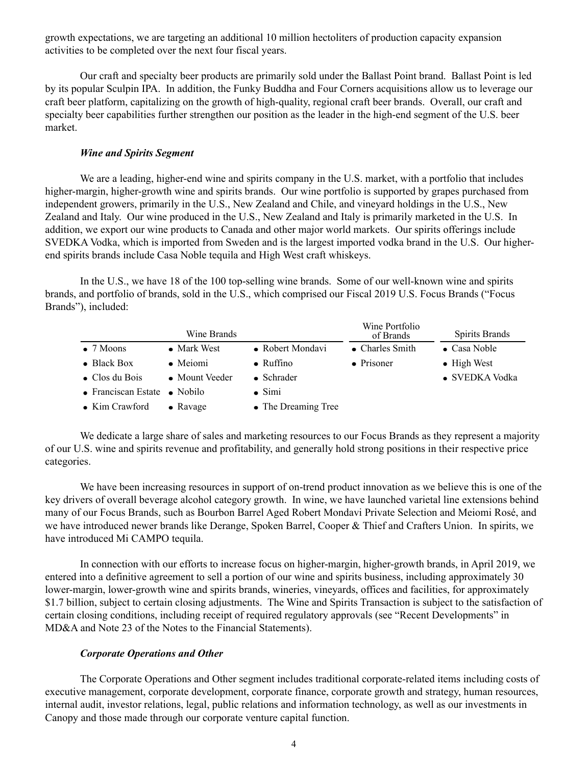growth expectations, we are targeting an additional 10 million hectoliters of production capacity expansion activities to be completed over the next four fiscal years.

Our craft and specialty beer products are primarily sold under the Ballast Point brand. Ballast Point is led by its popular Sculpin IPA. In addition, the Funky Buddha and Four Corners acquisitions allow us to leverage our craft beer platform, capitalizing on the growth of high-quality, regional craft beer brands. Overall, our craft and specialty beer capabilities further strengthen our position as the leader in the high-end segment of the U.S. beer market.

### *Wine and Spirits Segment*

We are a leading, higher-end wine and spirits company in the U.S. market, with a portfolio that includes higher-margin, higher-growth wine and spirits brands. Our wine portfolio is supported by grapes purchased from independent growers, primarily in the U.S., New Zealand and Chile, and vineyard holdings in the U.S., New Zealand and Italy. Our wine produced in the U.S., New Zealand and Italy is primarily marketed in the U.S. In addition, we export our wine products to Canada and other major world markets. Our spirits offerings include SVEDKA Vodka, which is imported from Sweden and is the largest imported vodka brand in the U.S. Our higher-end spirits brands include Casa Noble tequila and High West craft whiskeys.

In the U.S., we have 18 of the 100 top-selling wine brands. Some of our well-known wine and spirits brands, and portfolio of brands, sold in the U.S., which comprised our Fiscal 2019 U.S. Focus Brands ("Focus Brands"), included:

| Wine Brands | | | Wine Portfolio of Brands | Spirits Brands |
|---|---|---|---|---|
| • 7 Moons | • Mark West | • Robert Mondavi | • Charles Smith | • Casa Noble |
| • Black Box | • Meiomi | • Ruffino | • Prisoner | • High West |
| • Clos du Bois | • Mount Veeder | • Schrader | | • SVEDKA Vodka |
| • Franciscan Estate | • Nobilo | • Simi | | |
| • Kim Crawford | • Ravage | • The Dreaming Tree | | |

We dedicate a large share of sales and marketing resources to our Focus Brands as they represent a majority of our U.S. wine and spirits revenue and profitability, and generally hold strong positions in their respective price categories.

We have been increasing resources in support of on-trend product innovation as we believe this is one of the key drivers of overall beverage alcohol category growth. In wine, we have launched varietal line extensions behind many of our Focus Brands, such as Bourbon Barrel Aged Robert Mondavi Private Selection and Meiomi Rosé, and we have introduced newer brands like Derange, Spoken Barrel, Cooper & Thief and Crafters Union. In spirits, we have introduced Mi CAMPO tequila.

In connection with our efforts to increase focus on higher-margin, higher-growth brands, in April 2019, we entered into a definitive agreement to sell a portion of our wine and spirits business, including approximately 30 lower-margin, lower-growth wine and spirits brands, wineries, vineyards, offices and facilities, for approximately $1.7 billion, subject to certain closing adjustments. The Wine and Spirits Transaction is subject to the satisfaction of certain closing conditions, including receipt of required regulatory approvals (see "Recent Developments" in MD&A and Note 23 of the Notes to the Financial Statements).

### *Corporate Operations and Other*

The Corporate Operations and Other segment includes traditional corporate-related items including costs of executive management, corporate development, corporate finance, corporate growth and strategy, human resources, internal audit, investor relations, legal, public relations and information technology, as well as our investments in Canopy and those made through our corporate venture capital function.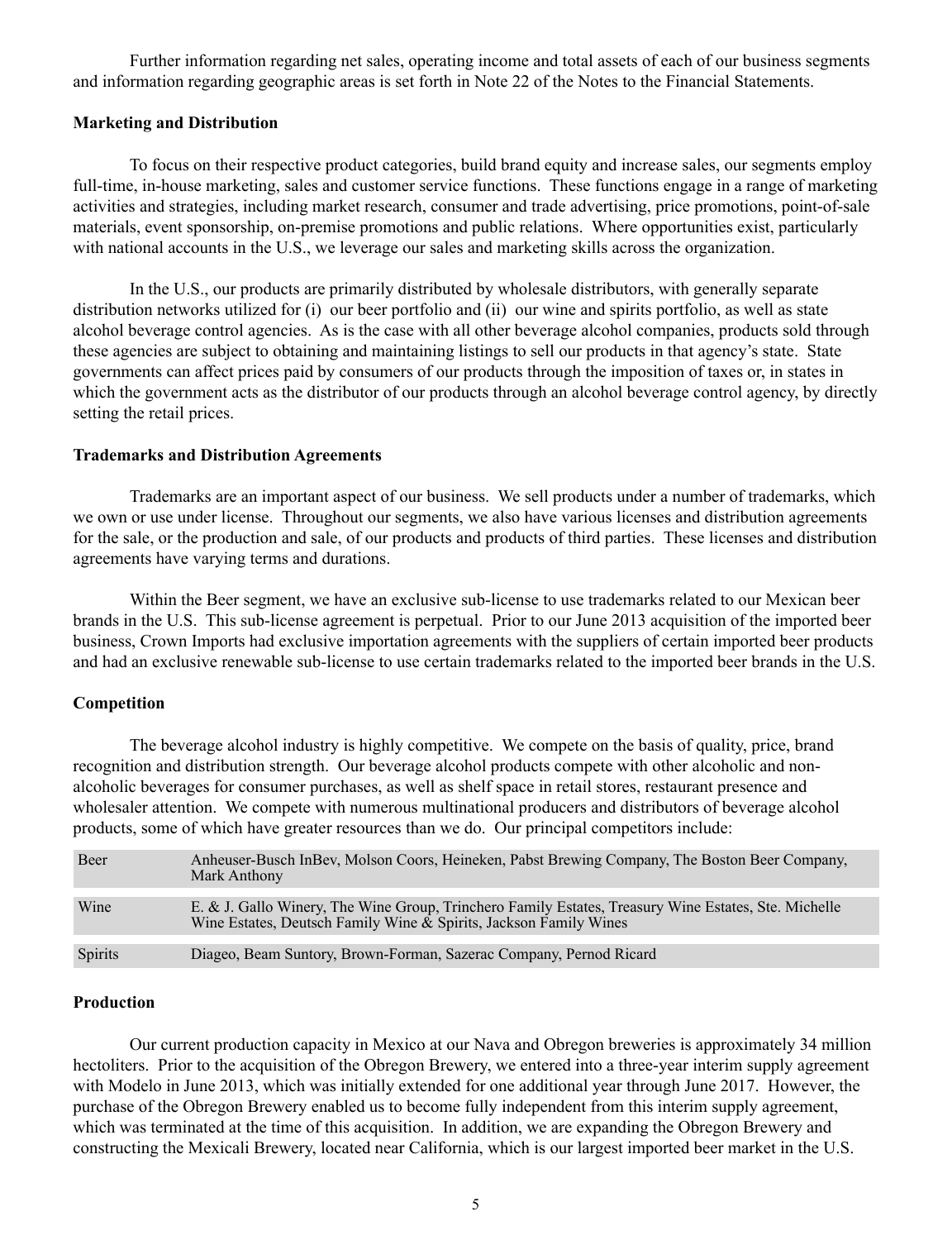Further information regarding net sales, operating income and total assets of each of our business segments and information regarding geographic areas is set forth in Note 22 of the Notes to the Financial Statements.

**Marketing and Distribution**

To focus on their respective product categories, build brand equity and increase sales, our segments employ full-time, in-house marketing, sales and customer service functions. These functions engage in a range of marketing activities and strategies, including market research, consumer and trade advertising, price promotions, point-of-sale materials, event sponsorship, on-premise promotions and public relations. Where opportunities exist, particularly with national accounts in the U.S., we leverage our sales and marketing skills across the organization.

In the U.S., our products are primarily distributed by wholesale distributors, with generally separate distribution networks utilized for (i) our beer portfolio and (ii) our wine and spirits portfolio, as well as state alcohol beverage control agencies. As is the case with all other beverage alcohol companies, products sold through these agencies are subject to obtaining and maintaining listings to sell our products in that agency's state. State governments can affect prices paid by consumers of our products through the imposition of taxes or, in states in which the government acts as the distributor of our products through an alcohol beverage control agency, by directly setting the retail prices.

**Trademarks and Distribution Agreements**

Trademarks are an important aspect of our business. We sell products under a number of trademarks, which we own or use under license. Throughout our segments, we also have various licenses and distribution agreements for the sale, or the production and sale, of our products and products of third parties. These licenses and distribution agreements have varying terms and durations.

Within the Beer segment, we have an exclusive sub-license to use trademarks related to our Mexican beer brands in the U.S. This sub-license agreement is perpetual. Prior to our June 2013 acquisition of the imported beer business, Crown Imports had exclusive importation agreements with the suppliers of certain imported beer products and had an exclusive renewable sub-license to use certain trademarks related to the imported beer brands in the U.S.

**Competition**

The beverage alcohol industry is highly competitive. We compete on the basis of quality, price, brand recognition and distribution strength. Our beverage alcohol products compete with other alcoholic and non-alcoholic beverages for consumer purchases, as well as shelf space in retail stores, restaurant presence and wholesaler attention. We compete with numerous multinational producers and distributors of beverage alcohol products, some of which have greater resources than we do. Our principal competitors include:

| | |
|---|---|
| Beer | Anheuser-Busch InBev, Molson Coors, Heineken, Pabst Brewing Company, The Boston Beer Company, Mark Anthony |
| Wine | E. & J. Gallo Winery, The Wine Group, Trinchero Family Estates, Treasury Wine Estates, Ste. Michelle Wine Estates, Deutsch Family Wine & Spirits, Jackson Family Wines |
| Spirits | Diageo, Beam Suntory, Brown-Forman, Sazerac Company, Pernod Ricard |

**Production**

Our current production capacity in Mexico at our Nava and Obregon breweries is approximately 34 million hectoliters. Prior to the acquisition of the Obregon Brewery, we entered into a three-year interim supply agreement with Modelo in June 2013, which was initially extended for one additional year through June 2017. However, the purchase of the Obregon Brewery enabled us to become fully independent from this interim supply agreement, which was terminated at the time of this acquisition. In addition, we are expanding the Obregon Brewery and constructing the Mexicali Brewery, located near California, which is our largest imported beer market in the U.S.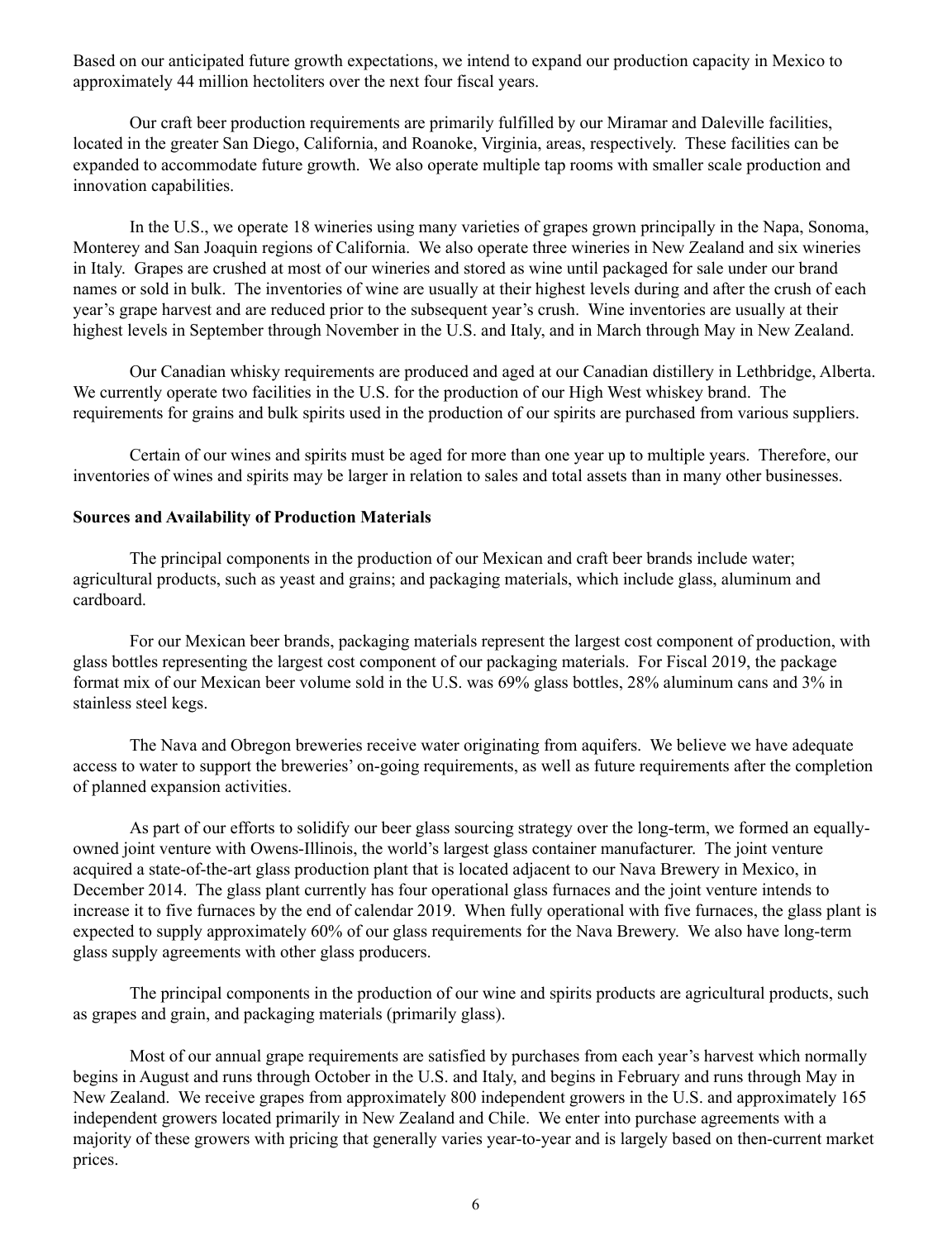Based on our anticipated future growth expectations, we intend to expand our production capacity in Mexico to approximately 44 million hectoliters over the next four fiscal years.

Our craft beer production requirements are primarily fulfilled by our Miramar and Daleville facilities, located in the greater San Diego, California, and Roanoke, Virginia, areas, respectively. These facilities can be expanded to accommodate future growth. We also operate multiple tap rooms with smaller scale production and innovation capabilities.

In the U.S., we operate 18 wineries using many varieties of grapes grown principally in the Napa, Sonoma, Monterey and San Joaquin regions of California. We also operate three wineries in New Zealand and six wineries in Italy. Grapes are crushed at most of our wineries and stored as wine until packaged for sale under our brand names or sold in bulk. The inventories of wine are usually at their highest levels during and after the crush of each year's grape harvest and are reduced prior to the subsequent year's crush. Wine inventories are usually at their highest levels in September through November in the U.S. and Italy, and in March through May in New Zealand.

Our Canadian whisky requirements are produced and aged at our Canadian distillery in Lethbridge, Alberta. We currently operate two facilities in the U.S. for the production of our High West whiskey brand. The requirements for grains and bulk spirits used in the production of our spirits are purchased from various suppliers.

Certain of our wines and spirits must be aged for more than one year up to multiple years. Therefore, our inventories of wines and spirits may be larger in relation to sales and total assets than in many other businesses.

**Sources and Availability of Production Materials**

The principal components in the production of our Mexican and craft beer brands include water; agricultural products, such as yeast and grains; and packaging materials, which include glass, aluminum and cardboard.

For our Mexican beer brands, packaging materials represent the largest cost component of production, with glass bottles representing the largest cost component of our packaging materials. For Fiscal 2019, the package format mix of our Mexican beer volume sold in the U.S. was 69% glass bottles, 28% aluminum cans and 3% in stainless steel kegs.

The Nava and Obregon breweries receive water originating from aquifers. We believe we have adequate access to water to support the breweries' on-going requirements, as well as future requirements after the completion of planned expansion activities.

As part of our efforts to solidify our beer glass sourcing strategy over the long-term, we formed an equally-owned joint venture with Owens-Illinois, the world's largest glass container manufacturer. The joint venture acquired a state-of-the-art glass production plant that is located adjacent to our Nava Brewery in Mexico, in December 2014. The glass plant currently has four operational glass furnaces and the joint venture intends to increase it to five furnaces by the end of calendar 2019. When fully operational with five furnaces, the glass plant is expected to supply approximately 60% of our glass requirements for the Nava Brewery. We also have long-term glass supply agreements with other glass producers.

The principal components in the production of our wine and spirits products are agricultural products, such as grapes and grain, and packaging materials (primarily glass).

Most of our annual grape requirements are satisfied by purchases from each year's harvest which normally begins in August and runs through October in the U.S. and Italy, and begins in February and runs through May in New Zealand. We receive grapes from approximately 800 independent growers in the U.S. and approximately 165 independent growers located primarily in New Zealand and Chile. We enter into purchase agreements with a majority of these growers with pricing that generally varies year-to-year and is largely based on then-current market prices.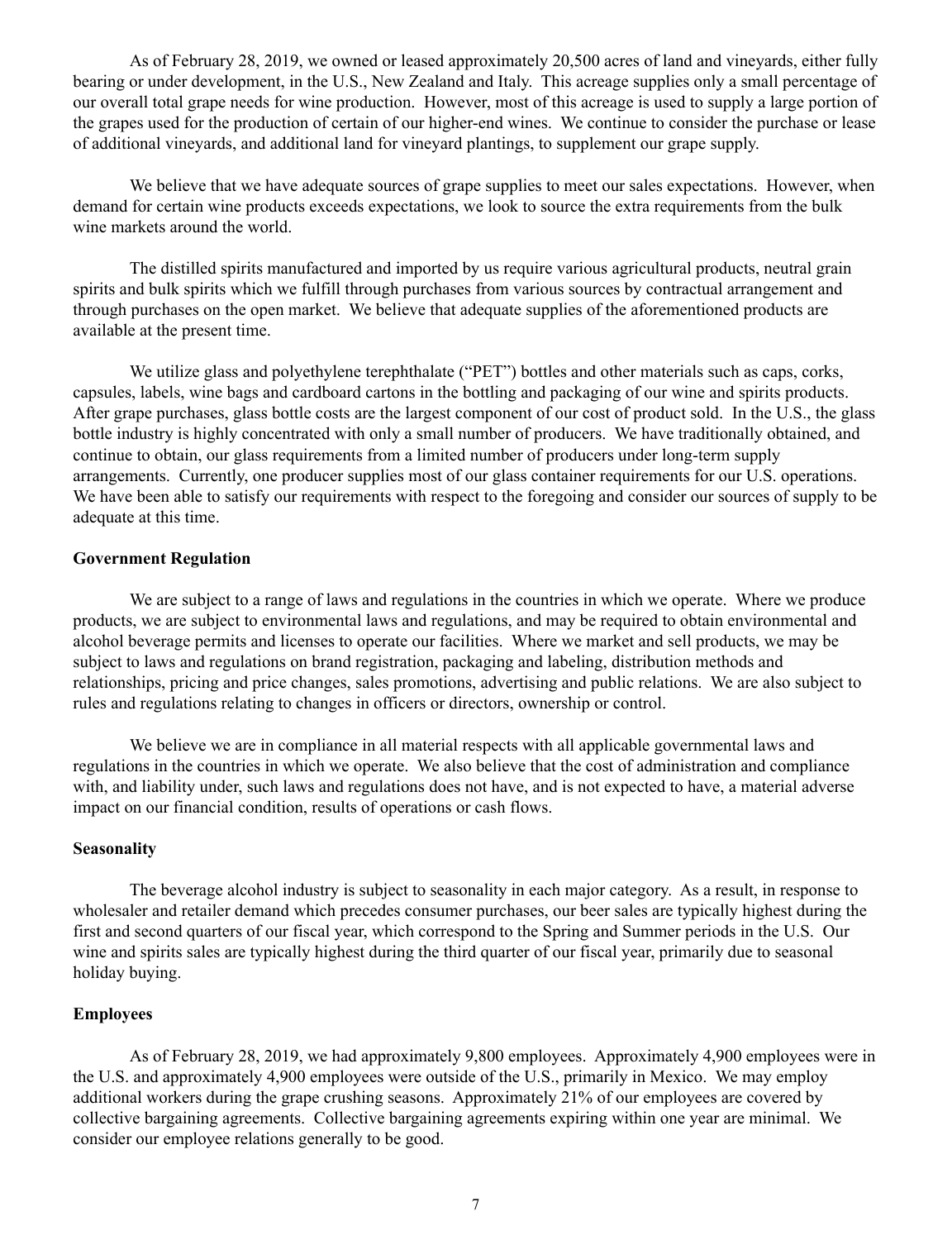As of February 28, 2019, we owned or leased approximately 20,500 acres of land and vineyards, either fully bearing or under development, in the U.S., New Zealand and Italy. This acreage supplies only a small percentage of our overall total grape needs for wine production. However, most of this acreage is used to supply a large portion of the grapes used for the production of certain of our higher-end wines. We continue to consider the purchase or lease of additional vineyards, and additional land for vineyard plantings, to supplement our grape supply.

We believe that we have adequate sources of grape supplies to meet our sales expectations. However, when demand for certain wine products exceeds expectations, we look to source the extra requirements from the bulk wine markets around the world.

The distilled spirits manufactured and imported by us require various agricultural products, neutral grain spirits and bulk spirits which we fulfill through purchases from various sources by contractual arrangement and through purchases on the open market. We believe that adequate supplies of the aforementioned products are available at the present time.

We utilize glass and polyethylene terephthalate ("PET") bottles and other materials such as caps, corks, capsules, labels, wine bags and cardboard cartons in the bottling and packaging of our wine and spirits products. After grape purchases, glass bottle costs are the largest component of our cost of product sold. In the U.S., the glass bottle industry is highly concentrated with only a small number of producers. We have traditionally obtained, and continue to obtain, our glass requirements from a limited number of producers under long-term supply arrangements. Currently, one producer supplies most of our glass container requirements for our U.S. operations. We have been able to satisfy our requirements with respect to the foregoing and consider our sources of supply to be adequate at this time.

**Government Regulation**

We are subject to a range of laws and regulations in the countries in which we operate. Where we produce products, we are subject to environmental laws and regulations, and may be required to obtain environmental and alcohol beverage permits and licenses to operate our facilities. Where we market and sell products, we may be subject to laws and regulations on brand registration, packaging and labeling, distribution methods and relationships, pricing and price changes, sales promotions, advertising and public relations. We are also subject to rules and regulations relating to changes in officers or directors, ownership or control.

We believe we are in compliance in all material respects with all applicable governmental laws and regulations in the countries in which we operate. We also believe that the cost of administration and compliance with, and liability under, such laws and regulations does not have, and is not expected to have, a material adverse impact on our financial condition, results of operations or cash flows.

**Seasonality**

The beverage alcohol industry is subject to seasonality in each major category. As a result, in response to wholesaler and retailer demand which precedes consumer purchases, our beer sales are typically highest during the first and second quarters of our fiscal year, which correspond to the Spring and Summer periods in the U.S. Our wine and spirits sales are typically highest during the third quarter of our fiscal year, primarily due to seasonal holiday buying.

**Employees**

As of February 28, 2019, we had approximately 9,800 employees. Approximately 4,900 employees were in the U.S. and approximately 4,900 employees were outside of the U.S., primarily in Mexico. We may employ additional workers during the grape crushing seasons. Approximately 21% of our employees are covered by collective bargaining agreements. Collective bargaining agreements expiring within one year are minimal. We consider our employee relations generally to be good.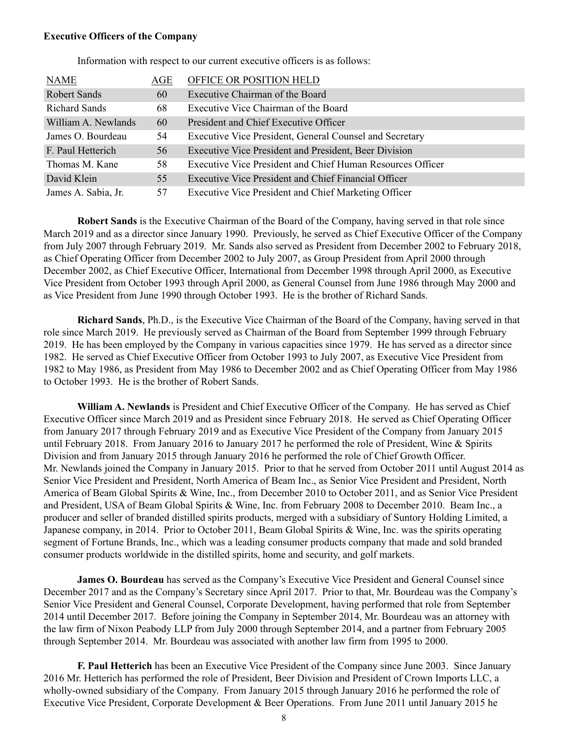**Executive Officers of the Company**

Information with respect to our current executive officers is as follows:

| NAME | AGE | OFFICE OR POSITION HELD |
|---|---|---|
| Robert Sands | 60 | Executive Chairman of the Board |
| Richard Sands | 68 | Executive Vice Chairman of the Board |
| William A. Newlands | 60 | President and Chief Executive Officer |
| James O. Bourdeau | 54 | Executive Vice President, General Counsel and Secretary |
| F. Paul Hetterich | 56 | Executive Vice President and President, Beer Division |
| Thomas M. Kane | 58 | Executive Vice President and Chief Human Resources Officer |
| David Klein | 55 | Executive Vice President and Chief Financial Officer |
| James A. Sabia, Jr. | 57 | Executive Vice President and Chief Marketing Officer |

**Robert Sands** is the Executive Chairman of the Board of the Company, having served in that role since March 2019 and as a director since January 1990. Previously, he served as Chief Executive Officer of the Company from July 2007 through February 2019. Mr. Sands also served as President from December 2002 to February 2018, as Chief Operating Officer from December 2002 to July 2007, as Group President from April 2000 through December 2002, as Chief Executive Officer, International from December 1998 through April 2000, as Executive Vice President from October 1993 through April 2000, as General Counsel from June 1986 through May 2000 and as Vice President from June 1990 through October 1993. He is the brother of Richard Sands.

**Richard Sands**, Ph.D., is the Executive Vice Chairman of the Board of the Company, having served in that role since March 2019. He previously served as Chairman of the Board from September 1999 through February 2019. He has been employed by the Company in various capacities since 1979. He has served as a director since 1982. He served as Chief Executive Officer from October 1993 to July 2007, as Executive Vice President from 1982 to May 1986, as President from May 1986 to December 2002 and as Chief Operating Officer from May 1986 to October 1993. He is the brother of Robert Sands.

**William A. Newlands** is President and Chief Executive Officer of the Company. He has served as Chief Executive Officer since March 2019 and as President since February 2018. He served as Chief Operating Officer from January 2017 through February 2019 and as Executive Vice President of the Company from January 2015 until February 2018. From January 2016 to January 2017 he performed the role of President, Wine & Spirits Division and from January 2015 through January 2016 he performed the role of Chief Growth Officer. Mr. Newlands joined the Company in January 2015. Prior to that he served from October 2011 until August 2014 as Senior Vice President and President, North America of Beam Inc., as Senior Vice President and President, North America of Beam Global Spirits & Wine, Inc., from December 2010 to October 2011, and as Senior Vice President and President, USA of Beam Global Spirits & Wine, Inc. from February 2008 to December 2010. Beam Inc., a producer and seller of branded distilled spirits products, merged with a subsidiary of Suntory Holding Limited, a Japanese company, in 2014. Prior to October 2011, Beam Global Spirits & Wine, Inc. was the spirits operating segment of Fortune Brands, Inc., which was a leading consumer products company that made and sold branded consumer products worldwide in the distilled spirits, home and security, and golf markets.

**James O. Bourdeau** has served as the Company's Executive Vice President and General Counsel since December 2017 and as the Company's Secretary since April 2017. Prior to that, Mr. Bourdeau was the Company's Senior Vice President and General Counsel, Corporate Development, having performed that role from September 2014 until December 2017. Before joining the Company in September 2014, Mr. Bourdeau was an attorney with the law firm of Nixon Peabody LLP from July 2000 through September 2014, and a partner from February 2005 through September 2014. Mr. Bourdeau was associated with another law firm from 1995 to 2000.

**F. Paul Hetterich** has been an Executive Vice President of the Company since June 2003. Since January 2016 Mr. Hetterich has performed the role of President, Beer Division and President of Crown Imports LLC, a wholly-owned subsidiary of the Company. From January 2015 through January 2016 he performed the role of Executive Vice President, Corporate Development & Beer Operations. From June 2011 until January 2015 he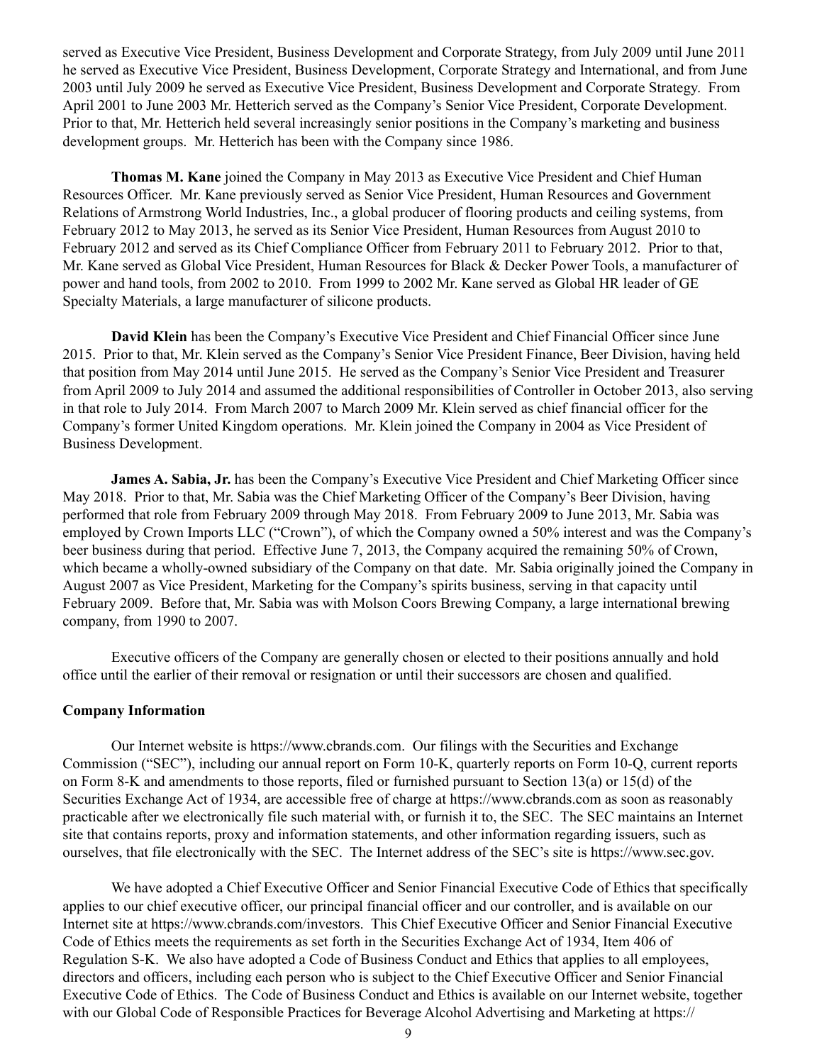served as Executive Vice President, Business Development and Corporate Strategy, from July 2009 until June 2011 he served as Executive Vice President, Business Development, Corporate Strategy and International, and from June 2003 until July 2009 he served as Executive Vice President, Business Development and Corporate Strategy. From April 2001 to June 2003 Mr. Hetterich served as the Company's Senior Vice President, Corporate Development. Prior to that, Mr. Hetterich held several increasingly senior positions in the Company's marketing and business development groups. Mr. Hetterich has been with the Company since 1986.

**Thomas M. Kane** joined the Company in May 2013 as Executive Vice President and Chief Human Resources Officer. Mr. Kane previously served as Senior Vice President, Human Resources and Government Relations of Armstrong World Industries, Inc., a global producer of flooring products and ceiling systems, from February 2012 to May 2013, he served as its Senior Vice President, Human Resources from August 2010 to February 2012 and served as its Chief Compliance Officer from February 2011 to February 2012. Prior to that, Mr. Kane served as Global Vice President, Human Resources for Black & Decker Power Tools, a manufacturer of power and hand tools, from 2002 to 2010. From 1999 to 2002 Mr. Kane served as Global HR leader of GE Specialty Materials, a large manufacturer of silicone products.

**David Klein** has been the Company's Executive Vice President and Chief Financial Officer since June 2015. Prior to that, Mr. Klein served as the Company's Senior Vice President Finance, Beer Division, having held that position from May 2014 until June 2015. He served as the Company's Senior Vice President and Treasurer from April 2009 to July 2014 and assumed the additional responsibilities of Controller in October 2013, also serving in that role to July 2014. From March 2007 to March 2009 Mr. Klein served as chief financial officer for the Company's former United Kingdom operations. Mr. Klein joined the Company in 2004 as Vice President of Business Development.

**James A. Sabia, Jr.** has been the Company's Executive Vice President and Chief Marketing Officer since May 2018. Prior to that, Mr. Sabia was the Chief Marketing Officer of the Company's Beer Division, having performed that role from February 2009 through May 2018. From February 2009 to June 2013, Mr. Sabia was employed by Crown Imports LLC ("Crown"), of which the Company owned a 50% interest and was the Company's beer business during that period. Effective June 7, 2013, the Company acquired the remaining 50% of Crown, which became a wholly-owned subsidiary of the Company on that date. Mr. Sabia originally joined the Company in August 2007 as Vice President, Marketing for the Company's spirits business, serving in that capacity until February 2009. Before that, Mr. Sabia was with Molson Coors Brewing Company, a large international brewing company, from 1990 to 2007.

Executive officers of the Company are generally chosen or elected to their positions annually and hold office until the earlier of their removal or resignation or until their successors are chosen and qualified.

**Company Information**

Our Internet website is https://www.cbrands.com. Our filings with the Securities and Exchange Commission ("SEC"), including our annual report on Form 10-K, quarterly reports on Form 10-Q, current reports on Form 8-K and amendments to those reports, filed or furnished pursuant to Section 13(a) or 15(d) of the Securities Exchange Act of 1934, are accessible free of charge at https://www.cbrands.com as soon as reasonably practicable after we electronically file such material with, or furnish it to, the SEC. The SEC maintains an Internet site that contains reports, proxy and information statements, and other information regarding issuers, such as ourselves, that file electronically with the SEC. The Internet address of the SEC's site is https://www.sec.gov.

We have adopted a Chief Executive Officer and Senior Financial Executive Code of Ethics that specifically applies to our chief executive officer, our principal financial officer and our controller, and is available on our Internet site at https://www.cbrands.com/investors. This Chief Executive Officer and Senior Financial Executive Code of Ethics meets the requirements as set forth in the Securities Exchange Act of 1934, Item 406 of Regulation S-K. We also have adopted a Code of Business Conduct and Ethics that applies to all employees, directors and officers, including each person who is subject to the Chief Executive Officer and Senior Financial Executive Code of Ethics. The Code of Business Conduct and Ethics is available on our Internet website, together with our Global Code of Responsible Practices for Beverage Alcohol Advertising and Marketing at https://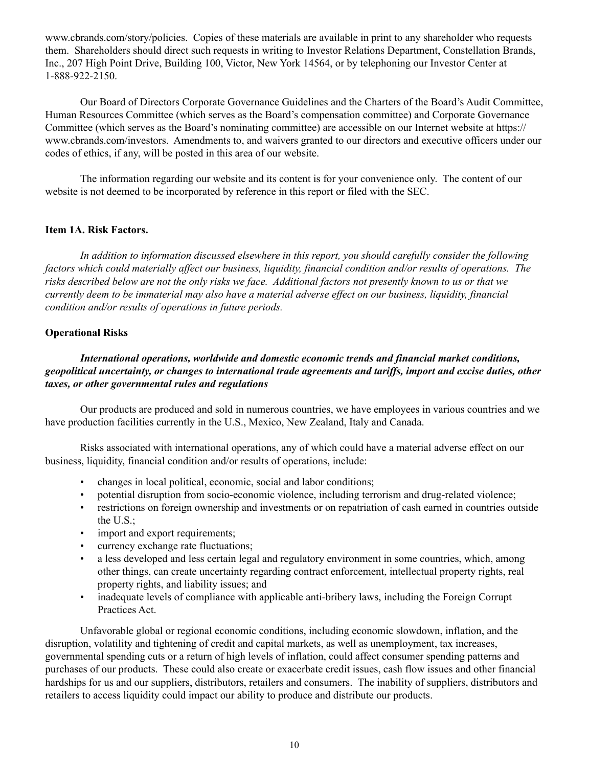www.cbrands.com/story/policies.  Copies of these materials are available in print to any shareholder who requests them.  Shareholders should direct such requests in writing to Investor Relations Department, Constellation Brands, Inc., 207 High Point Drive, Building 100, Victor, New York 14564, or by telephoning our Investor Center at 1-888-922-2150.

Our Board of Directors Corporate Governance Guidelines and the Charters of the Board's Audit Committee, Human Resources Committee (which serves as the Board's compensation committee) and Corporate Governance Committee (which serves as the Board's nominating committee) are accessible on our Internet website at https://www.cbrands.com/investors.  Amendments to, and waivers granted to our directors and executive officers under our codes of ethics, if any, will be posted in this area of our website.

The information regarding our website and its content is for your convenience only.  The content of our website is not deemed to be incorporated by reference in this report or filed with the SEC.

## Item 1A. Risk Factors.

*In addition to information discussed elsewhere in this report, you should carefully consider the following factors which could materially affect our business, liquidity, financial condition and/or results of operations.  The risks described below are not the only risks we face.  Additional factors not presently known to us or that we currently deem to be immaterial may also have a material adverse effect on our business, liquidity, financial condition and/or results of operations in future periods.*

### Operational Risks

***International operations, worldwide and domestic economic trends and financial market conditions, geopolitical uncertainty, or changes to international trade agreements and tariffs, import and excise duties, other taxes, or other governmental rules and regulations***

Our products are produced and sold in numerous countries, we have employees in various countries and we have production facilities currently in the U.S., Mexico, New Zealand, Italy and Canada.

Risks associated with international operations, any of which could have a material adverse effect on our business, liquidity, financial condition and/or results of operations, include:

- changes in local political, economic, social and labor conditions;
- potential disruption from socio-economic violence, including terrorism and drug-related violence;
- restrictions on foreign ownership and investments or on repatriation of cash earned in countries outside the U.S.;
- import and export requirements;
- currency exchange rate fluctuations;
- a less developed and less certain legal and regulatory environment in some countries, which, among other things, can create uncertainty regarding contract enforcement, intellectual property rights, real property rights, and liability issues; and
- inadequate levels of compliance with applicable anti-bribery laws, including the Foreign Corrupt Practices Act.

Unfavorable global or regional economic conditions, including economic slowdown, inflation, and the disruption, volatility and tightening of credit and capital markets, as well as unemployment, tax increases, governmental spending cuts or a return of high levels of inflation, could affect consumer spending patterns and purchases of our products.  These could also create or exacerbate credit issues, cash flow issues and other financial hardships for us and our suppliers, distributors, retailers and consumers.  The inability of suppliers, distributors and retailers to access liquidity could impact our ability to produce and distribute our products.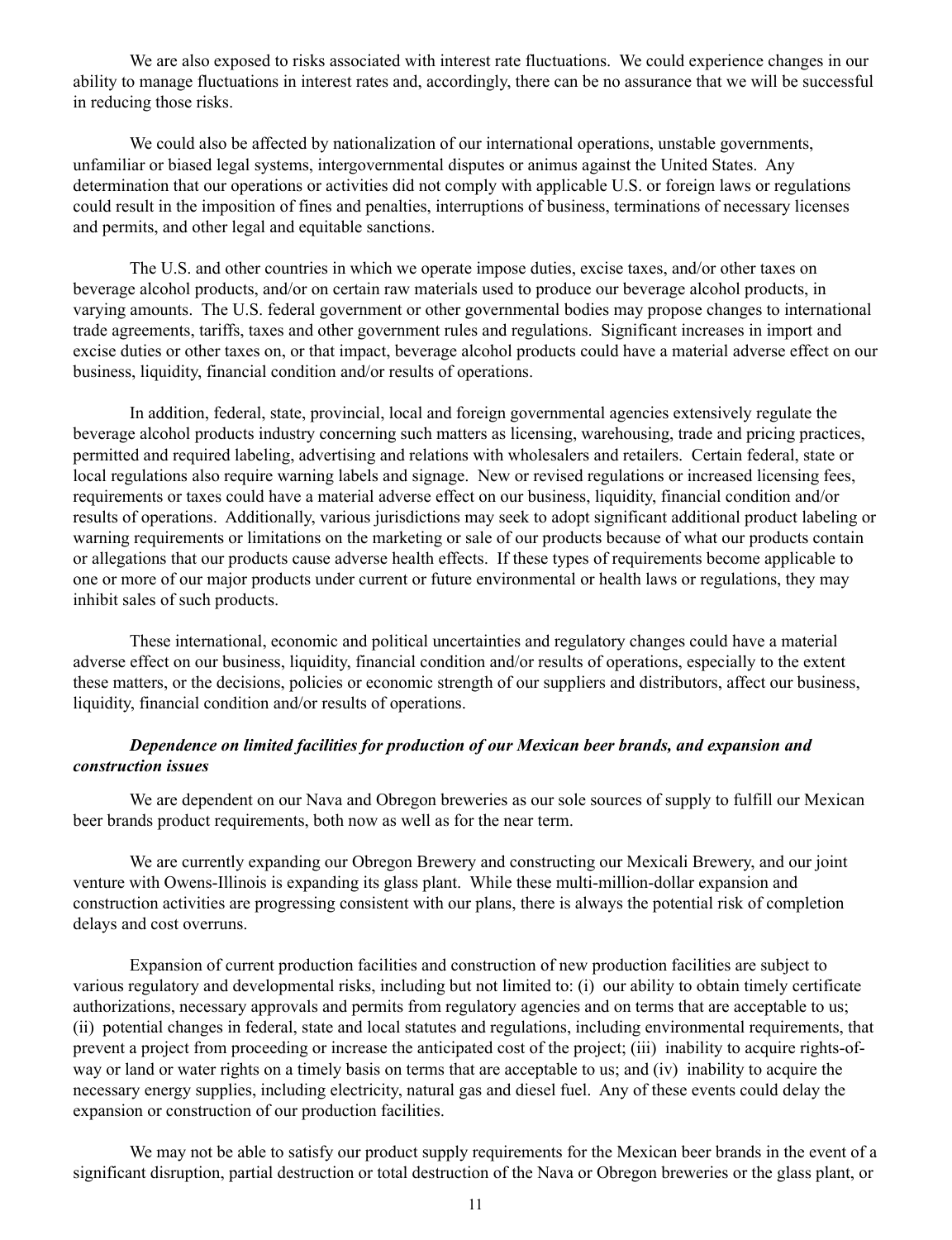We are also exposed to risks associated with interest rate fluctuations. We could experience changes in our ability to manage fluctuations in interest rates and, accordingly, there can be no assurance that we will be successful in reducing those risks.

We could also be affected by nationalization of our international operations, unstable governments, unfamiliar or biased legal systems, intergovernmental disputes or animus against the United States. Any determination that our operations or activities did not comply with applicable U.S. or foreign laws or regulations could result in the imposition of fines and penalties, interruptions of business, terminations of necessary licenses and permits, and other legal and equitable sanctions.

The U.S. and other countries in which we operate impose duties, excise taxes, and/or other taxes on beverage alcohol products, and/or on certain raw materials used to produce our beverage alcohol products, in varying amounts. The U.S. federal government or other governmental bodies may propose changes to international trade agreements, tariffs, taxes and other government rules and regulations. Significant increases in import and excise duties or other taxes on, or that impact, beverage alcohol products could have a material adverse effect on our business, liquidity, financial condition and/or results of operations.

In addition, federal, state, provincial, local and foreign governmental agencies extensively regulate the beverage alcohol products industry concerning such matters as licensing, warehousing, trade and pricing practices, permitted and required labeling, advertising and relations with wholesalers and retailers. Certain federal, state or local regulations also require warning labels and signage. New or revised regulations or increased licensing fees, requirements or taxes could have a material adverse effect on our business, liquidity, financial condition and/or results of operations. Additionally, various jurisdictions may seek to adopt significant additional product labeling or warning requirements or limitations on the marketing or sale of our products because of what our products contain or allegations that our products cause adverse health effects. If these types of requirements become applicable to one or more of our major products under current or future environmental or health laws or regulations, they may inhibit sales of such products.

These international, economic and political uncertainties and regulatory changes could have a material adverse effect on our business, liquidity, financial condition and/or results of operations, especially to the extent these matters, or the decisions, policies or economic strength of our suppliers and distributors, affect our business, liquidity, financial condition and/or results of operations.

***Dependence on limited facilities for production of our Mexican beer brands, and expansion and construction issues***

We are dependent on our Nava and Obregon breweries as our sole sources of supply to fulfill our Mexican beer brands product requirements, both now as well as for the near term.

We are currently expanding our Obregon Brewery and constructing our Mexicali Brewery, and our joint venture with Owens-Illinois is expanding its glass plant. While these multi-million-dollar expansion and construction activities are progressing consistent with our plans, there is always the potential risk of completion delays and cost overruns.

Expansion of current production facilities and construction of new production facilities are subject to various regulatory and developmental risks, including but not limited to: (i) our ability to obtain timely certificate authorizations, necessary approvals and permits from regulatory agencies and on terms that are acceptable to us; (ii) potential changes in federal, state and local statutes and regulations, including environmental requirements, that prevent a project from proceeding or increase the anticipated cost of the project; (iii) inability to acquire rights-of-way or land or water rights on a timely basis on terms that are acceptable to us; and (iv) inability to acquire the necessary energy supplies, including electricity, natural gas and diesel fuel. Any of these events could delay the expansion or construction of our production facilities.

We may not be able to satisfy our product supply requirements for the Mexican beer brands in the event of a significant disruption, partial destruction or total destruction of the Nava or Obregon breweries or the glass plant, or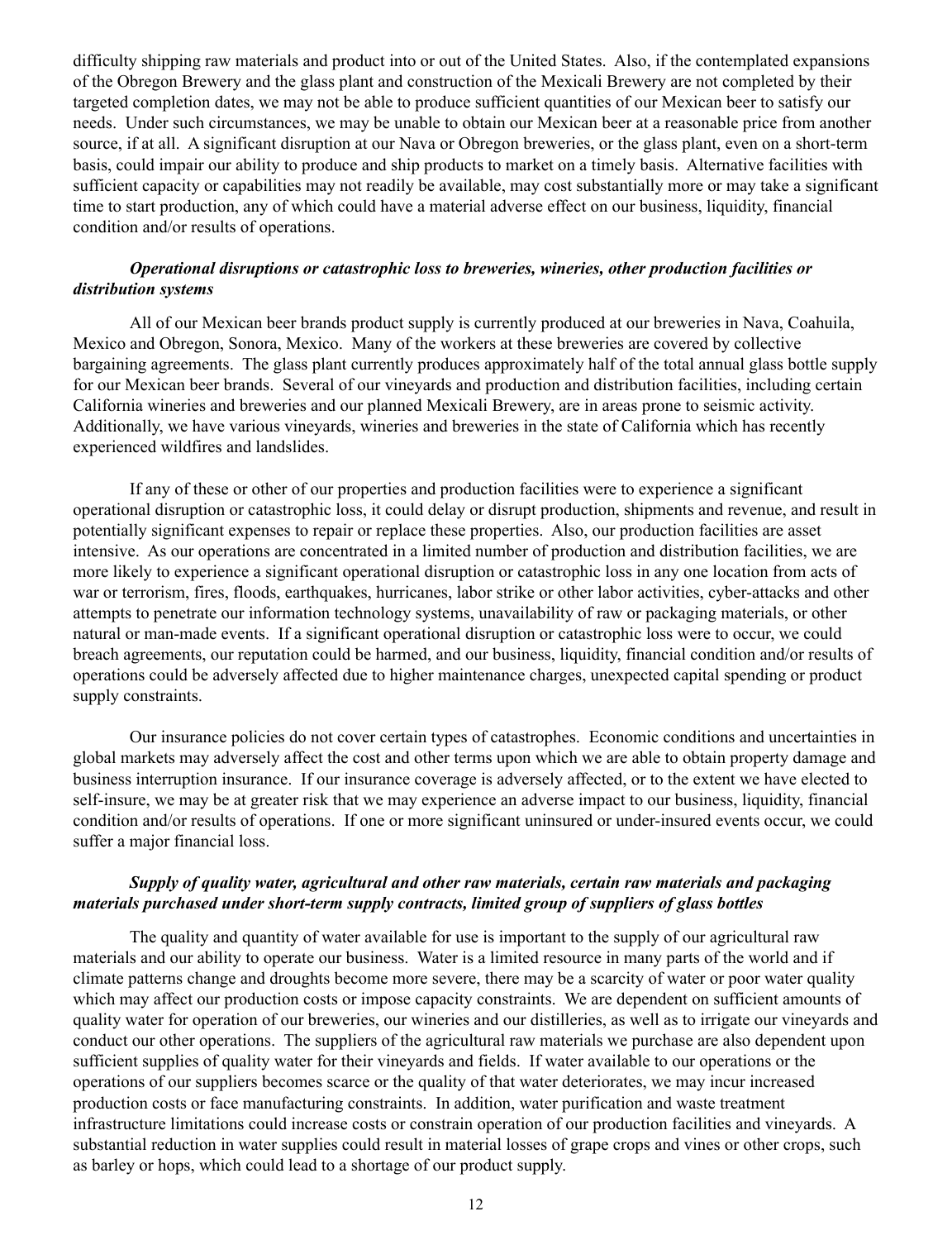difficulty shipping raw materials and product into or out of the United States. Also, if the contemplated expansions of the Obregon Brewery and the glass plant and construction of the Mexicali Brewery are not completed by their targeted completion dates, we may not be able to produce sufficient quantities of our Mexican beer to satisfy our needs. Under such circumstances, we may be unable to obtain our Mexican beer at a reasonable price from another source, if at all. A significant disruption at our Nava or Obregon breweries, or the glass plant, even on a short-term basis, could impair our ability to produce and ship products to market on a timely basis. Alternative facilities with sufficient capacity or capabilities may not readily be available, may cost substantially more or may take a significant time to start production, any of which could have a material adverse effect on our business, liquidity, financial condition and/or results of operations.

***Operational disruptions or catastrophic loss to breweries, wineries, other production facilities or distribution systems***

All of our Mexican beer brands product supply is currently produced at our breweries in Nava, Coahuila, Mexico and Obregon, Sonora, Mexico. Many of the workers at these breweries are covered by collective bargaining agreements. The glass plant currently produces approximately half of the total annual glass bottle supply for our Mexican beer brands. Several of our vineyards and production and distribution facilities, including certain California wineries and breweries and our planned Mexicali Brewery, are in areas prone to seismic activity. Additionally, we have various vineyards, wineries and breweries in the state of California which has recently experienced wildfires and landslides.

If any of these or other of our properties and production facilities were to experience a significant operational disruption or catastrophic loss, it could delay or disrupt production, shipments and revenue, and result in potentially significant expenses to repair or replace these properties. Also, our production facilities are asset intensive. As our operations are concentrated in a limited number of production and distribution facilities, we are more likely to experience a significant operational disruption or catastrophic loss in any one location from acts of war or terrorism, fires, floods, earthquakes, hurricanes, labor strike or other labor activities, cyber-attacks and other attempts to penetrate our information technology systems, unavailability of raw or packaging materials, or other natural or man-made events. If a significant operational disruption or catastrophic loss were to occur, we could breach agreements, our reputation could be harmed, and our business, liquidity, financial condition and/or results of operations could be adversely affected due to higher maintenance charges, unexpected capital spending or product supply constraints.

Our insurance policies do not cover certain types of catastrophes. Economic conditions and uncertainties in global markets may adversely affect the cost and other terms upon which we are able to obtain property damage and business interruption insurance. If our insurance coverage is adversely affected, or to the extent we have elected to self-insure, we may be at greater risk that we may experience an adverse impact to our business, liquidity, financial condition and/or results of operations. If one or more significant uninsured or under-insured events occur, we could suffer a major financial loss.

***Supply of quality water, agricultural and other raw materials, certain raw materials and packaging materials purchased under short-term supply contracts, limited group of suppliers of glass bottles***

The quality and quantity of water available for use is important to the supply of our agricultural raw materials and our ability to operate our business. Water is a limited resource in many parts of the world and if climate patterns change and droughts become more severe, there may be a scarcity of water or poor water quality which may affect our production costs or impose capacity constraints. We are dependent on sufficient amounts of quality water for operation of our breweries, our wineries and our distilleries, as well as to irrigate our vineyards and conduct our other operations. The suppliers of the agricultural raw materials we purchase are also dependent upon sufficient supplies of quality water for their vineyards and fields. If water available to our operations or the operations of our suppliers becomes scarce or the quality of that water deteriorates, we may incur increased production costs or face manufacturing constraints. In addition, water purification and waste treatment infrastructure limitations could increase costs or constrain operation of our production facilities and vineyards. A substantial reduction in water supplies could result in material losses of grape crops and vines or other crops, such as barley or hops, which could lead to a shortage of our product supply.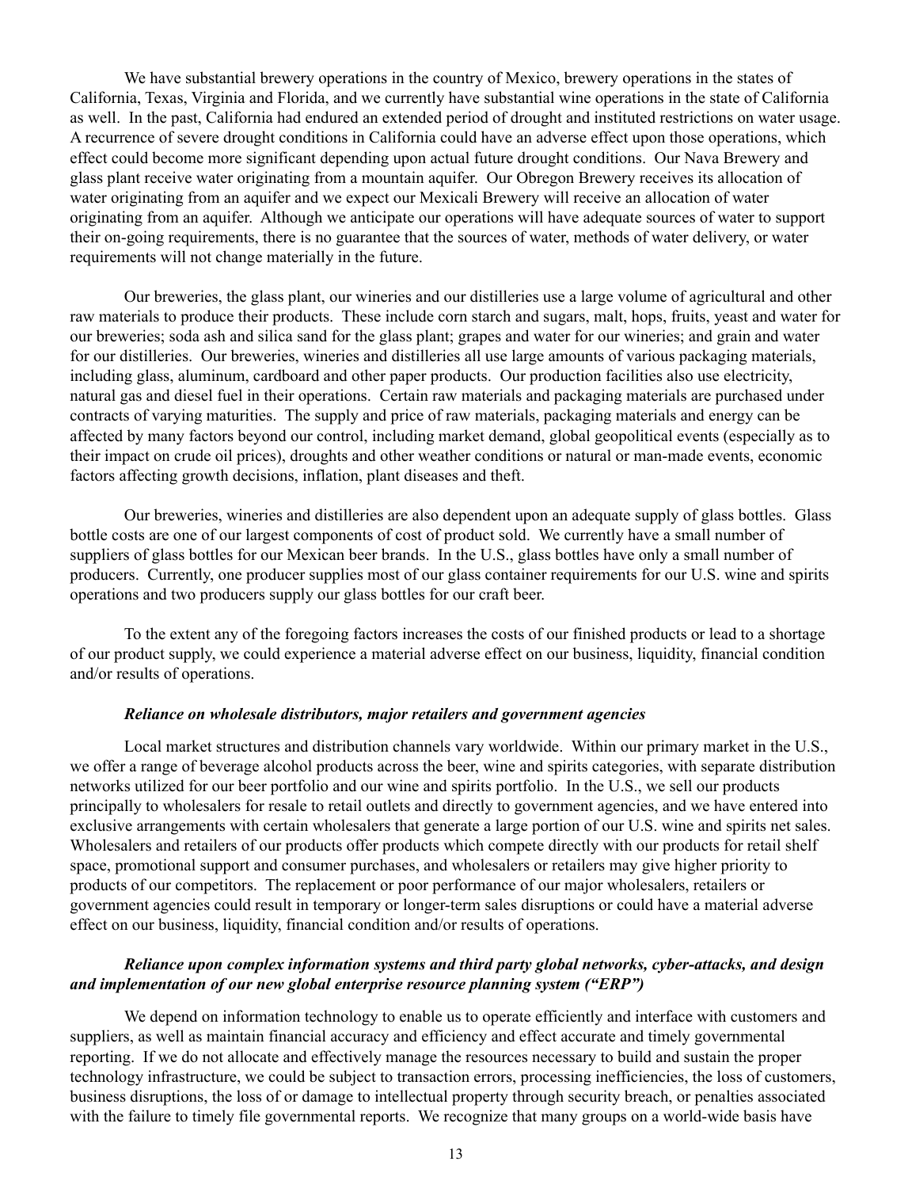We have substantial brewery operations in the country of Mexico, brewery operations in the states of California, Texas, Virginia and Florida, and we currently have substantial wine operations in the state of California as well. In the past, California had endured an extended period of drought and instituted restrictions on water usage. A recurrence of severe drought conditions in California could have an adverse effect upon those operations, which effect could become more significant depending upon actual future drought conditions. Our Nava Brewery and glass plant receive water originating from a mountain aquifer. Our Obregon Brewery receives its allocation of water originating from an aquifer and we expect our Mexicali Brewery will receive an allocation of water originating from an aquifer. Although we anticipate our operations will have adequate sources of water to support their on-going requirements, there is no guarantee that the sources of water, methods of water delivery, or water requirements will not change materially in the future.

Our breweries, the glass plant, our wineries and our distilleries use a large volume of agricultural and other raw materials to produce their products. These include corn starch and sugars, malt, hops, fruits, yeast and water for our breweries; soda ash and silica sand for the glass plant; grapes and water for our wineries; and grain and water for our distilleries. Our breweries, wineries and distilleries all use large amounts of various packaging materials, including glass, aluminum, cardboard and other paper products. Our production facilities also use electricity, natural gas and diesel fuel in their operations. Certain raw materials and packaging materials are purchased under contracts of varying maturities. The supply and price of raw materials, packaging materials and energy can be affected by many factors beyond our control, including market demand, global geopolitical events (especially as to their impact on crude oil prices), droughts and other weather conditions or natural or man-made events, economic factors affecting growth decisions, inflation, plant diseases and theft.

Our breweries, wineries and distilleries are also dependent upon an adequate supply of glass bottles. Glass bottle costs are one of our largest components of cost of product sold. We currently have a small number of suppliers of glass bottles for our Mexican beer brands. In the U.S., glass bottles have only a small number of producers. Currently, one producer supplies most of our glass container requirements for our U.S. wine and spirits operations and two producers supply our glass bottles for our craft beer.

To the extent any of the foregoing factors increases the costs of our finished products or lead to a shortage of our product supply, we could experience a material adverse effect on our business, liquidity, financial condition and/or results of operations.

***Reliance on wholesale distributors, major retailers and government agencies***

Local market structures and distribution channels vary worldwide. Within our primary market in the U.S., we offer a range of beverage alcohol products across the beer, wine and spirits categories, with separate distribution networks utilized for our beer portfolio and our wine and spirits portfolio. In the U.S., we sell our products principally to wholesalers for resale to retail outlets and directly to government agencies, and we have entered into exclusive arrangements with certain wholesalers that generate a large portion of our U.S. wine and spirits net sales. Wholesalers and retailers of our products offer products which compete directly with our products for retail shelf space, promotional support and consumer purchases, and wholesalers or retailers may give higher priority to products of our competitors. The replacement or poor performance of our major wholesalers, retailers or government agencies could result in temporary or longer-term sales disruptions or could have a material adverse effect on our business, liquidity, financial condition and/or results of operations.

***Reliance upon complex information systems and third party global networks, cyber-attacks, and design and implementation of our new global enterprise resource planning system ("ERP")***

We depend on information technology to enable us to operate efficiently and interface with customers and suppliers, as well as maintain financial accuracy and efficiency and effect accurate and timely governmental reporting. If we do not allocate and effectively manage the resources necessary to build and sustain the proper technology infrastructure, we could be subject to transaction errors, processing inefficiencies, the loss of customers, business disruptions, the loss of or damage to intellectual property through security breach, or penalties associated with the failure to timely file governmental reports. We recognize that many groups on a world-wide basis have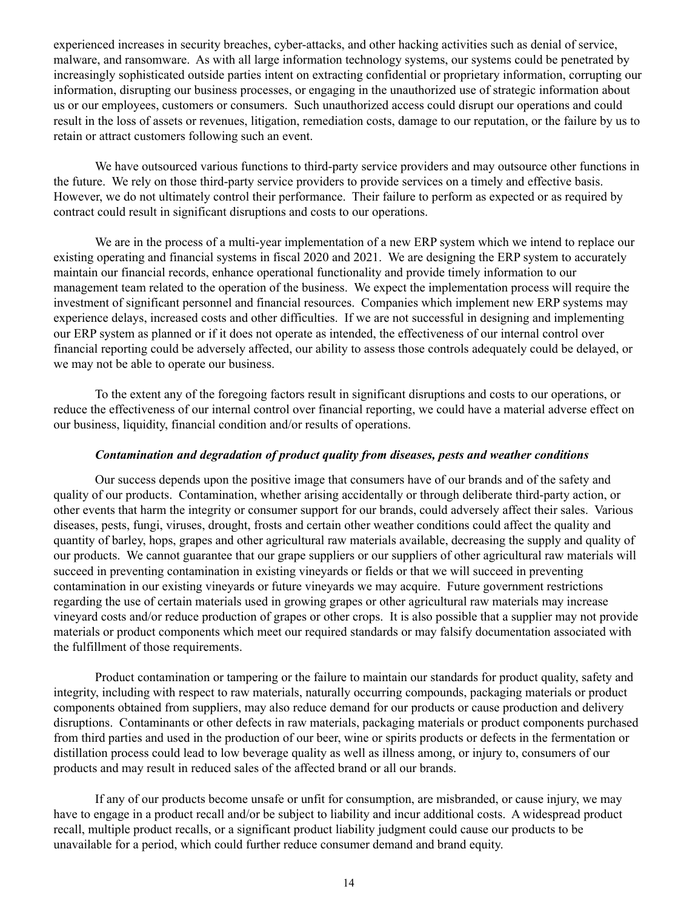experienced increases in security breaches, cyber-attacks, and other hacking activities such as denial of service, malware, and ransomware. As with all large information technology systems, our systems could be penetrated by increasingly sophisticated outside parties intent on extracting confidential or proprietary information, corrupting our information, disrupting our business processes, or engaging in the unauthorized use of strategic information about us or our employees, customers or consumers. Such unauthorized access could disrupt our operations and could result in the loss of assets or revenues, litigation, remediation costs, damage to our reputation, or the failure by us to retain or attract customers following such an event.

We have outsourced various functions to third-party service providers and may outsource other functions in the future. We rely on those third-party service providers to provide services on a timely and effective basis. However, we do not ultimately control their performance. Their failure to perform as expected or as required by contract could result in significant disruptions and costs to our operations.

We are in the process of a multi-year implementation of a new ERP system which we intend to replace our existing operating and financial systems in fiscal 2020 and 2021. We are designing the ERP system to accurately maintain our financial records, enhance operational functionality and provide timely information to our management team related to the operation of the business. We expect the implementation process will require the investment of significant personnel and financial resources. Companies which implement new ERP systems may experience delays, increased costs and other difficulties. If we are not successful in designing and implementing our ERP system as planned or if it does not operate as intended, the effectiveness of our internal control over financial reporting could be adversely affected, our ability to assess those controls adequately could be delayed, or we may not be able to operate our business.

To the extent any of the foregoing factors result in significant disruptions and costs to our operations, or reduce the effectiveness of our internal control over financial reporting, we could have a material adverse effect on our business, liquidity, financial condition and/or results of operations.

***Contamination and degradation of product quality from diseases, pests and weather conditions***

Our success depends upon the positive image that consumers have of our brands and of the safety and quality of our products. Contamination, whether arising accidentally or through deliberate third-party action, or other events that harm the integrity or consumer support for our brands, could adversely affect their sales. Various diseases, pests, fungi, viruses, drought, frosts and certain other weather conditions could affect the quality and quantity of barley, hops, grapes and other agricultural raw materials available, decreasing the supply and quality of our products. We cannot guarantee that our grape suppliers or our suppliers of other agricultural raw materials will succeed in preventing contamination in existing vineyards or fields or that we will succeed in preventing contamination in our existing vineyards or future vineyards we may acquire. Future government restrictions regarding the use of certain materials used in growing grapes or other agricultural raw materials may increase vineyard costs and/or reduce production of grapes or other crops. It is also possible that a supplier may not provide materials or product components which meet our required standards or may falsify documentation associated with the fulfillment of those requirements.

Product contamination or tampering or the failure to maintain our standards for product quality, safety and integrity, including with respect to raw materials, naturally occurring compounds, packaging materials or product components obtained from suppliers, may also reduce demand for our products or cause production and delivery disruptions. Contaminants or other defects in raw materials, packaging materials or product components purchased from third parties and used in the production of our beer, wine or spirits products or defects in the fermentation or distillation process could lead to low beverage quality as well as illness among, or injury to, consumers of our products and may result in reduced sales of the affected brand or all our brands.

If any of our products become unsafe or unfit for consumption, are misbranded, or cause injury, we may have to engage in a product recall and/or be subject to liability and incur additional costs. A widespread product recall, multiple product recalls, or a significant product liability judgment could cause our products to be unavailable for a period, which could further reduce consumer demand and brand equity.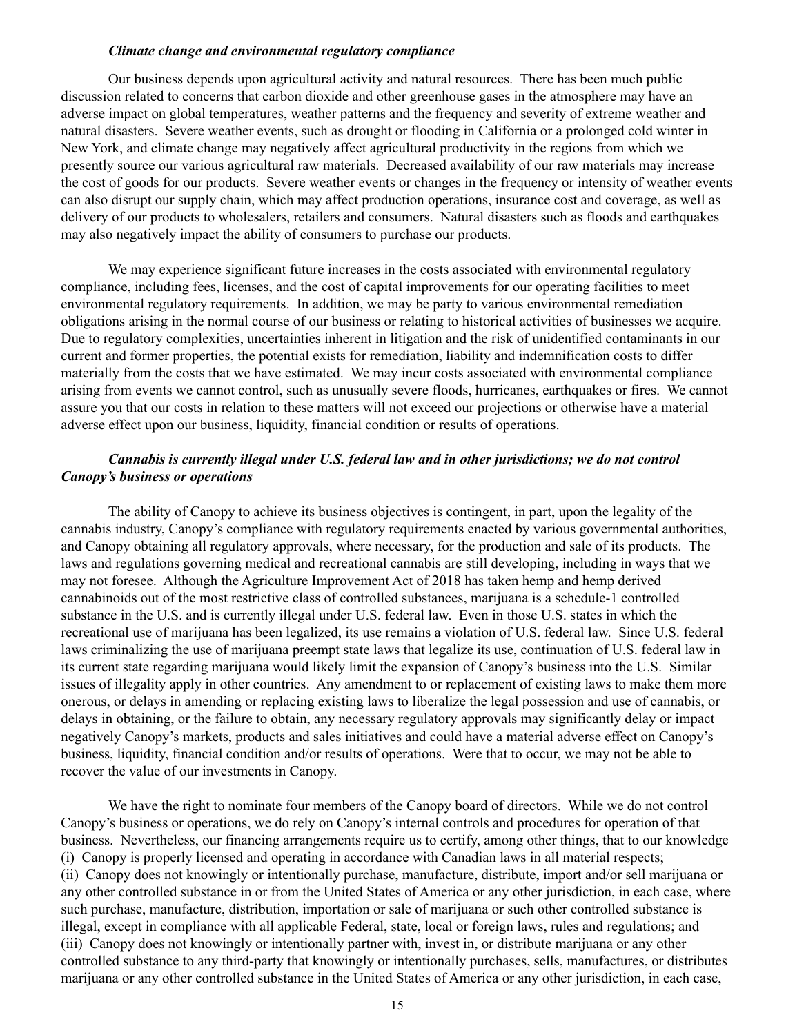*Climate change and environmental regulatory compliance*

Our business depends upon agricultural activity and natural resources. There has been much public discussion related to concerns that carbon dioxide and other greenhouse gases in the atmosphere may have an adverse impact on global temperatures, weather patterns and the frequency and severity of extreme weather and natural disasters. Severe weather events, such as drought or flooding in California or a prolonged cold winter in New York, and climate change may negatively affect agricultural productivity in the regions from which we presently source our various agricultural raw materials. Decreased availability of our raw materials may increase the cost of goods for our products. Severe weather events or changes in the frequency or intensity of weather events can also disrupt our supply chain, which may affect production operations, insurance cost and coverage, as well as delivery of our products to wholesalers, retailers and consumers. Natural disasters such as floods and earthquakes may also negatively impact the ability of consumers to purchase our products.

We may experience significant future increases in the costs associated with environmental regulatory compliance, including fees, licenses, and the cost of capital improvements for our operating facilities to meet environmental regulatory requirements. In addition, we may be party to various environmental remediation obligations arising in the normal course of our business or relating to historical activities of businesses we acquire. Due to regulatory complexities, uncertainties inherent in litigation and the risk of unidentified contaminants in our current and former properties, the potential exists for remediation, liability and indemnification costs to differ materially from the costs that we have estimated. We may incur costs associated with environmental compliance arising from events we cannot control, such as unusually severe floods, hurricanes, earthquakes or fires. We cannot assure you that our costs in relation to these matters will not exceed our projections or otherwise have a material adverse effect upon our business, liquidity, financial condition or results of operations.

***Cannabis is currently illegal under U.S. federal law and in other jurisdictions; we do not control Canopy's business or operations***

The ability of Canopy to achieve its business objectives is contingent, in part, upon the legality of the cannabis industry, Canopy's compliance with regulatory requirements enacted by various governmental authorities, and Canopy obtaining all regulatory approvals, where necessary, for the production and sale of its products. The laws and regulations governing medical and recreational cannabis are still developing, including in ways that we may not foresee. Although the Agriculture Improvement Act of 2018 has taken hemp and hemp derived cannabinoids out of the most restrictive class of controlled substances, marijuana is a schedule-1 controlled substance in the U.S. and is currently illegal under U.S. federal law. Even in those U.S. states in which the recreational use of marijuana has been legalized, its use remains a violation of U.S. federal law. Since U.S. federal laws criminalizing the use of marijuana preempt state laws that legalize its use, continuation of U.S. federal law in its current state regarding marijuana would likely limit the expansion of Canopy's business into the U.S. Similar issues of illegality apply in other countries. Any amendment to or replacement of existing laws to make them more onerous, or delays in amending or replacing existing laws to liberalize the legal possession and use of cannabis, or delays in obtaining, or the failure to obtain, any necessary regulatory approvals may significantly delay or impact negatively Canopy's markets, products and sales initiatives and could have a material adverse effect on Canopy's business, liquidity, financial condition and/or results of operations. Were that to occur, we may not be able to recover the value of our investments in Canopy.

We have the right to nominate four members of the Canopy board of directors. While we do not control Canopy's business or operations, we do rely on Canopy's internal controls and procedures for operation of that business. Nevertheless, our financing arrangements require us to certify, among other things, that to our knowledge (i) Canopy is properly licensed and operating in accordance with Canadian laws in all material respects; (ii) Canopy does not knowingly or intentionally purchase, manufacture, distribute, import and/or sell marijuana or any other controlled substance in or from the United States of America or any other jurisdiction, in each case, where such purchase, manufacture, distribution, importation or sale of marijuana or such other controlled substance is illegal, except in compliance with all applicable Federal, state, local or foreign laws, rules and regulations; and (iii) Canopy does not knowingly or intentionally partner with, invest in, or distribute marijuana or any other controlled substance to any third-party that knowingly or intentionally purchases, sells, manufactures, or distributes marijuana or any other controlled substance in the United States of America or any other jurisdiction, in each case,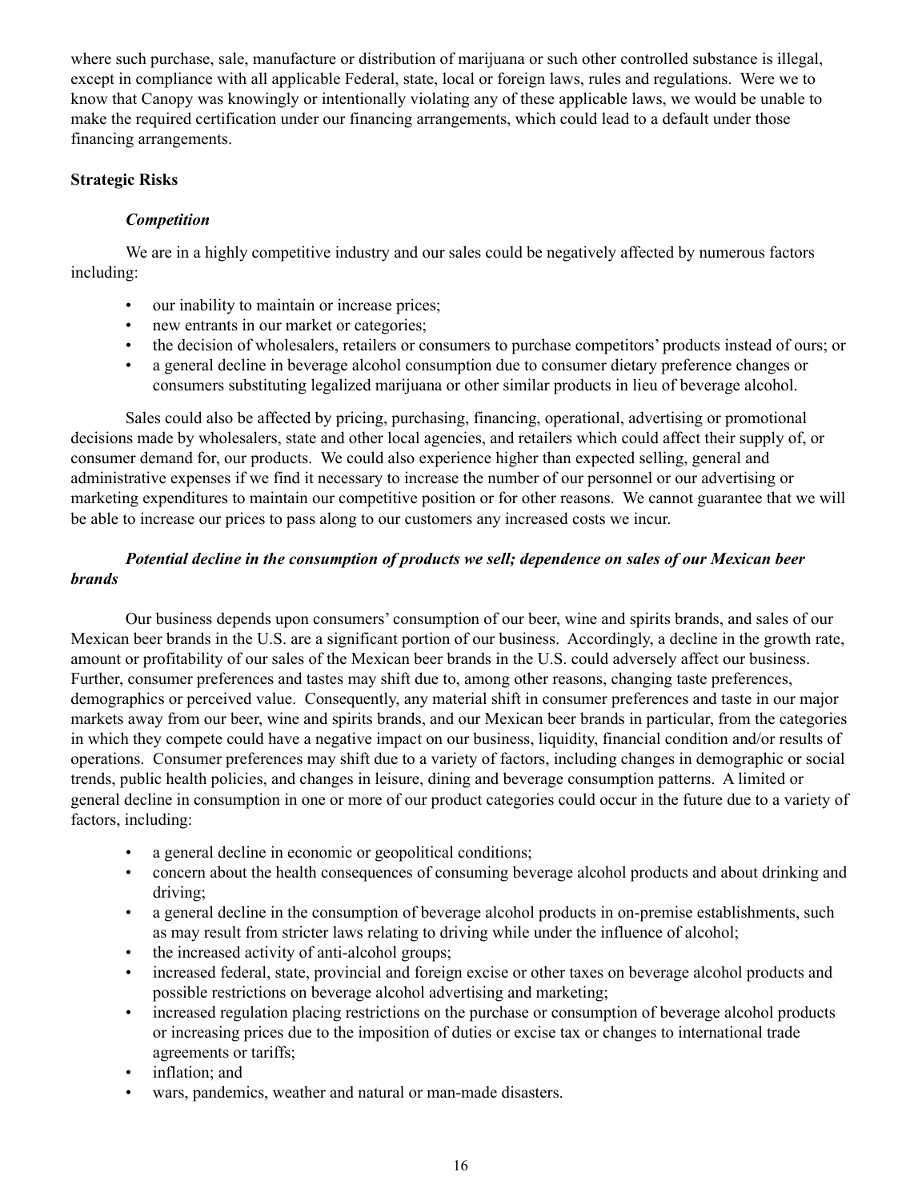where such purchase, sale, manufacture or distribution of marijuana or such other controlled substance is illegal, except in compliance with all applicable Federal, state, local or foreign laws, rules and regulations. Were we to know that Canopy was knowingly or intentionally violating any of these applicable laws, we would be unable to make the required certification under our financing arrangements, which could lead to a default under those financing arrangements.

### Strategic Risks

#### *Competition*

We are in a highly competitive industry and our sales could be negatively affected by numerous factors including:

- our inability to maintain or increase prices;
- new entrants in our market or categories;
- the decision of wholesalers, retailers or consumers to purchase competitors' products instead of ours; or
- a general decline in beverage alcohol consumption due to consumer dietary preference changes or consumers substituting legalized marijuana or other similar products in lieu of beverage alcohol.

Sales could also be affected by pricing, purchasing, financing, operational, advertising or promotional decisions made by wholesalers, state and other local agencies, and retailers which could affect their supply of, or consumer demand for, our products. We could also experience higher than expected selling, general and administrative expenses if we find it necessary to increase the number of our personnel or our advertising or marketing expenditures to maintain our competitive position or for other reasons. We cannot guarantee that we will be able to increase our prices to pass along to our customers any increased costs we incur.

#### *Potential decline in the consumption of products we sell; dependence on sales of our Mexican beer brands*

Our business depends upon consumers' consumption of our beer, wine and spirits brands, and sales of our Mexican beer brands in the U.S. are a significant portion of our business. Accordingly, a decline in the growth rate, amount or profitability of our sales of the Mexican beer brands in the U.S. could adversely affect our business. Further, consumer preferences and tastes may shift due to, among other reasons, changing taste preferences, demographics or perceived value. Consequently, any material shift in consumer preferences and taste in our major markets away from our beer, wine and spirits brands, and our Mexican beer brands in particular, from the categories in which they compete could have a negative impact on our business, liquidity, financial condition and/or results of operations. Consumer preferences may shift due to a variety of factors, including changes in demographic or social trends, public health policies, and changes in leisure, dining and beverage consumption patterns. A limited or general decline in consumption in one or more of our product categories could occur in the future due to a variety of factors, including:

- a general decline in economic or geopolitical conditions;
- concern about the health consequences of consuming beverage alcohol products and about drinking and driving;
- a general decline in the consumption of beverage alcohol products in on-premise establishments, such as may result from stricter laws relating to driving while under the influence of alcohol;
- the increased activity of anti-alcohol groups;
- increased federal, state, provincial and foreign excise or other taxes on beverage alcohol products and possible restrictions on beverage alcohol advertising and marketing;
- increased regulation placing restrictions on the purchase or consumption of beverage alcohol products or increasing prices due to the imposition of duties or excise tax or changes to international trade agreements or tariffs;
- inflation; and
- wars, pandemics, weather and natural or man-made disasters.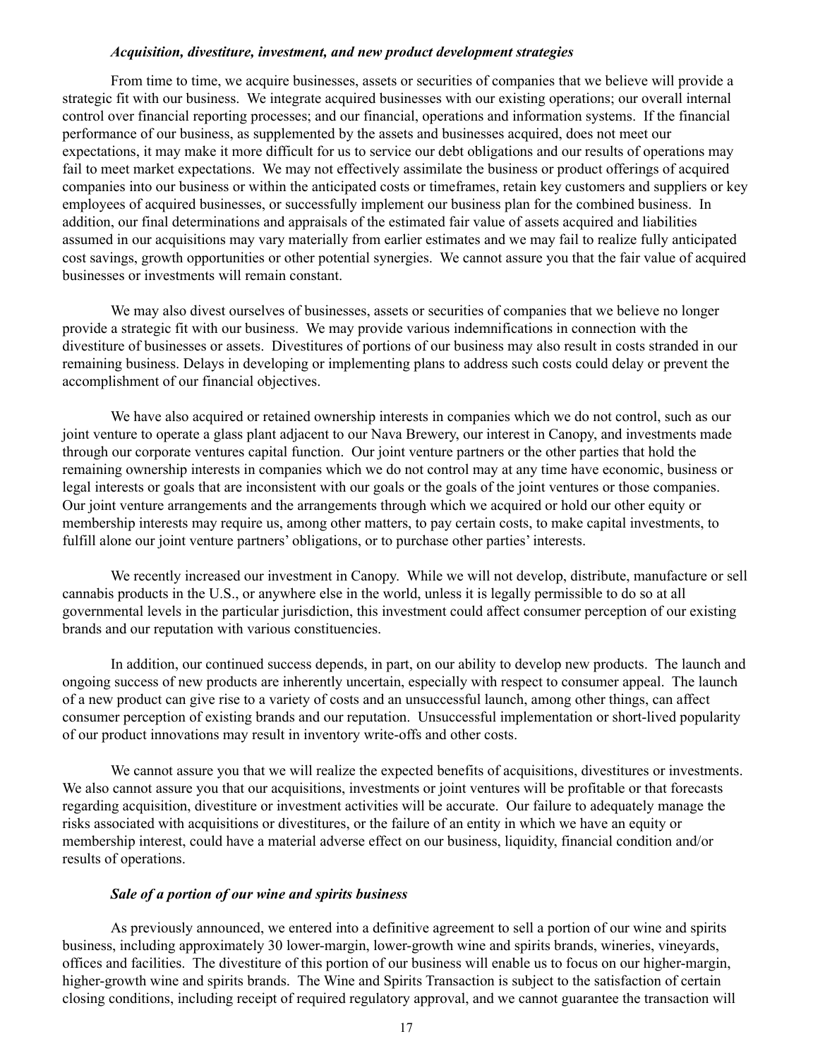***Acquisition, divestiture, investment, and new product development strategies***

From time to time, we acquire businesses, assets or securities of companies that we believe will provide a strategic fit with our business. We integrate acquired businesses with our existing operations; our overall internal control over financial reporting processes; and our financial, operations and information systems. If the financial performance of our business, as supplemented by the assets and businesses acquired, does not meet our expectations, it may make it more difficult for us to service our debt obligations and our results of operations may fail to meet market expectations. We may not effectively assimilate the business or product offerings of acquired companies into our business or within the anticipated costs or timeframes, retain key customers and suppliers or key employees of acquired businesses, or successfully implement our business plan for the combined business. In addition, our final determinations and appraisals of the estimated fair value of assets acquired and liabilities assumed in our acquisitions may vary materially from earlier estimates and we may fail to realize fully anticipated cost savings, growth opportunities or other potential synergies. We cannot assure you that the fair value of acquired businesses or investments will remain constant.

We may also divest ourselves of businesses, assets or securities of companies that we believe no longer provide a strategic fit with our business. We may provide various indemnifications in connection with the divestiture of businesses or assets. Divestitures of portions of our business may also result in costs stranded in our remaining business. Delays in developing or implementing plans to address such costs could delay or prevent the accomplishment of our financial objectives.

We have also acquired or retained ownership interests in companies which we do not control, such as our joint venture to operate a glass plant adjacent to our Nava Brewery, our interest in Canopy, and investments made through our corporate ventures capital function. Our joint venture partners or the other parties that hold the remaining ownership interests in companies which we do not control may at any time have economic, business or legal interests or goals that are inconsistent with our goals or the goals of the joint ventures or those companies. Our joint venture arrangements and the arrangements through which we acquired or hold our other equity or membership interests may require us, among other matters, to pay certain costs, to make capital investments, to fulfill alone our joint venture partners' obligations, or to purchase other parties' interests.

We recently increased our investment in Canopy. While we will not develop, distribute, manufacture or sell cannabis products in the U.S., or anywhere else in the world, unless it is legally permissible to do so at all governmental levels in the particular jurisdiction, this investment could affect consumer perception of our existing brands and our reputation with various constituencies.

In addition, our continued success depends, in part, on our ability to develop new products. The launch and ongoing success of new products are inherently uncertain, especially with respect to consumer appeal. The launch of a new product can give rise to a variety of costs and an unsuccessful launch, among other things, can affect consumer perception of existing brands and our reputation. Unsuccessful implementation or short-lived popularity of our product innovations may result in inventory write-offs and other costs.

We cannot assure you that we will realize the expected benefits of acquisitions, divestitures or investments. We also cannot assure you that our acquisitions, investments or joint ventures will be profitable or that forecasts regarding acquisition, divestiture or investment activities will be accurate. Our failure to adequately manage the risks associated with acquisitions or divestitures, or the failure of an entity in which we have an equity or membership interest, could have a material adverse effect on our business, liquidity, financial condition and/or results of operations.

***Sale of a portion of our wine and spirits business***

As previously announced, we entered into a definitive agreement to sell a portion of our wine and spirits business, including approximately 30 lower-margin, lower-growth wine and spirits brands, wineries, vineyards, offices and facilities. The divestiture of this portion of our business will enable us to focus on our higher-margin, higher-growth wine and spirits brands. The Wine and Spirits Transaction is subject to the satisfaction of certain closing conditions, including receipt of required regulatory approval, and we cannot guarantee the transaction will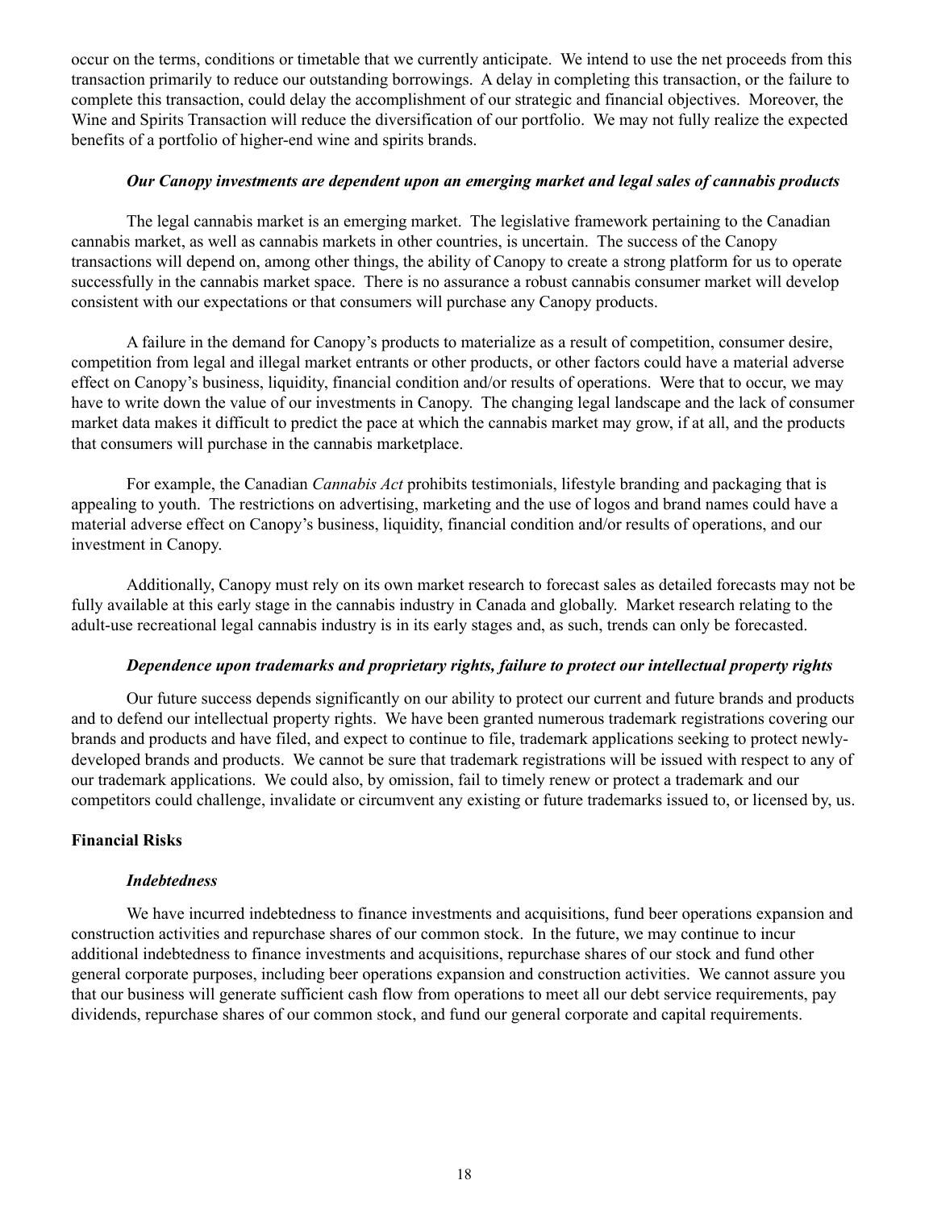occur on the terms, conditions or timetable that we currently anticipate. We intend to use the net proceeds from this transaction primarily to reduce our outstanding borrowings. A delay in completing this transaction, or the failure to complete this transaction, could delay the accomplishment of our strategic and financial objectives. Moreover, the Wine and Spirits Transaction will reduce the diversification of our portfolio. We may not fully realize the expected benefits of a portfolio of higher-end wine and spirits brands.

***Our Canopy investments are dependent upon an emerging market and legal sales of cannabis products***

The legal cannabis market is an emerging market. The legislative framework pertaining to the Canadian cannabis market, as well as cannabis markets in other countries, is uncertain. The success of the Canopy transactions will depend on, among other things, the ability of Canopy to create a strong platform for us to operate successfully in the cannabis market space. There is no assurance a robust cannabis consumer market will develop consistent with our expectations or that consumers will purchase any Canopy products.

A failure in the demand for Canopy's products to materialize as a result of competition, consumer desire, competition from legal and illegal market entrants or other products, or other factors could have a material adverse effect on Canopy's business, liquidity, financial condition and/or results of operations. Were that to occur, we may have to write down the value of our investments in Canopy. The changing legal landscape and the lack of consumer market data makes it difficult to predict the pace at which the cannabis market may grow, if at all, and the products that consumers will purchase in the cannabis marketplace.

For example, the Canadian *Cannabis Act* prohibits testimonials, lifestyle branding and packaging that is appealing to youth. The restrictions on advertising, marketing and the use of logos and brand names could have a material adverse effect on Canopy's business, liquidity, financial condition and/or results of operations, and our investment in Canopy.

Additionally, Canopy must rely on its own market research to forecast sales as detailed forecasts may not be fully available at this early stage in the cannabis industry in Canada and globally. Market research relating to the adult-use recreational legal cannabis industry is in its early stages and, as such, trends can only be forecasted.

***Dependence upon trademarks and proprietary rights, failure to protect our intellectual property rights***

Our future success depends significantly on our ability to protect our current and future brands and products and to defend our intellectual property rights. We have been granted numerous trademark registrations covering our brands and products and have filed, and expect to continue to file, trademark applications seeking to protect newly-developed brands and products. We cannot be sure that trademark registrations will be issued with respect to any of our trademark applications. We could also, by omission, fail to timely renew or protect a trademark and our competitors could challenge, invalidate or circumvent any existing or future trademarks issued to, or licensed by, us.

**Financial Risks**

***Indebtedness***

We have incurred indebtedness to finance investments and acquisitions, fund beer operations expansion and construction activities and repurchase shares of our common stock. In the future, we may continue to incur additional indebtedness to finance investments and acquisitions, repurchase shares of our stock and fund other general corporate purposes, including beer operations expansion and construction activities. We cannot assure you that our business will generate sufficient cash flow from operations to meet all our debt service requirements, pay dividends, repurchase shares of our common stock, and fund our general corporate and capital requirements.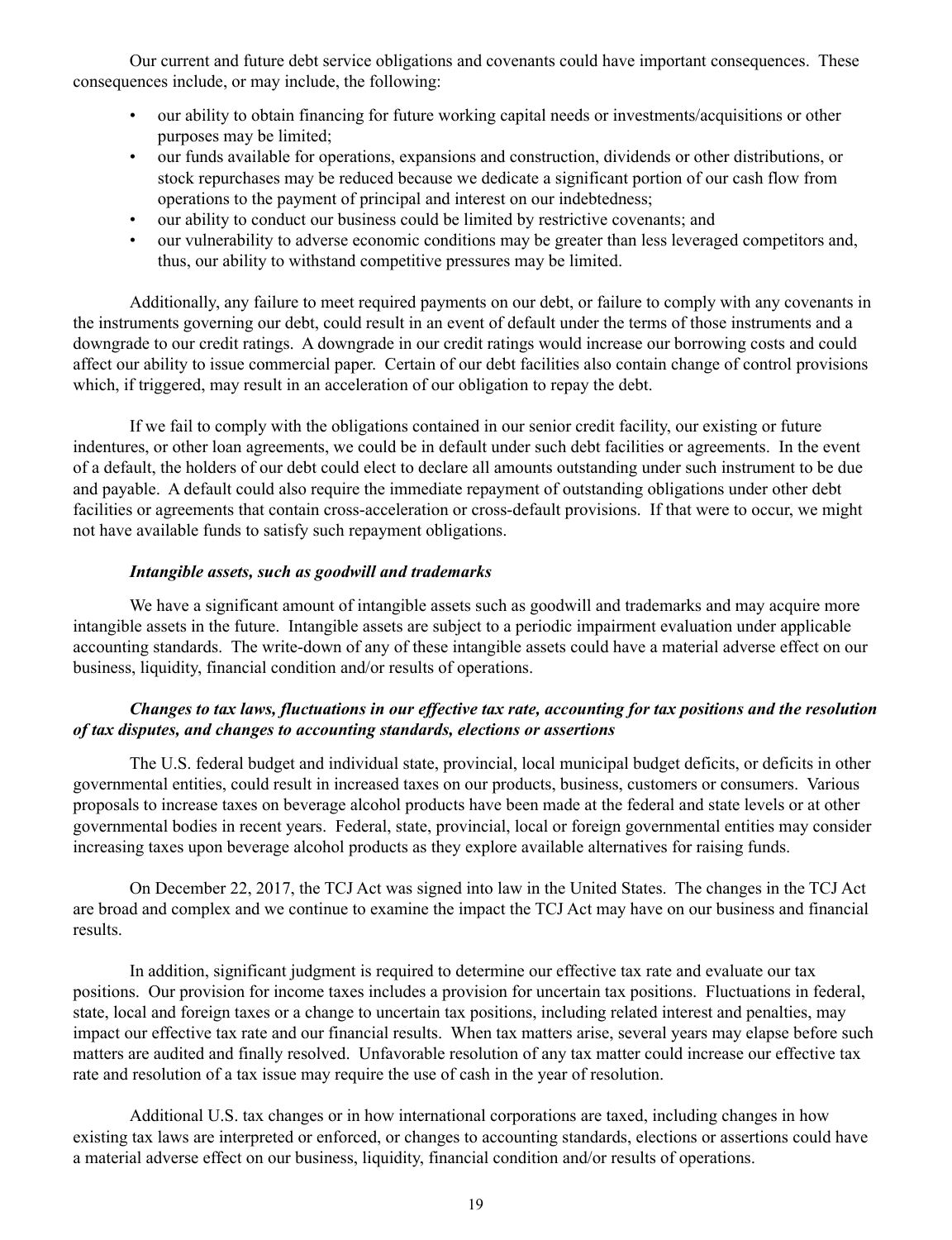Our current and future debt service obligations and covenants could have important consequences. These consequences include, or may include, the following:

- our ability to obtain financing for future working capital needs or investments/acquisitions or other purposes may be limited;
- our funds available for operations, expansions and construction, dividends or other distributions, or stock repurchases may be reduced because we dedicate a significant portion of our cash flow from operations to the payment of principal and interest on our indebtedness;
- our ability to conduct our business could be limited by restrictive covenants; and
- our vulnerability to adverse economic conditions may be greater than less leveraged competitors and, thus, our ability to withstand competitive pressures may be limited.

Additionally, any failure to meet required payments on our debt, or failure to comply with any covenants in the instruments governing our debt, could result in an event of default under the terms of those instruments and a downgrade to our credit ratings. A downgrade in our credit ratings would increase our borrowing costs and could affect our ability to issue commercial paper. Certain of our debt facilities also contain change of control provisions which, if triggered, may result in an acceleration of our obligation to repay the debt.

If we fail to comply with the obligations contained in our senior credit facility, our existing or future indentures, or other loan agreements, we could be in default under such debt facilities or agreements. In the event of a default, the holders of our debt could elect to declare all amounts outstanding under such instrument to be due and payable. A default could also require the immediate repayment of outstanding obligations under other debt facilities or agreements that contain cross-acceleration or cross-default provisions. If that were to occur, we might not have available funds to satisfy such repayment obligations.

***Intangible assets, such as goodwill and trademarks***

We have a significant amount of intangible assets such as goodwill and trademarks and may acquire more intangible assets in the future. Intangible assets are subject to a periodic impairment evaluation under applicable accounting standards. The write-down of any of these intangible assets could have a material adverse effect on our business, liquidity, financial condition and/or results of operations.

***Changes to tax laws, fluctuations in our effective tax rate, accounting for tax positions and the resolution of tax disputes, and changes to accounting standards, elections or assertions***

The U.S. federal budget and individual state, provincial, local municipal budget deficits, or deficits in other governmental entities, could result in increased taxes on our products, business, customers or consumers. Various proposals to increase taxes on beverage alcohol products have been made at the federal and state levels or at other governmental bodies in recent years. Federal, state, provincial, local or foreign governmental entities may consider increasing taxes upon beverage alcohol products as they explore available alternatives for raising funds.

On December 22, 2017, the TCJ Act was signed into law in the United States. The changes in the TCJ Act are broad and complex and we continue to examine the impact the TCJ Act may have on our business and financial results.

In addition, significant judgment is required to determine our effective tax rate and evaluate our tax positions. Our provision for income taxes includes a provision for uncertain tax positions. Fluctuations in federal, state, local and foreign taxes or a change to uncertain tax positions, including related interest and penalties, may impact our effective tax rate and our financial results. When tax matters arise, several years may elapse before such matters are audited and finally resolved. Unfavorable resolution of any tax matter could increase our effective tax rate and resolution of a tax issue may require the use of cash in the year of resolution.

Additional U.S. tax changes or in how international corporations are taxed, including changes in how existing tax laws are interpreted or enforced, or changes to accounting standards, elections or assertions could have a material adverse effect on our business, liquidity, financial condition and/or results of operations.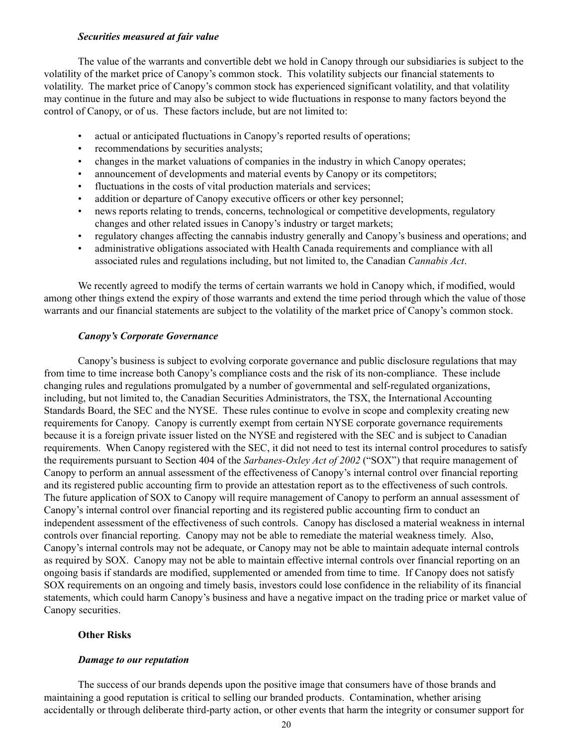***Securities measured at fair value***

The value of the warrants and convertible debt we hold in Canopy through our subsidiaries is subject to the volatility of the market price of Canopy's common stock. This volatility subjects our financial statements to volatility. The market price of Canopy's common stock has experienced significant volatility, and that volatility may continue in the future and may also be subject to wide fluctuations in response to many factors beyond the control of Canopy, or of us. These factors include, but are not limited to:

- actual or anticipated fluctuations in Canopy's reported results of operations;
- recommendations by securities analysts;
- changes in the market valuations of companies in the industry in which Canopy operates;
- announcement of developments and material events by Canopy or its competitors;
- fluctuations in the costs of vital production materials and services;
- addition or departure of Canopy executive officers or other key personnel;
- news reports relating to trends, concerns, technological or competitive developments, regulatory changes and other related issues in Canopy's industry or target markets;
- regulatory changes affecting the cannabis industry generally and Canopy's business and operations; and
- administrative obligations associated with Health Canada requirements and compliance with all associated rules and regulations including, but not limited to, the Canadian *Cannabis Act*.

We recently agreed to modify the terms of certain warrants we hold in Canopy which, if modified, would among other things extend the expiry of those warrants and extend the time period through which the value of those warrants and our financial statements are subject to the volatility of the market price of Canopy's common stock.

***Canopy's Corporate Governance***

Canopy's business is subject to evolving corporate governance and public disclosure regulations that may from time to time increase both Canopy's compliance costs and the risk of its non-compliance. These include changing rules and regulations promulgated by a number of governmental and self-regulated organizations, including, but not limited to, the Canadian Securities Administrators, the TSX, the International Accounting Standards Board, the SEC and the NYSE. These rules continue to evolve in scope and complexity creating new requirements for Canopy. Canopy is currently exempt from certain NYSE corporate governance requirements because it is a foreign private issuer listed on the NYSE and registered with the SEC and is subject to Canadian requirements. When Canopy registered with the SEC, it did not need to test its internal control procedures to satisfy the requirements pursuant to Section 404 of the *Sarbanes-Oxley Act of 2002* ("SOX") that require management of Canopy to perform an annual assessment of the effectiveness of Canopy's internal control over financial reporting and its registered public accounting firm to provide an attestation report as to the effectiveness of such controls. The future application of SOX to Canopy will require management of Canopy to perform an annual assessment of Canopy's internal control over financial reporting and its registered public accounting firm to conduct an independent assessment of the effectiveness of such controls. Canopy has disclosed a material weakness in internal controls over financial reporting. Canopy may not be able to remediate the material weakness timely. Also, Canopy's internal controls may not be adequate, or Canopy may not be able to maintain adequate internal controls as required by SOX. Canopy may not be able to maintain effective internal controls over financial reporting on an ongoing basis if standards are modified, supplemented or amended from time to time. If Canopy does not satisfy SOX requirements on an ongoing and timely basis, investors could lose confidence in the reliability of its financial statements, which could harm Canopy's business and have a negative impact on the trading price or market value of Canopy securities.

**Other Risks**

***Damage to our reputation***

The success of our brands depends upon the positive image that consumers have of those brands and maintaining a good reputation is critical to selling our branded products. Contamination, whether arising accidentally or through deliberate third-party action, or other events that harm the integrity or consumer support for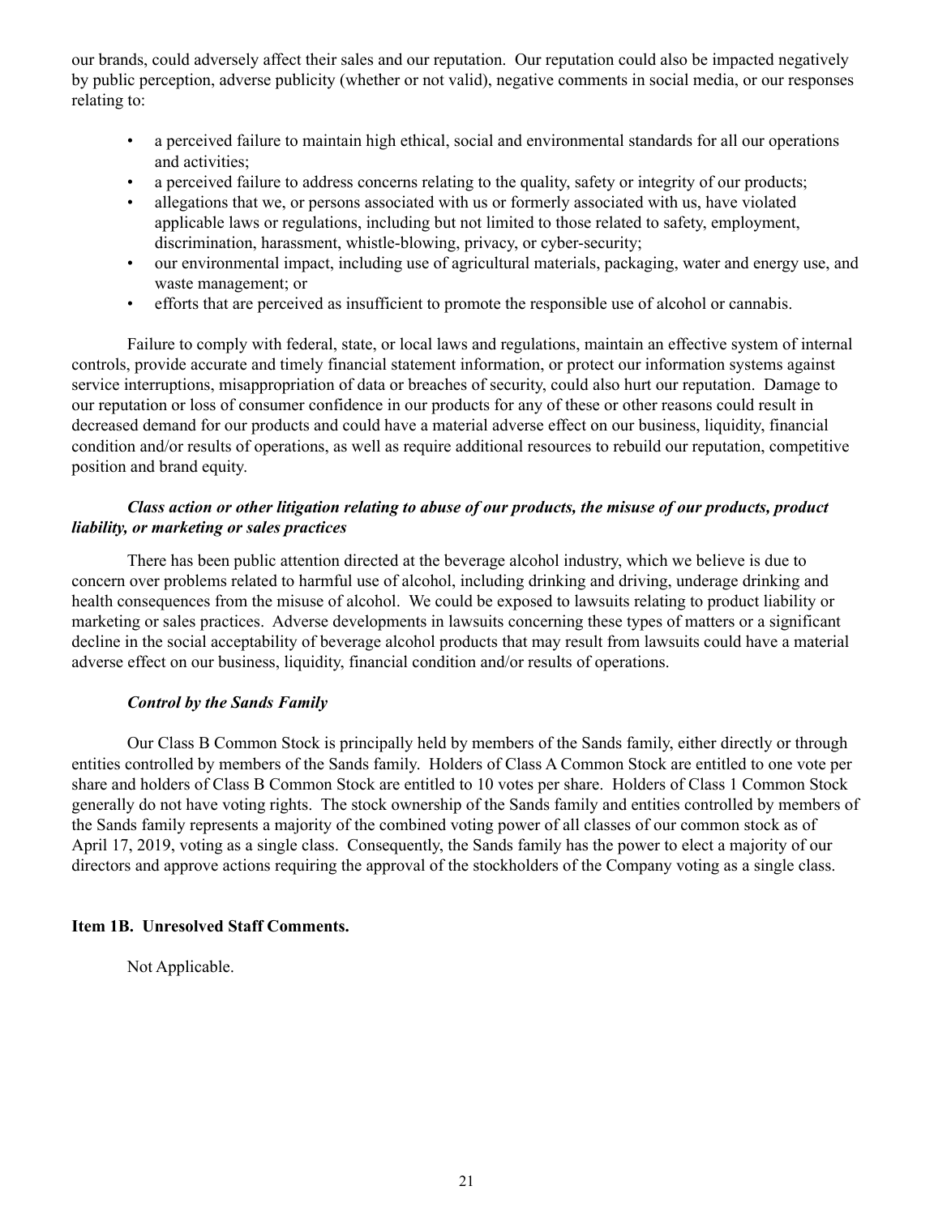our brands, could adversely affect their sales and our reputation. Our reputation could also be impacted negatively by public perception, adverse publicity (whether or not valid), negative comments in social media, or our responses relating to:

- a perceived failure to maintain high ethical, social and environmental standards for all our operations and activities;
- a perceived failure to address concerns relating to the quality, safety or integrity of our products;
- allegations that we, or persons associated with us or formerly associated with us, have violated applicable laws or regulations, including but not limited to those related to safety, employment, discrimination, harassment, whistle-blowing, privacy, or cyber-security;
- our environmental impact, including use of agricultural materials, packaging, water and energy use, and waste management; or
- efforts that are perceived as insufficient to promote the responsible use of alcohol or cannabis.

Failure to comply with federal, state, or local laws and regulations, maintain an effective system of internal controls, provide accurate and timely financial statement information, or protect our information systems against service interruptions, misappropriation of data or breaches of security, could also hurt our reputation. Damage to our reputation or loss of consumer confidence in our products for any of these or other reasons could result in decreased demand for our products and could have a material adverse effect on our business, liquidity, financial condition and/or results of operations, as well as require additional resources to rebuild our reputation, competitive position and brand equity.

***Class action or other litigation relating to abuse of our products, the misuse of our products, product liability, or marketing or sales practices***

There has been public attention directed at the beverage alcohol industry, which we believe is due to concern over problems related to harmful use of alcohol, including drinking and driving, underage drinking and health consequences from the misuse of alcohol. We could be exposed to lawsuits relating to product liability or marketing or sales practices. Adverse developments in lawsuits concerning these types of matters or a significant decline in the social acceptability of beverage alcohol products that may result from lawsuits could have a material adverse effect on our business, liquidity, financial condition and/or results of operations.

***Control by the Sands Family***

Our Class B Common Stock is principally held by members of the Sands family, either directly or through entities controlled by members of the Sands family. Holders of Class A Common Stock are entitled to one vote per share and holders of Class B Common Stock are entitled to 10 votes per share. Holders of Class 1 Common Stock generally do not have voting rights. The stock ownership of the Sands family and entities controlled by members of the Sands family represents a majority of the combined voting power of all classes of our common stock as of April 17, 2019, voting as a single class. Consequently, the Sands family has the power to elect a majority of our directors and approve actions requiring the approval of the stockholders of the Company voting as a single class.

**Item 1B. Unresolved Staff Comments.**

Not Applicable.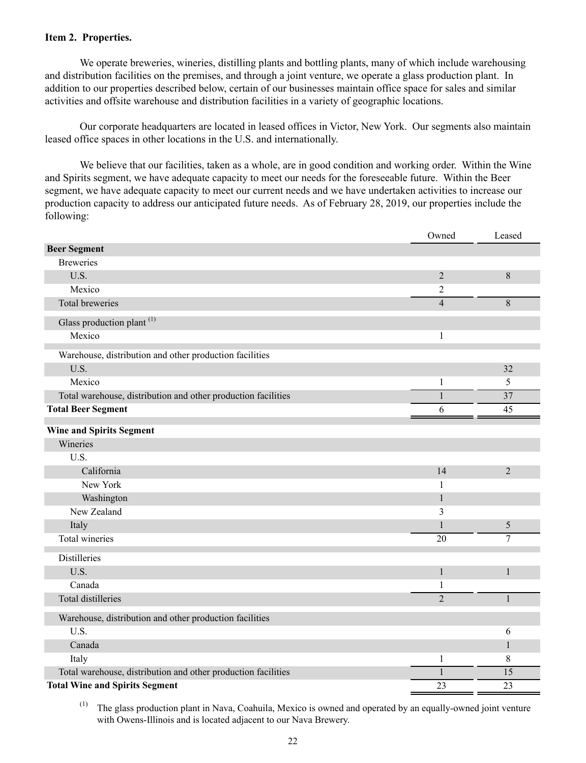**Item 2. Properties.**

We operate breweries, wineries, distilling plants and bottling plants, many of which include warehousing and distribution facilities on the premises, and through a joint venture, we operate a glass production plant. In addition to our properties described below, certain of our businesses maintain office space for sales and similar activities and offsite warehouse and distribution facilities in a variety of geographic locations.

Our corporate headquarters are located in leased offices in Victor, New York. Our segments also maintain leased office spaces in other locations in the U.S. and internationally.

We believe that our facilities, taken as a whole, are in good condition and working order. Within the Wine and Spirits segment, we have adequate capacity to meet our needs for the foreseeable future. Within the Beer segment, we have adequate capacity to meet our current needs and we have undertaken activities to increase our production capacity to address our anticipated future needs. As of February 28, 2019, our properties include the following:

| | Owned | Leased |
|---|---|---|
| **Beer Segment** | | |
| Breweries | | |
| U.S. | 2 | 8 |
| Mexico | 2 | |
| Total breweries | 4 | 8 |
| Glass production plant [(1)] | | |
| Mexico | 1 | |
| Warehouse, distribution and other production facilities | | |
| U.S. | | 32 |
| Mexico | 1 | 5 |
| Total warehouse, distribution and other production facilities | 1 | 37 |
| **Total Beer Segment** | 6 | 45 |
| **Wine and Spirits Segment** | | |
| Wineries | | |
| U.S. | | |
| California | 14 | 2 |
| New York | 1 | |
| Washington | 1 | |
| New Zealand | 3 | |
| Italy | 1 | 5 |
| Total wineries | 20 | 7 |
| Distilleries | | |
| U.S. | 1 | 1 |
| Canada | 1 | |
| Total distilleries | 2 | 1 |
| Warehouse, distribution and other production facilities | | |
| U.S. | | 6 |
| Canada | | 1 |
| Italy | 1 | 8 |
| Total warehouse, distribution and other production facilities | 1 | 15 |
| **Total Wine and Spirits Segment** | 23 | 23 |

(1) The glass production plant in Nava, Coahuila, Mexico is owned and operated by an equally-owned joint venture with Owens-Illinois and is located adjacent to our Nava Brewery.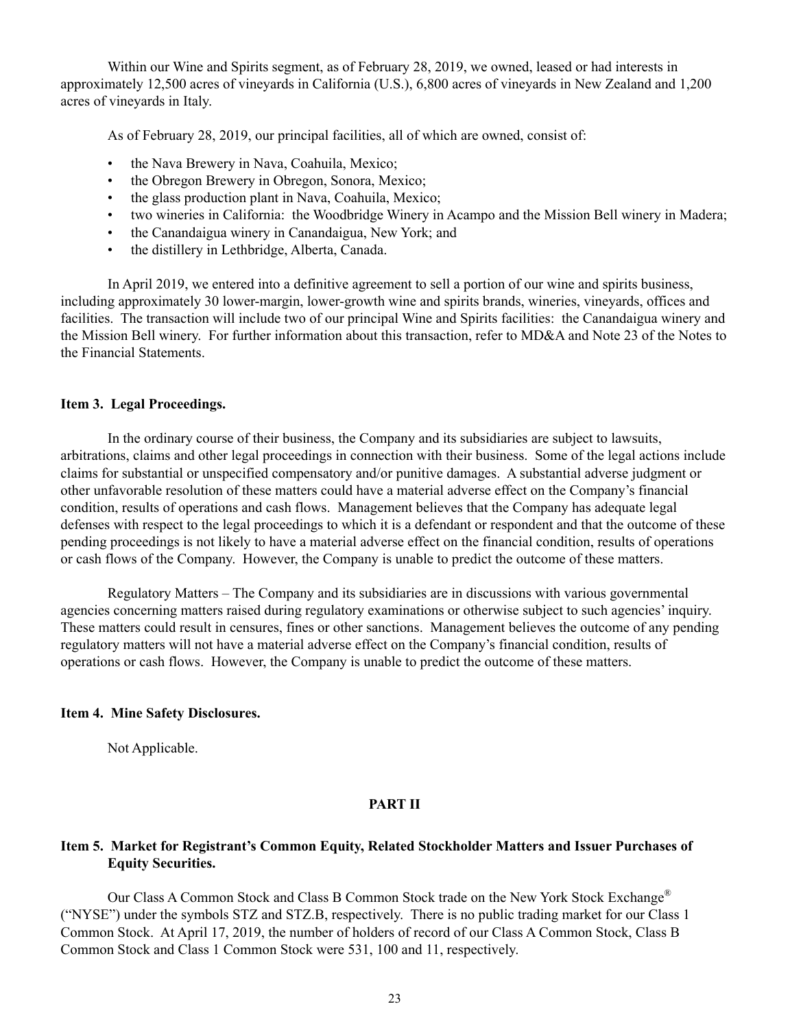Within our Wine and Spirits segment, as of February 28, 2019, we owned, leased or had interests in approximately 12,500 acres of vineyards in California (U.S.), 6,800 acres of vineyards in New Zealand and 1,200 acres of vineyards in Italy.

As of February 28, 2019, our principal facilities, all of which are owned, consist of:

- the Nava Brewery in Nava, Coahuila, Mexico;
- the Obregon Brewery in Obregon, Sonora, Mexico;
- the glass production plant in Nava, Coahuila, Mexico;
- two wineries in California: the Woodbridge Winery in Acampo and the Mission Bell winery in Madera;
- the Canandaigua winery in Canandaigua, New York; and
- the distillery in Lethbridge, Alberta, Canada.

In April 2019, we entered into a definitive agreement to sell a portion of our wine and spirits business, including approximately 30 lower-margin, lower-growth wine and spirits brands, wineries, vineyards, offices and facilities. The transaction will include two of our principal Wine and Spirits facilities: the Canandaigua winery and the Mission Bell winery. For further information about this transaction, refer to MD&A and Note 23 of the Notes to the Financial Statements.

### Item 3. Legal Proceedings.

In the ordinary course of their business, the Company and its subsidiaries are subject to lawsuits, arbitrations, claims and other legal proceedings in connection with their business. Some of the legal actions include claims for substantial or unspecified compensatory and/or punitive damages. A substantial adverse judgment or other unfavorable resolution of these matters could have a material adverse effect on the Company's financial condition, results of operations and cash flows. Management believes that the Company has adequate legal defenses with respect to the legal proceedings to which it is a defendant or respondent and that the outcome of these pending proceedings is not likely to have a material adverse effect on the financial condition, results of operations or cash flows of the Company. However, the Company is unable to predict the outcome of these matters.

Regulatory Matters – The Company and its subsidiaries are in discussions with various governmental agencies concerning matters raised during regulatory examinations or otherwise subject to such agencies' inquiry. These matters could result in censures, fines or other sanctions. Management believes the outcome of any pending regulatory matters will not have a material adverse effect on the Company's financial condition, results of operations or cash flows. However, the Company is unable to predict the outcome of these matters.

### Item 4. Mine Safety Disclosures.

Not Applicable.

## PART II

### Item 5. Market for Registrant's Common Equity, Related Stockholder Matters and Issuer Purchases of Equity Securities.

Our Class A Common Stock and Class B Common Stock trade on the New York Stock Exchange® ("NYSE") under the symbols STZ and STZ.B, respectively. There is no public trading market for our Class 1 Common Stock. At April 17, 2019, the number of holders of record of our Class A Common Stock, Class B Common Stock and Class 1 Common Stock were 531, 100 and 11, respectively.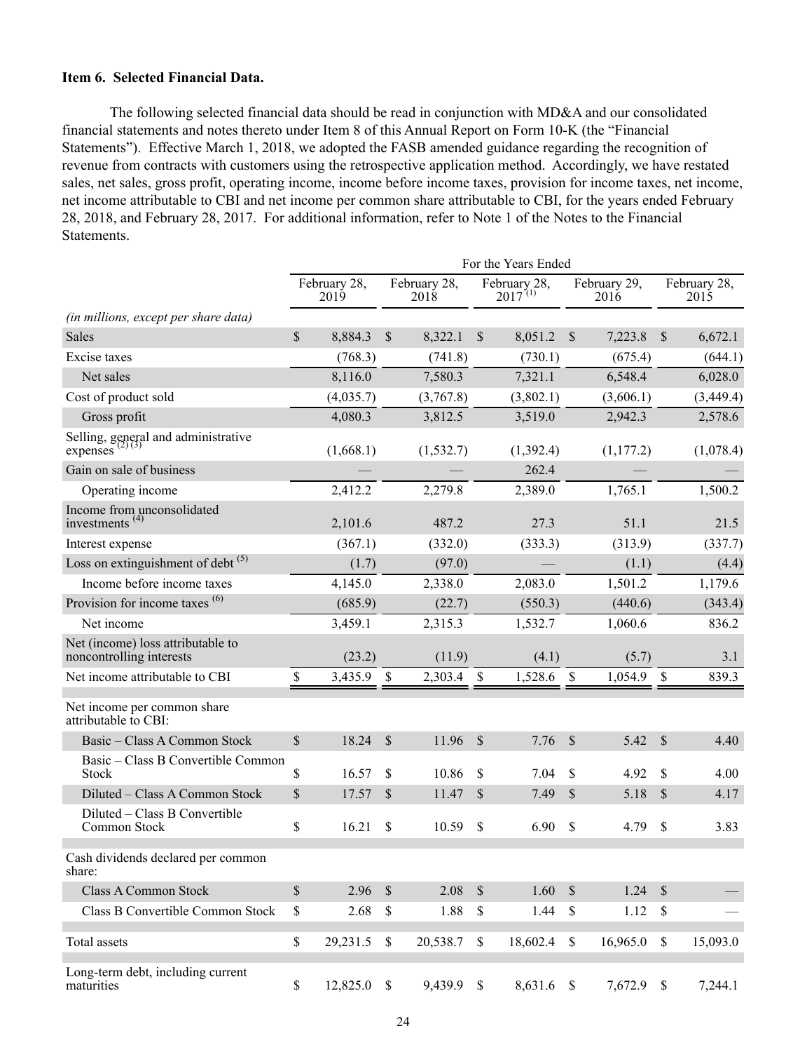### Item 6. Selected Financial Data.

The following selected financial data should be read in conjunction with MD&A and our consolidated financial statements and notes thereto under Item 8 of this Annual Report on Form 10-K (the "Financial Statements"). Effective March 1, 2018, we adopted the FASB amended guidance regarding the recognition of revenue from contracts with customers using the retrospective application method. Accordingly, we have restated sales, net sales, gross profit, operating income, income before income taxes, provision for income taxes, net income, net income attributable to CBI and net income per common share attributable to CBI, for the years ended February 28, 2018, and February 28, 2017. For additional information, refer to Note 1 of the Notes to the Financial Statements.

| | For the Years Ended | | | | |
|---|---|---|---|---|---|
| | February 28, 2019 | February 28, 2018 | February 28, 2017 [1] | February 29, 2016 | February 28, 2015 |
| *(in millions, except per share data)* | | | | | |
| Sales | $ 8,884.3 | $ 8,322.1 | $ 8,051.2 | $ 7,223.8 | $ 6,672.1 |
| Excise taxes | (768.3) | (741.8) | (730.1) | (675.4) | (644.1) |
| Net sales | 8,116.0 | 7,580.3 | 7,321.1 | 6,548.4 | 6,028.0 |
| Cost of product sold | (4,035.7) | (3,767.8) | (3,802.1) | (3,606.1) | (3,449.4) |
| Gross profit | 4,080.3 | 3,812.5 | 3,519.0 | 2,942.3 | 2,578.6 |
| Selling, general and administrative expenses [2] [3] | (1,668.1) | (1,532.7) | (1,392.4) | (1,177.2) | (1,078.4) |
| Gain on sale of business | — | — | 262.4 | — | — |
| Operating income | 2,412.2 | 2,279.8 | 2,389.0 | 1,765.1 | 1,500.2 |
| Income from unconsolidated investments [4] | 2,101.6 | 487.2 | 27.3 | 51.1 | 21.5 |
| Interest expense | (367.1) | (332.0) | (333.3) | (313.9) | (337.7) |
| Loss on extinguishment of debt [5] | (1.7) | (97.0) | — | (1.1) | (4.4) |
| Income before income taxes | 4,145.0 | 2,338.0 | 2,083.0 | 1,501.2 | 1,179.6 |
| Provision for income taxes [6] | (685.9) | (22.7) | (550.3) | (440.6) | (343.4) |
| Net income | 3,459.1 | 2,315.3 | 1,532.7 | 1,060.6 | 836.2 |
| Net (income) loss attributable to noncontrolling interests | (23.2) | (11.9) | (4.1) | (5.7) | 3.1 |
| Net income attributable to CBI | $ 3,435.9 | $ 2,303.4 | $ 1,528.6 | $ 1,054.9 | $ 839.3 |
| Net income per common share attributable to CBI: | | | | | |
| Basic – Class A Common Stock | $ 18.24 | $ 11.96 | $ 7.76 | $ 5.42 | $ 4.40 |
| Basic – Class B Convertible Common Stock | $ 16.57 | $ 10.86 | $ 7.04 | $ 4.92 | $ 4.00 |
| Diluted – Class A Common Stock | $ 17.57 | $ 11.47 | $ 7.49 | $ 5.18 | $ 4.17 |
| Diluted – Class B Convertible Common Stock | $ 16.21 | $ 10.59 | $ 6.90 | $ 4.79 | $ 3.83 |
| Cash dividends declared per common share: | | | | | |
| Class A Common Stock | $ 2.96 | $ 2.08 | $ 1.60 | $ 1.24 | $ — |
| Class B Convertible Common Stock | $ 2.68 | $ 1.88 | $ 1.44 | $ 1.12 | $ — |
| Total assets | $ 29,231.5 | $ 20,538.7 | $ 18,602.4 | $ 16,965.0 | $ 15,093.0 |
| Long-term debt, including current maturities | $ 12,825.0 | $ 9,439.9 | $ 8,631.6 | $ 7,672.9 | $ 7,244.1 |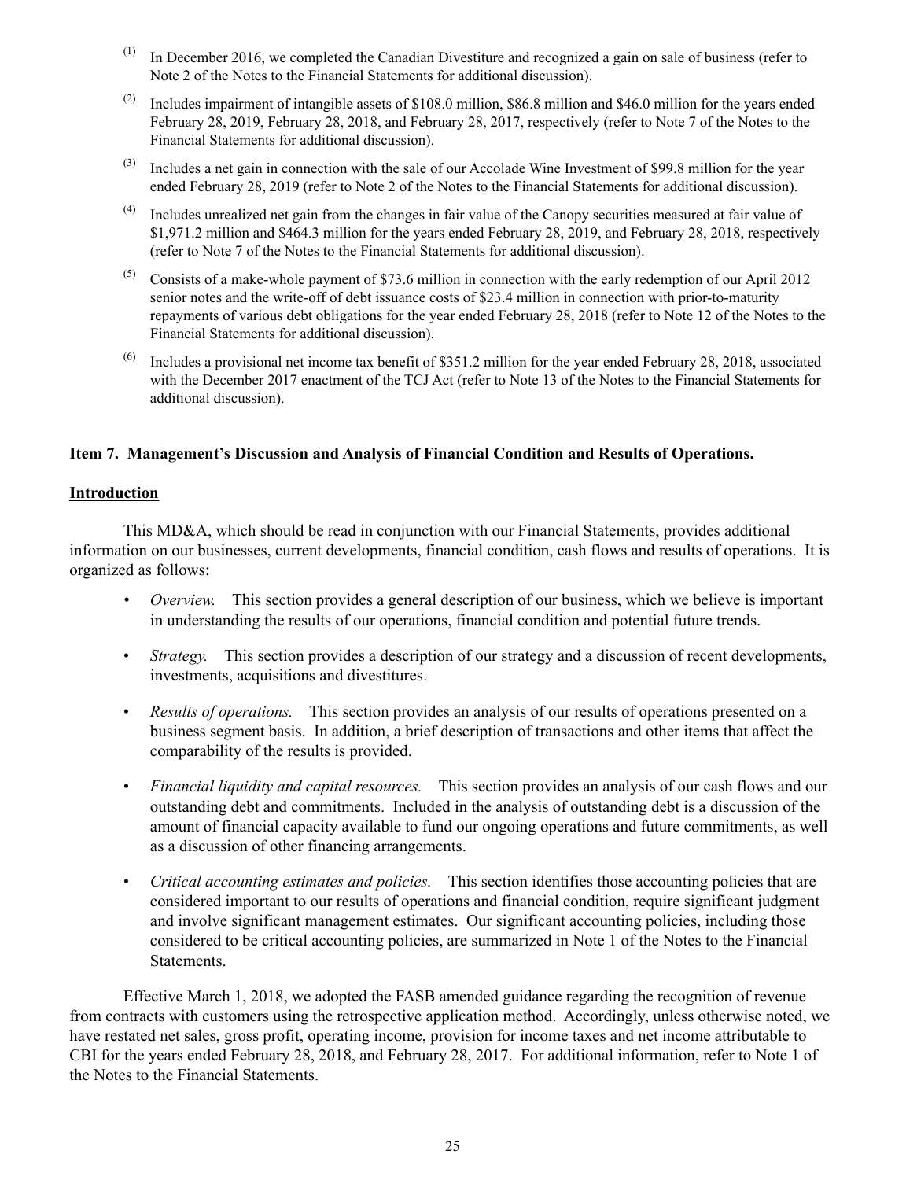(1) In December 2016, we completed the Canadian Divestiture and recognized a gain on sale of business (refer to Note 2 of the Notes to the Financial Statements for additional discussion).

(2) Includes impairment of intangible assets of $108.0 million, $86.8 million and $46.0 million for the years ended February 28, 2019, February 28, 2018, and February 28, 2017, respectively (refer to Note 7 of the Notes to the Financial Statements for additional discussion).

(3) Includes a net gain in connection with the sale of our Accolade Wine Investment of $99.8 million for the year ended February 28, 2019 (refer to Note 2 of the Notes to the Financial Statements for additional discussion).

(4) Includes unrealized net gain from the changes in fair value of the Canopy securities measured at fair value of $1,971.2 million and $464.3 million for the years ended February 28, 2019, and February 28, 2018, respectively (refer to Note 7 of the Notes to the Financial Statements for additional discussion).

(5) Consists of a make-whole payment of $73.6 million in connection with the early redemption of our April 2012 senior notes and the write-off of debt issuance costs of $23.4 million in connection with prior-to-maturity repayments of various debt obligations for the year ended February 28, 2018 (refer to Note 12 of the Notes to the Financial Statements for additional discussion).

(6) Includes a provisional net income tax benefit of $351.2 million for the year ended February 28, 2018, associated with the December 2017 enactment of the TCJ Act (refer to Note 13 of the Notes to the Financial Statements for additional discussion).

## Item 7. Management's Discussion and Analysis of Financial Condition and Results of Operations.

### Introduction

This MD&A, which should be read in conjunction with our Financial Statements, provides additional information on our businesses, current developments, financial condition, cash flows and results of operations. It is organized as follows:

- *Overview.* This section provides a general description of our business, which we believe is important in understanding the results of our operations, financial condition and potential future trends.
- *Strategy.* This section provides a description of our strategy and a discussion of recent developments, investments, acquisitions and divestitures.
- *Results of operations.* This section provides an analysis of our results of operations presented on a business segment basis. In addition, a brief description of transactions and other items that affect the comparability of the results is provided.
- *Financial liquidity and capital resources.* This section provides an analysis of our cash flows and our outstanding debt and commitments. Included in the analysis of outstanding debt is a discussion of the amount of financial capacity available to fund our ongoing operations and future commitments, as well as a discussion of other financing arrangements.
- *Critical accounting estimates and policies.* This section identifies those accounting policies that are considered important to our results of operations and financial condition, require significant judgment and involve significant management estimates. Our significant accounting policies, including those considered to be critical accounting policies, are summarized in Note 1 of the Notes to the Financial Statements.

Effective March 1, 2018, we adopted the FASB amended guidance regarding the recognition of revenue from contracts with customers using the retrospective application method. Accordingly, unless otherwise noted, we have restated net sales, gross profit, operating income, provision for income taxes and net income attributable to CBI for the years ended February 28, 2018, and February 28, 2017. For additional information, refer to Note 1 of the Notes to the Financial Statements.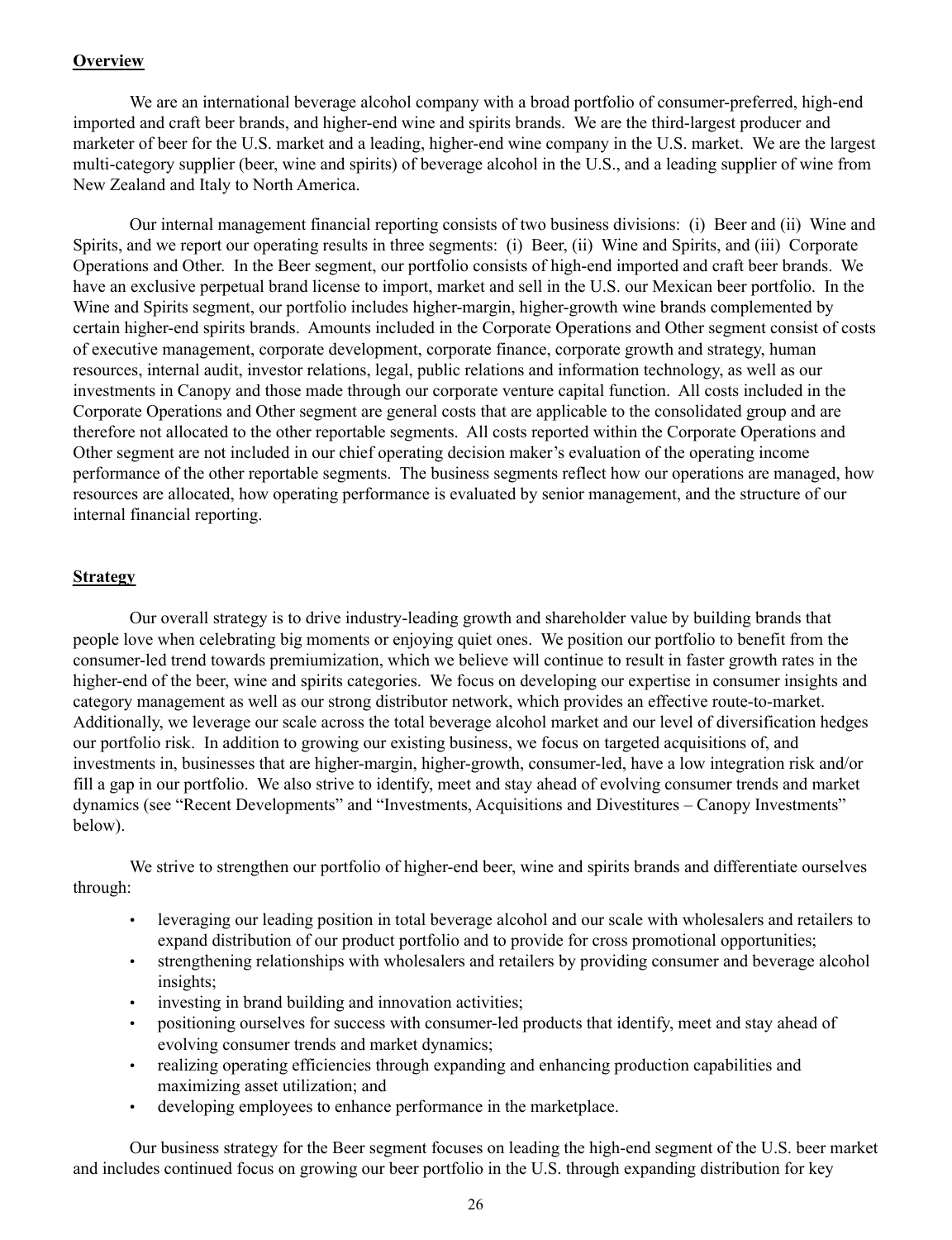## Overview

We are an international beverage alcohol company with a broad portfolio of consumer-preferred, high-end imported and craft beer brands, and higher-end wine and spirits brands. We are the third-largest producer and marketer of beer for the U.S. market and a leading, higher-end wine company in the U.S. market. We are the largest multi-category supplier (beer, wine and spirits) of beverage alcohol in the U.S., and a leading supplier of wine from New Zealand and Italy to North America.

Our internal management financial reporting consists of two business divisions: (i) Beer and (ii) Wine and Spirits, and we report our operating results in three segments: (i) Beer, (ii) Wine and Spirits, and (iii) Corporate Operations and Other. In the Beer segment, our portfolio consists of high-end imported and craft beer brands. We have an exclusive perpetual brand license to import, market and sell in the U.S. our Mexican beer portfolio. In the Wine and Spirits segment, our portfolio includes higher-margin, higher-growth wine brands complemented by certain higher-end spirits brands. Amounts included in the Corporate Operations and Other segment consist of costs of executive management, corporate development, corporate finance, corporate growth and strategy, human resources, internal audit, investor relations, legal, public relations and information technology, as well as our investments in Canopy and those made through our corporate venture capital function. All costs included in the Corporate Operations and Other segment are general costs that are applicable to the consolidated group and are therefore not allocated to the other reportable segments. All costs reported within the Corporate Operations and Other segment are not included in our chief operating decision maker's evaluation of the operating income performance of the other reportable segments. The business segments reflect how our operations are managed, how resources are allocated, how operating performance is evaluated by senior management, and the structure of our internal financial reporting.

## Strategy

Our overall strategy is to drive industry-leading growth and shareholder value by building brands that people love when celebrating big moments or enjoying quiet ones. We position our portfolio to benefit from the consumer-led trend towards premiumization, which we believe will continue to result in faster growth rates in the higher-end of the beer, wine and spirits categories. We focus on developing our expertise in consumer insights and category management as well as our strong distributor network, which provides an effective route-to-market. Additionally, we leverage our scale across the total beverage alcohol market and our level of diversification hedges our portfolio risk. In addition to growing our existing business, we focus on targeted acquisitions of, and investments in, businesses that are higher-margin, higher-growth, consumer-led, have a low integration risk and/or fill a gap in our portfolio. We also strive to identify, meet and stay ahead of evolving consumer trends and market dynamics (see "Recent Developments" and "Investments, Acquisitions and Divestitures – Canopy Investments" below).

We strive to strengthen our portfolio of higher-end beer, wine and spirits brands and differentiate ourselves through:

- leveraging our leading position in total beverage alcohol and our scale with wholesalers and retailers to expand distribution of our product portfolio and to provide for cross promotional opportunities;
- strengthening relationships with wholesalers and retailers by providing consumer and beverage alcohol insights;
- investing in brand building and innovation activities;
- positioning ourselves for success with consumer-led products that identify, meet and stay ahead of evolving consumer trends and market dynamics;
- realizing operating efficiencies through expanding and enhancing production capabilities and maximizing asset utilization; and
- developing employees to enhance performance in the marketplace.

Our business strategy for the Beer segment focuses on leading the high-end segment of the U.S. beer market and includes continued focus on growing our beer portfolio in the U.S. through expanding distribution for key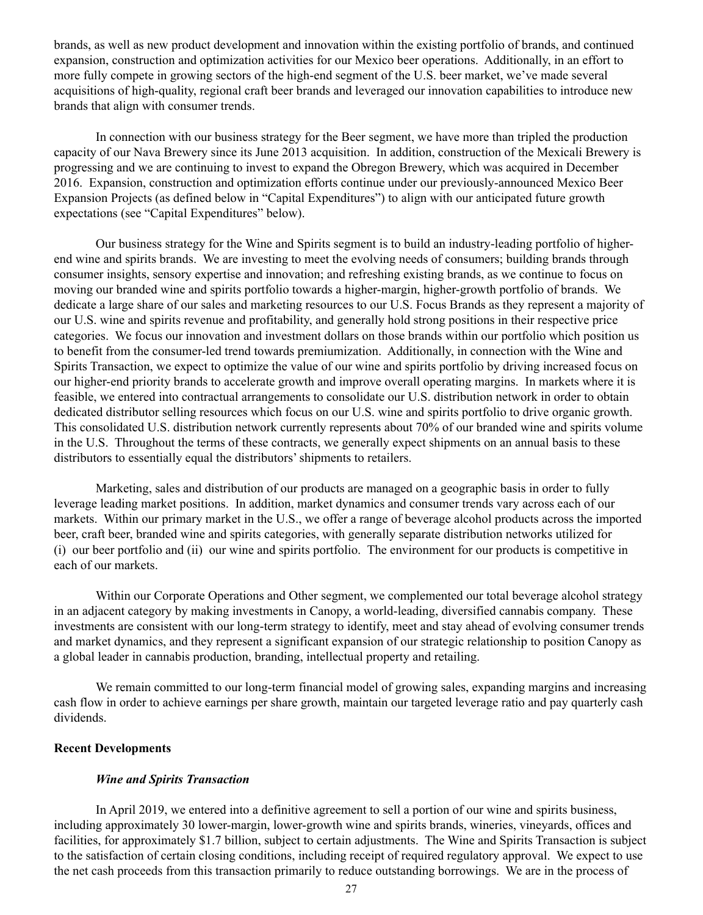brands, as well as new product development and innovation within the existing portfolio of brands, and continued expansion, construction and optimization activities for our Mexico beer operations. Additionally, in an effort to more fully compete in growing sectors of the high-end segment of the U.S. beer market, we've made several acquisitions of high-quality, regional craft beer brands and leveraged our innovation capabilities to introduce new brands that align with consumer trends.

In connection with our business strategy for the Beer segment, we have more than tripled the production capacity of our Nava Brewery since its June 2013 acquisition. In addition, construction of the Mexicali Brewery is progressing and we are continuing to invest to expand the Obregon Brewery, which was acquired in December 2016. Expansion, construction and optimization efforts continue under our previously-announced Mexico Beer Expansion Projects (as defined below in "Capital Expenditures") to align with our anticipated future growth expectations (see "Capital Expenditures" below).

Our business strategy for the Wine and Spirits segment is to build an industry-leading portfolio of higher-end wine and spirits brands. We are investing to meet the evolving needs of consumers; building brands through consumer insights, sensory expertise and innovation; and refreshing existing brands, as we continue to focus on moving our branded wine and spirits portfolio towards a higher-margin, higher-growth portfolio of brands. We dedicate a large share of our sales and marketing resources to our U.S. Focus Brands as they represent a majority of our U.S. wine and spirits revenue and profitability, and generally hold strong positions in their respective price categories. We focus our innovation and investment dollars on those brands within our portfolio which position us to benefit from the consumer-led trend towards premiumization. Additionally, in connection with the Wine and Spirits Transaction, we expect to optimize the value of our wine and spirits portfolio by driving increased focus on our higher-end priority brands to accelerate growth and improve overall operating margins. In markets where it is feasible, we entered into contractual arrangements to consolidate our U.S. distribution network in order to obtain dedicated distributor selling resources which focus on our U.S. wine and spirits portfolio to drive organic growth. This consolidated U.S. distribution network currently represents about 70% of our branded wine and spirits volume in the U.S. Throughout the terms of these contracts, we generally expect shipments on an annual basis to these distributors to essentially equal the distributors' shipments to retailers.

Marketing, sales and distribution of our products are managed on a geographic basis in order to fully leverage leading market positions. In addition, market dynamics and consumer trends vary across each of our markets. Within our primary market in the U.S., we offer a range of beverage alcohol products across the imported beer, craft beer, branded wine and spirits categories, with generally separate distribution networks utilized for (i) our beer portfolio and (ii) our wine and spirits portfolio. The environment for our products is competitive in each of our markets.

Within our Corporate Operations and Other segment, we complemented our total beverage alcohol strategy in an adjacent category by making investments in Canopy, a world-leading, diversified cannabis company. These investments are consistent with our long-term strategy to identify, meet and stay ahead of evolving consumer trends and market dynamics, and they represent a significant expansion of our strategic relationship to position Canopy as a global leader in cannabis production, branding, intellectual property and retailing.

We remain committed to our long-term financial model of growing sales, expanding margins and increasing cash flow in order to achieve earnings per share growth, maintain our targeted leverage ratio and pay quarterly cash dividends.

**Recent Developments**

***Wine and Spirits Transaction***

In April 2019, we entered into a definitive agreement to sell a portion of our wine and spirits business, including approximately 30 lower-margin, lower-growth wine and spirits brands, wineries, vineyards, offices and facilities, for approximately $1.7 billion, subject to certain adjustments. The Wine and Spirits Transaction is subject to the satisfaction of certain closing conditions, including receipt of required regulatory approval. We expect to use the net cash proceeds from this transaction primarily to reduce outstanding borrowings. We are in the process of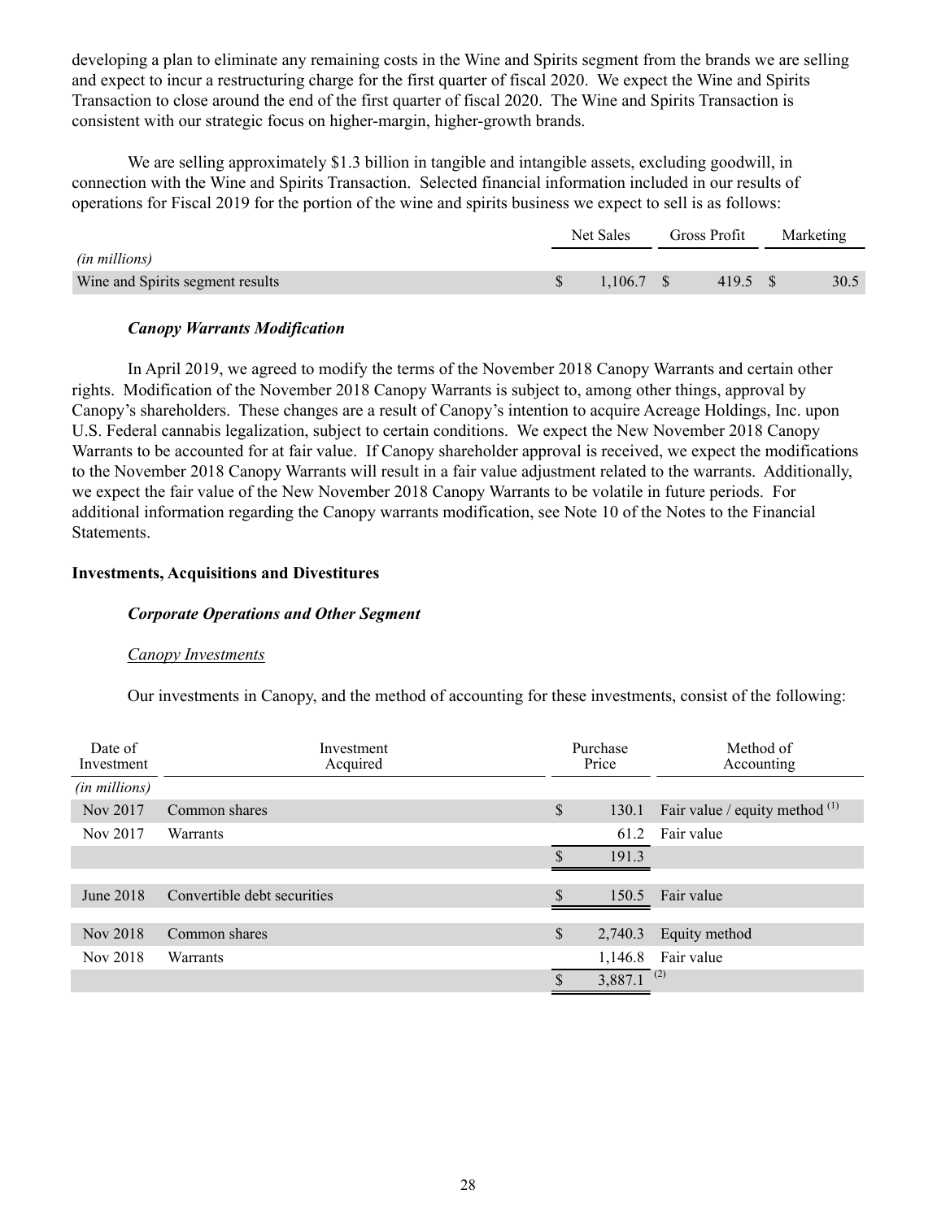developing a plan to eliminate any remaining costs in the Wine and Spirits segment from the brands we are selling and expect to incur a restructuring charge for the first quarter of fiscal 2020. We expect the Wine and Spirits Transaction to close around the end of the first quarter of fiscal 2020. The Wine and Spirits Transaction is consistent with our strategic focus on higher-margin, higher-growth brands.

We are selling approximately $1.3 billion in tangible and intangible assets, excluding goodwill, in connection with the Wine and Spirits Transaction. Selected financial information included in our results of operations for Fiscal 2019 for the portion of the wine and spirits business we expect to sell is as follows:

| | Net Sales | Gross Profit | Marketing |
|---|---|---|---|
| *(in millions)* | | | |
| Wine and Spirits segment results | $ 1,106.7 | $ 419.5 | $ 30.5 |

### *Canopy Warrants Modification*

In April 2019, we agreed to modify the terms of the November 2018 Canopy Warrants and certain other rights. Modification of the November 2018 Canopy Warrants is subject to, among other things, approval by Canopy's shareholders. These changes are a result of Canopy's intention to acquire Acreage Holdings, Inc. upon U.S. Federal cannabis legalization, subject to certain conditions. We expect the New November 2018 Canopy Warrants to be accounted for at fair value. If Canopy shareholder approval is received, we expect the modifications to the November 2018 Canopy Warrants will result in a fair value adjustment related to the warrants. Additionally, we expect the fair value of the New November 2018 Canopy Warrants to be volatile in future periods. For additional information regarding the Canopy warrants modification, see Note 10 of the Notes to the Financial Statements.

## Investments, Acquisitions and Divestitures

### *Corporate Operations and Other Segment*

#### Canopy Investments

Our investments in Canopy, and the method of accounting for these investments, consist of the following:

| Date of Investment | Investment Acquired | Purchase Price | Method of Accounting |
|---|---|---|---|
| *(in millions)* | | | |
| Nov 2017 | Common shares | $ 130.1 | Fair value / equity method [1] |
| Nov 2017 | Warrants | 61.2 | Fair value |
| | | $ 191.3 | |
| June 2018 | Convertible debt securities | $ 150.5 | Fair value |
| Nov 2018 | Common shares | $ 2,740.3 | Equity method |
| Nov 2018 | Warrants | 1,146.8 | Fair value |
| | | $ 3,887.1 [2] | |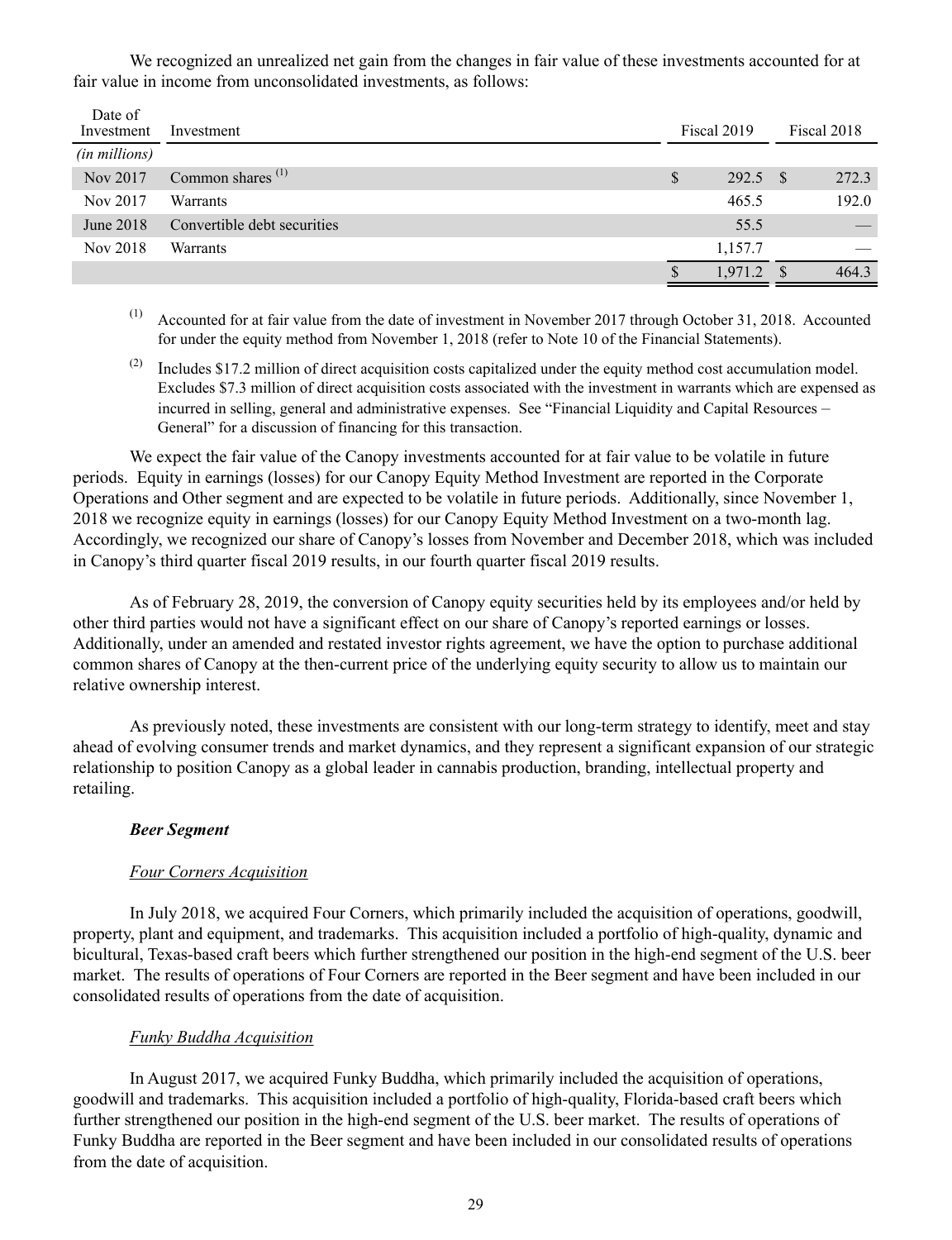We recognized an unrealized net gain from the changes in fair value of these investments accounted for at fair value in income from unconsolidated investments, as follows:

| Date of Investment | Investment | Fiscal 2019 | Fiscal 2018 |
|---|---|---|---|
| *(in millions)* | | | |
| Nov 2017 | Common shares [1] | $ 292.5 | $ 272.3 |
| Nov 2017 | Warrants | 465.5 | 192.0 |
| June 2018 | Convertible debt securities | 55.5 | — |
| Nov 2018 | Warrants | 1,157.7 | — |
| | | $ 1,971.2 | $ 464.3 |

[1] Accounted for at fair value from the date of investment in November 2017 through October 31, 2018. Accounted for under the equity method from November 1, 2018 (refer to Note 10 of the Financial Statements).

[2] Includes $17.2 million of direct acquisition costs capitalized under the equity method cost accumulation model. Excludes $7.3 million of direct acquisition costs associated with the investment in warrants which are expensed as incurred in selling, general and administrative expenses. See "Financial Liquidity and Capital Resources – General" for a discussion of financing for this transaction.

We expect the fair value of the Canopy investments accounted for at fair value to be volatile in future periods. Equity in earnings (losses) for our Canopy Equity Method Investment are reported in the Corporate Operations and Other segment and are expected to be volatile in future periods. Additionally, since November 1, 2018 we recognize equity in earnings (losses) for our Canopy Equity Method Investment on a two-month lag. Accordingly, we recognized our share of Canopy's losses from November and December 2018, which was included in Canopy's third quarter fiscal 2019 results, in our fourth quarter fiscal 2019 results.

As of February 28, 2019, the conversion of Canopy equity securities held by its employees and/or held by other third parties would not have a significant effect on our share of Canopy's reported earnings or losses. Additionally, under an amended and restated investor rights agreement, we have the option to purchase additional common shares of Canopy at the then-current price of the underlying equity security to allow us to maintain our relative ownership interest.

As previously noted, these investments are consistent with our long-term strategy to identify, meet and stay ahead of evolving consumer trends and market dynamics, and they represent a significant expansion of our strategic relationship to position Canopy as a global leader in cannabis production, branding, intellectual property and retailing.

***Beer Segment***

*Four Corners Acquisition*

In July 2018, we acquired Four Corners, which primarily included the acquisition of operations, goodwill, property, plant and equipment, and trademarks. This acquisition included a portfolio of high-quality, dynamic and bicultural, Texas-based craft beers which further strengthened our position in the high-end segment of the U.S. beer market. The results of operations of Four Corners are reported in the Beer segment and have been included in our consolidated results of operations from the date of acquisition.

*Funky Buddha Acquisition*

In August 2017, we acquired Funky Buddha, which primarily included the acquisition of operations, goodwill and trademarks. This acquisition included a portfolio of high-quality, Florida-based craft beers which further strengthened our position in the high-end segment of the U.S. beer market. The results of operations of Funky Buddha are reported in the Beer segment and have been included in our consolidated results of operations from the date of acquisition.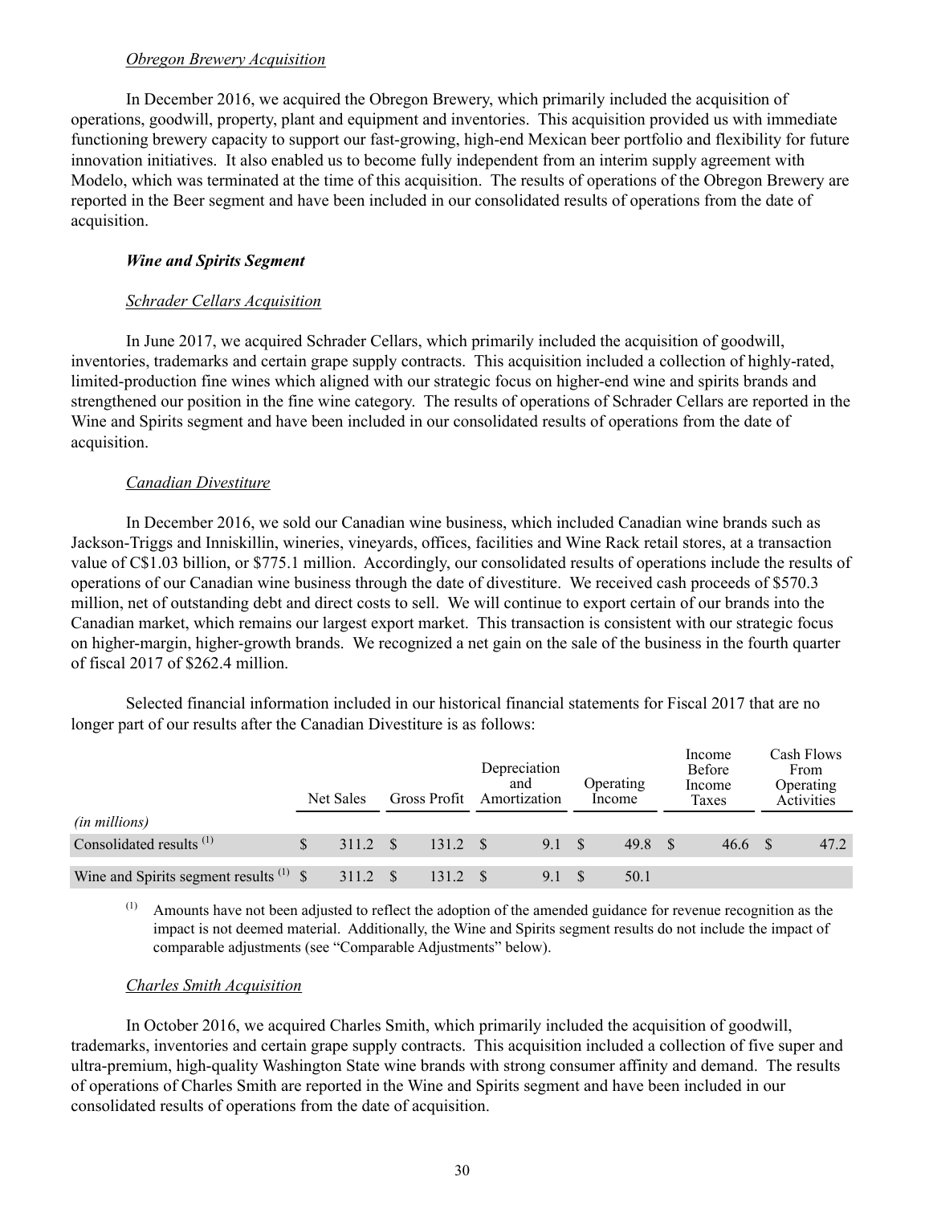*Obregon Brewery Acquisition*

In December 2016, we acquired the Obregon Brewery, which primarily included the acquisition of operations, goodwill, property, plant and equipment and inventories. This acquisition provided us with immediate functioning brewery capacity to support our fast-growing, high-end Mexican beer portfolio and flexibility for future innovation initiatives. It also enabled us to become fully independent from an interim supply agreement with Modelo, which was terminated at the time of this acquisition. The results of operations of the Obregon Brewery are reported in the Beer segment and have been included in our consolidated results of operations from the date of acquisition.

***Wine and Spirits Segment***

*Schrader Cellars Acquisition*

In June 2017, we acquired Schrader Cellars, which primarily included the acquisition of goodwill, inventories, trademarks and certain grape supply contracts. This acquisition included a collection of highly-rated, limited-production fine wines which aligned with our strategic focus on higher-end wine and spirits brands and strengthened our position in the fine wine category. The results of operations of Schrader Cellars are reported in the Wine and Spirits segment and have been included in our consolidated results of operations from the date of acquisition.

*Canadian Divestiture*

In December 2016, we sold our Canadian wine business, which included Canadian wine brands such as Jackson-Triggs and Inniskillin, wineries, vineyards, offices, facilities and Wine Rack retail stores, at a transaction value of C$1.03 billion, or $775.1 million. Accordingly, our consolidated results of operations include the results of operations of our Canadian wine business through the date of divestiture. We received cash proceeds of $570.3 million, net of outstanding debt and direct costs to sell. We will continue to export certain of our brands into the Canadian market, which remains our largest export market. This transaction is consistent with our strategic focus on higher-margin, higher-growth brands. We recognized a net gain on the sale of the business in the fourth quarter of fiscal 2017 of $262.4 million.

Selected financial information included in our historical financial statements for Fiscal 2017 that are no longer part of our results after the Canadian Divestiture is as follows:

| *(in millions)* | Net Sales | Gross Profit | Depreciation and Amortization | Operating Income | Income Before Income Taxes | Cash Flows From Operating Activities |
|---|---|---|---|---|---|---|
| Consolidated results [(1)] | $ 311.2 | $ 131.2 | $ 9.1 | $ 49.8 | $ 46.6 | $ 47.2 |
| Wine and Spirits segment results [(1)] | $ 311.2 | $ 131.2 | $ 9.1 | $ 50.1 | | |

[(1)] Amounts have not been adjusted to reflect the adoption of the amended guidance for revenue recognition as the impact is not deemed material. Additionally, the Wine and Spirits segment results do not include the impact of comparable adjustments (see "Comparable Adjustments" below).

*Charles Smith Acquisition*

In October 2016, we acquired Charles Smith, which primarily included the acquisition of goodwill, trademarks, inventories and certain grape supply contracts. This acquisition included a collection of five super and ultra-premium, high-quality Washington State wine brands with strong consumer affinity and demand. The results of operations of Charles Smith are reported in the Wine and Spirits segment and have been included in our consolidated results of operations from the date of acquisition.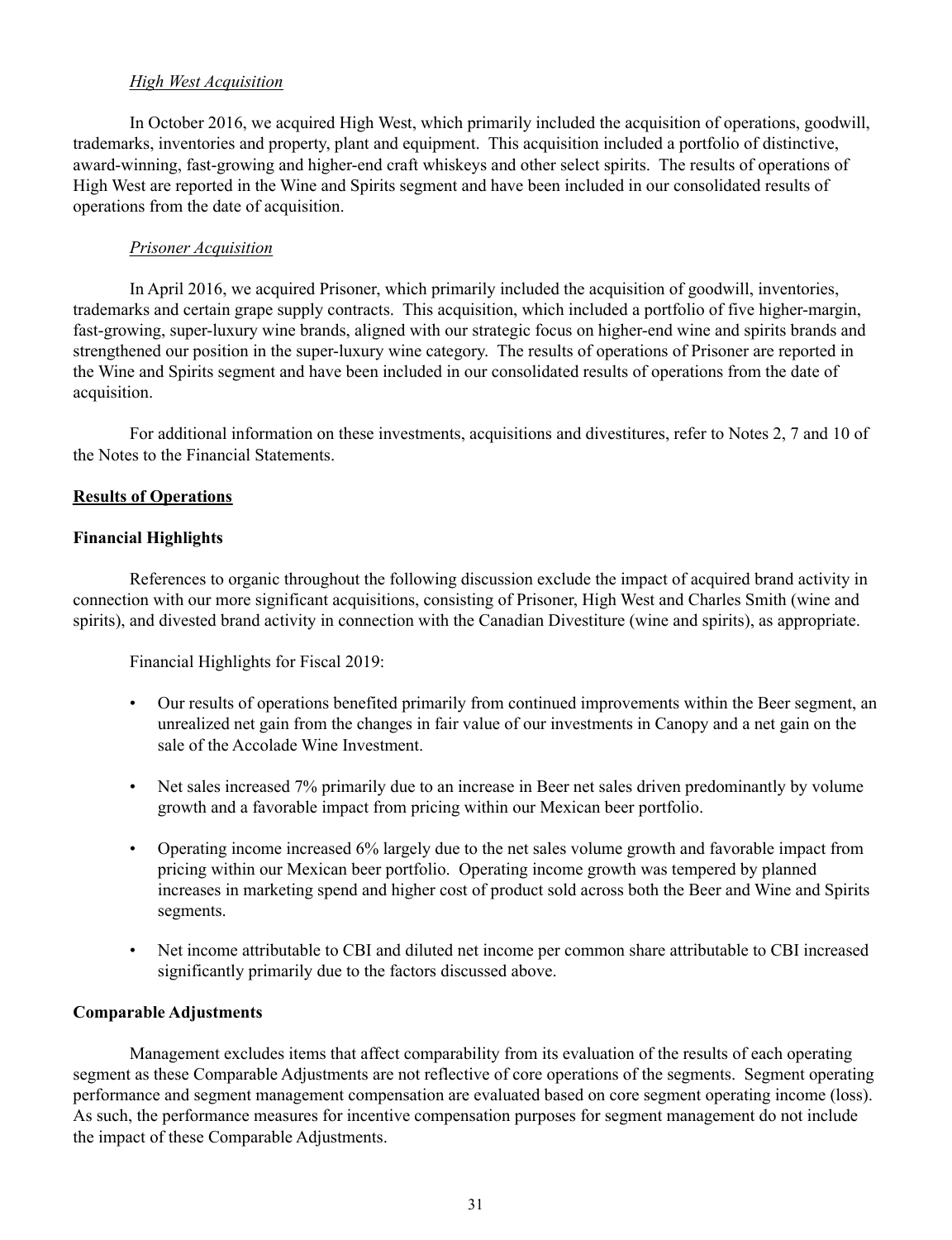*High West Acquisition*

In October 2016, we acquired High West, which primarily included the acquisition of operations, goodwill, trademarks, inventories and property, plant and equipment. This acquisition included a portfolio of distinctive, award-winning, fast-growing and higher-end craft whiskeys and other select spirits. The results of operations of High West are reported in the Wine and Spirits segment and have been included in our consolidated results of operations from the date of acquisition.

*Prisoner Acquisition*

In April 2016, we acquired Prisoner, which primarily included the acquisition of goodwill, inventories, trademarks and certain grape supply contracts. This acquisition, which included a portfolio of five higher-margin, fast-growing, super-luxury wine brands, aligned with our strategic focus on higher-end wine and spirits brands and strengthened our position in the super-luxury wine category. The results of operations of Prisoner are reported in the Wine and Spirits segment and have been included in our consolidated results of operations from the date of acquisition.

For additional information on these investments, acquisitions and divestitures, refer to Notes 2, 7 and 10 of the Notes to the Financial Statements.

## Results of Operations

### Financial Highlights

References to organic throughout the following discussion exclude the impact of acquired brand activity in connection with our more significant acquisitions, consisting of Prisoner, High West and Charles Smith (wine and spirits), and divested brand activity in connection with the Canadian Divestiture (wine and spirits), as appropriate.

Financial Highlights for Fiscal 2019:

- Our results of operations benefited primarily from continued improvements within the Beer segment, an unrealized net gain from the changes in fair value of our investments in Canopy and a net gain on the sale of the Accolade Wine Investment.
- Net sales increased 7% primarily due to an increase in Beer net sales driven predominantly by volume growth and a favorable impact from pricing within our Mexican beer portfolio.
- Operating income increased 6% largely due to the net sales volume growth and favorable impact from pricing within our Mexican beer portfolio. Operating income growth was tempered by planned increases in marketing spend and higher cost of product sold across both the Beer and Wine and Spirits segments.
- Net income attributable to CBI and diluted net income per common share attributable to CBI increased significantly primarily due to the factors discussed above.

### Comparable Adjustments

Management excludes items that affect comparability from its evaluation of the results of each operating segment as these Comparable Adjustments are not reflective of core operations of the segments. Segment operating performance and segment management compensation are evaluated based on core segment operating income (loss). As such, the performance measures for incentive compensation purposes for segment management do not include the impact of these Comparable Adjustments.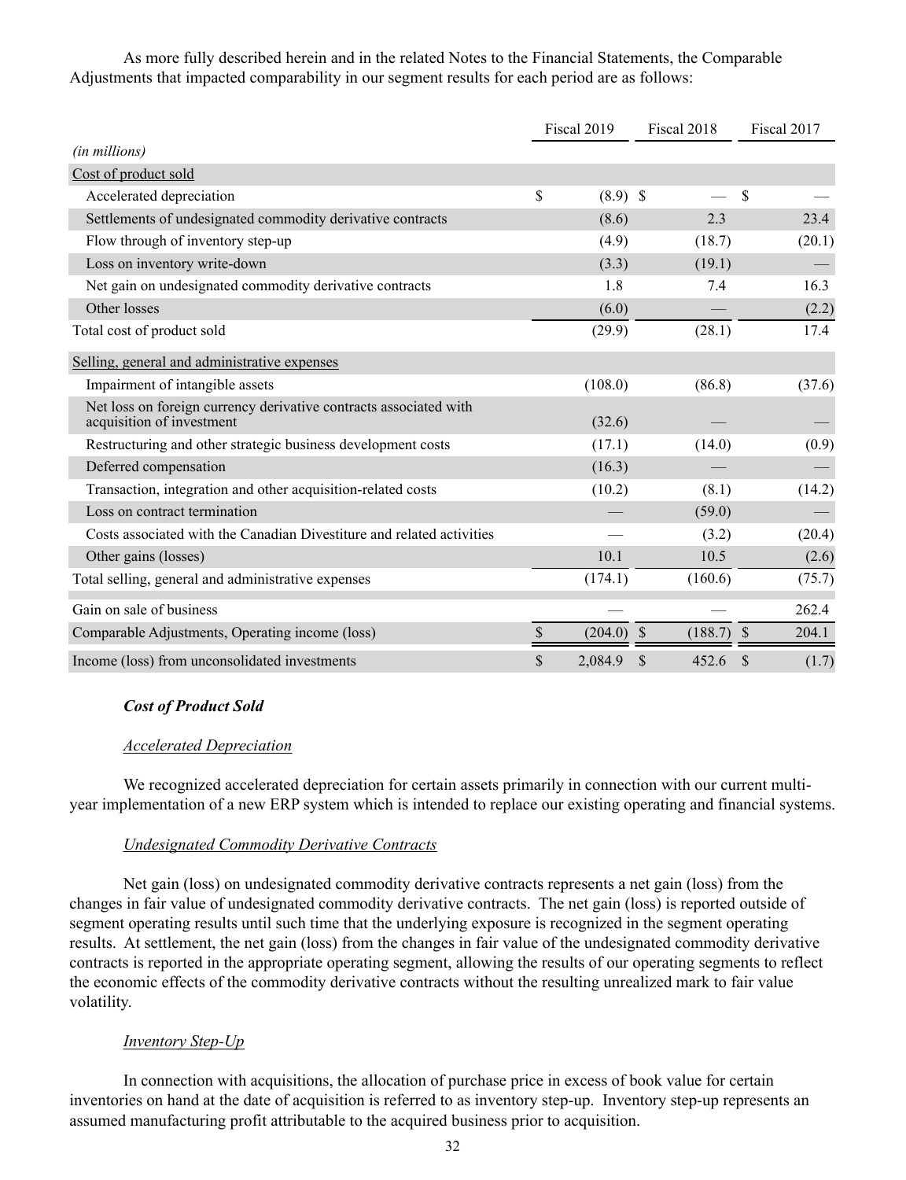As more fully described herein and in the related Notes to the Financial Statements, the Comparable Adjustments that impacted comparability in our segment results for each period are as follows:

| *(in millions)* | Fiscal 2019 | Fiscal 2018 | Fiscal 2017 |
|---|---|---|---|
| Cost of product sold | | | |
| Accelerated depreciation | $ (8.9) | $ — | $ — |
| Settlements of undesignated commodity derivative contracts | (8.6) | 2.3 | 23.4 |
| Flow through of inventory step-up | (4.9) | (18.7) | (20.1) |
| Loss on inventory write-down | (3.3) | (19.1) | — |
| Net gain on undesignated commodity derivative contracts | 1.8 | 7.4 | 16.3 |
| Other losses | (6.0) | — | (2.2) |
| Total cost of product sold | (29.9) | (28.1) | 17.4 |
| Selling, general and administrative expenses | | | |
| Impairment of intangible assets | (108.0) | (86.8) | (37.6) |
| Net loss on foreign currency derivative contracts associated with acquisition of investment | (32.6) | — | — |
| Restructuring and other strategic business development costs | (17.1) | (14.0) | (0.9) |
| Deferred compensation | (16.3) | — | — |
| Transaction, integration and other acquisition-related costs | (10.2) | (8.1) | (14.2) |
| Loss on contract termination | — | (59.0) | — |
| Costs associated with the Canadian Divestiture and related activities | — | (3.2) | (20.4) |
| Other gains (losses) | 10.1 | 10.5 | (2.6) |
| Total selling, general and administrative expenses | (174.1) | (160.6) | (75.7) |
| Gain on sale of business | — | — | 262.4 |
| Comparable Adjustments, Operating income (loss) | $ (204.0) | $ (188.7) | $ 204.1 |
| Income (loss) from unconsolidated investments | $ 2,084.9 | $ 452.6 | $ (1.7) |

### *Cost of Product Sold*

*Accelerated Depreciation*

We recognized accelerated depreciation for certain assets primarily in connection with our current multi-year implementation of a new ERP system which is intended to replace our existing operating and financial systems.

*Undesignated Commodity Derivative Contracts*

Net gain (loss) on undesignated commodity derivative contracts represents a net gain (loss) from the changes in fair value of undesignated commodity derivative contracts. The net gain (loss) is reported outside of segment operating results until such time that the underlying exposure is recognized in the segment operating results. At settlement, the net gain (loss) from the changes in fair value of the undesignated commodity derivative contracts is reported in the appropriate operating segment, allowing the results of our operating segments to reflect the economic effects of the commodity derivative contracts without the resulting unrealized mark to fair value volatility.

*Inventory Step-Up*

In connection with acquisitions, the allocation of purchase price in excess of book value for certain inventories on hand at the date of acquisition is referred to as inventory step-up. Inventory step-up represents an assumed manufacturing profit attributable to the acquired business prior to acquisition.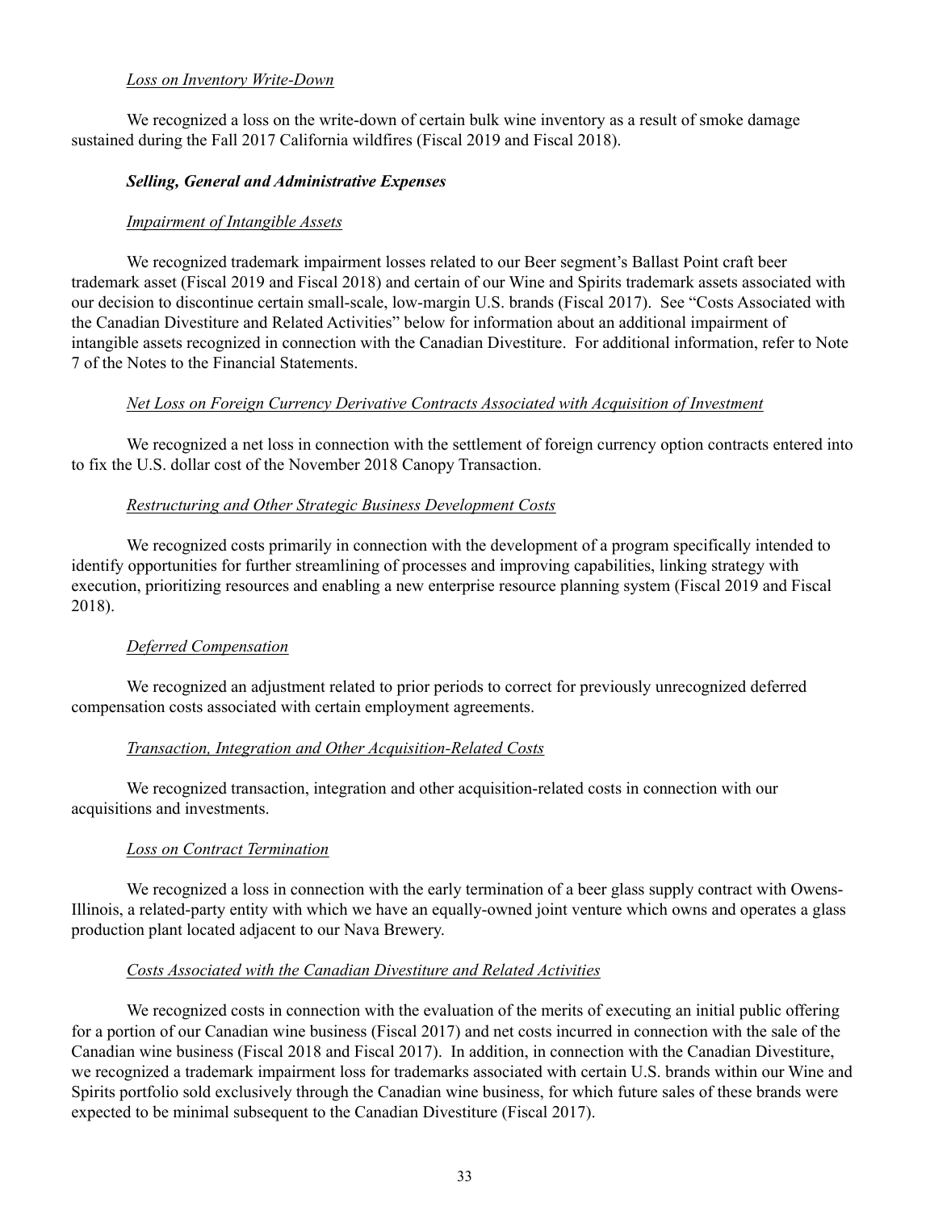*Loss on Inventory Write-Down*

We recognized a loss on the write-down of certain bulk wine inventory as a result of smoke damage sustained during the Fall 2017 California wildfires (Fiscal 2019 and Fiscal 2018).

***Selling, General and Administrative Expenses***

*Impairment of Intangible Assets*

We recognized trademark impairment losses related to our Beer segment's Ballast Point craft beer trademark asset (Fiscal 2019 and Fiscal 2018) and certain of our Wine and Spirits trademark assets associated with our decision to discontinue certain small-scale, low-margin U.S. brands (Fiscal 2017). See "Costs Associated with the Canadian Divestiture and Related Activities" below for information about an additional impairment of intangible assets recognized in connection with the Canadian Divestiture. For additional information, refer to Note 7 of the Notes to the Financial Statements.

*Net Loss on Foreign Currency Derivative Contracts Associated with Acquisition of Investment*

We recognized a net loss in connection with the settlement of foreign currency option contracts entered into to fix the U.S. dollar cost of the November 2018 Canopy Transaction.

*Restructuring and Other Strategic Business Development Costs*

We recognized costs primarily in connection with the development of a program specifically intended to identify opportunities for further streamlining of processes and improving capabilities, linking strategy with execution, prioritizing resources and enabling a new enterprise resource planning system (Fiscal 2019 and Fiscal 2018).

*Deferred Compensation*

We recognized an adjustment related to prior periods to correct for previously unrecognized deferred compensation costs associated with certain employment agreements.

*Transaction, Integration and Other Acquisition-Related Costs*

We recognized transaction, integration and other acquisition-related costs in connection with our acquisitions and investments.

*Loss on Contract Termination*

We recognized a loss in connection with the early termination of a beer glass supply contract with Owens-Illinois, a related-party entity with which we have an equally-owned joint venture which owns and operates a glass production plant located adjacent to our Nava Brewery.

*Costs Associated with the Canadian Divestiture and Related Activities*

We recognized costs in connection with the evaluation of the merits of executing an initial public offering for a portion of our Canadian wine business (Fiscal 2017) and net costs incurred in connection with the sale of the Canadian wine business (Fiscal 2018 and Fiscal 2017). In addition, in connection with the Canadian Divestiture, we recognized a trademark impairment loss for trademarks associated with certain U.S. brands within our Wine and Spirits portfolio sold exclusively through the Canadian wine business, for which future sales of these brands were expected to be minimal subsequent to the Canadian Divestiture (Fiscal 2017).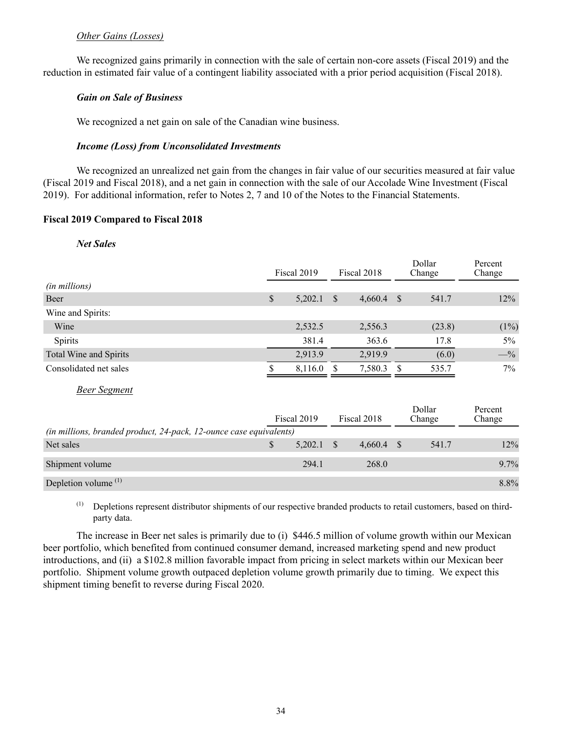*Other Gains (Losses)*

We recognized gains primarily in connection with the sale of certain non-core assets (Fiscal 2019) and the reduction in estimated fair value of a contingent liability associated with a prior period acquisition (Fiscal 2018).

***Gain on Sale of Business***

We recognized a net gain on sale of the Canadian wine business.

***Income (Loss) from Unconsolidated Investments***

We recognized an unrealized net gain from the changes in fair value of our securities measured at fair value (Fiscal 2019 and Fiscal 2018), and a net gain in connection with the sale of our Accolade Wine Investment (Fiscal 2019). For additional information, refer to Notes 2, 7 and 10 of the Notes to the Financial Statements.

**Fiscal 2019 Compared to Fiscal 2018**

***Net Sales***

| | Fiscal 2019 | Fiscal 2018 | Dollar Change | Percent Change |
|---|---|---|---|---|
| *(in millions)* | | | | |
| Beer | $ 5,202.1 | $ 4,660.4 | $ 541.7 | 12% |
| Wine and Spirits: | | | | |
| Wine | 2,532.5 | 2,556.3 | (23.8) | (1%) |
| Spirits | 381.4 | 363.6 | 17.8 | 5% |
| Total Wine and Spirits | 2,913.9 | 2,919.9 | (6.0) | —% |
| Consolidated net sales | $ 8,116.0 | $ 7,580.3 | $ 535.7 | 7% |

*Beer Segment*

| | Fiscal 2019 | Fiscal 2018 | Dollar Change | Percent Change |
|---|---|---|---|---|
| *(in millions, branded product, 24-pack, 12-ounce case equivalents)* | | | | |
| Net sales | $ 5,202.1 | $ 4,660.4 | $ 541.7 | 12% |
| Shipment volume | 294.1 | 268.0 | | 9.7% |
| Depletion volume [(1)] | | | | 8.8% |

[(1)] Depletions represent distributor shipments of our respective branded products to retail customers, based on third-party data.

The increase in Beer net sales is primarily due to (i) $446.5 million of volume growth within our Mexican beer portfolio, which benefited from continued consumer demand, increased marketing spend and new product introductions, and (ii) a $102.8 million favorable impact from pricing in select markets within our Mexican beer portfolio. Shipment volume growth outpaced depletion volume growth primarily due to timing. We expect this shipment timing benefit to reverse during Fiscal 2020.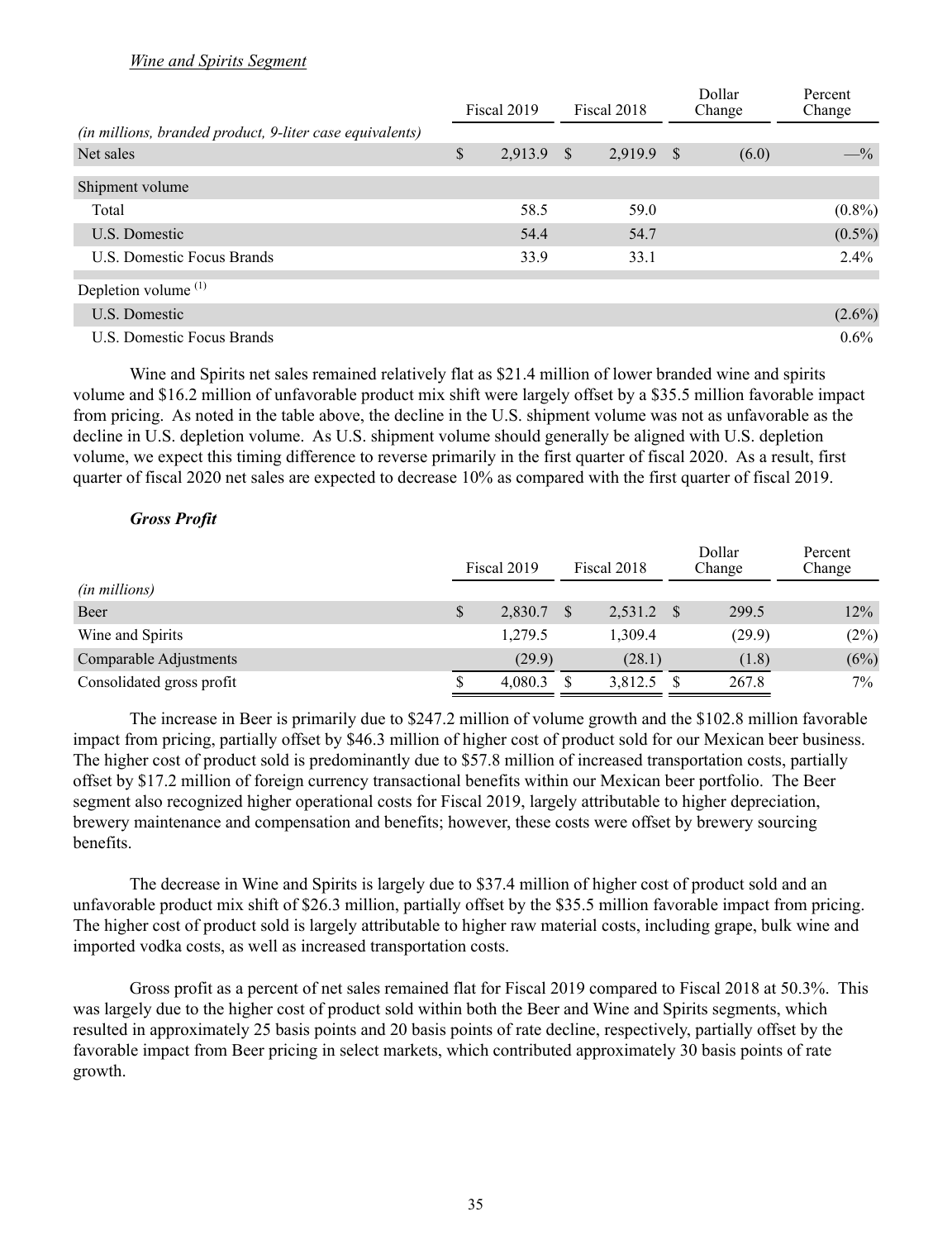*Wine and Spirits Segment*

| | Fiscal 2019 | Fiscal 2018 | Dollar Change | Percent Change |
|---|---|---|---|---|
| *(in millions, branded product, 9-liter case equivalents)* | | | | |
| Net sales | $ 2,913.9 | $ 2,919.9 | $ (6.0) | —% |
| Shipment volume | | | | |
| Total | 58.5 | 59.0 | | (0.8%) |
| U.S. Domestic | 54.4 | 54.7 | | (0.5%) |
| U.S. Domestic Focus Brands | 33.9 | 33.1 | | 2.4% |
| Depletion volume [(1)] | | | | |
| U.S. Domestic | | | | (2.6%) |
| U.S. Domestic Focus Brands | | | | 0.6% |

Wine and Spirits net sales remained relatively flat as $21.4 million of lower branded wine and spirits volume and $16.2 million of unfavorable product mix shift were largely offset by a $35.5 million favorable impact from pricing. As noted in the table above, the decline in the U.S. shipment volume was not as unfavorable as the decline in U.S. depletion volume. As U.S. shipment volume should generally be aligned with U.S. depletion volume, we expect this timing difference to reverse primarily in the first quarter of fiscal 2020. As a result, first quarter of fiscal 2020 net sales are expected to decrease 10% as compared with the first quarter of fiscal 2019.

***Gross Profit***

| | Fiscal 2019 | Fiscal 2018 | Dollar Change | Percent Change |
|---|---|---|---|---|
| *(in millions)* | | | | |
| Beer | $ 2,830.7 | $ 2,531.2 | $ 299.5 | 12% |
| Wine and Spirits | 1,279.5 | 1,309.4 | (29.9) | (2%) |
| Comparable Adjustments | (29.9) | (28.1) | (1.8) | (6%) |
| Consolidated gross profit | $ 4,080.3 | $ 3,812.5 | $ 267.8 | 7% |

The increase in Beer is primarily due to $247.2 million of volume growth and the $102.8 million favorable impact from pricing, partially offset by $46.3 million of higher cost of product sold for our Mexican beer business. The higher cost of product sold is predominantly due to $57.8 million of increased transportation costs, partially offset by $17.2 million of foreign currency transactional benefits within our Mexican beer portfolio. The Beer segment also recognized higher operational costs for Fiscal 2019, largely attributable to higher depreciation, brewery maintenance and compensation and benefits; however, these costs were offset by brewery sourcing benefits.

The decrease in Wine and Spirits is largely due to $37.4 million of higher cost of product sold and an unfavorable product mix shift of $26.3 million, partially offset by the $35.5 million favorable impact from pricing. The higher cost of product sold is largely attributable to higher raw material costs, including grape, bulk wine and imported vodka costs, as well as increased transportation costs.

Gross profit as a percent of net sales remained flat for Fiscal 2019 compared to Fiscal 2018 at 50.3%. This was largely due to the higher cost of product sold within both the Beer and Wine and Spirits segments, which resulted in approximately 25 basis points and 20 basis points of rate decline, respectively, partially offset by the favorable impact from Beer pricing in select markets, which contributed approximately 30 basis points of rate growth.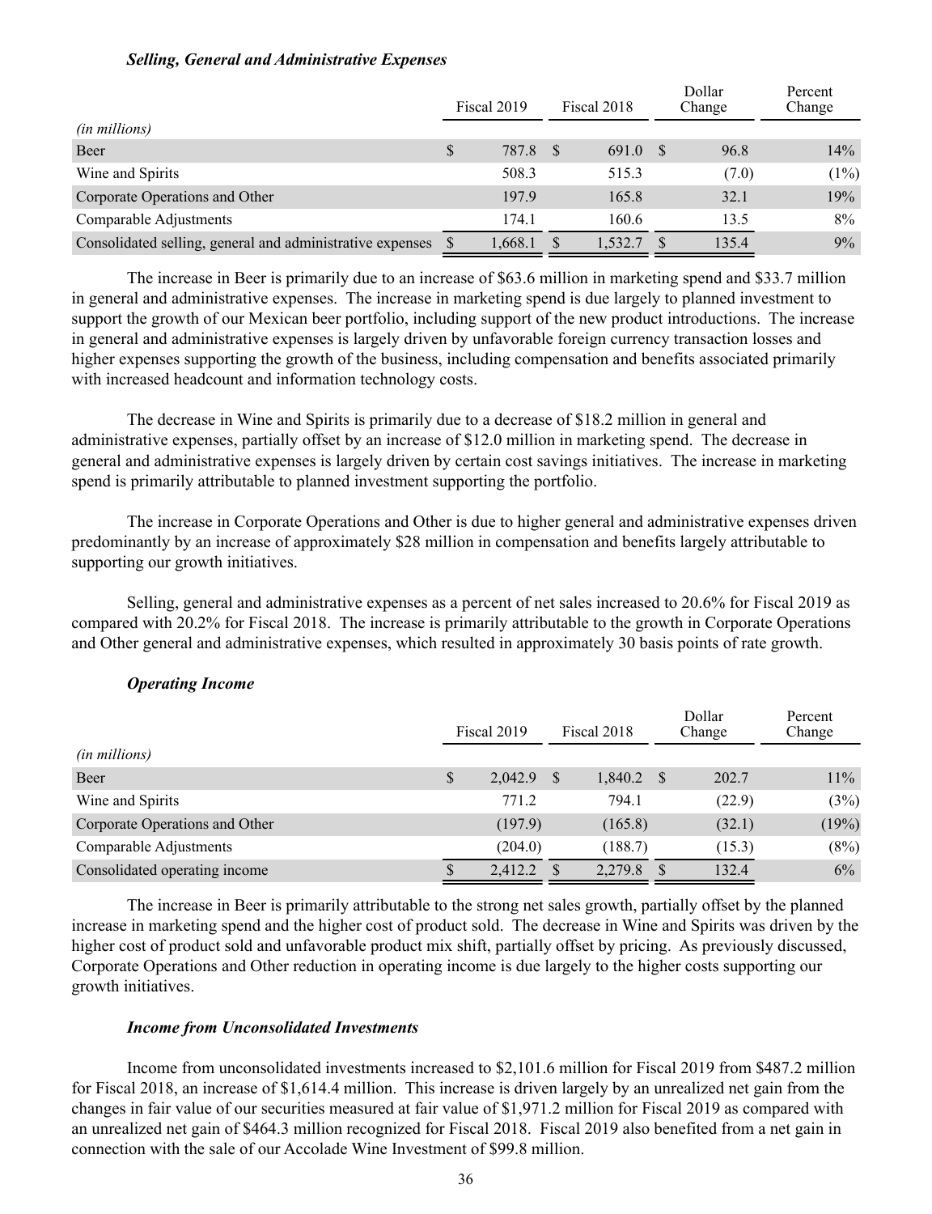### *Selling, General and Administrative Expenses*

| *(in millions)* | Fiscal 2019 | Fiscal 2018 | Dollar Change | Percent Change |
|---|---|---|---|---|
| Beer | $ 787.8 | $ 691.0 | $ 96.8 | 14% |
| Wine and Spirits | 508.3 | 515.3 | (7.0) | (1%) |
| Corporate Operations and Other | 197.9 | 165.8 | 32.1 | 19% |
| Comparable Adjustments | 174.1 | 160.6 | 13.5 | 8% |
| Consolidated selling, general and administrative expenses | $ 1,668.1 | $ 1,532.7 | $ 135.4 | 9% |

The increase in Beer is primarily due to an increase of $63.6 million in marketing spend and $33.7 million in general and administrative expenses. The increase in marketing spend is due largely to planned investment to support the growth of our Mexican beer portfolio, including support of the new product introductions. The increase in general and administrative expenses is largely driven by unfavorable foreign currency transaction losses and higher expenses supporting the growth of the business, including compensation and benefits associated primarily with increased headcount and information technology costs.

The decrease in Wine and Spirits is primarily due to a decrease of $18.2 million in general and administrative expenses, partially offset by an increase of $12.0 million in marketing spend. The decrease in general and administrative expenses is largely driven by certain cost savings initiatives. The increase in marketing spend is primarily attributable to planned investment supporting the portfolio.

The increase in Corporate Operations and Other is due to higher general and administrative expenses driven predominantly by an increase of approximately $28 million in compensation and benefits largely attributable to supporting our growth initiatives.

Selling, general and administrative expenses as a percent of net sales increased to 20.6% for Fiscal 2019 as compared with 20.2% for Fiscal 2018. The increase is primarily attributable to the growth in Corporate Operations and Other general and administrative expenses, which resulted in approximately 30 basis points of rate growth.

### *Operating Income*

| *(in millions)* | Fiscal 2019 | Fiscal 2018 | Dollar Change | Percent Change |
|---|---|---|---|---|
| Beer | $ 2,042.9 | $ 1,840.2 | $ 202.7 | 11% |
| Wine and Spirits | 771.2 | 794.1 | (22.9) | (3%) |
| Corporate Operations and Other | (197.9) | (165.8) | (32.1) | (19%) |
| Comparable Adjustments | (204.0) | (188.7) | (15.3) | (8%) |
| Consolidated operating income | $ 2,412.2 | $ 2,279.8 | $ 132.4 | 6% |

The increase in Beer is primarily attributable to the strong net sales growth, partially offset by the planned increase in marketing spend and the higher cost of product sold. The decrease in Wine and Spirits was driven by the higher cost of product sold and unfavorable product mix shift, partially offset by pricing. As previously discussed, Corporate Operations and Other reduction in operating income is due largely to the higher costs supporting our growth initiatives.

### *Income from Unconsolidated Investments*

Income from unconsolidated investments increased to $2,101.6 million for Fiscal 2019 from $487.2 million for Fiscal 2018, an increase of $1,614.4 million. This increase is driven largely by an unrealized net gain from the changes in fair value of our securities measured at fair value of $1,971.2 million for Fiscal 2019 as compared with an unrealized net gain of $464.3 million recognized for Fiscal 2018. Fiscal 2019 also benefited from a net gain in connection with the sale of our Accolade Wine Investment of $99.8 million.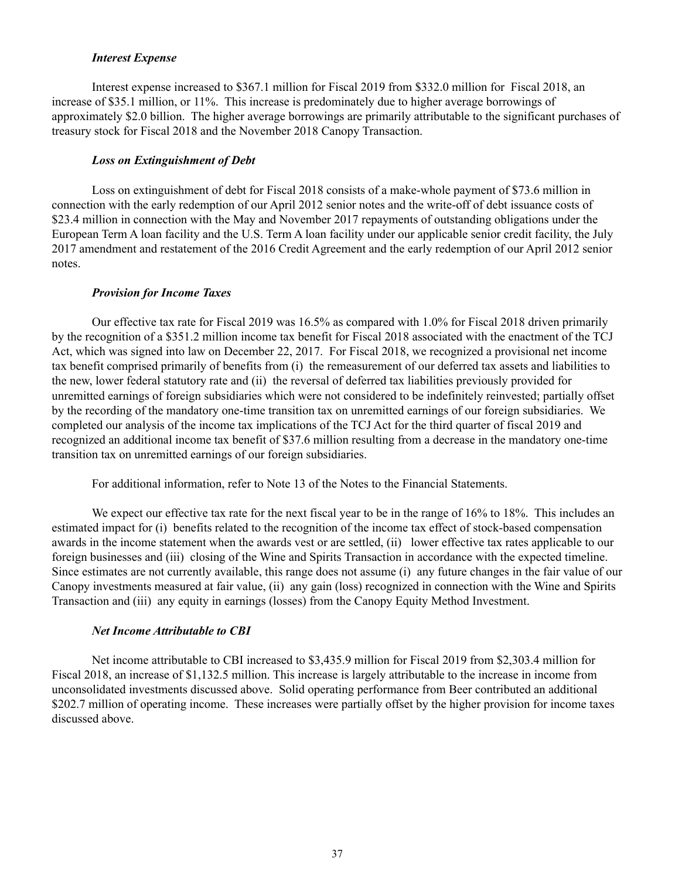### *Interest Expense*

Interest expense increased to $367.1 million for Fiscal 2019 from $332.0 million for Fiscal 2018, an increase of $35.1 million, or 11%. This increase is predominately due to higher average borrowings of approximately $2.0 billion. The higher average borrowings are primarily attributable to the significant purchases of treasury stock for Fiscal 2018 and the November 2018 Canopy Transaction.

### *Loss on Extinguishment of Debt*

Loss on extinguishment of debt for Fiscal 2018 consists of a make-whole payment of $73.6 million in connection with the early redemption of our April 2012 senior notes and the write-off of debt issuance costs of $23.4 million in connection with the May and November 2017 repayments of outstanding obligations under the European Term A loan facility and the U.S. Term A loan facility under our applicable senior credit facility, the July 2017 amendment and restatement of the 2016 Credit Agreement and the early redemption of our April 2012 senior notes.

### *Provision for Income Taxes*

Our effective tax rate for Fiscal 2019 was 16.5% as compared with 1.0% for Fiscal 2018 driven primarily by the recognition of a $351.2 million income tax benefit for Fiscal 2018 associated with the enactment of the TCJ Act, which was signed into law on December 22, 2017. For Fiscal 2018, we recognized a provisional net income tax benefit comprised primarily of benefits from (i) the remeasurement of our deferred tax assets and liabilities to the new, lower federal statutory rate and (ii) the reversal of deferred tax liabilities previously provided for unremitted earnings of foreign subsidiaries which were not considered to be indefinitely reinvested; partially offset by the recording of the mandatory one-time transition tax on unremitted earnings of our foreign subsidiaries. We completed our analysis of the income tax implications of the TCJ Act for the third quarter of fiscal 2019 and recognized an additional income tax benefit of $37.6 million resulting from a decrease in the mandatory one-time transition tax on unremitted earnings of our foreign subsidiaries.

For additional information, refer to Note 13 of the Notes to the Financial Statements.

We expect our effective tax rate for the next fiscal year to be in the range of 16% to 18%. This includes an estimated impact for (i) benefits related to the recognition of the income tax effect of stock-based compensation awards in the income statement when the awards vest or are settled, (ii) lower effective tax rates applicable to our foreign businesses and (iii) closing of the Wine and Spirits Transaction in accordance with the expected timeline. Since estimates are not currently available, this range does not assume (i) any future changes in the fair value of our Canopy investments measured at fair value, (ii) any gain (loss) recognized in connection with the Wine and Spirits Transaction and (iii) any equity in earnings (losses) from the Canopy Equity Method Investment.

### *Net Income Attributable to CBI*

Net income attributable to CBI increased to $3,435.9 million for Fiscal 2019 from $2,303.4 million for Fiscal 2018, an increase of $1,132.5 million. This increase is largely attributable to the increase in income from unconsolidated investments discussed above. Solid operating performance from Beer contributed an additional $202.7 million of operating income. These increases were partially offset by the higher provision for income taxes discussed above.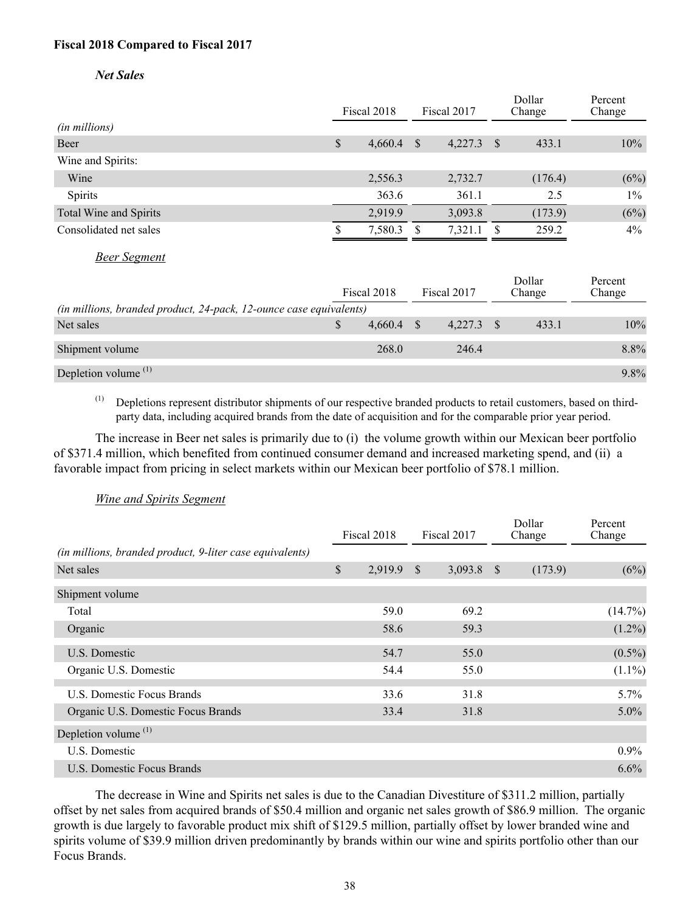**Fiscal 2018 Compared to Fiscal 2017**

***Net Sales***

| *(in millions)* | Fiscal 2018 | Fiscal 2017 | Dollar Change | Percent Change |
|---|---|---|---|---|
| Beer | $ 4,660.4 | $ 4,227.3 | $ 433.1 | 10% |
| Wine and Spirits: | | | | |
| Wine | 2,556.3 | 2,732.7 | (176.4) | (6%) |
| Spirits | 363.6 | 361.1 | 2.5 | 1% |
| Total Wine and Spirits | 2,919.9 | 3,093.8 | (173.9) | (6%) |
| Consolidated net sales | $ 7,580.3 | $ 7,321.1 | $ 259.2 | 4% |

*Beer Segment*

| *(in millions, branded product, 24-pack, 12-ounce case equivalents)* | Fiscal 2018 | Fiscal 2017 | Dollar Change | Percent Change |
|---|---|---|---|---|
| Net sales | $ 4,660.4 | $ 4,227.3 | $ 433.1 | 10% |
| Shipment volume | 268.0 | 246.4 | | 8.8% |
| Depletion volume [1] | | | | 9.8% |

[1] Depletions represent distributor shipments of our respective branded products to retail customers, based on third-party data, including acquired brands from the date of acquisition and for the comparable prior year period.

The increase in Beer net sales is primarily due to (i) the volume growth within our Mexican beer portfolio of $371.4 million, which benefited from continued consumer demand and increased marketing spend, and (ii) a favorable impact from pricing in select markets within our Mexican beer portfolio of $78.1 million.

*Wine and Spirits Segment*

| *(in millions, branded product, 9-liter case equivalents)* | Fiscal 2018 | Fiscal 2017 | Dollar Change | Percent Change |
|---|---|---|---|---|
| Net sales | $ 2,919.9 | $ 3,093.8 | $ (173.9) | (6%) |
| Shipment volume | | | | |
| Total | 59.0 | 69.2 | | (14.7%) |
| Organic | 58.6 | 59.3 | | (1.2%) |
| U.S. Domestic | 54.7 | 55.0 | | (0.5%) |
| Organic U.S. Domestic | 54.4 | 55.0 | | (1.1%) |
| U.S. Domestic Focus Brands | 33.6 | 31.8 | | 5.7% |
| Organic U.S. Domestic Focus Brands | 33.4 | 31.8 | | 5.0% |
| Depletion volume [1] | | | | |
| U.S. Domestic | | | | 0.9% |
| U.S. Domestic Focus Brands | | | | 6.6% |

The decrease in Wine and Spirits net sales is due to the Canadian Divestiture of $311.2 million, partially offset by net sales from acquired brands of $50.4 million and organic net sales growth of $86.9 million. The organic growth is due largely to favorable product mix shift of $129.5 million, partially offset by lower branded wine and spirits volume of $39.9 million driven predominantly by brands within our wine and spirits portfolio other than our Focus Brands.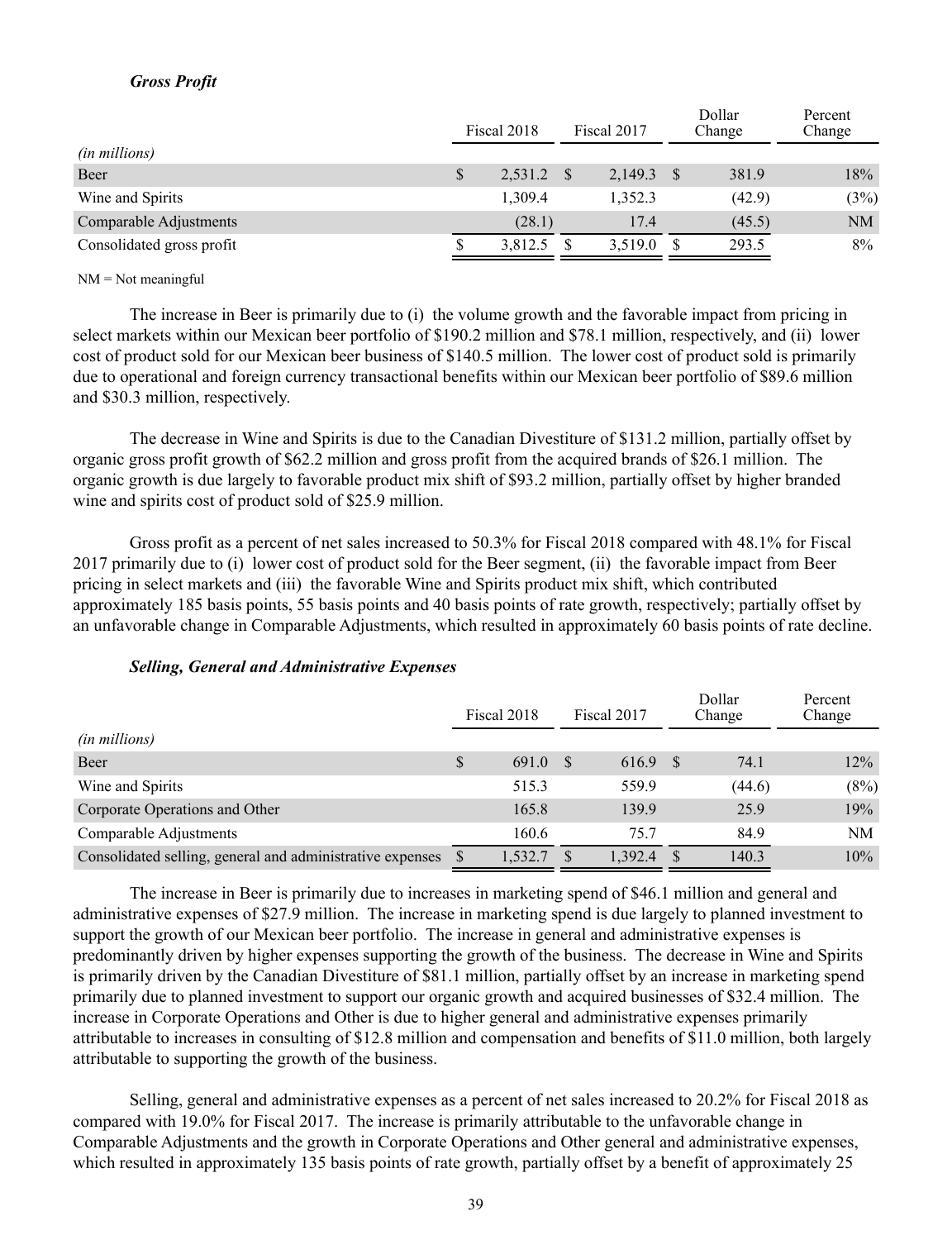***Gross Profit***

| *(in millions)* | Fiscal 2018 | Fiscal 2017 | Dollar Change | Percent Change |
|---|---|---|---|---|
| Beer | $ 2,531.2 | $ 2,149.3 | $ 381.9 | 18% |
| Wine and Spirits | 1,309.4 | 1,352.3 | (42.9) | (3%) |
| Comparable Adjustments | (28.1) | 17.4 | (45.5) | NM |
| Consolidated gross profit | $ 3,812.5 | $ 3,519.0 | $ 293.5 | 8% |

NM = Not meaningful

The increase in Beer is primarily due to (i) the volume growth and the favorable impact from pricing in select markets within our Mexican beer portfolio of $190.2 million and $78.1 million, respectively, and (ii) lower cost of product sold for our Mexican beer business of $140.5 million. The lower cost of product sold is primarily due to operational and foreign currency transactional benefits within our Mexican beer portfolio of $89.6 million and $30.3 million, respectively.

The decrease in Wine and Spirits is due to the Canadian Divestiture of $131.2 million, partially offset by organic gross profit growth of $62.2 million and gross profit from the acquired brands of $26.1 million. The organic growth is due largely to favorable product mix shift of $93.2 million, partially offset by higher branded wine and spirits cost of product sold of $25.9 million.

Gross profit as a percent of net sales increased to 50.3% for Fiscal 2018 compared with 48.1% for Fiscal 2017 primarily due to (i) lower cost of product sold for the Beer segment, (ii) the favorable impact from Beer pricing in select markets and (iii) the favorable Wine and Spirits product mix shift, which contributed approximately 185 basis points, 55 basis points and 40 basis points of rate growth, respectively; partially offset by an unfavorable change in Comparable Adjustments, which resulted in approximately 60 basis points of rate decline.

***Selling, General and Administrative Expenses***

| *(in millions)* | Fiscal 2018 | Fiscal 2017 | Dollar Change | Percent Change |
|---|---|---|---|---|
| Beer | $ 691.0 | $ 616.9 | $ 74.1 | 12% |
| Wine and Spirits | 515.3 | 559.9 | (44.6) | (8%) |
| Corporate Operations and Other | 165.8 | 139.9 | 25.9 | 19% |
| Comparable Adjustments | 160.6 | 75.7 | 84.9 | NM |
| Consolidated selling, general and administrative expenses | $ 1,532.7 | $ 1,392.4 | $ 140.3 | 10% |

The increase in Beer is primarily due to increases in marketing spend of $46.1 million and general and administrative expenses of $27.9 million. The increase in marketing spend is due largely to planned investment to support the growth of our Mexican beer portfolio. The increase in general and administrative expenses is predominantly driven by higher expenses supporting the growth of the business. The decrease in Wine and Spirits is primarily driven by the Canadian Divestiture of $81.1 million, partially offset by an increase in marketing spend primarily due to planned investment to support our organic growth and acquired businesses of $32.4 million. The increase in Corporate Operations and Other is due to higher general and administrative expenses primarily attributable to increases in consulting of $12.8 million and compensation and benefits of $11.0 million, both largely attributable to supporting the growth of the business.

Selling, general and administrative expenses as a percent of net sales increased to 20.2% for Fiscal 2018 as compared with 19.0% for Fiscal 2017. The increase is primarily attributable to the unfavorable change in Comparable Adjustments and the growth in Corporate Operations and Other general and administrative expenses, which resulted in approximately 135 basis points of rate growth, partially offset by a benefit of approximately 25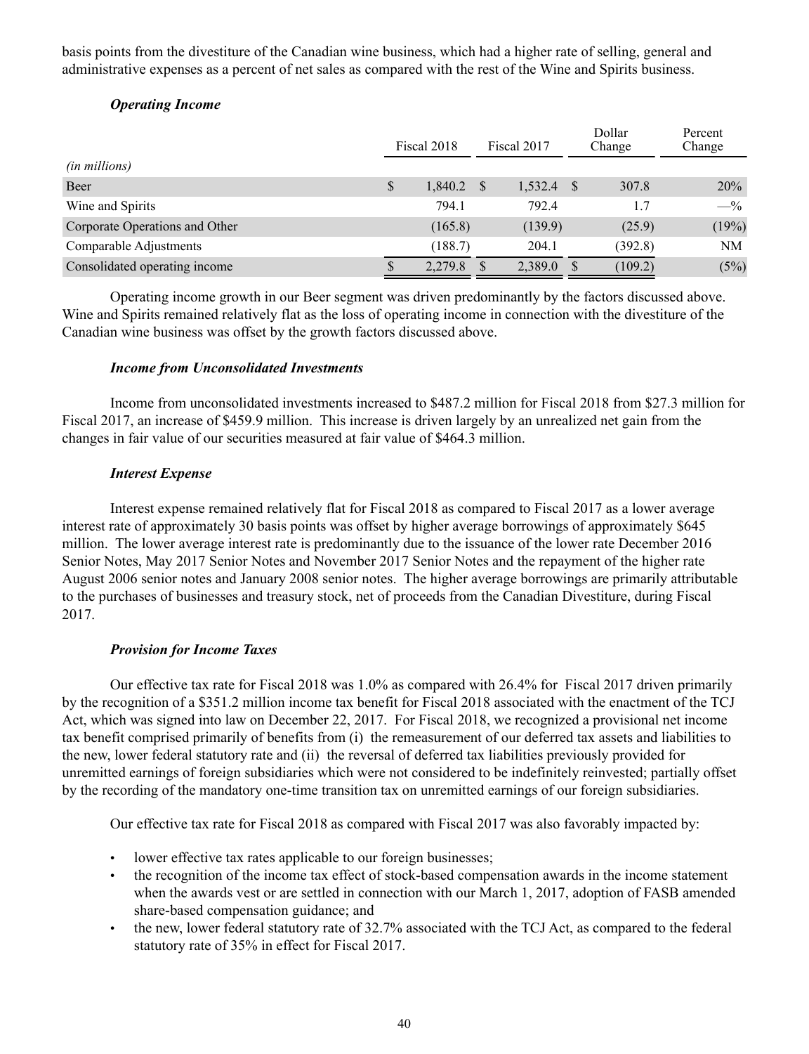basis points from the divestiture of the Canadian wine business, which had a higher rate of selling, general and administrative expenses as a percent of net sales as compared with the rest of the Wine and Spirits business.

***Operating Income***

| *(in millions)* | Fiscal 2018 | Fiscal 2017 | Dollar Change | Percent Change |
|---|---|---|---|---|
| Beer | $ 1,840.2 | $ 1,532.4 | $ 307.8 | 20% |
| Wine and Spirits | 794.1 | 792.4 | 1.7 | —% |
| Corporate Operations and Other | (165.8) | (139.9) | (25.9) | (19%) |
| Comparable Adjustments | (188.7) | 204.1 | (392.8) | NM |
| Consolidated operating income | $ 2,279.8 | $ 2,389.0 | $ (109.2) | (5%) |

Operating income growth in our Beer segment was driven predominantly by the factors discussed above. Wine and Spirits remained relatively flat as the loss of operating income in connection with the divestiture of the Canadian wine business was offset by the growth factors discussed above.

***Income from Unconsolidated Investments***

Income from unconsolidated investments increased to $487.2 million for Fiscal 2018 from $27.3 million for Fiscal 2017, an increase of $459.9 million. This increase is driven largely by an unrealized net gain from the changes in fair value of our securities measured at fair value of $464.3 million.

***Interest Expense***

Interest expense remained relatively flat for Fiscal 2018 as compared to Fiscal 2017 as a lower average interest rate of approximately 30 basis points was offset by higher average borrowings of approximately $645 million. The lower average interest rate is predominantly due to the issuance of the lower rate December 2016 Senior Notes, May 2017 Senior Notes and November 2017 Senior Notes and the repayment of the higher rate August 2006 senior notes and January 2008 senior notes. The higher average borrowings are primarily attributable to the purchases of businesses and treasury stock, net of proceeds from the Canadian Divestiture, during Fiscal 2017.

***Provision for Income Taxes***

Our effective tax rate for Fiscal 2018 was 1.0% as compared with 26.4% for Fiscal 2017 driven primarily by the recognition of a $351.2 million income tax benefit for Fiscal 2018 associated with the enactment of the TCJ Act, which was signed into law on December 22, 2017. For Fiscal 2018, we recognized a provisional net income tax benefit comprised primarily of benefits from (i) the remeasurement of our deferred tax assets and liabilities to the new, lower federal statutory rate and (ii) the reversal of deferred tax liabilities previously provided for unremitted earnings of foreign subsidiaries which were not considered to be indefinitely reinvested; partially offset by the recording of the mandatory one-time transition tax on unremitted earnings of our foreign subsidiaries.

Our effective tax rate for Fiscal 2018 as compared with Fiscal 2017 was also favorably impacted by:

- lower effective tax rates applicable to our foreign businesses;
- the recognition of the income tax effect of stock-based compensation awards in the income statement when the awards vest or are settled in connection with our March 1, 2017, adoption of FASB amended share-based compensation guidance; and
- the new, lower federal statutory rate of 32.7% associated with the TCJ Act, as compared to the federal statutory rate of 35% in effect for Fiscal 2017.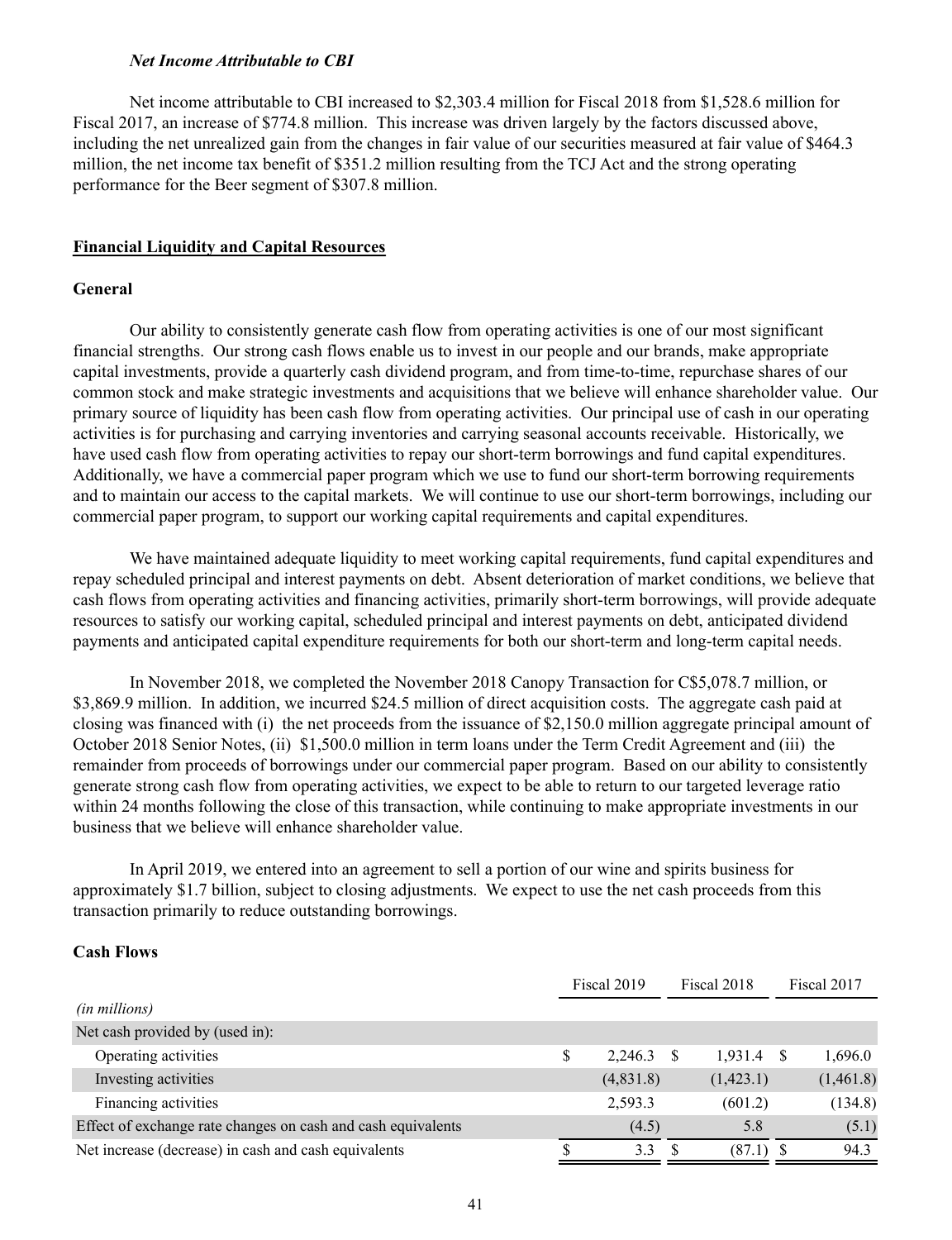### *Net Income Attributable to CBI*

Net income attributable to CBI increased to $2,303.4 million for Fiscal 2018 from $1,528.6 million for Fiscal 2017, an increase of $774.8 million. This increase was driven largely by the factors discussed above, including the net unrealized gain from the changes in fair value of our securities measured at fair value of $464.3 million, the net income tax benefit of $351.2 million resulting from the TCJ Act and the strong operating performance for the Beer segment of $307.8 million.

## Financial Liquidity and Capital Resources

### General

Our ability to consistently generate cash flow from operating activities is one of our most significant financial strengths. Our strong cash flows enable us to invest in our people and our brands, make appropriate capital investments, provide a quarterly cash dividend program, and from time-to-time, repurchase shares of our common stock and make strategic investments and acquisitions that we believe will enhance shareholder value. Our primary source of liquidity has been cash flow from operating activities. Our principal use of cash in our operating activities is for purchasing and carrying inventories and carrying seasonal accounts receivable. Historically, we have used cash flow from operating activities to repay our short-term borrowings and fund capital expenditures. Additionally, we have a commercial paper program which we use to fund our short-term borrowing requirements and to maintain our access to the capital markets. We will continue to use our short-term borrowings, including our commercial paper program, to support our working capital requirements and capital expenditures.

We have maintained adequate liquidity to meet working capital requirements, fund capital expenditures and repay scheduled principal and interest payments on debt. Absent deterioration of market conditions, we believe that cash flows from operating activities and financing activities, primarily short-term borrowings, will provide adequate resources to satisfy our working capital, scheduled principal and interest payments on debt, anticipated dividend payments and anticipated capital expenditure requirements for both our short-term and long-term capital needs.

In November 2018, we completed the November 2018 Canopy Transaction for C$5,078.7 million, or $3,869.9 million. In addition, we incurred $24.5 million of direct acquisition costs. The aggregate cash paid at closing was financed with (i) the net proceeds from the issuance of $2,150.0 million aggregate principal amount of October 2018 Senior Notes, (ii) $1,500.0 million in term loans under the Term Credit Agreement and (iii) the remainder from proceeds of borrowings under our commercial paper program. Based on our ability to consistently generate strong cash flow from operating activities, we expect to be able to return to our targeted leverage ratio within 24 months following the close of this transaction, while continuing to make appropriate investments in our business that we believe will enhance shareholder value.

In April 2019, we entered into an agreement to sell a portion of our wine and spirits business for approximately $1.7 billion, subject to closing adjustments. We expect to use the net cash proceeds from this transaction primarily to reduce outstanding borrowings.

### Cash Flows

| *(in millions)* | Fiscal 2019 | Fiscal 2018 | Fiscal 2017 |
|---|---|---|---|
| Net cash provided by (used in): | | | |
| Operating activities | $ 2,246.3 | $ 1,931.4 | $ 1,696.0 |
| Investing activities | (4,831.8) | (1,423.1) | (1,461.8) |
| Financing activities | 2,593.3 | (601.2) | (134.8) |
| Effect of exchange rate changes on cash and cash equivalents | (4.5) | 5.8 | (5.1) |
| Net increase (decrease) in cash and cash equivalents | $ 3.3 | $ (87.1) | $ 94.3 |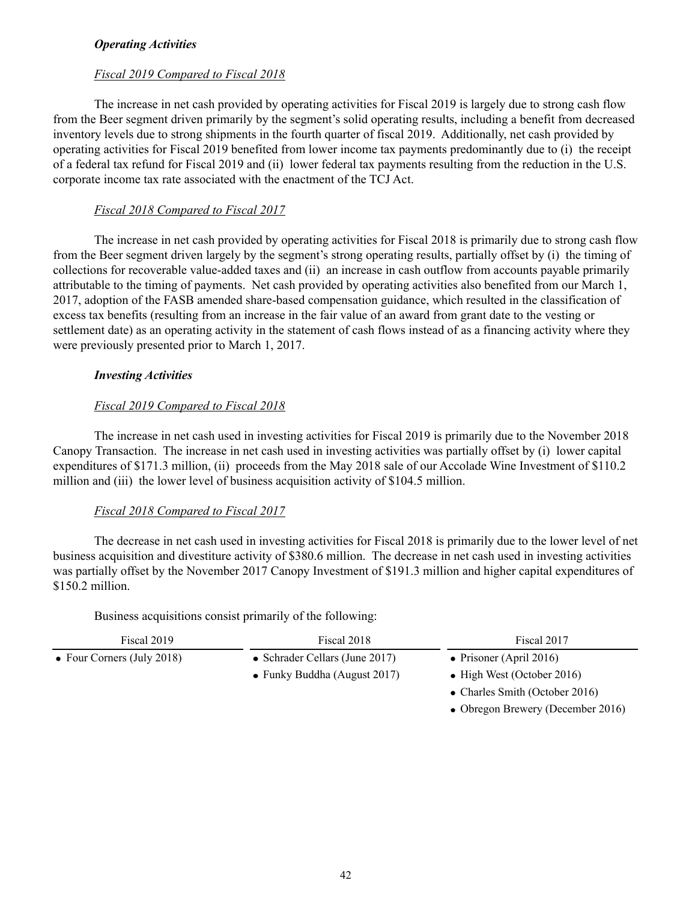***Operating Activities***

*Fiscal 2019 Compared to Fiscal 2018*

The increase in net cash provided by operating activities for Fiscal 2019 is largely due to strong cash flow from the Beer segment driven primarily by the segment's solid operating results, including a benefit from decreased inventory levels due to strong shipments in the fourth quarter of fiscal 2019. Additionally, net cash provided by operating activities for Fiscal 2019 benefited from lower income tax payments predominantly due to (i) the receipt of a federal tax refund for Fiscal 2019 and (ii) lower federal tax payments resulting from the reduction in the U.S. corporate income tax rate associated with the enactment of the TCJ Act.

*Fiscal 2018 Compared to Fiscal 2017*

The increase in net cash provided by operating activities for Fiscal 2018 is primarily due to strong cash flow from the Beer segment driven largely by the segment's strong operating results, partially offset by (i) the timing of collections for recoverable value-added taxes and (ii) an increase in cash outflow from accounts payable primarily attributable to the timing of payments. Net cash provided by operating activities also benefited from our March 1, 2017, adoption of the FASB amended share-based compensation guidance, which resulted in the classification of excess tax benefits (resulting from an increase in the fair value of an award from grant date to the vesting or settlement date) as an operating activity in the statement of cash flows instead of as a financing activity where they were previously presented prior to March 1, 2017.

***Investing Activities***

*Fiscal 2019 Compared to Fiscal 2018*

The increase in net cash used in investing activities for Fiscal 2019 is primarily due to the November 2018 Canopy Transaction. The increase in net cash used in investing activities was partially offset by (i) lower capital expenditures of $171.3 million, (ii) proceeds from the May 2018 sale of our Accolade Wine Investment of $110.2 million and (iii) the lower level of business acquisition activity of $104.5 million.

*Fiscal 2018 Compared to Fiscal 2017*

The decrease in net cash used in investing activities for Fiscal 2018 is primarily due to the lower level of net business acquisition and divestiture activity of $380.6 million. The decrease in net cash used in investing activities was partially offset by the November 2017 Canopy Investment of $191.3 million and higher capital expenditures of $150.2 million.

Business acquisitions consist primarily of the following:

| Fiscal 2019 | Fiscal 2018 | Fiscal 2017 |
|---|---|---|
| • Four Corners (July 2018) | • Schrader Cellars (June 2017) | • Prisoner (April 2016) |
| | • Funky Buddha (August 2017) | • High West (October 2016) |
| | | • Charles Smith (October 2016) |
| | | • Obregon Brewery (December 2016) |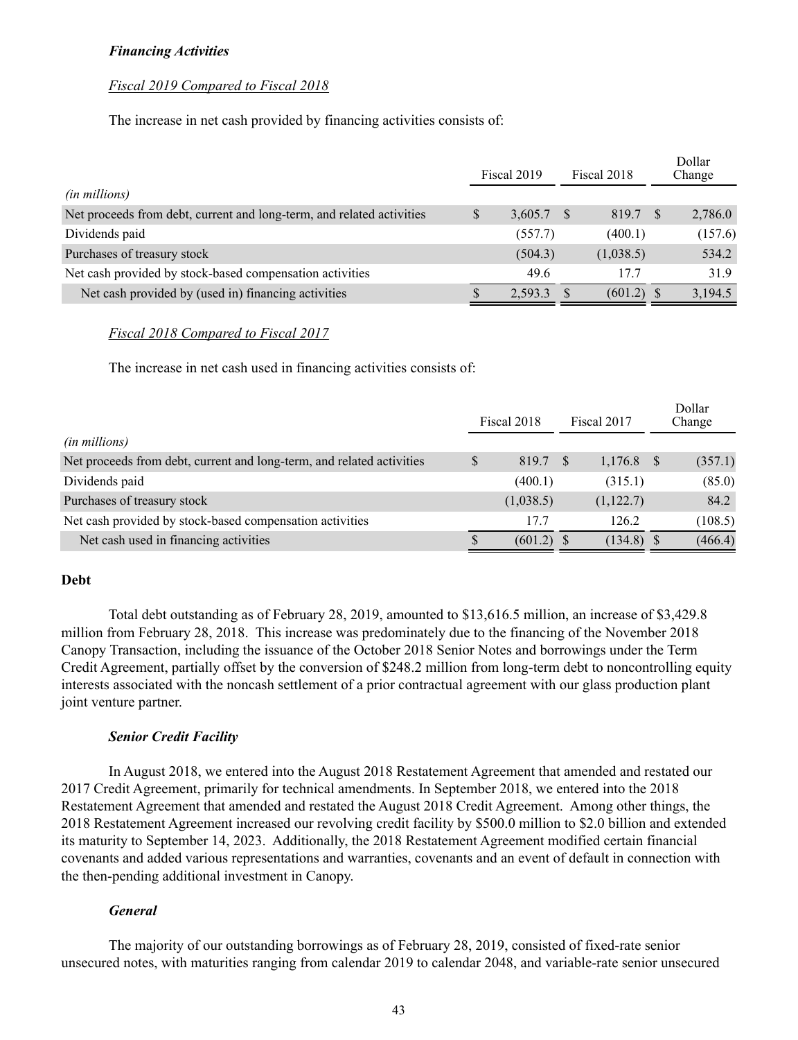***Financing Activities***

*Fiscal 2019 Compared to Fiscal 2018*

The increase in net cash provided by financing activities consists of:

| *(in millions)* | Fiscal 2019 | Fiscal 2018 | Dollar Change |
|---|---|---|---|
| Net proceeds from debt, current and long-term, and related activities | $ 3,605.7 | $ 819.7 | $ 2,786.0 |
| Dividends paid | (557.7) | (400.1) | (157.6) |
| Purchases of treasury stock | (504.3) | (1,038.5) | 534.2 |
| Net cash provided by stock-based compensation activities | 49.6 | 17.7 | 31.9 |
| Net cash provided by (used in) financing activities | $ 2,593.3 | $ (601.2) | $ 3,194.5 |

*Fiscal 2018 Compared to Fiscal 2017*

The increase in net cash used in financing activities consists of:

| *(in millions)* | Fiscal 2018 | Fiscal 2017 | Dollar Change |
|---|---|---|---|
| Net proceeds from debt, current and long-term, and related activities | $ 819.7 | $ 1,176.8 | $ (357.1) |
| Dividends paid | (400.1) | (315.1) | (85.0) |
| Purchases of treasury stock | (1,038.5) | (1,122.7) | 84.2 |
| Net cash provided by stock-based compensation activities | 17.7 | 126.2 | (108.5) |
| Net cash used in financing activities | $ (601.2) | $ (134.8) | $ (466.4) |

**Debt**

Total debt outstanding as of February 28, 2019, amounted to $13,616.5 million, an increase of $3,429.8 million from February 28, 2018. This increase was predominately due to the financing of the November 2018 Canopy Transaction, including the issuance of the October 2018 Senior Notes and borrowings under the Term Credit Agreement, partially offset by the conversion of $248.2 million from long-term debt to noncontrolling equity interests associated with the noncash settlement of a prior contractual agreement with our glass production plant joint venture partner.

***Senior Credit Facility***

In August 2018, we entered into the August 2018 Restatement Agreement that amended and restated our 2017 Credit Agreement, primarily for technical amendments. In September 2018, we entered into the 2018 Restatement Agreement that amended and restated the August 2018 Credit Agreement. Among other things, the 2018 Restatement Agreement increased our revolving credit facility by $500.0 million to $2.0 billion and extended its maturity to September 14, 2023. Additionally, the 2018 Restatement Agreement modified certain financial covenants and added various representations and warranties, covenants and an event of default in connection with the then-pending additional investment in Canopy.

***General***

The majority of our outstanding borrowings as of February 28, 2019, consisted of fixed-rate senior unsecured notes, with maturities ranging from calendar 2019 to calendar 2048, and variable-rate senior unsecured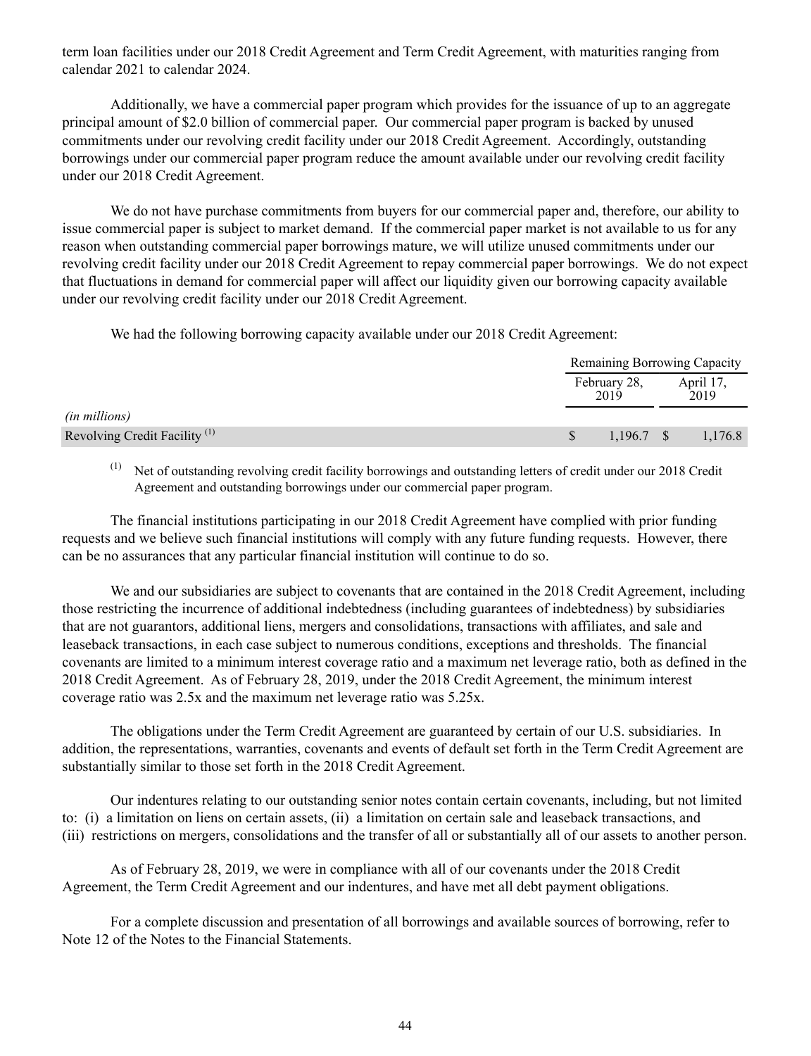term loan facilities under our 2018 Credit Agreement and Term Credit Agreement, with maturities ranging from calendar 2021 to calendar 2024.

Additionally, we have a commercial paper program which provides for the issuance of up to an aggregate principal amount of $2.0 billion of commercial paper. Our commercial paper program is backed by unused commitments under our revolving credit facility under our 2018 Credit Agreement. Accordingly, outstanding borrowings under our commercial paper program reduce the amount available under our revolving credit facility under our 2018 Credit Agreement.

We do not have purchase commitments from buyers for our commercial paper and, therefore, our ability to issue commercial paper is subject to market demand. If the commercial paper market is not available to us for any reason when outstanding commercial paper borrowings mature, we will utilize unused commitments under our revolving credit facility under our 2018 Credit Agreement to repay commercial paper borrowings. We do not expect that fluctuations in demand for commercial paper will affect our liquidity given our borrowing capacity available under our revolving credit facility under our 2018 Credit Agreement.

We had the following borrowing capacity available under our 2018 Credit Agreement:

| | Remaining Borrowing Capacity | |
|---|---|---|
| | February 28, 2019 | April 17, 2019 |
| *(in millions)* | | |
| Revolving Credit Facility [1] | $ 1,196.7 | $ 1,176.8 |

[1] Net of outstanding revolving credit facility borrowings and outstanding letters of credit under our 2018 Credit Agreement and outstanding borrowings under our commercial paper program.

The financial institutions participating in our 2018 Credit Agreement have complied with prior funding requests and we believe such financial institutions will comply with any future funding requests. However, there can be no assurances that any particular financial institution will continue to do so.

We and our subsidiaries are subject to covenants that are contained in the 2018 Credit Agreement, including those restricting the incurrence of additional indebtedness (including guarantees of indebtedness) by subsidiaries that are not guarantors, additional liens, mergers and consolidations, transactions with affiliates, and sale and leaseback transactions, in each case subject to numerous conditions, exceptions and thresholds. The financial covenants are limited to a minimum interest coverage ratio and a maximum net leverage ratio, both as defined in the 2018 Credit Agreement. As of February 28, 2019, under the 2018 Credit Agreement, the minimum interest coverage ratio was 2.5x and the maximum net leverage ratio was 5.25x.

The obligations under the Term Credit Agreement are guaranteed by certain of our U.S. subsidiaries. In addition, the representations, warranties, covenants and events of default set forth in the Term Credit Agreement are substantially similar to those set forth in the 2018 Credit Agreement.

Our indentures relating to our outstanding senior notes contain certain covenants, including, but not limited to: (i) a limitation on liens on certain assets, (ii) a limitation on certain sale and leaseback transactions, and (iii) restrictions on mergers, consolidations and the transfer of all or substantially all of our assets to another person.

As of February 28, 2019, we were in compliance with all of our covenants under the 2018 Credit Agreement, the Term Credit Agreement and our indentures, and have met all debt payment obligations.

For a complete discussion and presentation of all borrowings and available sources of borrowing, refer to Note 12 of the Notes to the Financial Statements.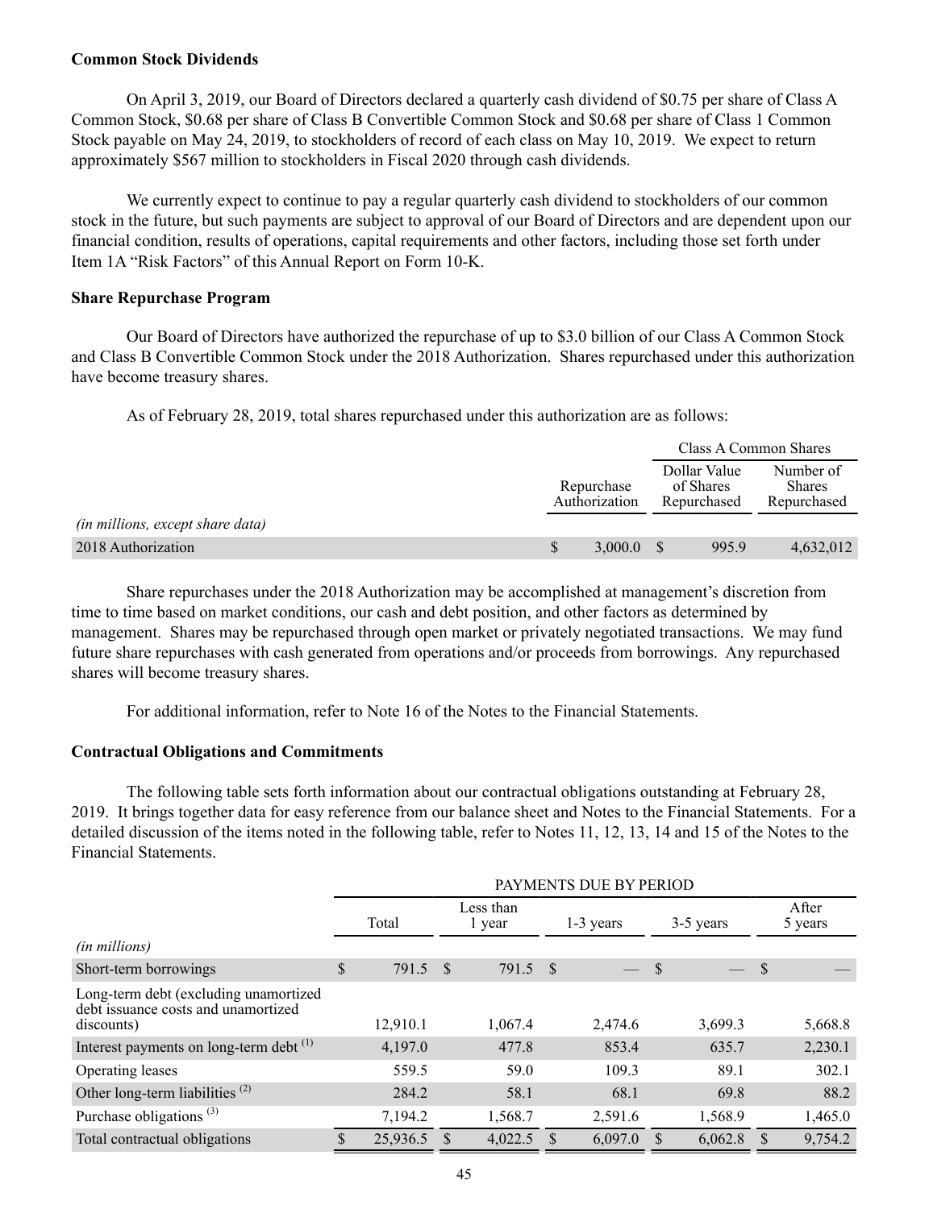**Common Stock Dividends**

On April 3, 2019, our Board of Directors declared a quarterly cash dividend of $0.75 per share of Class A Common Stock, $0.68 per share of Class B Convertible Common Stock and $0.68 per share of Class 1 Common Stock payable on May 24, 2019, to stockholders of record of each class on May 10, 2019. We expect to return approximately $567 million to stockholders in Fiscal 2020 through cash dividends.

We currently expect to continue to pay a regular quarterly cash dividend to stockholders of our common stock in the future, but such payments are subject to approval of our Board of Directors and are dependent upon our financial condition, results of operations, capital requirements and other factors, including those set forth under Item 1A "Risk Factors" of this Annual Report on Form 10-K.

**Share Repurchase Program**

Our Board of Directors have authorized the repurchase of up to $3.0 billion of our Class A Common Stock and Class B Convertible Common Stock under the 2018 Authorization. Shares repurchased under this authorization have become treasury shares.

As of February 28, 2019, total shares repurchased under this authorization are as follows:

| | | Class A Common Shares | |
|---|---|---|---|
| *(in millions, except share data)* | Repurchase Authorization | Dollar Value of Shares Repurchased | Number of Shares Repurchased |
| 2018 Authorization | $ 3,000.0 | $ 995.9 | 4,632,012 |

Share repurchases under the 2018 Authorization may be accomplished at management's discretion from time to time based on market conditions, our cash and debt position, and other factors as determined by management. Shares may be repurchased through open market or privately negotiated transactions. We may fund future share repurchases with cash generated from operations and/or proceeds from borrowings. Any repurchased shares will become treasury shares.

For additional information, refer to Note 16 of the Notes to the Financial Statements.

**Contractual Obligations and Commitments**

The following table sets forth information about our contractual obligations outstanding at February 28, 2019. It brings together data for easy reference from our balance sheet and Notes to the Financial Statements. For a detailed discussion of the items noted in the following table, refer to Notes 11, 12, 13, 14 and 15 of the Notes to the Financial Statements.

| | PAYMENTS DUE BY PERIOD | | | | |
|---|---|---|---|---|---|
| *(in millions)* | Total | Less than 1 year | 1-3 years | 3-5 years | After 5 years |
| Short-term borrowings | $ 791.5 | $ 791.5 | $ — | $ — | $ — |
| Long-term debt (excluding unamortized debt issuance costs and unamortized discounts) | 12,910.1 | 1,067.4 | 2,474.6 | 3,699.3 | 5,668.8 |
| Interest payments on long-term debt [1] | 4,197.0 | 477.8 | 853.4 | 635.7 | 2,230.1 |
| Operating leases | 559.5 | 59.0 | 109.3 | 89.1 | 302.1 |
| Other long-term liabilities [2] | 284.2 | 58.1 | 68.1 | 69.8 | 88.2 |
| Purchase obligations [3] | 7,194.2 | 1,568.7 | 2,591.6 | 1,568.9 | 1,465.0 |
| Total contractual obligations | $ 25,936.5 | $ 4,022.5 | $ 6,097.0 | $ 6,062.8 | $ 9,754.2 |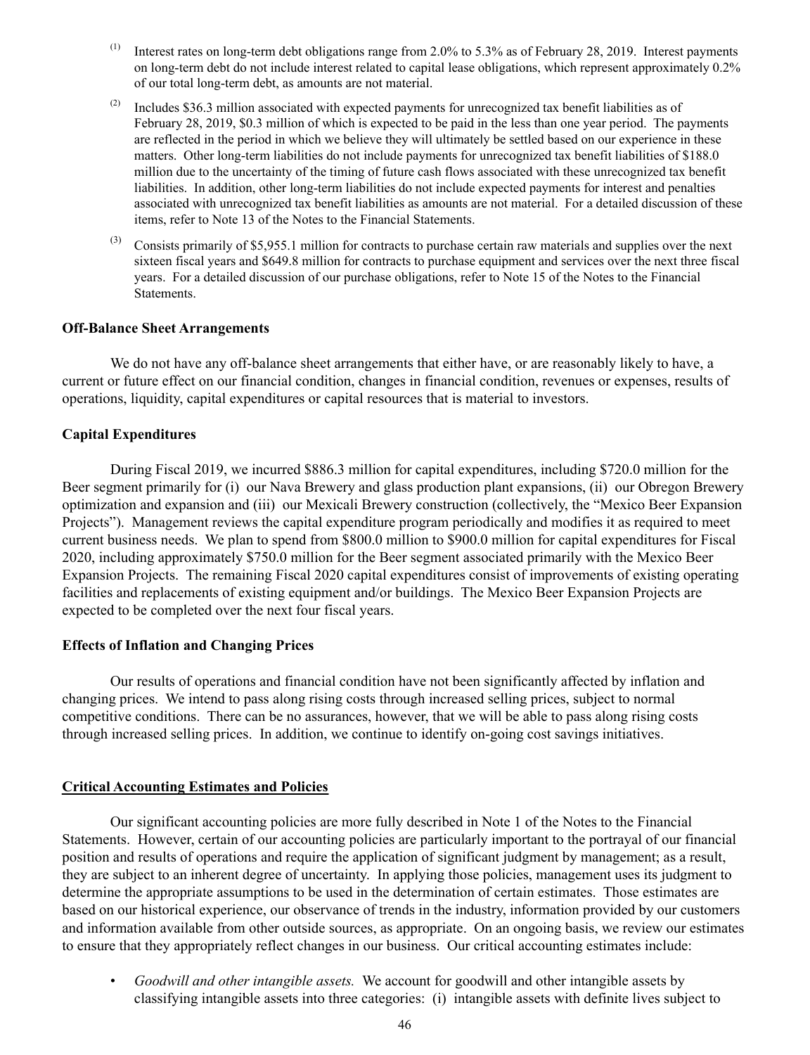(1) Interest rates on long-term debt obligations range from 2.0% to 5.3% as of February 28, 2019. Interest payments on long-term debt do not include interest related to capital lease obligations, which represent approximately 0.2% of our total long-term debt, as amounts are not material.

(2) Includes $36.3 million associated with expected payments for unrecognized tax benefit liabilities as of February 28, 2019, $0.3 million of which is expected to be paid in the less than one year period. The payments are reflected in the period in which we believe they will ultimately be settled based on our experience in these matters. Other long-term liabilities do not include payments for unrecognized tax benefit liabilities of $188.0 million due to the uncertainty of the timing of future cash flows associated with these unrecognized tax benefit liabilities. In addition, other long-term liabilities do not include expected payments for interest and penalties associated with unrecognized tax benefit liabilities as amounts are not material. For a detailed discussion of these items, refer to Note 13 of the Notes to the Financial Statements.

(3) Consists primarily of $5,955.1 million for contracts to purchase certain raw materials and supplies over the next sixteen fiscal years and $649.8 million for contracts to purchase equipment and services over the next three fiscal years. For a detailed discussion of our purchase obligations, refer to Note 15 of the Notes to the Financial Statements.

**Off-Balance Sheet Arrangements**

We do not have any off-balance sheet arrangements that either have, or are reasonably likely to have, a current or future effect on our financial condition, changes in financial condition, revenues or expenses, results of operations, liquidity, capital expenditures or capital resources that is material to investors.

**Capital Expenditures**

During Fiscal 2019, we incurred $886.3 million for capital expenditures, including $720.0 million for the Beer segment primarily for (i) our Nava Brewery and glass production plant expansions, (ii) our Obregon Brewery optimization and expansion and (iii) our Mexicali Brewery construction (collectively, the "Mexico Beer Expansion Projects"). Management reviews the capital expenditure program periodically and modifies it as required to meet current business needs. We plan to spend from $800.0 million to $900.0 million for capital expenditures for Fiscal 2020, including approximately $750.0 million for the Beer segment associated primarily with the Mexico Beer Expansion Projects. The remaining Fiscal 2020 capital expenditures consist of improvements of existing operating facilities and replacements of existing equipment and/or buildings. The Mexico Beer Expansion Projects are expected to be completed over the next four fiscal years.

**Effects of Inflation and Changing Prices**

Our results of operations and financial condition have not been significantly affected by inflation and changing prices. We intend to pass along rising costs through increased selling prices, subject to normal competitive conditions. There can be no assurances, however, that we will be able to pass along rising costs through increased selling prices. In addition, we continue to identify on-going cost savings initiatives.

**Critical Accounting Estimates and Policies**

Our significant accounting policies are more fully described in Note 1 of the Notes to the Financial Statements. However, certain of our accounting policies are particularly important to the portrayal of our financial position and results of operations and require the application of significant judgment by management; as a result, they are subject to an inherent degree of uncertainty. In applying those policies, management uses its judgment to determine the appropriate assumptions to be used in the determination of certain estimates. Those estimates are based on our historical experience, our observance of trends in the industry, information provided by our customers and information available from other outside sources, as appropriate. On an ongoing basis, we review our estimates to ensure that they appropriately reflect changes in our business. Our critical accounting estimates include:

- *Goodwill and other intangible assets.* We account for goodwill and other intangible assets by classifying intangible assets into three categories: (i) intangible assets with definite lives subject to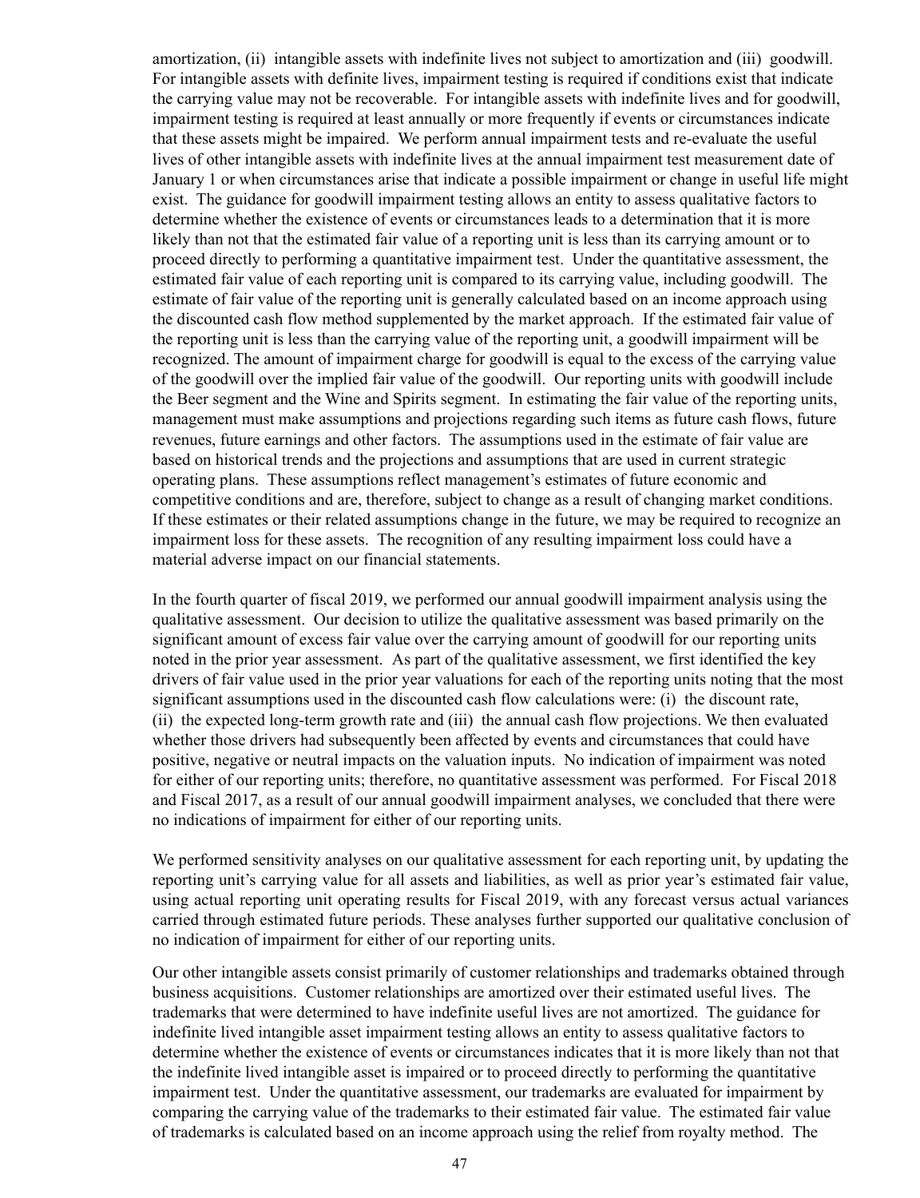amortization, (ii) intangible assets with indefinite lives not subject to amortization and (iii) goodwill. For intangible assets with definite lives, impairment testing is required if conditions exist that indicate the carrying value may not be recoverable. For intangible assets with indefinite lives and for goodwill, impairment testing is required at least annually or more frequently if events or circumstances indicate that these assets might be impaired. We perform annual impairment tests and re-evaluate the useful lives of other intangible assets with indefinite lives at the annual impairment test measurement date of January 1 or when circumstances arise that indicate a possible impairment or change in useful life might exist. The guidance for goodwill impairment testing allows an entity to assess qualitative factors to determine whether the existence of events or circumstances leads to a determination that it is more likely than not that the estimated fair value of a reporting unit is less than its carrying amount or to proceed directly to performing a quantitative impairment test. Under the quantitative assessment, the estimated fair value of each reporting unit is compared to its carrying value, including goodwill. The estimate of fair value of the reporting unit is generally calculated based on an income approach using the discounted cash flow method supplemented by the market approach. If the estimated fair value of the reporting unit is less than the carrying value of the reporting unit, a goodwill impairment will be recognized. The amount of impairment charge for goodwill is equal to the excess of the carrying value of the goodwill over the implied fair value of the goodwill. Our reporting units with goodwill include the Beer segment and the Wine and Spirits segment. In estimating the fair value of the reporting units, management must make assumptions and projections regarding such items as future cash flows, future revenues, future earnings and other factors. The assumptions used in the estimate of fair value are based on historical trends and the projections and assumptions that are used in current strategic operating plans. These assumptions reflect management's estimates of future economic and competitive conditions and are, therefore, subject to change as a result of changing market conditions. If these estimates or their related assumptions change in the future, we may be required to recognize an impairment loss for these assets. The recognition of any resulting impairment loss could have a material adverse impact on our financial statements.

In the fourth quarter of fiscal 2019, we performed our annual goodwill impairment analysis using the qualitative assessment. Our decision to utilize the qualitative assessment was based primarily on the significant amount of excess fair value over the carrying amount of goodwill for our reporting units noted in the prior year assessment. As part of the qualitative assessment, we first identified the key drivers of fair value used in the prior year valuations for each of the reporting units noting that the most significant assumptions used in the discounted cash flow calculations were: (i) the discount rate, (ii) the expected long-term growth rate and (iii) the annual cash flow projections. We then evaluated whether those drivers had subsequently been affected by events and circumstances that could have positive, negative or neutral impacts on the valuation inputs. No indication of impairment was noted for either of our reporting units; therefore, no quantitative assessment was performed. For Fiscal 2018 and Fiscal 2017, as a result of our annual goodwill impairment analyses, we concluded that there were no indications of impairment for either of our reporting units.

We performed sensitivity analyses on our qualitative assessment for each reporting unit, by updating the reporting unit's carrying value for all assets and liabilities, as well as prior year's estimated fair value, using actual reporting unit operating results for Fiscal 2019, with any forecast versus actual variances carried through estimated future periods. These analyses further supported our qualitative conclusion of no indication of impairment for either of our reporting units.

Our other intangible assets consist primarily of customer relationships and trademarks obtained through business acquisitions. Customer relationships are amortized over their estimated useful lives. The trademarks that were determined to have indefinite useful lives are not amortized. The guidance for indefinite lived intangible asset impairment testing allows an entity to assess qualitative factors to determine whether the existence of events or circumstances indicates that it is more likely than not that the indefinite lived intangible asset is impaired or to proceed directly to performing the quantitative impairment test. Under the quantitative assessment, our trademarks are evaluated for impairment by comparing the carrying value of the trademarks to their estimated fair value. The estimated fair value of trademarks is calculated based on an income approach using the relief from royalty method. The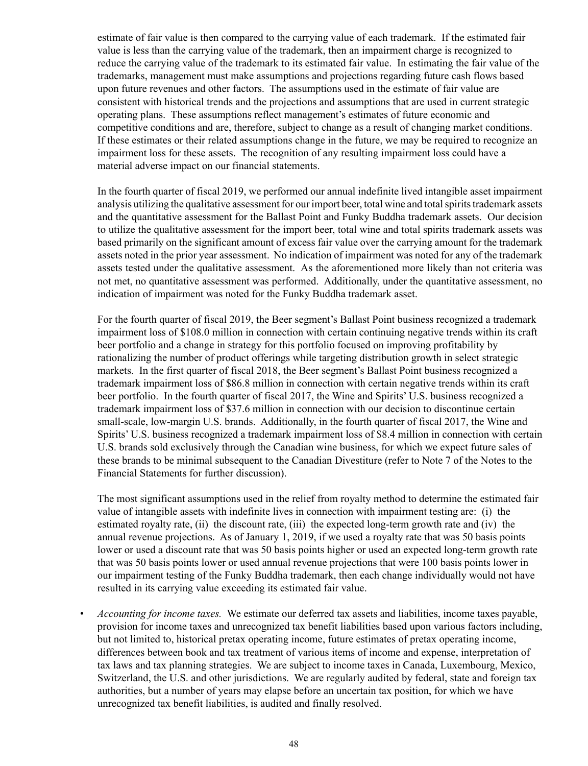estimate of fair value is then compared to the carrying value of each trademark. If the estimated fair value is less than the carrying value of the trademark, then an impairment charge is recognized to reduce the carrying value of the trademark to its estimated fair value. In estimating the fair value of the trademarks, management must make assumptions and projections regarding future cash flows based upon future revenues and other factors. The assumptions used in the estimate of fair value are consistent with historical trends and the projections and assumptions that are used in current strategic operating plans. These assumptions reflect management's estimates of future economic and competitive conditions and are, therefore, subject to change as a result of changing market conditions. If these estimates or their related assumptions change in the future, we may be required to recognize an impairment loss for these assets. The recognition of any resulting impairment loss could have a material adverse impact on our financial statements.

In the fourth quarter of fiscal 2019, we performed our annual indefinite lived intangible asset impairment analysis utilizing the qualitative assessment for our import beer, total wine and total spirits trademark assets and the quantitative assessment for the Ballast Point and Funky Buddha trademark assets. Our decision to utilize the qualitative assessment for the import beer, total wine and total spirits trademark assets was based primarily on the significant amount of excess fair value over the carrying amount for the trademark assets noted in the prior year assessment. No indication of impairment was noted for any of the trademark assets tested under the qualitative assessment. As the aforementioned more likely than not criteria was not met, no quantitative assessment was performed. Additionally, under the quantitative assessment, no indication of impairment was noted for the Funky Buddha trademark asset.

For the fourth quarter of fiscal 2019, the Beer segment's Ballast Point business recognized a trademark impairment loss of $108.0 million in connection with certain continuing negative trends within its craft beer portfolio and a change in strategy for this portfolio focused on improving profitability by rationalizing the number of product offerings while targeting distribution growth in select strategic markets. In the first quarter of fiscal 2018, the Beer segment's Ballast Point business recognized a trademark impairment loss of $86.8 million in connection with certain negative trends within its craft beer portfolio. In the fourth quarter of fiscal 2017, the Wine and Spirits' U.S. business recognized a trademark impairment loss of $37.6 million in connection with our decision to discontinue certain small-scale, low-margin U.S. brands. Additionally, in the fourth quarter of fiscal 2017, the Wine and Spirits' U.S. business recognized a trademark impairment loss of $8.4 million in connection with certain U.S. brands sold exclusively through the Canadian wine business, for which we expect future sales of these brands to be minimal subsequent to the Canadian Divestiture (refer to Note 7 of the Notes to the Financial Statements for further discussion).

The most significant assumptions used in the relief from royalty method to determine the estimated fair value of intangible assets with indefinite lives in connection with impairment testing are: (i) the estimated royalty rate, (ii) the discount rate, (iii) the expected long-term growth rate and (iv) the annual revenue projections. As of January 1, 2019, if we used a royalty rate that was 50 basis points lower or used a discount rate that was 50 basis points higher or used an expected long-term growth rate that was 50 basis points lower or used annual revenue projections that were 100 basis points lower in our impairment testing of the Funky Buddha trademark, then each change individually would not have resulted in its carrying value exceeding its estimated fair value.

- *Accounting for income taxes.* We estimate our deferred tax assets and liabilities, income taxes payable, provision for income taxes and unrecognized tax benefit liabilities based upon various factors including, but not limited to, historical pretax operating income, future estimates of pretax operating income, differences between book and tax treatment of various items of income and expense, interpretation of tax laws and tax planning strategies. We are subject to income taxes in Canada, Luxembourg, Mexico, Switzerland, the U.S. and other jurisdictions. We are regularly audited by federal, state and foreign tax authorities, but a number of years may elapse before an uncertain tax position, for which we have unrecognized tax benefit liabilities, is audited and finally resolved.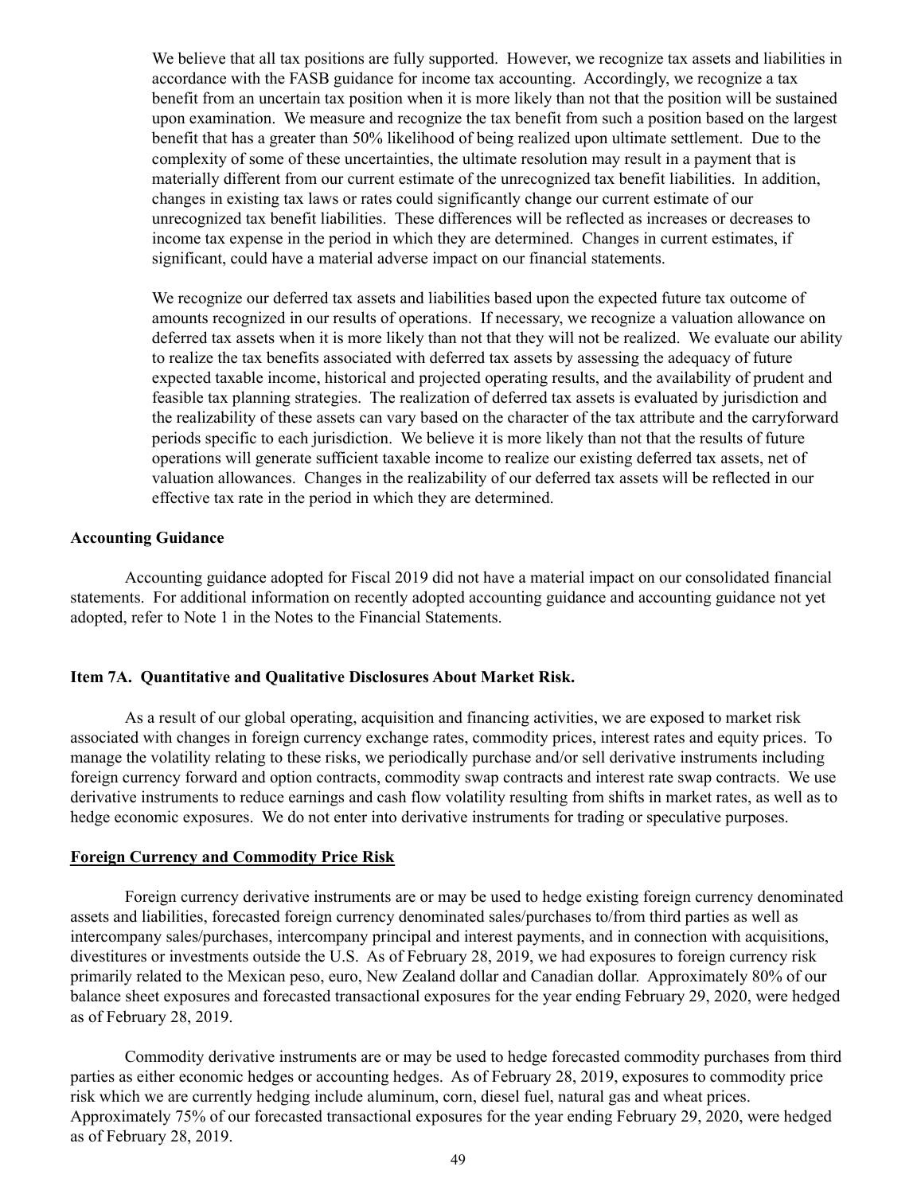We believe that all tax positions are fully supported. However, we recognize tax assets and liabilities in accordance with the FASB guidance for income tax accounting. Accordingly, we recognize a tax benefit from an uncertain tax position when it is more likely than not that the position will be sustained upon examination. We measure and recognize the tax benefit from such a position based on the largest benefit that has a greater than 50% likelihood of being realized upon ultimate settlement. Due to the complexity of some of these uncertainties, the ultimate resolution may result in a payment that is materially different from our current estimate of the unrecognized tax benefit liabilities. In addition, changes in existing tax laws or rates could significantly change our current estimate of our unrecognized tax benefit liabilities. These differences will be reflected as increases or decreases to income tax expense in the period in which they are determined. Changes in current estimates, if significant, could have a material adverse impact on our financial statements.

We recognize our deferred tax assets and liabilities based upon the expected future tax outcome of amounts recognized in our results of operations. If necessary, we recognize a valuation allowance on deferred tax assets when it is more likely than not that they will not be realized. We evaluate our ability to realize the tax benefits associated with deferred tax assets by assessing the adequacy of future expected taxable income, historical and projected operating results, and the availability of prudent and feasible tax planning strategies. The realization of deferred tax assets is evaluated by jurisdiction and the realizability of these assets can vary based on the character of the tax attribute and the carryforward periods specific to each jurisdiction. We believe it is more likely than not that the results of future operations will generate sufficient taxable income to realize our existing deferred tax assets, net of valuation allowances. Changes in the realizability of our deferred tax assets will be reflected in our effective tax rate in the period in which they are determined.

**Accounting Guidance**

Accounting guidance adopted for Fiscal 2019 did not have a material impact on our consolidated financial statements. For additional information on recently adopted accounting guidance and accounting guidance not yet adopted, refer to Note 1 in the Notes to the Financial Statements.

## Item 7A. Quantitative and Qualitative Disclosures About Market Risk.

As a result of our global operating, acquisition and financing activities, we are exposed to market risk associated with changes in foreign currency exchange rates, commodity prices, interest rates and equity prices. To manage the volatility relating to these risks, we periodically purchase and/or sell derivative instruments including foreign currency forward and option contracts, commodity swap contracts and interest rate swap contracts. We use derivative instruments to reduce earnings and cash flow volatility resulting from shifts in market rates, as well as to hedge economic exposures. We do not enter into derivative instruments for trading or speculative purposes.

**Foreign Currency and Commodity Price Risk**

Foreign currency derivative instruments are or may be used to hedge existing foreign currency denominated assets and liabilities, forecasted foreign currency denominated sales/purchases to/from third parties as well as intercompany sales/purchases, intercompany principal and interest payments, and in connection with acquisitions, divestitures or investments outside the U.S. As of February 28, 2019, we had exposures to foreign currency risk primarily related to the Mexican peso, euro, New Zealand dollar and Canadian dollar. Approximately 80% of our balance sheet exposures and forecasted transactional exposures for the year ending February 29, 2020, were hedged as of February 28, 2019.

Commodity derivative instruments are or may be used to hedge forecasted commodity purchases from third parties as either economic hedges or accounting hedges. As of February 28, 2019, exposures to commodity price risk which we are currently hedging include aluminum, corn, diesel fuel, natural gas and wheat prices. Approximately 75% of our forecasted transactional exposures for the year ending February 29, 2020, were hedged as of February 28, 2019.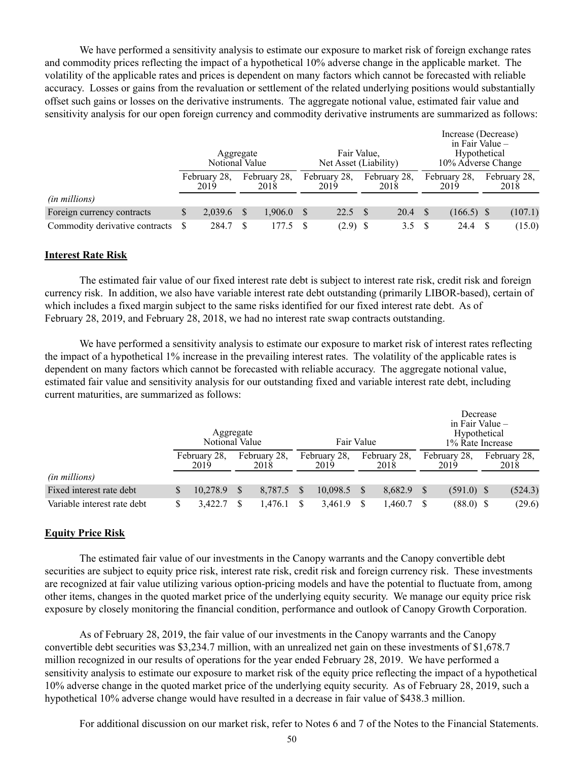We have performed a sensitivity analysis to estimate our exposure to market risk of foreign exchange rates and commodity prices reflecting the impact of a hypothetical 10% adverse change in the applicable market. The volatility of the applicable rates and prices is dependent on many factors which cannot be forecasted with reliable accuracy. Losses or gains from the revaluation or settlement of the related underlying positions would substantially offset such gains or losses on the derivative instruments. The aggregate notional value, estimated fair value and sensitivity analysis for our open foreign currency and commodity derivative instruments are summarized as follows:

| | Aggregate Notional Value | | Fair Value, Net Asset (Liability) | | Increase (Decrease) in Fair Value – Hypothetical 10% Adverse Change | |
|---|---|---|---|---|---|---|
| | February 28, 2019 | February 28, 2018 | February 28, 2019 | February 28, 2018 | February 28, 2019 | February 28, 2018 |
| *(in millions)* | | | | | | |
| Foreign currency contracts | $ 2,039.6 | $ 1,906.0 | $ 22.5 | $ 20.4 | $ (166.5) | $ (107.1) |
| Commodity derivative contracts | $ 284.7 | $ 177.5 | $ (2.9) | $ 3.5 | $ 24.4 | $ (15.0) |

## Interest Rate Risk

The estimated fair value of our fixed interest rate debt is subject to interest rate risk, credit risk and foreign currency risk. In addition, we also have variable interest rate debt outstanding (primarily LIBOR-based), certain of which includes a fixed margin subject to the same risks identified for our fixed interest rate debt. As of February 28, 2019, and February 28, 2018, we had no interest rate swap contracts outstanding.

We have performed a sensitivity analysis to estimate our exposure to market risk of interest rates reflecting the impact of a hypothetical 1% increase in the prevailing interest rates. The volatility of the applicable rates is dependent on many factors which cannot be forecasted with reliable accuracy. The aggregate notional value, estimated fair value and sensitivity analysis for our outstanding fixed and variable interest rate debt, including current maturities, are summarized as follows:

| | Aggregate Notional Value | | Fair Value | | Decrease in Fair Value – Hypothetical 1% Rate Increase | |
|---|---|---|---|---|---|---|
| | February 28, 2019 | February 28, 2018 | February 28, 2019 | February 28, 2018 | February 28, 2019 | February 28, 2018 |
| *(in millions)* | | | | | | |
| Fixed interest rate debt | $ 10,278.9 | $ 8,787.5 | $ 10,098.5 | $ 8,682.9 | $ (591.0) | $ (524.3) |
| Variable interest rate debt | $ 3,422.7 | $ 1,476.1 | $ 3,461.9 | $ 1,460.7 | $ (88.0) | $ (29.6) |

## Equity Price Risk

The estimated fair value of our investments in the Canopy warrants and the Canopy convertible debt securities are subject to equity price risk, interest rate risk, credit risk and foreign currency risk. These investments are recognized at fair value utilizing various option-pricing models and have the potential to fluctuate from, among other items, changes in the quoted market price of the underlying equity security. We manage our equity price risk exposure by closely monitoring the financial condition, performance and outlook of Canopy Growth Corporation.

As of February 28, 2019, the fair value of our investments in the Canopy warrants and the Canopy convertible debt securities was $3,234.7 million, with an unrealized net gain on these investments of $1,678.7 million recognized in our results of operations for the year ended February 28, 2019. We have performed a sensitivity analysis to estimate our exposure to market risk of the equity price reflecting the impact of a hypothetical 10% adverse change in the quoted market price of the underlying equity security. As of February 28, 2019, such a hypothetical 10% adverse change would have resulted in a decrease in fair value of $438.3 million.

For additional discussion on our market risk, refer to Notes 6 and 7 of the Notes to the Financial Statements.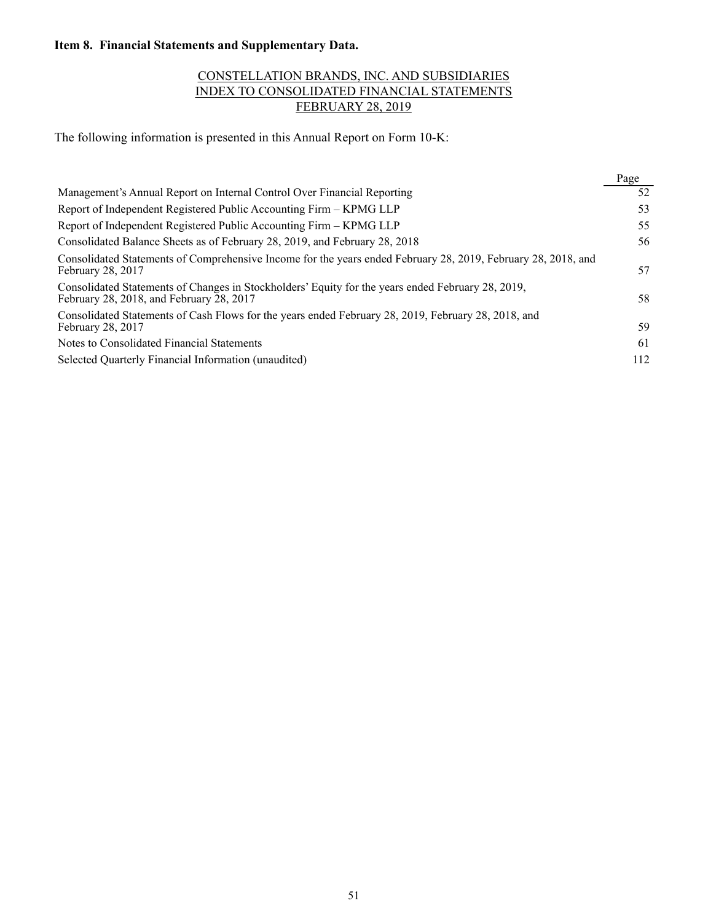## Item 8. Financial Statements and Supplementary Data.

CONSTELLATION BRANDS, INC. AND SUBSIDIARIES
INDEX TO CONSOLIDATED FINANCIAL STATEMENTS
FEBRUARY 28, 2019

The following information is presented in this Annual Report on Form 10-K:

| | Page |
|---|---|
| Management's Annual Report on Internal Control Over Financial Reporting | 52 |
| Report of Independent Registered Public Accounting Firm – KPMG LLP | 53 |
| Report of Independent Registered Public Accounting Firm – KPMG LLP | 55 |
| Consolidated Balance Sheets as of February 28, 2019, and February 28, 2018 | 56 |
| Consolidated Statements of Comprehensive Income for the years ended February 28, 2019, February 28, 2018, and February 28, 2017 | 57 |
| Consolidated Statements of Changes in Stockholders' Equity for the years ended February 28, 2019, February 28, 2018, and February 28, 2017 | 58 |
| Consolidated Statements of Cash Flows for the years ended February 28, 2019, February 28, 2018, and February 28, 2017 | 59 |
| Notes to Consolidated Financial Statements | 61 |
| Selected Quarterly Financial Information (unaudited) | 112 |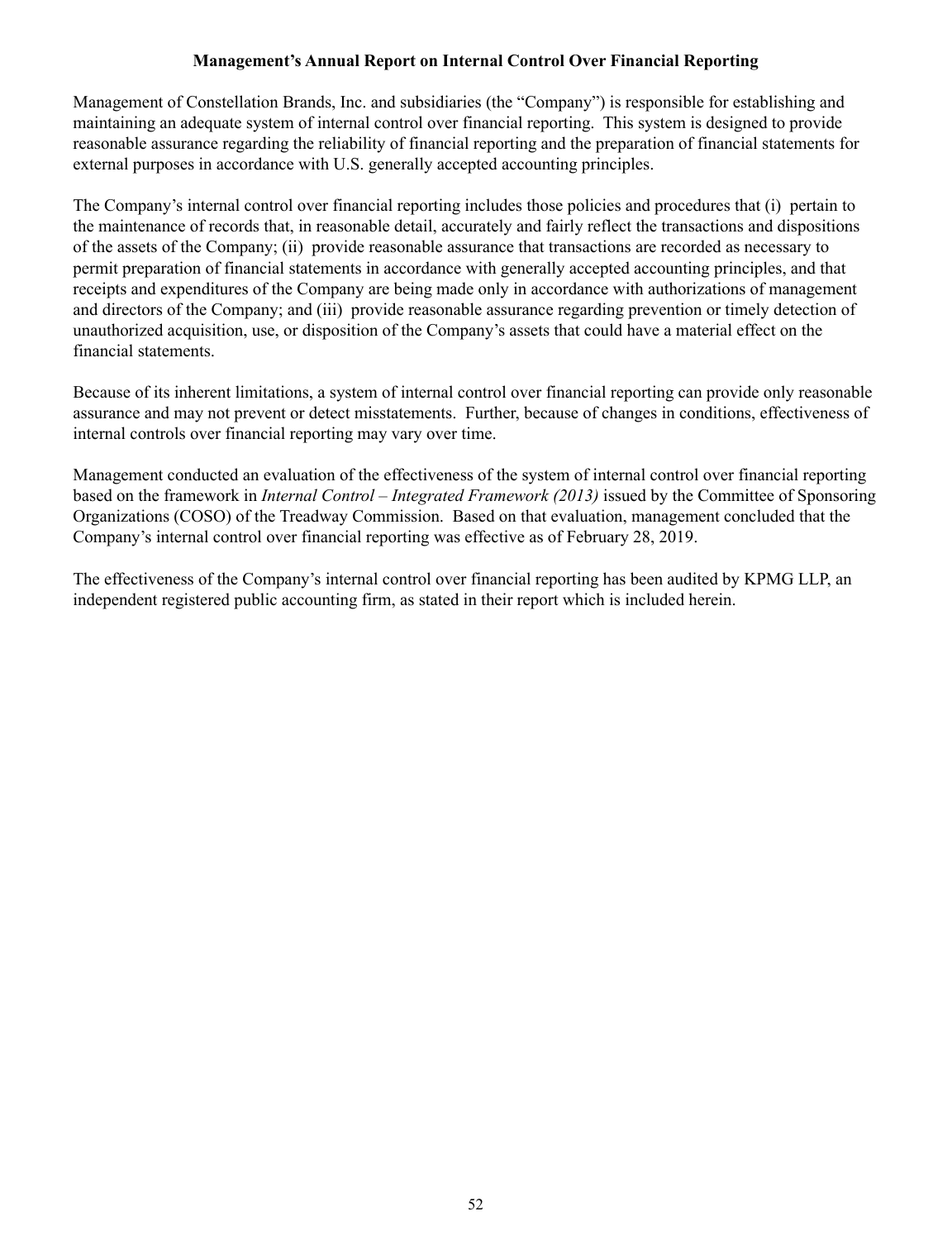## Management's Annual Report on Internal Control Over Financial Reporting

Management of Constellation Brands, Inc. and subsidiaries (the "Company") is responsible for establishing and maintaining an adequate system of internal control over financial reporting. This system is designed to provide reasonable assurance regarding the reliability of financial reporting and the preparation of financial statements for external purposes in accordance with U.S. generally accepted accounting principles.

The Company's internal control over financial reporting includes those policies and procedures that (i) pertain to the maintenance of records that, in reasonable detail, accurately and fairly reflect the transactions and dispositions of the assets of the Company; (ii) provide reasonable assurance that transactions are recorded as necessary to permit preparation of financial statements in accordance with generally accepted accounting principles, and that receipts and expenditures of the Company are being made only in accordance with authorizations of management and directors of the Company; and (iii) provide reasonable assurance regarding prevention or timely detection of unauthorized acquisition, use, or disposition of the Company's assets that could have a material effect on the financial statements.

Because of its inherent limitations, a system of internal control over financial reporting can provide only reasonable assurance and may not prevent or detect misstatements. Further, because of changes in conditions, effectiveness of internal controls over financial reporting may vary over time.

Management conducted an evaluation of the effectiveness of the system of internal control over financial reporting based on the framework in *Internal Control – Integrated Framework (2013)* issued by the Committee of Sponsoring Organizations (COSO) of the Treadway Commission. Based on that evaluation, management concluded that the Company's internal control over financial reporting was effective as of February 28, 2019.

The effectiveness of the Company's internal control over financial reporting has been audited by KPMG LLP, an independent registered public accounting firm, as stated in their report which is included herein.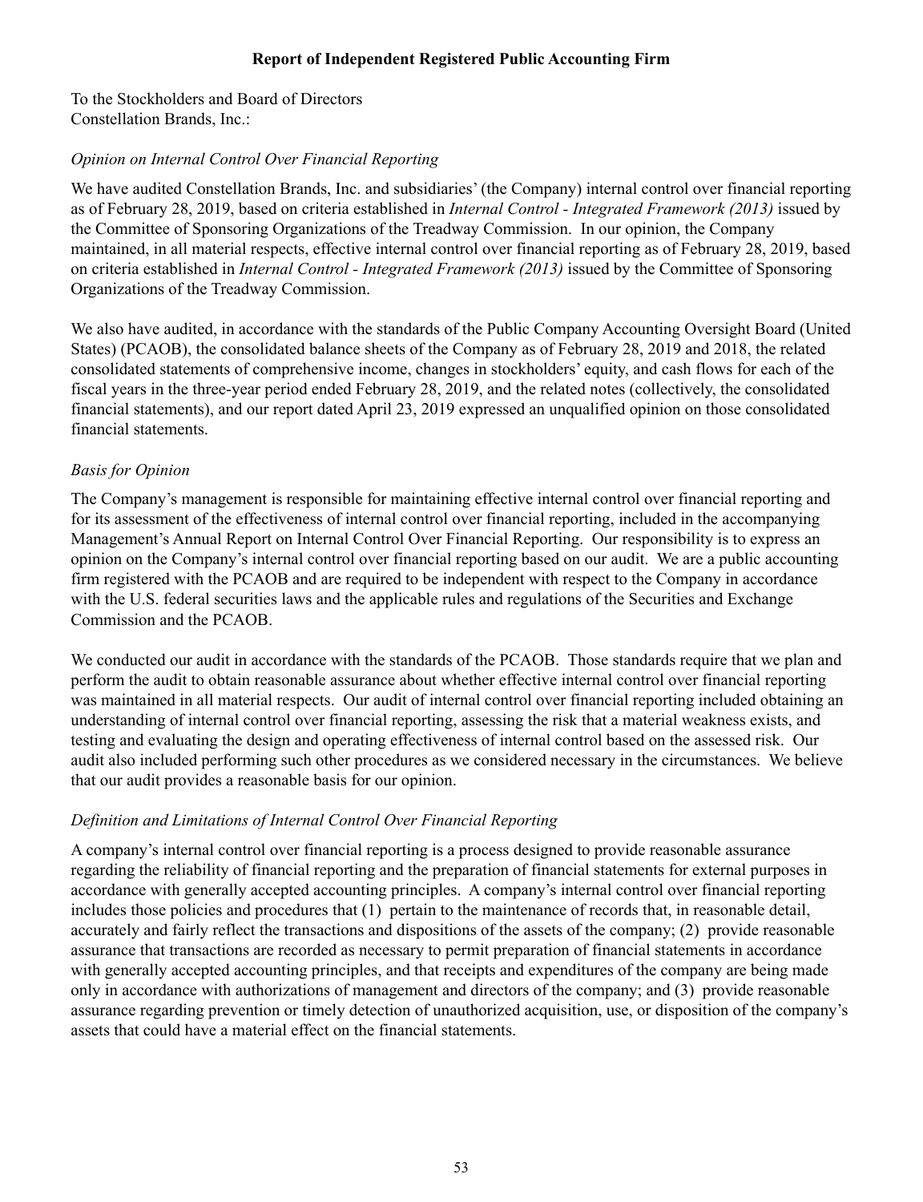## Report of Independent Registered Public Accounting Firm

To the Stockholders and Board of Directors
Constellation Brands, Inc.:

*Opinion on Internal Control Over Financial Reporting*

We have audited Constellation Brands, Inc. and subsidiaries' (the Company) internal control over financial reporting as of February 28, 2019, based on criteria established in *Internal Control - Integrated Framework (2013)* issued by the Committee of Sponsoring Organizations of the Treadway Commission. In our opinion, the Company maintained, in all material respects, effective internal control over financial reporting as of February 28, 2019, based on criteria established in *Internal Control - Integrated Framework (2013)* issued by the Committee of Sponsoring Organizations of the Treadway Commission.

We also have audited, in accordance with the standards of the Public Company Accounting Oversight Board (United States) (PCAOB), the consolidated balance sheets of the Company as of February 28, 2019 and 2018, the related consolidated statements of comprehensive income, changes in stockholders' equity, and cash flows for each of the fiscal years in the three-year period ended February 28, 2019, and the related notes (collectively, the consolidated financial statements), and our report dated April 23, 2019 expressed an unqualified opinion on those consolidated financial statements.

*Basis for Opinion*

The Company's management is responsible for maintaining effective internal control over financial reporting and for its assessment of the effectiveness of internal control over financial reporting, included in the accompanying Management's Annual Report on Internal Control Over Financial Reporting. Our responsibility is to express an opinion on the Company's internal control over financial reporting based on our audit. We are a public accounting firm registered with the PCAOB and are required to be independent with respect to the Company in accordance with the U.S. federal securities laws and the applicable rules and regulations of the Securities and Exchange Commission and the PCAOB.

We conducted our audit in accordance with the standards of the PCAOB. Those standards require that we plan and perform the audit to obtain reasonable assurance about whether effective internal control over financial reporting was maintained in all material respects. Our audit of internal control over financial reporting included obtaining an understanding of internal control over financial reporting, assessing the risk that a material weakness exists, and testing and evaluating the design and operating effectiveness of internal control based on the assessed risk. Our audit also included performing such other procedures as we considered necessary in the circumstances. We believe that our audit provides a reasonable basis for our opinion.

*Definition and Limitations of Internal Control Over Financial Reporting*

A company's internal control over financial reporting is a process designed to provide reasonable assurance regarding the reliability of financial reporting and the preparation of financial statements for external purposes in accordance with generally accepted accounting principles. A company's internal control over financial reporting includes those policies and procedures that (1) pertain to the maintenance of records that, in reasonable detail, accurately and fairly reflect the transactions and dispositions of the assets of the company; (2) provide reasonable assurance that transactions are recorded as necessary to permit preparation of financial statements in accordance with generally accepted accounting principles, and that receipts and expenditures of the company are being made only in accordance with authorizations of management and directors of the company; and (3) provide reasonable assurance regarding prevention or timely detection of unauthorized acquisition, use, or disposition of the company's assets that could have a material effect on the financial statements.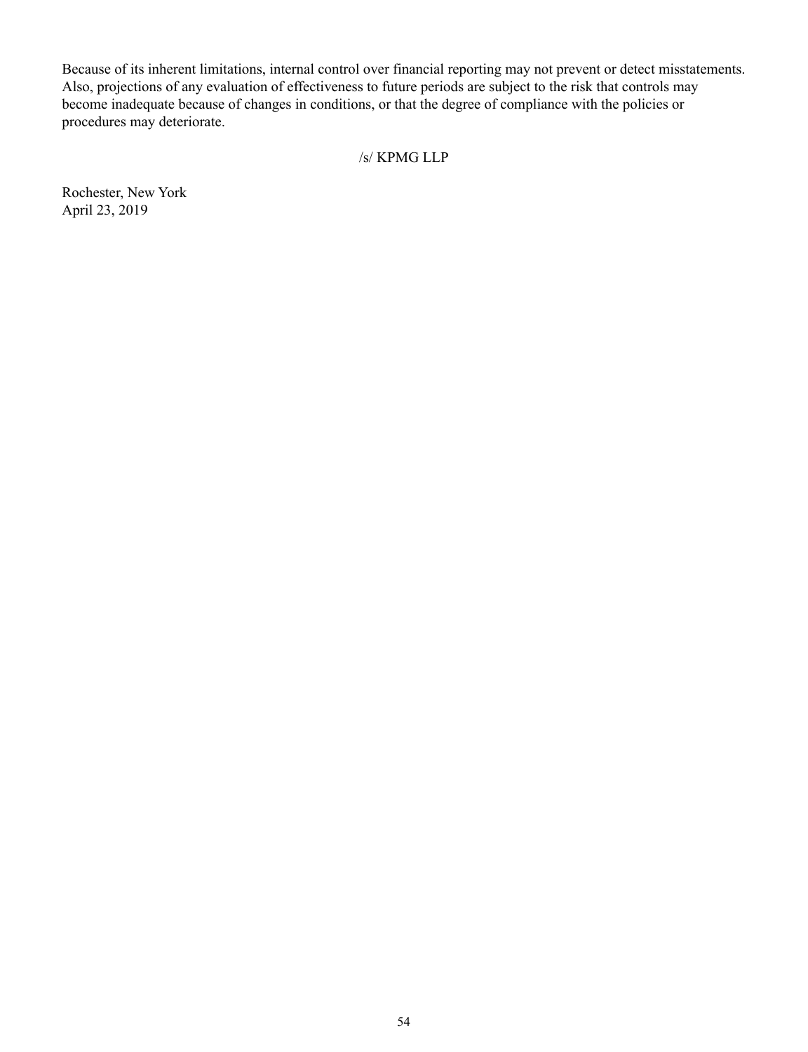Because of its inherent limitations, internal control over financial reporting may not prevent or detect misstatements. Also, projections of any evaluation of effectiveness to future periods are subject to the risk that controls may become inadequate because of changes in conditions, or that the degree of compliance with the policies or procedures may deteriorate.

/s/ KPMG LLP

Rochester, New York
April 23, 2019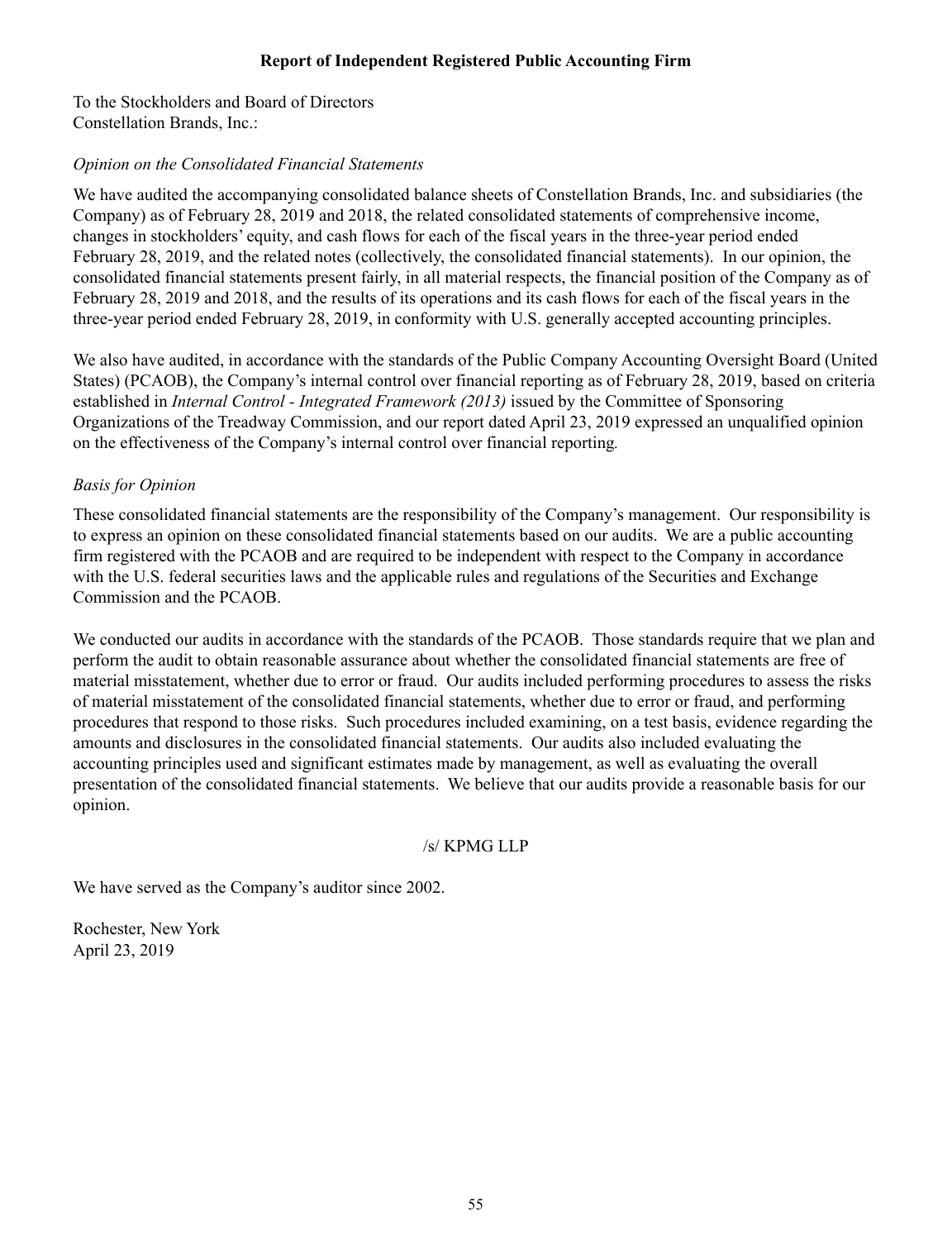## Report of Independent Registered Public Accounting Firm

To the Stockholders and Board of Directors
Constellation Brands, Inc.:

*Opinion on the Consolidated Financial Statements*

We have audited the accompanying consolidated balance sheets of Constellation Brands, Inc. and subsidiaries (the Company) as of February 28, 2019 and 2018, the related consolidated statements of comprehensive income, changes in stockholders' equity, and cash flows for each of the fiscal years in the three-year period ended February 28, 2019, and the related notes (collectively, the consolidated financial statements). In our opinion, the consolidated financial statements present fairly, in all material respects, the financial position of the Company as of February 28, 2019 and 2018, and the results of its operations and its cash flows for each of the fiscal years in the three-year period ended February 28, 2019, in conformity with U.S. generally accepted accounting principles.

We also have audited, in accordance with the standards of the Public Company Accounting Oversight Board (United States) (PCAOB), the Company's internal control over financial reporting as of February 28, 2019, based on criteria established in *Internal Control - Integrated Framework (2013)* issued by the Committee of Sponsoring Organizations of the Treadway Commission, and our report dated April 23, 2019 expressed an unqualified opinion on the effectiveness of the Company's internal control over financial reporting.

*Basis for Opinion*

These consolidated financial statements are the responsibility of the Company's management. Our responsibility is to express an opinion on these consolidated financial statements based on our audits. We are a public accounting firm registered with the PCAOB and are required to be independent with respect to the Company in accordance with the U.S. federal securities laws and the applicable rules and regulations of the Securities and Exchange Commission and the PCAOB.

We conducted our audits in accordance with the standards of the PCAOB. Those standards require that we plan and perform the audit to obtain reasonable assurance about whether the consolidated financial statements are free of material misstatement, whether due to error or fraud. Our audits included performing procedures to assess the risks of material misstatement of the consolidated financial statements, whether due to error or fraud, and performing procedures that respond to those risks. Such procedures included examining, on a test basis, evidence regarding the amounts and disclosures in the consolidated financial statements. Our audits also included evaluating the accounting principles used and significant estimates made by management, as well as evaluating the overall presentation of the consolidated financial statements. We believe that our audits provide a reasonable basis for our opinion.

/s/ KPMG LLP

We have served as the Company's auditor since 2002.

Rochester, New York
April 23, 2019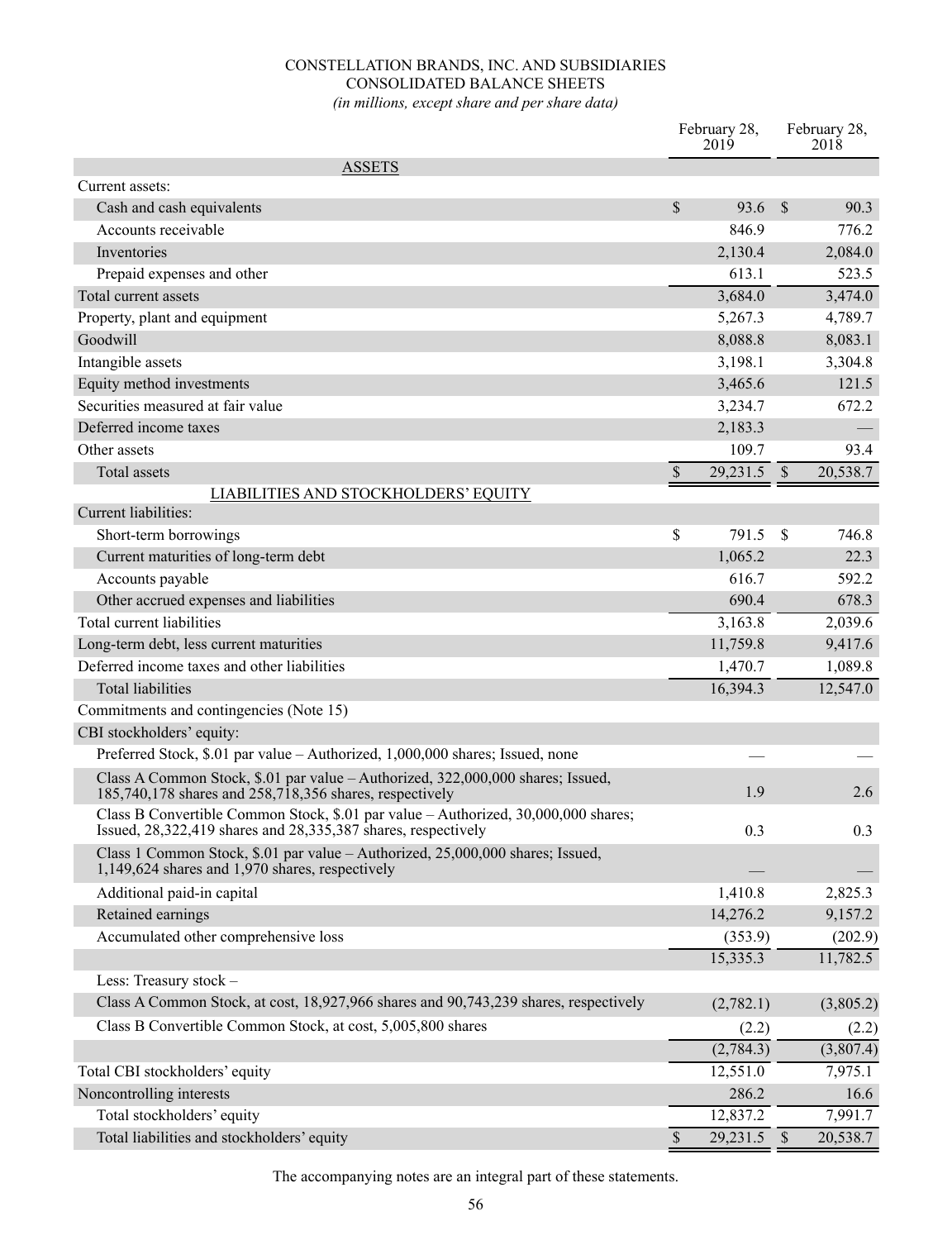# CONSTELLATION BRANDS, INC. AND SUBSIDIARIES
## CONSOLIDATED BALANCE SHEETS
*(in millions, except share and per share data)*

| | February 28, 2019 | February 28, 2018 |
|---|---|---|
| **ASSETS** | | |
| Current assets: | | |
| Cash and cash equivalents | $ 93.6 | $ 90.3 |
| Accounts receivable | 846.9 | 776.2 |
| Inventories | 2,130.4 | 2,084.0 |
| Prepaid expenses and other | 613.1 | 523.5 |
| Total current assets | 3,684.0 | 3,474.0 |
| Property, plant and equipment | 5,267.3 | 4,789.7 |
| Goodwill | 8,088.8 | 8,083.1 |
| Intangible assets | 3,198.1 | 3,304.8 |
| Equity method investments | 3,465.6 | 121.5 |
| Securities measured at fair value | 3,234.7 | 672.2 |
| Deferred income taxes | 2,183.3 | — |
| Other assets | 109.7 | 93.4 |
| Total assets | $ 29,231.5 | $ 20,538.7 |
| **LIABILITIES AND STOCKHOLDERS' EQUITY** | | |
| Current liabilities: | | |
| Short-term borrowings | $ 791.5 | $ 746.8 |
| Current maturities of long-term debt | 1,065.2 | 22.3 |
| Accounts payable | 616.7 | 592.2 |
| Other accrued expenses and liabilities | 690.4 | 678.3 |
| Total current liabilities | 3,163.8 | 2,039.6 |
| Long-term debt, less current maturities | 11,759.8 | 9,417.6 |
| Deferred income taxes and other liabilities | 1,470.7 | 1,089.8 |
| Total liabilities | 16,394.3 | 12,547.0 |
| Commitments and contingencies (Note 15) | | |
| CBI stockholders' equity: | | |
| Preferred Stock, $.01 par value – Authorized, 1,000,000 shares; Issued, none | — | — |
| Class A Common Stock, $.01 par value – Authorized, 322,000,000 shares; Issued, 185,740,178 shares and 258,718,356 shares, respectively | 1.9 | 2.6 |
| Class B Convertible Common Stock, $.01 par value – Authorized, 30,000,000 shares; Issued, 28,322,419 shares and 28,335,387 shares, respectively | 0.3 | 0.3 |
| Class 1 Common Stock, $.01 par value – Authorized, 25,000,000 shares; Issued, 1,149,624 shares and 1,970 shares, respectively | — | — |
| Additional paid-in capital | 1,410.8 | 2,825.3 |
| Retained earnings | 14,276.2 | 9,157.2 |
| Accumulated other comprehensive loss | (353.9) | (202.9) |
| | 15,335.3 | 11,782.5 |
| Less: Treasury stock – | | |
| Class A Common Stock, at cost, 18,927,966 shares and 90,743,239 shares, respectively | (2,782.1) | (3,805.2) |
| Class B Convertible Common Stock, at cost, 5,005,800 shares | (2.2) | (2.2) |
| | (2,784.3) | (3,807.4) |
| Total CBI stockholders' equity | 12,551.0 | 7,975.1 |
| Noncontrolling interests | 286.2 | 16.6 |
| Total stockholders' equity | 12,837.2 | 7,991.7 |
| Total liabilities and stockholders' equity | $ 29,231.5 | $ 20,538.7 |

The accompanying notes are an integral part of these statements.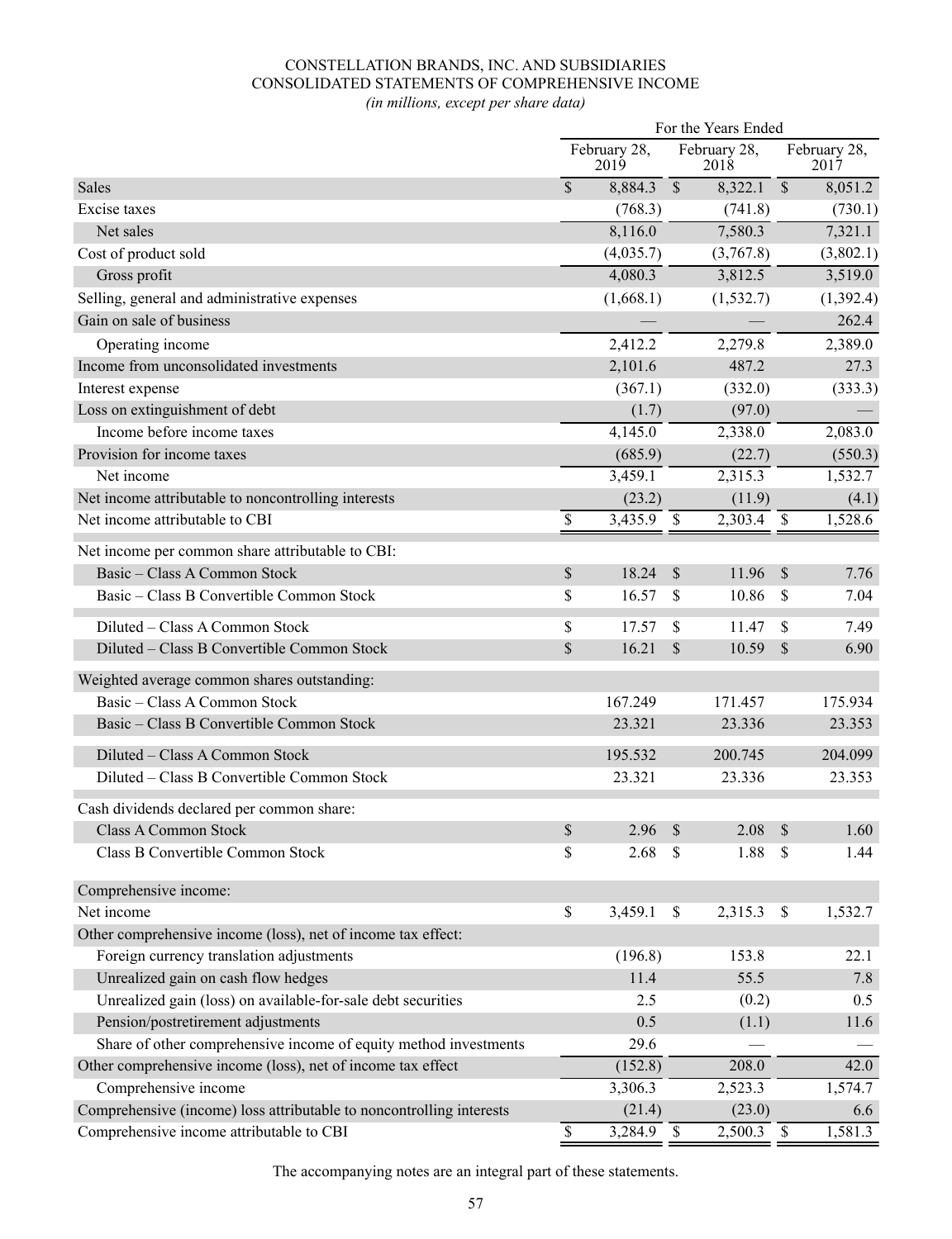CONSTELLATION BRANDS, INC. AND SUBSIDIARIES
CONSOLIDATED STATEMENTS OF COMPREHENSIVE INCOME
*(in millions, except per share data)*

| | For the Years Ended | | |
|---|---|---|---|
| | February 28, 2019 | February 28, 2018 | February 28, 2017 |
| Sales | $ 8,884.3 | $ 8,322.1 | $ 8,051.2 |
| Excise taxes | (768.3) | (741.8) | (730.1) |
| Net sales | 8,116.0 | 7,580.3 | 7,321.1 |
| Cost of product sold | (4,035.7) | (3,767.8) | (3,802.1) |
| Gross profit | 4,080.3 | 3,812.5 | 3,519.0 |
| Selling, general and administrative expenses | (1,668.1) | (1,532.7) | (1,392.4) |
| Gain on sale of business | — | — | 262.4 |
| Operating income | 2,412.2 | 2,279.8 | 2,389.0 |
| Income from unconsolidated investments | 2,101.6 | 487.2 | 27.3 |
| Interest expense | (367.1) | (332.0) | (333.3) |
| Loss on extinguishment of debt | (1.7) | (97.0) | — |
| Income before income taxes | 4,145.0 | 2,338.0 | 2,083.0 |
| Provision for income taxes | (685.9) | (22.7) | (550.3) |
| Net income | 3,459.1 | 2,315.3 | 1,532.7 |
| Net income attributable to noncontrolling interests | (23.2) | (11.9) | (4.1) |
| Net income attributable to CBI | $ 3,435.9 | $ 2,303.4 | $ 1,528.6 |
| Net income per common share attributable to CBI: | | | |
| Basic – Class A Common Stock | $ 18.24 | $ 11.96 | $ 7.76 |
| Basic – Class B Convertible Common Stock | $ 16.57 | $ 10.86 | $ 7.04 |
| Diluted – Class A Common Stock | $ 17.57 | $ 11.47 | $ 7.49 |
| Diluted – Class B Convertible Common Stock | $ 16.21 | $ 10.59 | $ 6.90 |
| Weighted average common shares outstanding: | | | |
| Basic – Class A Common Stock | 167.249 | 171.457 | 175.934 |
| Basic – Class B Convertible Common Stock | 23.321 | 23.336 | 23.353 |
| Diluted – Class A Common Stock | 195.532 | 200.745 | 204.099 |
| Diluted – Class B Convertible Common Stock | 23.321 | 23.336 | 23.353 |
| Cash dividends declared per common share: | | | |
| Class A Common Stock | $ 2.96 | $ 2.08 | $ 1.60 |
| Class B Convertible Common Stock | $ 2.68 | $ 1.88 | $ 1.44 |
| Comprehensive income: | | | |
| Net income | $ 3,459.1 | $ 2,315.3 | $ 1,532.7 |
| Other comprehensive income (loss), net of income tax effect: | | | |
| Foreign currency translation adjustments | (196.8) | 153.8 | 22.1 |
| Unrealized gain on cash flow hedges | 11.4 | 55.5 | 7.8 |
| Unrealized gain (loss) on available-for-sale debt securities | 2.5 | (0.2) | 0.5 |
| Pension/postretirement adjustments | 0.5 | (1.1) | 11.6 |
| Share of other comprehensive income of equity method investments | 29.6 | — | — |
| Other comprehensive income (loss), net of income tax effect | (152.8) | 208.0 | 42.0 |
| Comprehensive income | 3,306.3 | 2,523.3 | 1,574.7 |
| Comprehensive (income) loss attributable to noncontrolling interests | (21.4) | (23.0) | 6.6 |
| Comprehensive income attributable to CBI | $ 3,284.9 | $ 2,500.3 | $ 1,581.3 |

The accompanying notes are an integral part of these statements.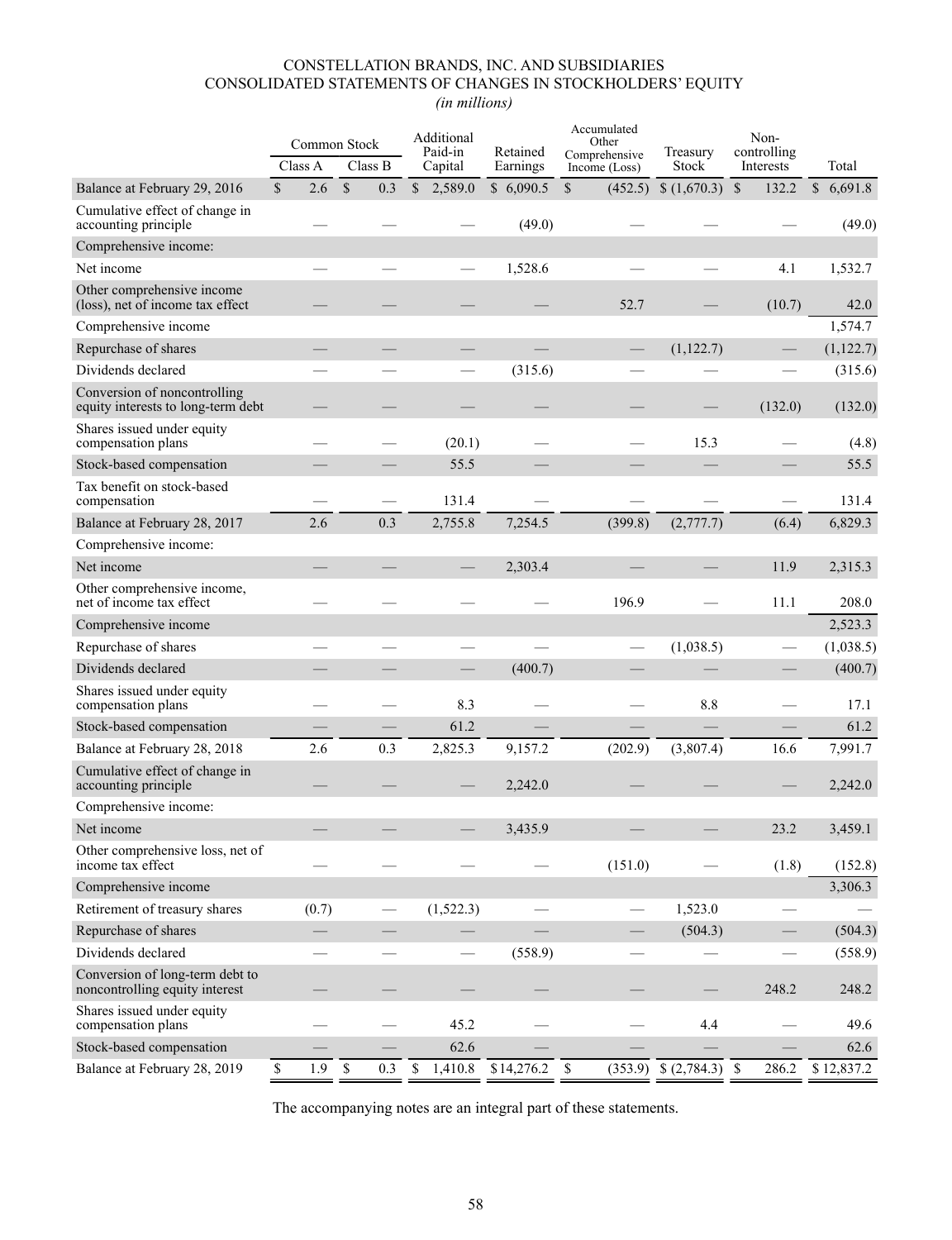# CONSTELLATION BRANDS, INC. AND SUBSIDIARIES
## CONSOLIDATED STATEMENTS OF CHANGES IN STOCKHOLDERS' EQUITY
*(in millions)*

| | Common Stock | | Additional Paid-in Capital | Retained Earnings | Accumulated Other Comprehensive Income (Loss) | Treasury Stock | Non-controlling Interests | Total |
|---|---|---|---|---|---|---|---|---|
| | Class A | Class B | | | | | | |
| Balance at February 29, 2016 | $ 2.6 | $ 0.3 | $ 2,589.0 | $ 6,090.5 | $ (452.5) | $ (1,670.3) | $ 132.2 | $ 6,691.8 |
| Cumulative effect of change in accounting principle | — | — | — | (49.0) | — | — | — | (49.0) |
| Comprehensive income: | | | | | | | | |
| Net income | — | — | — | 1,528.6 | — | — | 4.1 | 1,532.7 |
| Other comprehensive income (loss), net of income tax effect | — | — | — | — | 52.7 | — | (10.7) | 42.0 |
| Comprehensive income | | | | | | | | 1,574.7 |
| Repurchase of shares | — | — | — | — | — | (1,122.7) | — | (1,122.7) |
| Dividends declared | — | — | — | (315.6) | — | — | — | (315.6) |
| Conversion of noncontrolling equity interests to long-term debt | — | — | — | — | — | — | (132.0) | (132.0) |
| Shares issued under equity compensation plans | — | — | (20.1) | — | — | 15.3 | — | (4.8) |
| Stock-based compensation | — | — | 55.5 | — | — | — | — | 55.5 |
| Tax benefit on stock-based compensation | — | — | 131.4 | — | — | — | — | 131.4 |
| Balance at February 28, 2017 | 2.6 | 0.3 | 2,755.8 | 7,254.5 | (399.8) | (2,777.7) | (6.4) | 6,829.3 |
| Comprehensive income: | | | | | | | | |
| Net income | — | — | — | 2,303.4 | — | — | 11.9 | 2,315.3 |
| Other comprehensive income, net of income tax effect | — | — | — | — | 196.9 | — | 11.1 | 208.0 |
| Comprehensive income | | | | | | | | 2,523.3 |
| Repurchase of shares | — | — | — | — | — | (1,038.5) | — | (1,038.5) |
| Dividends declared | — | — | — | (400.7) | — | — | — | (400.7) |
| Shares issued under equity compensation plans | — | — | 8.3 | — | — | 8.8 | — | 17.1 |
| Stock-based compensation | — | — | 61.2 | — | — | — | — | 61.2 |
| Balance at February 28, 2018 | 2.6 | 0.3 | 2,825.3 | 9,157.2 | (202.9) | (3,807.4) | 16.6 | 7,991.7 |
| Cumulative effect of change in accounting principle | — | — | — | 2,242.0 | — | — | — | 2,242.0 |
| Comprehensive income: | | | | | | | | |
| Net income | — | — | — | 3,435.9 | — | — | 23.2 | 3,459.1 |
| Other comprehensive loss, net of income tax effect | — | — | — | — | (151.0) | — | (1.8) | (152.8) |
| Comprehensive income | | | | | | | | 3,306.3 |
| Retirement of treasury shares | (0.7) | — | (1,522.3) | — | — | 1,523.0 | — | — |
| Repurchase of shares | — | — | — | — | — | (504.3) | — | (504.3) |
| Dividends declared | — | — | — | (558.9) | — | — | — | (558.9) |
| Conversion of long-term debt to noncontrolling equity interest | — | — | — | — | — | — | 248.2 | 248.2 |
| Shares issued under equity compensation plans | — | — | 45.2 | — | — | 4.4 | — | 49.6 |
| Stock-based compensation | — | — | 62.6 | — | — | — | — | 62.6 |
| Balance at February 28, 2019 | $ 1.9 | $ 0.3 | $ 1,410.8 | $ 14,276.2 | $ (353.9) | $ (2,784.3) | $ 286.2 | $ 12,837.2 |

The accompanying notes are an integral part of these statements.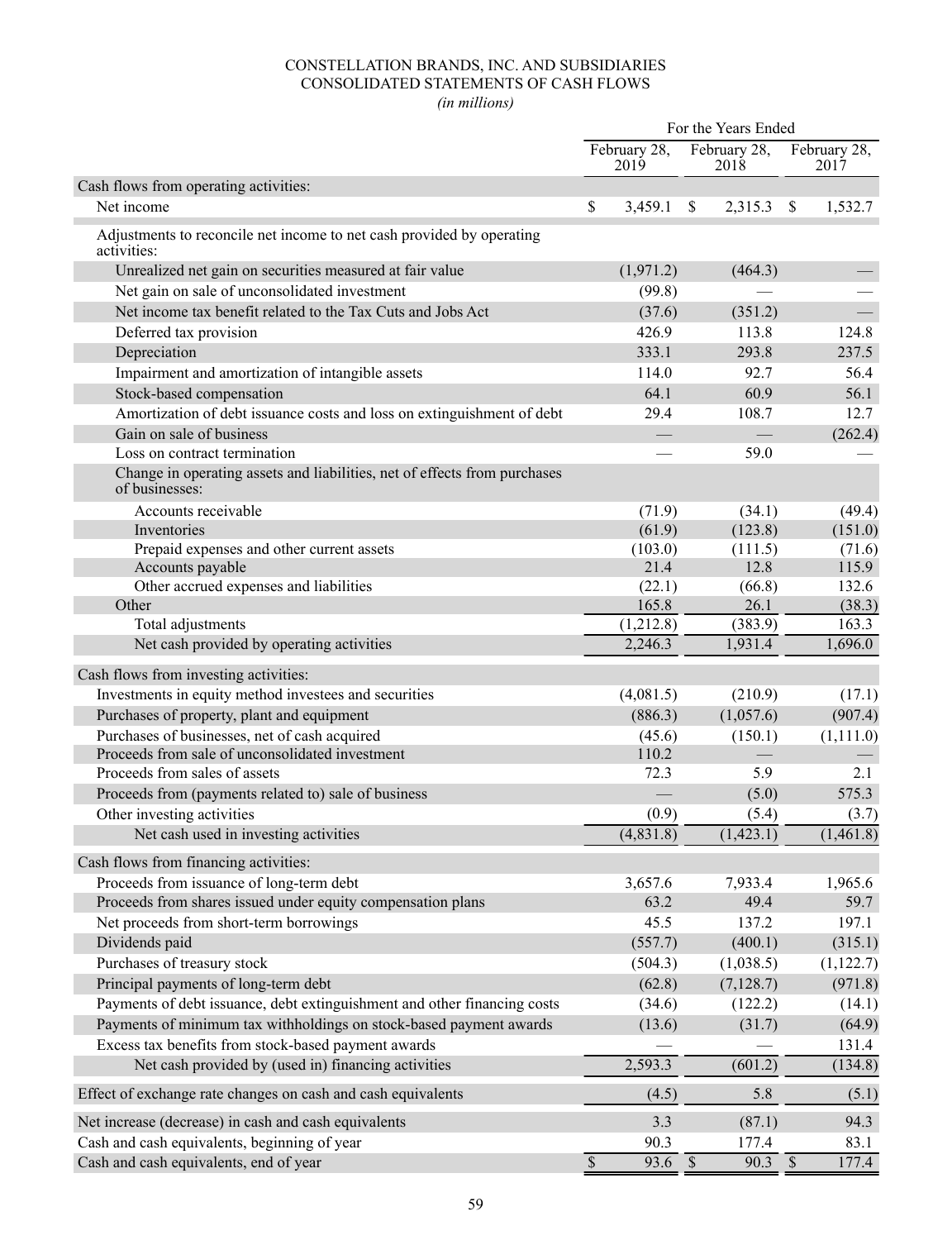# CONSTELLATION BRANDS, INC. AND SUBSIDIARIES
# CONSOLIDATED STATEMENTS OF CASH FLOWS
*(in millions)*

| | For the Years Ended | | |
|---|---|---|---|
| | February 28, 2019 | February 28, 2018 | February 28, 2017 |
| **Cash flows from operating activities:** | | | |
| Net income | $ 3,459.1 | $ 2,315.3 | $ 1,532.7 |
| Adjustments to reconcile net income to net cash provided by operating activities: | | | |
| Unrealized net gain on securities measured at fair value | (1,971.2) | (464.3) | — |
| Net gain on sale of unconsolidated investment | (99.8) | — | — |
| Net income tax benefit related to the Tax Cuts and Jobs Act | (37.6) | (351.2) | — |
| Deferred tax provision | 426.9 | 113.8 | 124.8 |
| Depreciation | 333.1 | 293.8 | 237.5 |
| Impairment and amortization of intangible assets | 114.0 | 92.7 | 56.4 |
| Stock-based compensation | 64.1 | 60.9 | 56.1 |
| Amortization of debt issuance costs and loss on extinguishment of debt | 29.4 | 108.7 | 12.7 |
| Gain on sale of business | — | — | (262.4) |
| Loss on contract termination | — | 59.0 | — |
| Change in operating assets and liabilities, net of effects from purchases of businesses: | | | |
| Accounts receivable | (71.9) | (34.1) | (49.4) |
| Inventories | (61.9) | (123.8) | (151.0) |
| Prepaid expenses and other current assets | (103.0) | (111.5) | (71.6) |
| Accounts payable | 21.4 | 12.8 | 115.9 |
| Other accrued expenses and liabilities | (22.1) | (66.8) | 132.6 |
| Other | 165.8 | 26.1 | (38.3) |
| Total adjustments | (1,212.8) | (383.9) | 163.3 |
| Net cash provided by operating activities | 2,246.3 | 1,931.4 | 1,696.0 |
| **Cash flows from investing activities:** | | | |
| Investments in equity method investees and securities | (4,081.5) | (210.9) | (17.1) |
| Purchases of property, plant and equipment | (886.3) | (1,057.6) | (907.4) |
| Purchases of businesses, net of cash acquired | (45.6) | (150.1) | (1,111.0) |
| Proceeds from sale of unconsolidated investment | 110.2 | — | — |
| Proceeds from sales of assets | 72.3 | 5.9 | 2.1 |
| Proceeds from (payments related to) sale of business | — | (5.0) | 575.3 |
| Other investing activities | (0.9) | (5.4) | (3.7) |
| Net cash used in investing activities | (4,831.8) | (1,423.1) | (1,461.8) |
| **Cash flows from financing activities:** | | | |
| Proceeds from issuance of long-term debt | 3,657.6 | 7,933.4 | 1,965.6 |
| Proceeds from shares issued under equity compensation plans | 63.2 | 49.4 | 59.7 |
| Net proceeds from short-term borrowings | 45.5 | 137.2 | 197.1 |
| Dividends paid | (557.7) | (400.1) | (315.1) |
| Purchases of treasury stock | (504.3) | (1,038.5) | (1,122.7) |
| Principal payments of long-term debt | (62.8) | (7,128.7) | (971.8) |
| Payments of debt issuance, debt extinguishment and other financing costs | (34.6) | (122.2) | (14.1) |
| Payments of minimum tax withholdings on stock-based payment awards | (13.6) | (31.7) | (64.9) |
| Excess tax benefits from stock-based payment awards | — | — | 131.4 |
| Net cash provided by (used in) financing activities | 2,593.3 | (601.2) | (134.8) |
| Effect of exchange rate changes on cash and cash equivalents | (4.5) | 5.8 | (5.1) |
| Net increase (decrease) in cash and cash equivalents | 3.3 | (87.1) | 94.3 |
| Cash and cash equivalents, beginning of year | 90.3 | 177.4 | 83.1 |
| Cash and cash equivalents, end of year | $ 93.6 | $ 90.3 | $ 177.4 |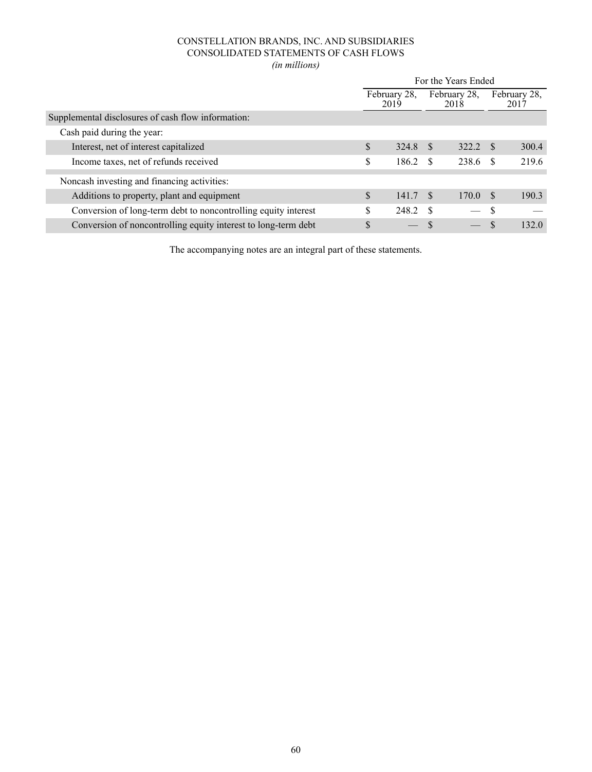CONSTELLATION BRANDS, INC. AND SUBSIDIARIES
CONSOLIDATED STATEMENTS OF CASH FLOWS
*(in millions)*

| | For the Years Ended | | |
|---|---|---|---|
| | February 28, 2019 | February 28, 2018 | February 28, 2017 |
| Supplemental disclosures of cash flow information: | | | |
| Cash paid during the year: | | | |
| Interest, net of interest capitalized | $ 324.8 | $ 322.2 | $ 300.4 |
| Income taxes, net of refunds received | $ 186.2 | $ 238.6 | $ 219.6 |
| Noncash investing and financing activities: | | | |
| Additions to property, plant and equipment | $ 141.7 | $ 170.0 | $ 190.3 |
| Conversion of long-term debt to noncontrolling equity interest | $ 248.2 | $ — | $ — |
| Conversion of noncontrolling equity interest to long-term debt | $ — | $ — | $ 132.0 |

The accompanying notes are an integral part of these statements.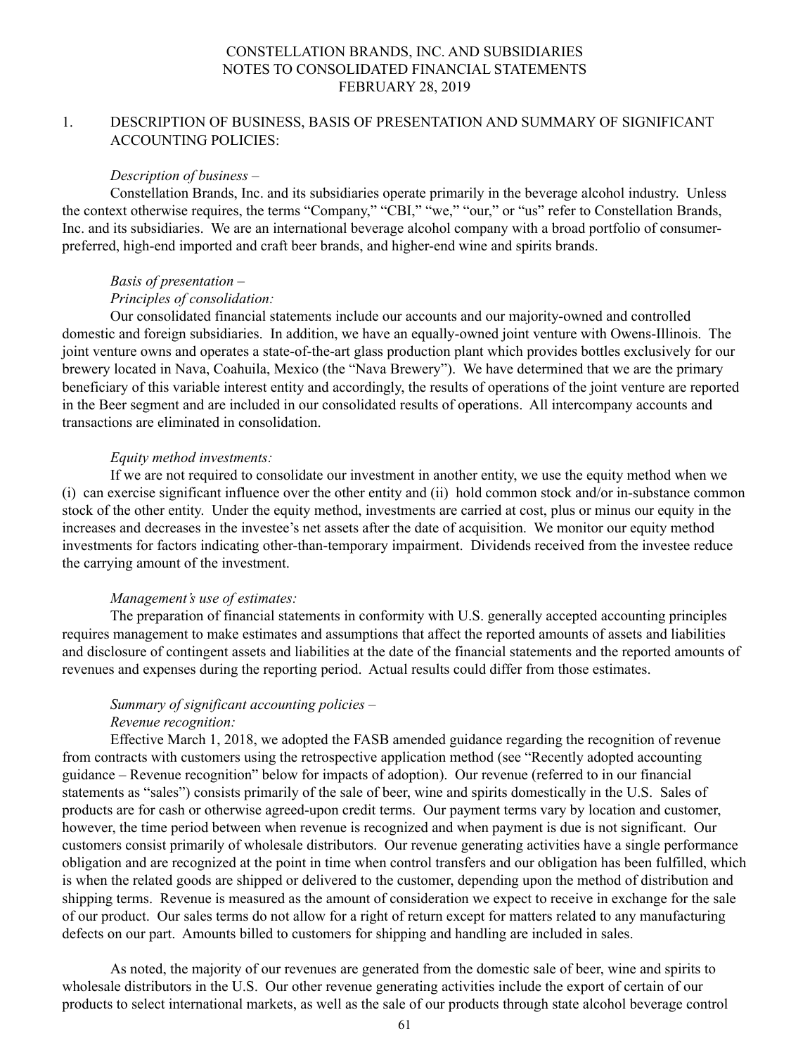CONSTELLATION BRANDS, INC. AND SUBSIDIARIES
NOTES TO CONSOLIDATED FINANCIAL STATEMENTS
FEBRUARY 28, 2019

## 1. DESCRIPTION OF BUSINESS, BASIS OF PRESENTATION AND SUMMARY OF SIGNIFICANT ACCOUNTING POLICIES:

*Description of business –*

Constellation Brands, Inc. and its subsidiaries operate primarily in the beverage alcohol industry. Unless the context otherwise requires, the terms "Company," "CBI," "we," "our," or "us" refer to Constellation Brands, Inc. and its subsidiaries. We are an international beverage alcohol company with a broad portfolio of consumer-preferred, high-end imported and craft beer brands, and higher-end wine and spirits brands.

*Basis of presentation –*

*Principles of consolidation:*

Our consolidated financial statements include our accounts and our majority-owned and controlled domestic and foreign subsidiaries. In addition, we have an equally-owned joint venture with Owens-Illinois. The joint venture owns and operates a state-of-the-art glass production plant which provides bottles exclusively for our brewery located in Nava, Coahuila, Mexico (the "Nava Brewery"). We have determined that we are the primary beneficiary of this variable interest entity and accordingly, the results of operations of the joint venture are reported in the Beer segment and are included in our consolidated results of operations. All intercompany accounts and transactions are eliminated in consolidation.

*Equity method investments:*

If we are not required to consolidate our investment in another entity, we use the equity method when we (i) can exercise significant influence over the other entity and (ii) hold common stock and/or in-substance common stock of the other entity. Under the equity method, investments are carried at cost, plus or minus our equity in the increases and decreases in the investee's net assets after the date of acquisition. We monitor our equity method investments for factors indicating other-than-temporary impairment. Dividends received from the investee reduce the carrying amount of the investment.

*Management's use of estimates:*

The preparation of financial statements in conformity with U.S. generally accepted accounting principles requires management to make estimates and assumptions that affect the reported amounts of assets and liabilities and disclosure of contingent assets and liabilities at the date of the financial statements and the reported amounts of revenues and expenses during the reporting period. Actual results could differ from those estimates.

*Summary of significant accounting policies –*

*Revenue recognition:*

Effective March 1, 2018, we adopted the FASB amended guidance regarding the recognition of revenue from contracts with customers using the retrospective application method (see "Recently adopted accounting guidance – Revenue recognition" below for impacts of adoption). Our revenue (referred to in our financial statements as "sales") consists primarily of the sale of beer, wine and spirits domestically in the U.S. Sales of products are for cash or otherwise agreed-upon credit terms. Our payment terms vary by location and customer, however, the time period between when revenue is recognized and when payment is due is not significant. Our customers consist primarily of wholesale distributors. Our revenue generating activities have a single performance obligation and are recognized at the point in time when control transfers and our obligation has been fulfilled, which is when the related goods are shipped or delivered to the customer, depending upon the method of distribution and shipping terms. Revenue is measured as the amount of consideration we expect to receive in exchange for the sale of our product. Our sales terms do not allow for a right of return except for matters related to any manufacturing defects on our part. Amounts billed to customers for shipping and handling are included in sales.

As noted, the majority of our revenues are generated from the domestic sale of beer, wine and spirits to wholesale distributors in the U.S. Our other revenue generating activities include the export of certain of our products to select international markets, as well as the sale of our products through state alcohol beverage control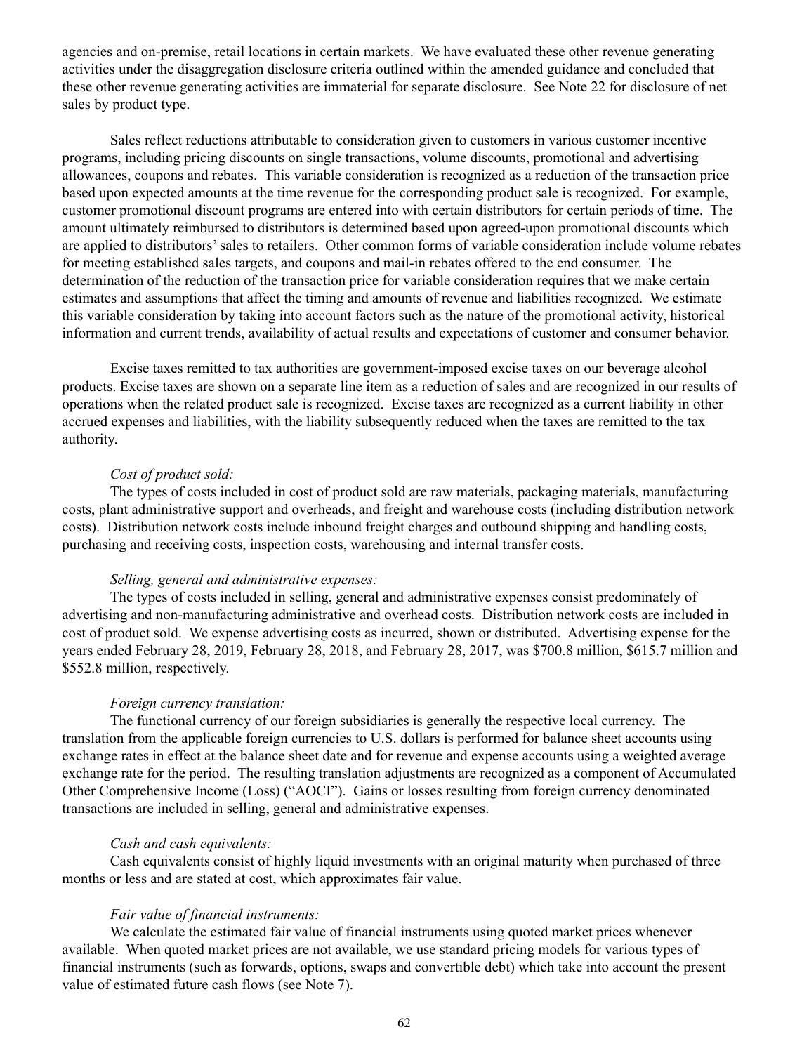agencies and on-premise, retail locations in certain markets. We have evaluated these other revenue generating activities under the disaggregation disclosure criteria outlined within the amended guidance and concluded that these other revenue generating activities are immaterial for separate disclosure. See Note 22 for disclosure of net sales by product type.

Sales reflect reductions attributable to consideration given to customers in various customer incentive programs, including pricing discounts on single transactions, volume discounts, promotional and advertising allowances, coupons and rebates. This variable consideration is recognized as a reduction of the transaction price based upon expected amounts at the time revenue for the corresponding product sale is recognized. For example, customer promotional discount programs are entered into with certain distributors for certain periods of time. The amount ultimately reimbursed to distributors is determined based upon agreed-upon promotional discounts which are applied to distributors' sales to retailers. Other common forms of variable consideration include volume rebates for meeting established sales targets, and coupons and mail-in rebates offered to the end consumer. The determination of the reduction of the transaction price for variable consideration requires that we make certain estimates and assumptions that affect the timing and amounts of revenue and liabilities recognized. We estimate this variable consideration by taking into account factors such as the nature of the promotional activity, historical information and current trends, availability of actual results and expectations of customer and consumer behavior.

Excise taxes remitted to tax authorities are government-imposed excise taxes on our beverage alcohol products. Excise taxes are shown on a separate line item as a reduction of sales and are recognized in our results of operations when the related product sale is recognized. Excise taxes are recognized as a current liability in other accrued expenses and liabilities, with the liability subsequently reduced when the taxes are remitted to the tax authority.

*Cost of product sold:*

The types of costs included in cost of product sold are raw materials, packaging materials, manufacturing costs, plant administrative support and overheads, and freight and warehouse costs (including distribution network costs). Distribution network costs include inbound freight charges and outbound shipping and handling costs, purchasing and receiving costs, inspection costs, warehousing and internal transfer costs.

*Selling, general and administrative expenses:*

The types of costs included in selling, general and administrative expenses consist predominately of advertising and non-manufacturing administrative and overhead costs. Distribution network costs are included in cost of product sold. We expense advertising costs as incurred, shown or distributed. Advertising expense for the years ended February 28, 2019, February 28, 2018, and February 28, 2017, was $700.8 million, $615.7 million and $552.8 million, respectively.

*Foreign currency translation:*

The functional currency of our foreign subsidiaries is generally the respective local currency. The translation from the applicable foreign currencies to U.S. dollars is performed for balance sheet accounts using exchange rates in effect at the balance sheet date and for revenue and expense accounts using a weighted average exchange rate for the period. The resulting translation adjustments are recognized as a component of Accumulated Other Comprehensive Income (Loss) ("AOCI"). Gains or losses resulting from foreign currency denominated transactions are included in selling, general and administrative expenses.

*Cash and cash equivalents:*

Cash equivalents consist of highly liquid investments with an original maturity when purchased of three months or less and are stated at cost, which approximates fair value.

*Fair value of financial instruments:*

We calculate the estimated fair value of financial instruments using quoted market prices whenever available. When quoted market prices are not available, we use standard pricing models for various types of financial instruments (such as forwards, options, swaps and convertible debt) which take into account the present value of estimated future cash flows (see Note 7).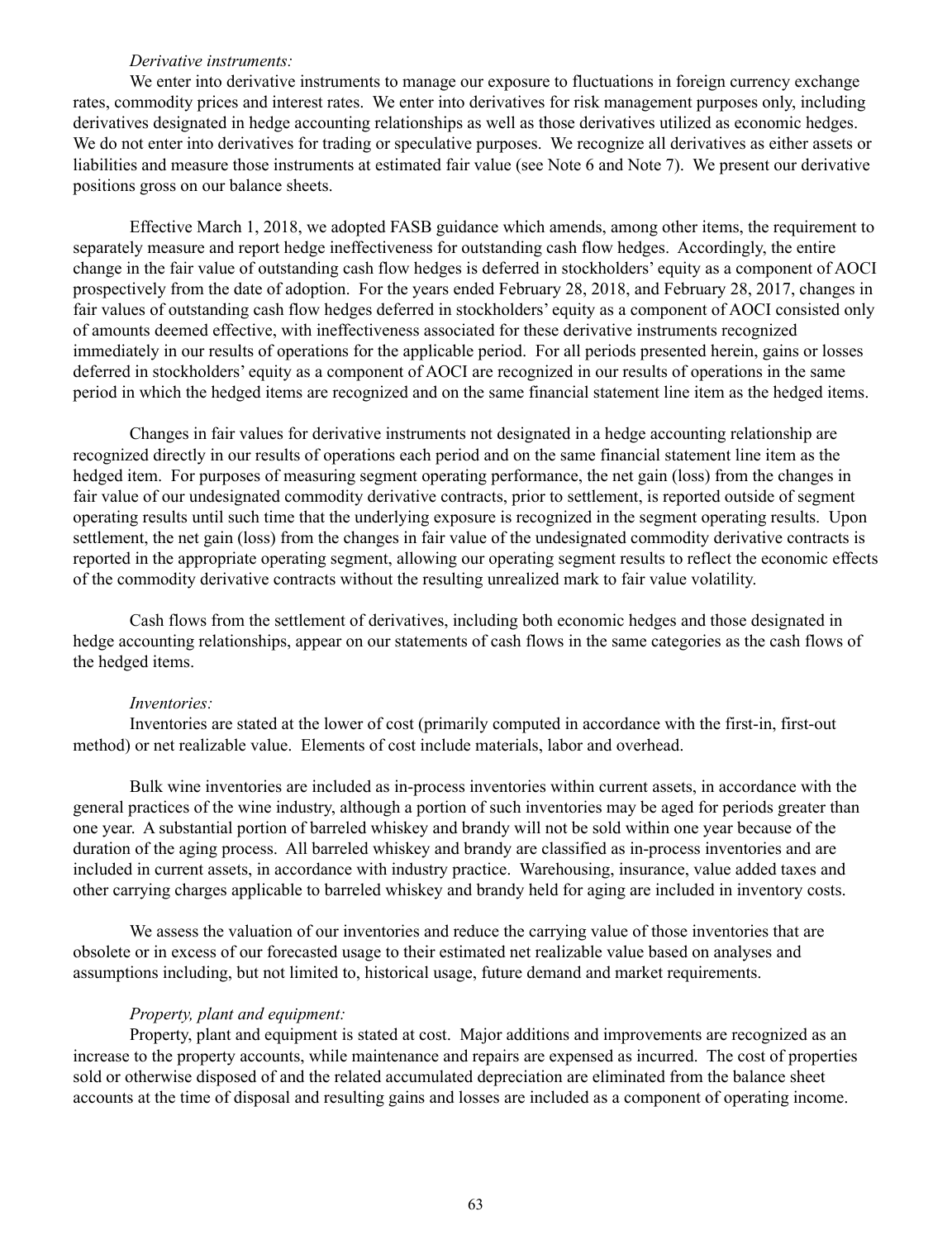*Derivative instruments:*

We enter into derivative instruments to manage our exposure to fluctuations in foreign currency exchange rates, commodity prices and interest rates. We enter into derivatives for risk management purposes only, including derivatives designated in hedge accounting relationships as well as those derivatives utilized as economic hedges. We do not enter into derivatives for trading or speculative purposes. We recognize all derivatives as either assets or liabilities and measure those instruments at estimated fair value (see Note 6 and Note 7). We present our derivative positions gross on our balance sheets.

Effective March 1, 2018, we adopted FASB guidance which amends, among other items, the requirement to separately measure and report hedge ineffectiveness for outstanding cash flow hedges. Accordingly, the entire change in the fair value of outstanding cash flow hedges is deferred in stockholders' equity as a component of AOCI prospectively from the date of adoption. For the years ended February 28, 2018, and February 28, 2017, changes in fair values of outstanding cash flow hedges deferred in stockholders' equity as a component of AOCI consisted only of amounts deemed effective, with ineffectiveness associated for these derivative instruments recognized immediately in our results of operations for the applicable period. For all periods presented herein, gains or losses deferred in stockholders' equity as a component of AOCI are recognized in our results of operations in the same period in which the hedged items are recognized and on the same financial statement line item as the hedged items.

Changes in fair values for derivative instruments not designated in a hedge accounting relationship are recognized directly in our results of operations each period and on the same financial statement line item as the hedged item. For purposes of measuring segment operating performance, the net gain (loss) from the changes in fair value of our undesignated commodity derivative contracts, prior to settlement, is reported outside of segment operating results until such time that the underlying exposure is recognized in the segment operating results. Upon settlement, the net gain (loss) from the changes in fair value of the undesignated commodity derivative contracts is reported in the appropriate operating segment, allowing our operating segment results to reflect the economic effects of the commodity derivative contracts without the resulting unrealized mark to fair value volatility.

Cash flows from the settlement of derivatives, including both economic hedges and those designated in hedge accounting relationships, appear on our statements of cash flows in the same categories as the cash flows of the hedged items.

*Inventories:*

Inventories are stated at the lower of cost (primarily computed in accordance with the first-in, first-out method) or net realizable value. Elements of cost include materials, labor and overhead.

Bulk wine inventories are included as in-process inventories within current assets, in accordance with the general practices of the wine industry, although a portion of such inventories may be aged for periods greater than one year. A substantial portion of barreled whiskey and brandy will not be sold within one year because of the duration of the aging process. All barreled whiskey and brandy are classified as in-process inventories and are included in current assets, in accordance with industry practice. Warehousing, insurance, value added taxes and other carrying charges applicable to barreled whiskey and brandy held for aging are included in inventory costs.

We assess the valuation of our inventories and reduce the carrying value of those inventories that are obsolete or in excess of our forecasted usage to their estimated net realizable value based on analyses and assumptions including, but not limited to, historical usage, future demand and market requirements.

*Property, plant and equipment:*

Property, plant and equipment is stated at cost. Major additions and improvements are recognized as an increase to the property accounts, while maintenance and repairs are expensed as incurred. The cost of properties sold or otherwise disposed of and the related accumulated depreciation are eliminated from the balance sheet accounts at the time of disposal and resulting gains and losses are included as a component of operating income.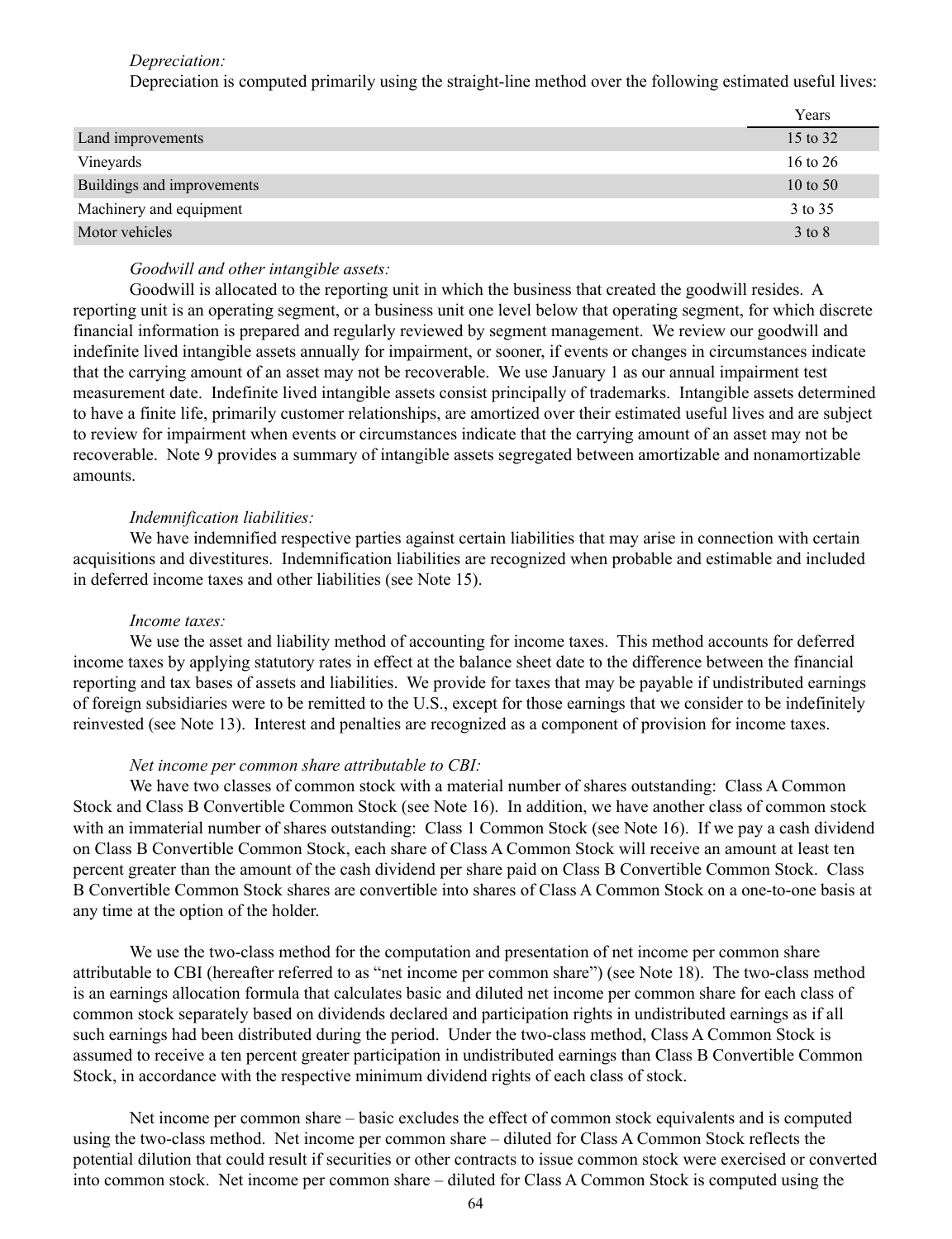*Depreciation:*

Depreciation is computed primarily using the straight-line method over the following estimated useful lives:

| | Years |
|---|---|
| Land improvements | 15 to 32 |
| Vineyards | 16 to 26 |
| Buildings and improvements | 10 to 50 |
| Machinery and equipment | 3 to 35 |
| Motor vehicles | 3 to 8 |

*Goodwill and other intangible assets:*

Goodwill is allocated to the reporting unit in which the business that created the goodwill resides. A reporting unit is an operating segment, or a business unit one level below that operating segment, for which discrete financial information is prepared and regularly reviewed by segment management. We review our goodwill and indefinite lived intangible assets annually for impairment, or sooner, if events or changes in circumstances indicate that the carrying amount of an asset may not be recoverable. We use January 1 as our annual impairment test measurement date. Indefinite lived intangible assets consist principally of trademarks. Intangible assets determined to have a finite life, primarily customer relationships, are amortized over their estimated useful lives and are subject to review for impairment when events or circumstances indicate that the carrying amount of an asset may not be recoverable. Note 9 provides a summary of intangible assets segregated between amortizable and nonamortizable amounts.

*Indemnification liabilities:*

We have indemnified respective parties against certain liabilities that may arise in connection with certain acquisitions and divestitures. Indemnification liabilities are recognized when probable and estimable and included in deferred income taxes and other liabilities (see Note 15).

*Income taxes:*

We use the asset and liability method of accounting for income taxes. This method accounts for deferred income taxes by applying statutory rates in effect at the balance sheet date to the difference between the financial reporting and tax bases of assets and liabilities. We provide for taxes that may be payable if undistributed earnings of foreign subsidiaries were to be remitted to the U.S., except for those earnings that we consider to be indefinitely reinvested (see Note 13). Interest and penalties are recognized as a component of provision for income taxes.

*Net income per common share attributable to CBI:*

We have two classes of common stock with a material number of shares outstanding: Class A Common Stock and Class B Convertible Common Stock (see Note 16). In addition, we have another class of common stock with an immaterial number of shares outstanding: Class 1 Common Stock (see Note 16). If we pay a cash dividend on Class B Convertible Common Stock, each share of Class A Common Stock will receive an amount at least ten percent greater than the amount of the cash dividend per share paid on Class B Convertible Common Stock. Class B Convertible Common Stock shares are convertible into shares of Class A Common Stock on a one-to-one basis at any time at the option of the holder.

We use the two-class method for the computation and presentation of net income per common share attributable to CBI (hereafter referred to as "net income per common share") (see Note 18). The two-class method is an earnings allocation formula that calculates basic and diluted net income per common share for each class of common stock separately based on dividends declared and participation rights in undistributed earnings as if all such earnings had been distributed during the period. Under the two-class method, Class A Common Stock is assumed to receive a ten percent greater participation in undistributed earnings than Class B Convertible Common Stock, in accordance with the respective minimum dividend rights of each class of stock.

Net income per common share – basic excludes the effect of common stock equivalents and is computed using the two-class method. Net income per common share – diluted for Class A Common Stock reflects the potential dilution that could result if securities or other contracts to issue common stock were exercised or converted into common stock. Net income per common share – diluted for Class A Common Stock is computed using the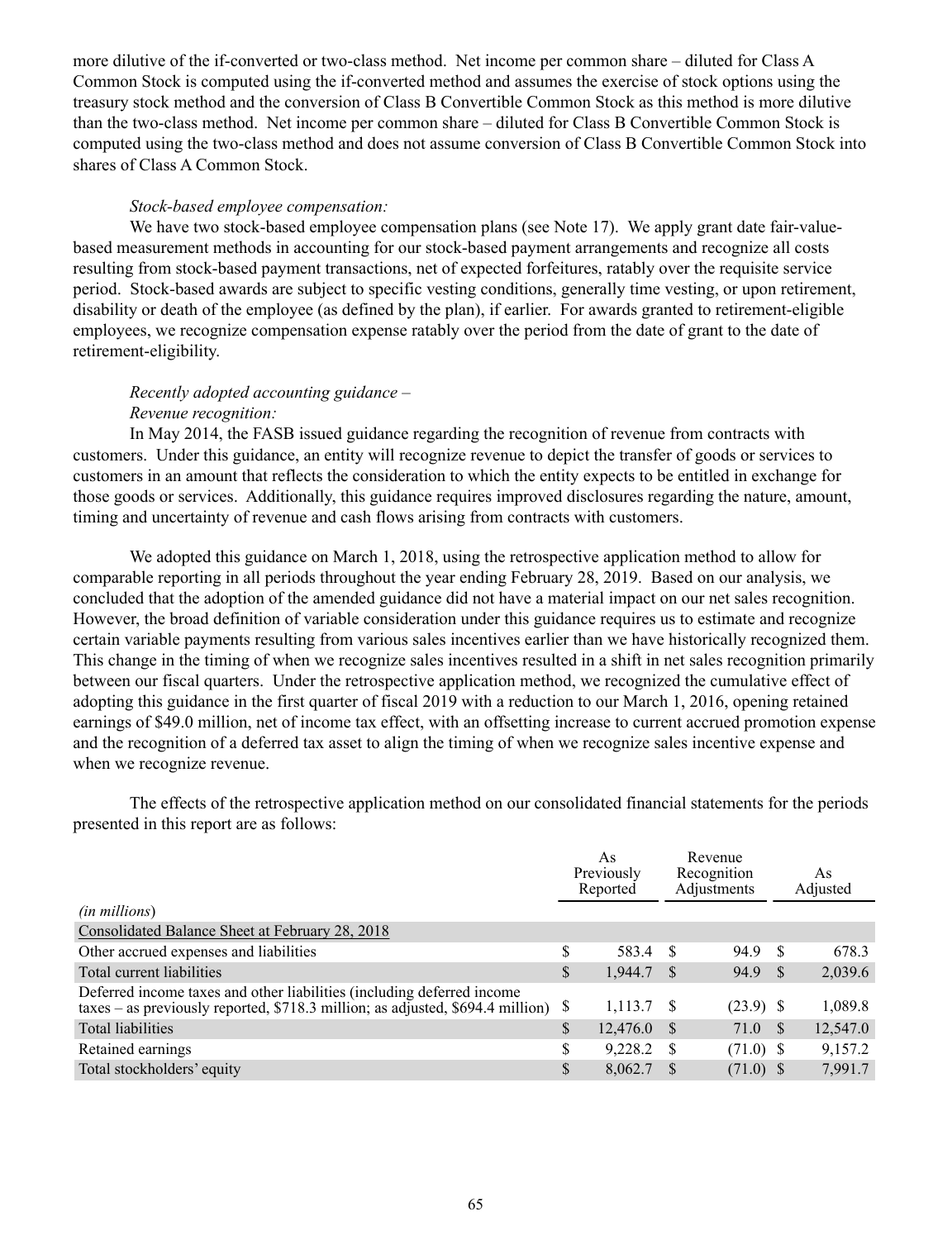more dilutive of the if-converted or two-class method. Net income per common share – diluted for Class A Common Stock is computed using the if-converted method and assumes the exercise of stock options using the treasury stock method and the conversion of Class B Convertible Common Stock as this method is more dilutive than the two-class method. Net income per common share – diluted for Class B Convertible Common Stock is computed using the two-class method and does not assume conversion of Class B Convertible Common Stock into shares of Class A Common Stock.

*Stock-based employee compensation:*

We have two stock-based employee compensation plans (see Note 17). We apply grant date fair-value-based measurement methods in accounting for our stock-based payment arrangements and recognize all costs resulting from stock-based payment transactions, net of expected forfeitures, ratably over the requisite service period. Stock-based awards are subject to specific vesting conditions, generally time vesting, or upon retirement, disability or death of the employee (as defined by the plan), if earlier. For awards granted to retirement-eligible employees, we recognize compensation expense ratably over the period from the date of grant to the date of retirement-eligibility.

*Recently adopted accounting guidance –*
*Revenue recognition:*

In May 2014, the FASB issued guidance regarding the recognition of revenue from contracts with customers. Under this guidance, an entity will recognize revenue to depict the transfer of goods or services to customers in an amount that reflects the consideration to which the entity expects to be entitled in exchange for those goods or services. Additionally, this guidance requires improved disclosures regarding the nature, amount, timing and uncertainty of revenue and cash flows arising from contracts with customers.

We adopted this guidance on March 1, 2018, using the retrospective application method to allow for comparable reporting in all periods throughout the year ending February 28, 2019. Based on our analysis, we concluded that the adoption of the amended guidance did not have a material impact on our net sales recognition. However, the broad definition of variable consideration under this guidance requires us to estimate and recognize certain variable payments resulting from various sales incentives earlier than we have historically recognized them. This change in the timing of when we recognize sales incentives resulted in a shift in net sales recognition primarily between our fiscal quarters. Under the retrospective application method, we recognized the cumulative effect of adopting this guidance in the first quarter of fiscal 2019 with a reduction to our March 1, 2016, opening retained earnings of $49.0 million, net of income tax effect, with an offsetting increase to current accrued promotion expense and the recognition of a deferred tax asset to align the timing of when we recognize sales incentive expense and when we recognize revenue.

The effects of the retrospective application method on our consolidated financial statements for the periods presented in this report are as follows:

| *(in millions)* | As Previously Reported | Revenue Recognition Adjustments | As Adjusted |
|---|---|---|---|
| Consolidated Balance Sheet at February 28, 2018 | | | |
| Other accrued expenses and liabilities | $ 583.4 | $ 94.9 | $ 678.3 |
| Total current liabilities | $ 1,944.7 | $ 94.9 | $ 2,039.6 |
| Deferred income taxes and other liabilities (including deferred income taxes – as previously reported, $718.3 million; as adjusted, $694.4 million) | $ 1,113.7 | $ (23.9) | $ 1,089.8 |
| Total liabilities | $ 12,476.0 | $ 71.0 | $ 12,547.0 |
| Retained earnings | $ 9,228.2 | $ (71.0) | $ 9,157.2 |
| Total stockholders' equity | $ 8,062.7 | $ (71.0) | $ 7,991.7 |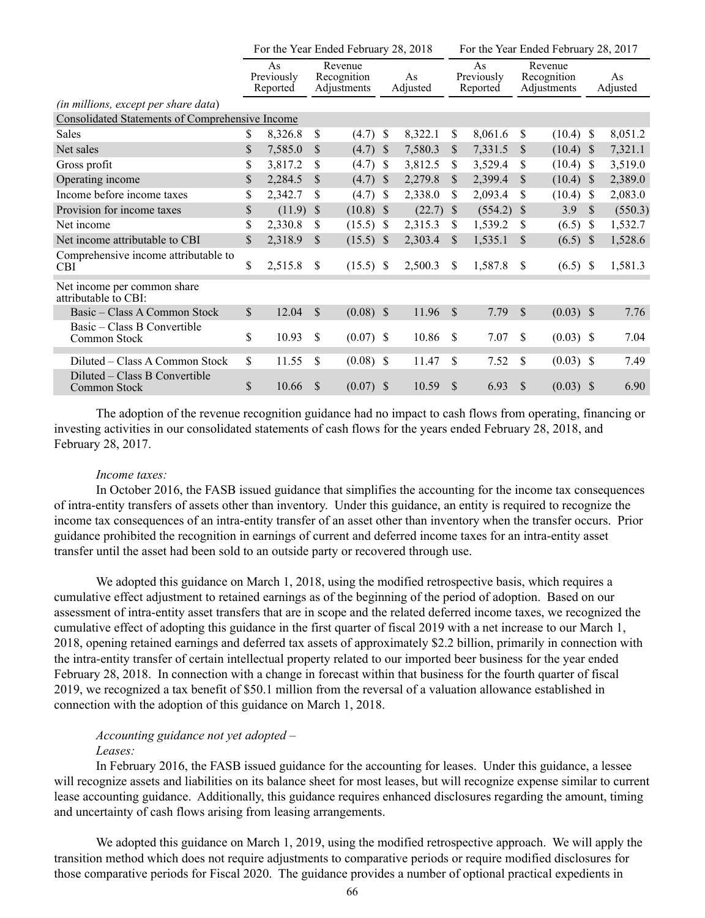| | For the Year Ended February 28, 2018 | | | For the Year Ended February 28, 2017 | | |
|---|---|---|---|---|---|---|
| | As Previously Reported | Revenue Recognition Adjustments | As Adjusted | As Previously Reported | Revenue Recognition Adjustments | As Adjusted |
| *(in millions, except per share data)* | | | | | | |
| Consolidated Statements of Comprehensive Income | | | | | | |
| Sales | $ 8,326.8 | $ (4.7) | $ 8,322.1 | $ 8,061.6 | $ (10.4) | $ 8,051.2 |
| Net sales | $ 7,585.0 | $ (4.7) | $ 7,580.3 | $ 7,331.5 | $ (10.4) | $ 7,321.1 |
| Gross profit | $ 3,817.2 | $ (4.7) | $ 3,812.5 | $ 3,529.4 | $ (10.4) | $ 3,519.0 |
| Operating income | $ 2,284.5 | $ (4.7) | $ 2,279.8 | $ 2,399.4 | $ (10.4) | $ 2,389.0 |
| Income before income taxes | $ 2,342.7 | $ (4.7) | $ 2,338.0 | $ 2,093.4 | $ (10.4) | $ 2,083.0 |
| Provision for income taxes | $ (11.9) | $ (10.8) | $ (22.7) | $ (554.2) | $ 3.9 | $ (550.3) |
| Net income | $ 2,330.8 | $ (15.5) | $ 2,315.3 | $ 1,539.2 | $ (6.5) | $ 1,532.7 |
| Net income attributable to CBI | $ 2,318.9 | $ (15.5) | $ 2,303.4 | $ 1,535.1 | $ (6.5) | $ 1,528.6 |
| Comprehensive income attributable to CBI | $ 2,515.8 | $ (15.5) | $ 2,500.3 | $ 1,587.8 | $ (6.5) | $ 1,581.3 |
| Net income per common share attributable to CBI: | | | | | | |
| Basic – Class A Common Stock | $ 12.04 | $ (0.08) | $ 11.96 | $ 7.79 | $ (0.03) | $ 7.76 |
| Basic – Class B Convertible Common Stock | $ 10.93 | $ (0.07) | $ 10.86 | $ 7.07 | $ (0.03) | $ 7.04 |
| Diluted – Class A Common Stock | $ 11.55 | $ (0.08) | $ 11.47 | $ 7.52 | $ (0.03) | $ 7.49 |
| Diluted – Class B Convertible Common Stock | $ 10.66 | $ (0.07) | $ 10.59 | $ 6.93 | $ (0.03) | $ 6.90 |

The adoption of the revenue recognition guidance had no impact to cash flows from operating, financing or investing activities in our consolidated statements of cash flows for the years ended February 28, 2018, and February 28, 2017.

*Income taxes:*

In October 2016, the FASB issued guidance that simplifies the accounting for the income tax consequences of intra-entity transfers of assets other than inventory. Under this guidance, an entity is required to recognize the income tax consequences of an intra-entity transfer of an asset other than inventory when the transfer occurs. Prior guidance prohibited the recognition in earnings of current and deferred income taxes for an intra-entity asset transfer until the asset had been sold to an outside party or recovered through use.

We adopted this guidance on March 1, 2018, using the modified retrospective basis, which requires a cumulative effect adjustment to retained earnings as of the beginning of the period of adoption. Based on our assessment of intra-entity asset transfers that are in scope and the related deferred income taxes, we recognized the cumulative effect of adopting this guidance in the first quarter of fiscal 2019 with a net increase to our March 1, 2018, opening retained earnings and deferred tax assets of approximately $2.2 billion, primarily in connection with the intra-entity transfer of certain intellectual property related to our imported beer business for the year ended February 28, 2018. In connection with a change in forecast within that business for the fourth quarter of fiscal 2019, we recognized a tax benefit of $50.1 million from the reversal of a valuation allowance established in connection with the adoption of this guidance on March 1, 2018.

*Accounting guidance not yet adopted –*

*Leases:*

In February 2016, the FASB issued guidance for the accounting for leases. Under this guidance, a lessee will recognize assets and liabilities on its balance sheet for most leases, but will recognize expense similar to current lease accounting guidance. Additionally, this guidance requires enhanced disclosures regarding the amount, timing and uncertainty of cash flows arising from leasing arrangements.

We adopted this guidance on March 1, 2019, using the modified retrospective approach. We will apply the transition method which does not require adjustments to comparative periods or require modified disclosures for those comparative periods for Fiscal 2020. The guidance provides a number of optional practical expedients in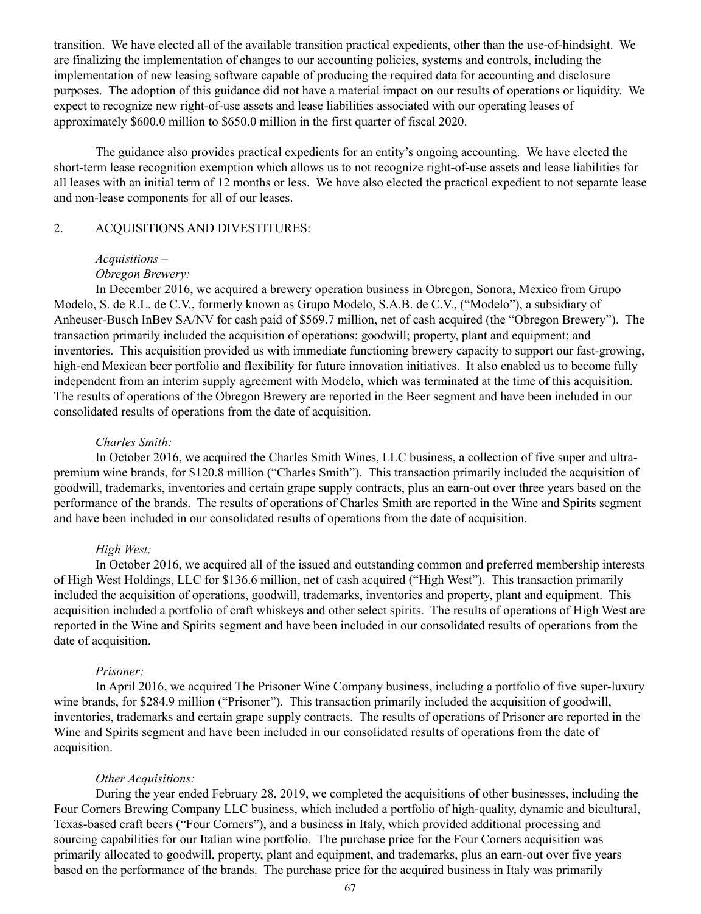transition. We have elected all of the available transition practical expedients, other than the use-of-hindsight. We are finalizing the implementation of changes to our accounting policies, systems and controls, including the implementation of new leasing software capable of producing the required data for accounting and disclosure purposes. The adoption of this guidance did not have a material impact on our results of operations or liquidity. We expect to recognize new right-of-use assets and lease liabilities associated with our operating leases of approximately $600.0 million to $650.0 million in the first quarter of fiscal 2020.

The guidance also provides practical expedients for an entity's ongoing accounting. We have elected the short-term lease recognition exemption which allows us to not recognize right-of-use assets and lease liabilities for all leases with an initial term of 12 months or less. We have also elected the practical expedient to not separate lease and non-lease components for all of our leases.

## 2. ACQUISITIONS AND DIVESTITURES:

*Acquisitions –*

*Obregon Brewery:*

In December 2016, we acquired a brewery operation business in Obregon, Sonora, Mexico from Grupo Modelo, S. de R.L. de C.V., formerly known as Grupo Modelo, S.A.B. de C.V., ("Modelo"), a subsidiary of Anheuser-Busch InBev SA/NV for cash paid of $569.7 million, net of cash acquired (the "Obregon Brewery"). The transaction primarily included the acquisition of operations; goodwill; property, plant and equipment; and inventories. This acquisition provided us with immediate functioning brewery capacity to support our fast-growing, high-end Mexican beer portfolio and flexibility for future innovation initiatives. It also enabled us to become fully independent from an interim supply agreement with Modelo, which was terminated at the time of this acquisition. The results of operations of the Obregon Brewery are reported in the Beer segment and have been included in our consolidated results of operations from the date of acquisition.

*Charles Smith:*

In October 2016, we acquired the Charles Smith Wines, LLC business, a collection of five super and ultra-premium wine brands, for $120.8 million ("Charles Smith"). This transaction primarily included the acquisition of goodwill, trademarks, inventories and certain grape supply contracts, plus an earn-out over three years based on the performance of the brands. The results of operations of Charles Smith are reported in the Wine and Spirits segment and have been included in our consolidated results of operations from the date of acquisition.

*High West:*

In October 2016, we acquired all of the issued and outstanding common and preferred membership interests of High West Holdings, LLC for $136.6 million, net of cash acquired ("High West"). This transaction primarily included the acquisition of operations, goodwill, trademarks, inventories and property, plant and equipment. This acquisition included a portfolio of craft whiskeys and other select spirits. The results of operations of High West are reported in the Wine and Spirits segment and have been included in our consolidated results of operations from the date of acquisition.

*Prisoner:*

In April 2016, we acquired The Prisoner Wine Company business, including a portfolio of five super-luxury wine brands, for $284.9 million ("Prisoner"). This transaction primarily included the acquisition of goodwill, inventories, trademarks and certain grape supply contracts. The results of operations of Prisoner are reported in the Wine and Spirits segment and have been included in our consolidated results of operations from the date of acquisition.

*Other Acquisitions:*

During the year ended February 28, 2019, we completed the acquisitions of other businesses, including the Four Corners Brewing Company LLC business, which included a portfolio of high-quality, dynamic and bicultural, Texas-based craft beers ("Four Corners"), and a business in Italy, which provided additional processing and sourcing capabilities for our Italian wine portfolio. The purchase price for the Four Corners acquisition was primarily allocated to goodwill, property, plant and equipment, and trademarks, plus an earn-out over five years based on the performance of the brands. The purchase price for the acquired business in Italy was primarily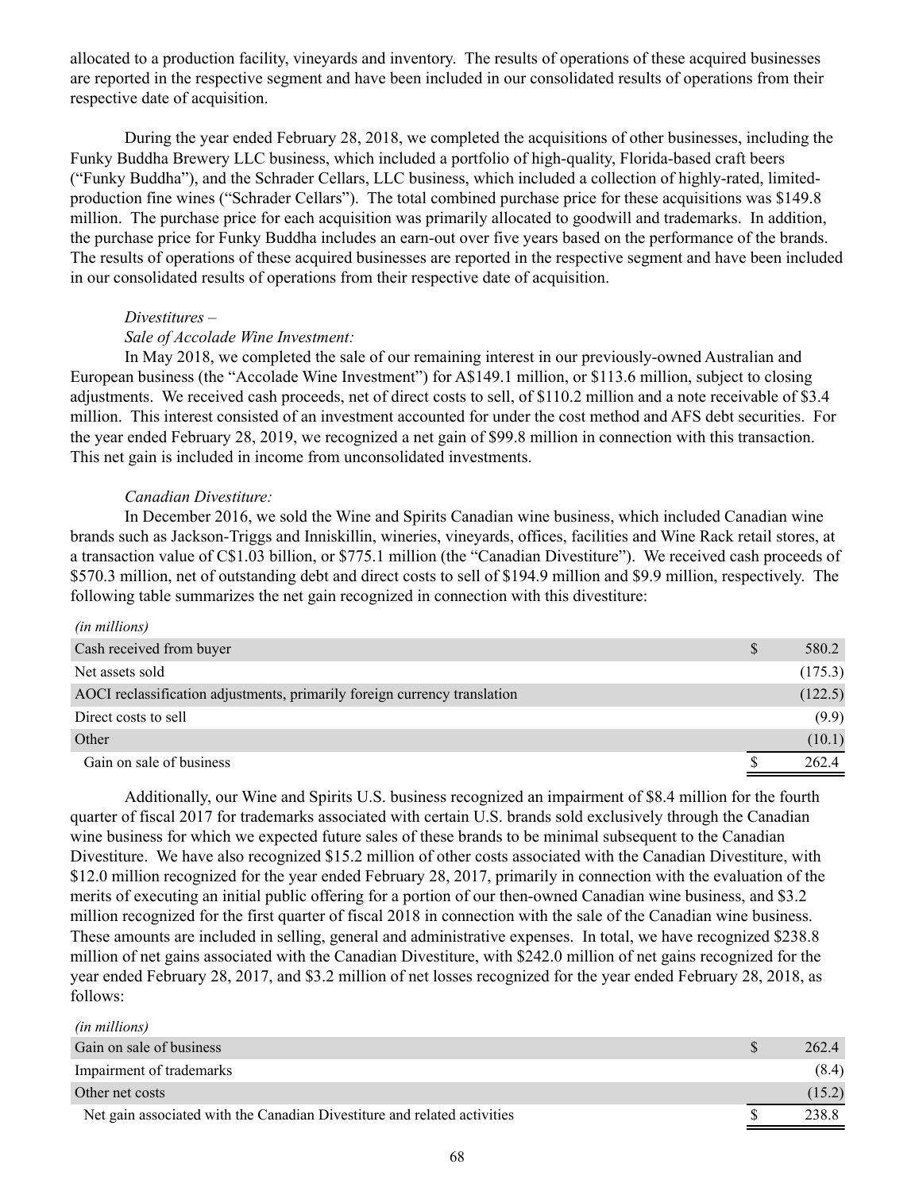allocated to a production facility, vineyards and inventory. The results of operations of these acquired businesses are reported in the respective segment and have been included in our consolidated results of operations from their respective date of acquisition.

During the year ended February 28, 2018, we completed the acquisitions of other businesses, including the Funky Buddha Brewery LLC business, which included a portfolio of high-quality, Florida-based craft beers ("Funky Buddha"), and the Schrader Cellars, LLC business, which included a collection of highly-rated, limited-production fine wines ("Schrader Cellars"). The total combined purchase price for these acquisitions was $149.8 million. The purchase price for each acquisition was primarily allocated to goodwill and trademarks. In addition, the purchase price for Funky Buddha includes an earn-out over five years based on the performance of the brands. The results of operations of these acquired businesses are reported in the respective segment and have been included in our consolidated results of operations from their respective date of acquisition.

*Divestitures –*

*Sale of Accolade Wine Investment:*

In May 2018, we completed the sale of our remaining interest in our previously-owned Australian and European business (the "Accolade Wine Investment") for A$149.1 million, or $113.6 million, subject to closing adjustments. We received cash proceeds, net of direct costs to sell, of $110.2 million and a note receivable of $3.4 million. This interest consisted of an investment accounted for under the cost method and AFS debt securities. For the year ended February 28, 2019, we recognized a net gain of $99.8 million in connection with this transaction. This net gain is included in income from unconsolidated investments.

*Canadian Divestiture:*

In December 2016, we sold the Wine and Spirits Canadian wine business, which included Canadian wine brands such as Jackson-Triggs and Inniskillin, wineries, vineyards, offices, facilities and Wine Rack retail stores, at a transaction value of C$1.03 billion, or $775.1 million (the "Canadian Divestiture"). We received cash proceeds of $570.3 million, net of outstanding debt and direct costs to sell of $194.9 million and $9.9 million, respectively. The following table summarizes the net gain recognized in connection with this divestiture:

| *(in millions)* | |
|---|---|
| Cash received from buyer | $ 580.2 |
| Net assets sold | (175.3) |
| AOCI reclassification adjustments, primarily foreign currency translation | (122.5) |
| Direct costs to sell | (9.9) |
| Other | (10.1) |
| Gain on sale of business | $ 262.4 |

Additionally, our Wine and Spirits U.S. business recognized an impairment of $8.4 million for the fourth quarter of fiscal 2017 for trademarks associated with certain U.S. brands sold exclusively through the Canadian wine business for which we expected future sales of these brands to be minimal subsequent to the Canadian Divestiture. We have also recognized $15.2 million of other costs associated with the Canadian Divestiture, with $12.0 million recognized for the year ended February 28, 2017, primarily in connection with the evaluation of the merits of executing an initial public offering for a portion of our then-owned Canadian wine business, and $3.2 million recognized for the first quarter of fiscal 2018 in connection with the sale of the Canadian wine business. These amounts are included in selling, general and administrative expenses. In total, we have recognized $238.8 million of net gains associated with the Canadian Divestiture, with $242.0 million of net gains recognized for the year ended February 28, 2017, and $3.2 million of net losses recognized for the year ended February 28, 2018, as follows:

| *(in millions)* | |
|---|---|
| Gain on sale of business | $ 262.4 |
| Impairment of trademarks | (8.4) |
| Other net costs | (15.2) |
| Net gain associated with the Canadian Divestiture and related activities | $ 238.8 |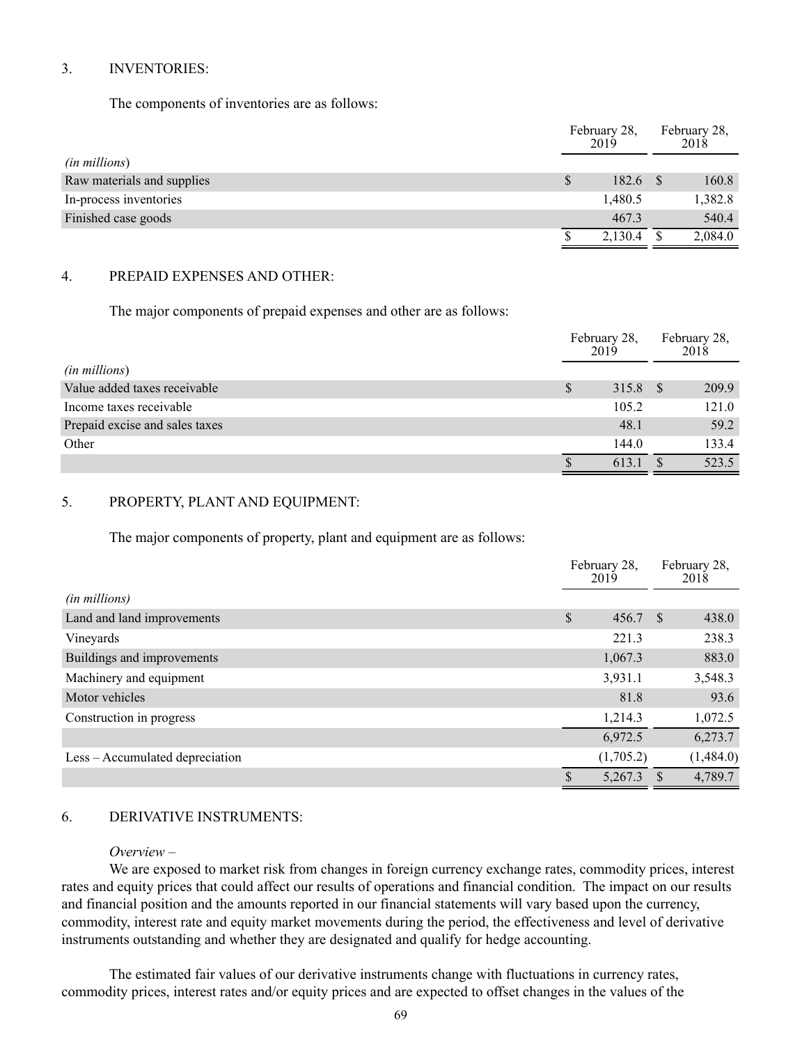## 3. INVENTORIES:

The components of inventories are as follows:

| *(in millions)* | February 28, 2019 | February 28, 2018 |
|---|---|---|
| Raw materials and supplies | $ 182.6 | $ 160.8 |
| In-process inventories | 1,480.5 | 1,382.8 |
| Finished case goods | 467.3 | 540.4 |
| | $ 2,130.4 | $ 2,084.0 |

## 4. PREPAID EXPENSES AND OTHER:

The major components of prepaid expenses and other are as follows:

| *(in millions)* | February 28, 2019 | February 28, 2018 |
|---|---|---|
| Value added taxes receivable | $ 315.8 | $ 209.9 |
| Income taxes receivable | 105.2 | 121.0 |
| Prepaid excise and sales taxes | 48.1 | 59.2 |
| Other | 144.0 | 133.4 |
| | $ 613.1 | $ 523.5 |

## 5. PROPERTY, PLANT AND EQUIPMENT:

The major components of property, plant and equipment are as follows:

| *(in millions)* | February 28, 2019 | February 28, 2018 |
|---|---|---|
| Land and land improvements | $ 456.7 | $ 438.0 |
| Vineyards | 221.3 | 238.3 |
| Buildings and improvements | 1,067.3 | 883.0 |
| Machinery and equipment | 3,931.1 | 3,548.3 |
| Motor vehicles | 81.8 | 93.6 |
| Construction in progress | 1,214.3 | 1,072.5 |
| | 6,972.5 | 6,273.7 |
| Less – Accumulated depreciation | (1,705.2) | (1,484.0) |
| | $ 5,267.3 | $ 4,789.7 |

## 6. DERIVATIVE INSTRUMENTS:

*Overview –*

We are exposed to market risk from changes in foreign currency exchange rates, commodity prices, interest rates and equity prices that could affect our results of operations and financial condition. The impact on our results and financial position and the amounts reported in our financial statements will vary based upon the currency, commodity, interest rate and equity market movements during the period, the effectiveness and level of derivative instruments outstanding and whether they are designated and qualify for hedge accounting.

The estimated fair values of our derivative instruments change with fluctuations in currency rates, commodity prices, interest rates and/or equity prices and are expected to offset changes in the values of the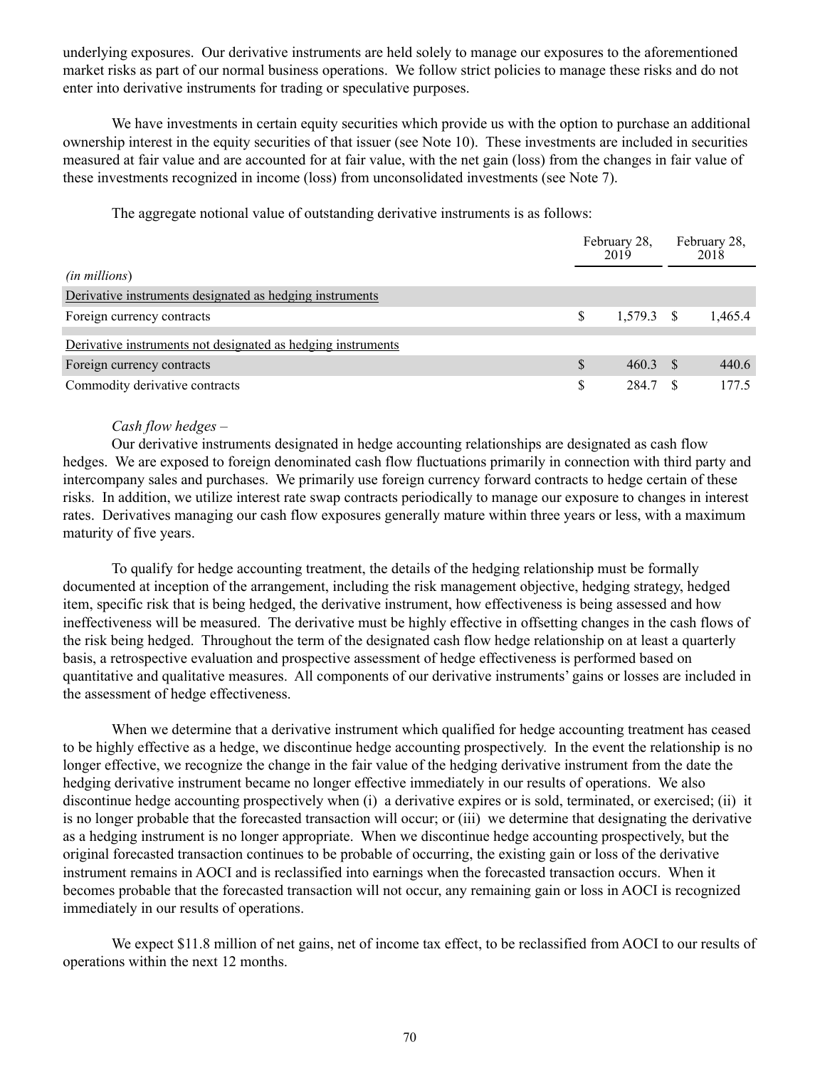underlying exposures. Our derivative instruments are held solely to manage our exposures to the aforementioned market risks as part of our normal business operations. We follow strict policies to manage these risks and do not enter into derivative instruments for trading or speculative purposes.

We have investments in certain equity securities which provide us with the option to purchase an additional ownership interest in the equity securities of that issuer (see Note 10). These investments are included in securities measured at fair value and are accounted for at fair value, with the net gain (loss) from the changes in fair value of these investments recognized in income (loss) from unconsolidated investments (see Note 7).

The aggregate notional value of outstanding derivative instruments is as follows:

| *(in millions)* | February 28, 2019 | February 28, 2018 |
|---|---|---|
| Derivative instruments designated as hedging instruments | | |
| Foreign currency contracts | $ 1,579.3 | $ 1,465.4 |
| Derivative instruments not designated as hedging instruments | | |
| Foreign currency contracts | $ 460.3 | $ 440.6 |
| Commodity derivative contracts | $ 284.7 | $ 177.5 |

*Cash flow hedges –*

Our derivative instruments designated in hedge accounting relationships are designated as cash flow hedges. We are exposed to foreign denominated cash flow fluctuations primarily in connection with third party and intercompany sales and purchases. We primarily use foreign currency forward contracts to hedge certain of these risks. In addition, we utilize interest rate swap contracts periodically to manage our exposure to changes in interest rates. Derivatives managing our cash flow exposures generally mature within three years or less, with a maximum maturity of five years.

To qualify for hedge accounting treatment, the details of the hedging relationship must be formally documented at inception of the arrangement, including the risk management objective, hedging strategy, hedged item, specific risk that is being hedged, the derivative instrument, how effectiveness is being assessed and how ineffectiveness will be measured. The derivative must be highly effective in offsetting changes in the cash flows of the risk being hedged. Throughout the term of the designated cash flow hedge relationship on at least a quarterly basis, a retrospective evaluation and prospective assessment of hedge effectiveness is performed based on quantitative and qualitative measures. All components of our derivative instruments' gains or losses are included in the assessment of hedge effectiveness.

When we determine that a derivative instrument which qualified for hedge accounting treatment has ceased to be highly effective as a hedge, we discontinue hedge accounting prospectively. In the event the relationship is no longer effective, we recognize the change in the fair value of the hedging derivative instrument from the date the hedging derivative instrument became no longer effective immediately in our results of operations. We also discontinue hedge accounting prospectively when (i) a derivative expires or is sold, terminated, or exercised; (ii) it is no longer probable that the forecasted transaction will occur; or (iii) we determine that designating the derivative as a hedging instrument is no longer appropriate. When we discontinue hedge accounting prospectively, but the original forecasted transaction continues to be probable of occurring, the existing gain or loss of the derivative instrument remains in AOCI and is reclassified into earnings when the forecasted transaction occurs. When it becomes probable that the forecasted transaction will not occur, any remaining gain or loss in AOCI is recognized immediately in our results of operations.

We expect $11.8 million of net gains, net of income tax effect, to be reclassified from AOCI to our results of operations within the next 12 months.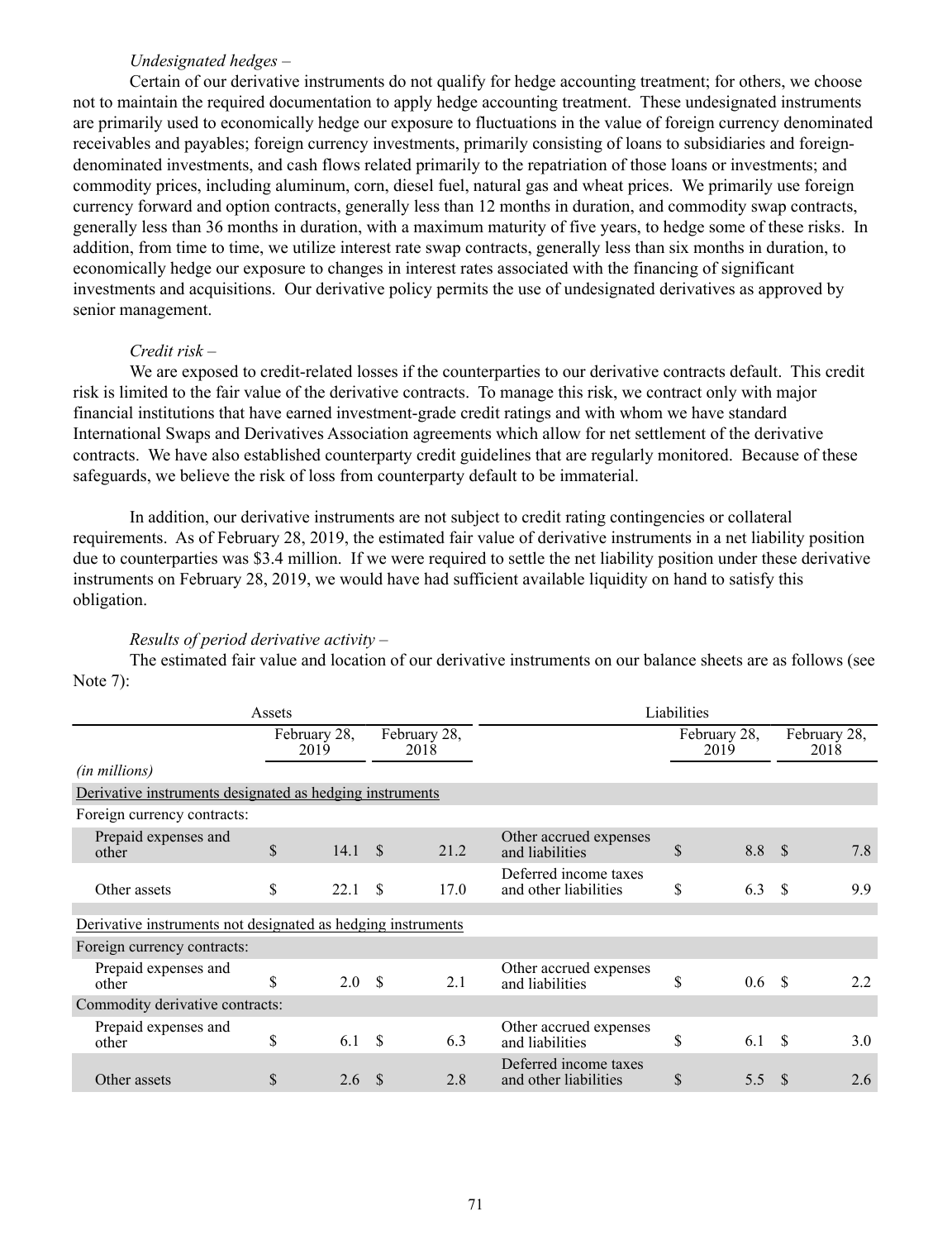*Undesignated hedges –*

Certain of our derivative instruments do not qualify for hedge accounting treatment; for others, we choose not to maintain the required documentation to apply hedge accounting treatment. These undesignated instruments are primarily used to economically hedge our exposure to fluctuations in the value of foreign currency denominated receivables and payables; foreign currency investments, primarily consisting of loans to subsidiaries and foreign-denominated investments, and cash flows related primarily to the repatriation of those loans or investments; and commodity prices, including aluminum, corn, diesel fuel, natural gas and wheat prices. We primarily use foreign currency forward and option contracts, generally less than 12 months in duration, and commodity swap contracts, generally less than 36 months in duration, with a maximum maturity of five years, to hedge some of these risks. In addition, from time to time, we utilize interest rate swap contracts, generally less than six months in duration, to economically hedge our exposure to changes in interest rates associated with the financing of significant investments and acquisitions. Our derivative policy permits the use of undesignated derivatives as approved by senior management.

*Credit risk –*

We are exposed to credit-related losses if the counterparties to our derivative contracts default. This credit risk is limited to the fair value of the derivative contracts. To manage this risk, we contract only with major financial institutions that have earned investment-grade credit ratings and with whom we have standard International Swaps and Derivatives Association agreements which allow for net settlement of the derivative contracts. We have also established counterparty credit guidelines that are regularly monitored. Because of these safeguards, we believe the risk of loss from counterparty default to be immaterial.

In addition, our derivative instruments are not subject to credit rating contingencies or collateral requirements. As of February 28, 2019, the estimated fair value of derivative instruments in a net liability position due to counterparties was $3.4 million. If we were required to settle the net liability position under these derivative instruments on February 28, 2019, we would have had sufficient available liquidity on hand to satisfy this obligation.

*Results of period derivative activity –*

The estimated fair value and location of our derivative instruments on our balance sheets are as follows (see Note 7):

| Assets | | | Liabilities | | |
|---|---|---|---|---|---|
| | February 28, 2019 | February 28, 2018 | | February 28, 2019 | February 28, 2018 |
| *(in millions)* | | | | | |
| Derivative instruments designated as hedging instruments | | | | | |
| Foreign currency contracts: | | | | | |
| Prepaid expenses and other | $ 14.1 | $ 21.2 | Other accrued expenses and liabilities | $ 8.8 | $ 7.8 |
| Other assets | $ 22.1 | $ 17.0 | Deferred income taxes and other liabilities | $ 6.3 | $ 9.9 |
| Derivative instruments not designated as hedging instruments | | | | | |
| Foreign currency contracts: | | | | | |
| Prepaid expenses and other | $ 2.0 | $ 2.1 | Other accrued expenses and liabilities | $ 0.6 | $ 2.2 |
| Commodity derivative contracts: | | | | | |
| Prepaid expenses and other | $ 6.1 | $ 6.3 | Other accrued expenses and liabilities | $ 6.1 | $ 3.0 |
| Other assets | $ 2.6 | $ 2.8 | Deferred income taxes and other liabilities | $ 5.5 | $ 2.6 |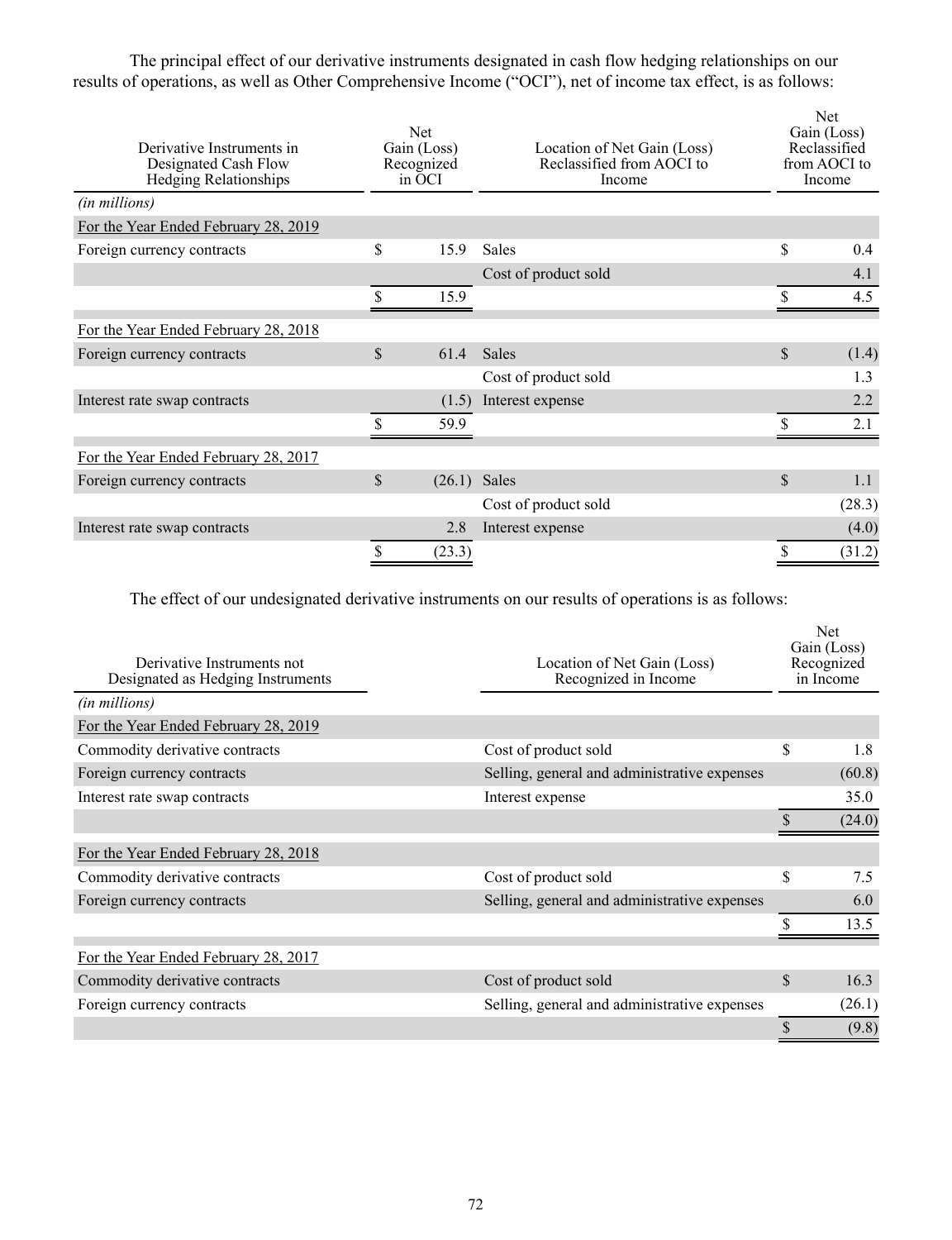The principal effect of our derivative instruments designated in cash flow hedging relationships on our results of operations, as well as Other Comprehensive Income ("OCI"), net of income tax effect, is as follows:

| Derivative Instruments in Designated Cash Flow Hedging Relationships | Net Gain (Loss) Recognized in OCI | Location of Net Gain (Loss) Reclassified from AOCI to Income | Net Gain (Loss) Reclassified from AOCI to Income |
|---|---|---|---|
| *(in millions)* | | | |
| For the Year Ended February 28, 2019 | | | |
| Foreign currency contracts | $ 15.9 | Sales | $ 0.4 |
| | | Cost of product sold | 4.1 |
| | $ 15.9 | | $ 4.5 |
| For the Year Ended February 28, 2018 | | | |
| Foreign currency contracts | $ 61.4 | Sales | $ (1.4) |
| | | Cost of product sold | 1.3 |
| Interest rate swap contracts | (1.5) | Interest expense | 2.2 |
| | $ 59.9 | | $ 2.1 |
| For the Year Ended February 28, 2017 | | | |
| Foreign currency contracts | $ (26.1) | Sales | $ 1.1 |
| | | Cost of product sold | (28.3) |
| Interest rate swap contracts | 2.8 | Interest expense | (4.0) |
| | $ (23.3) | | $ (31.2) |

The effect of our undesignated derivative instruments on our results of operations is as follows:

| Derivative Instruments not Designated as Hedging Instruments | Location of Net Gain (Loss) Recognized in Income | Net Gain (Loss) Recognized in Income |
|---|---|---|
| *(in millions)* | | |
| For the Year Ended February 28, 2019 | | |
| Commodity derivative contracts | Cost of product sold | $ 1.8 |
| Foreign currency contracts | Selling, general and administrative expenses | (60.8) |
| Interest rate swap contracts | Interest expense | 35.0 |
| | | $ (24.0) |
| For the Year Ended February 28, 2018 | | |
| Commodity derivative contracts | Cost of product sold | $ 7.5 |
| Foreign currency contracts | Selling, general and administrative expenses | 6.0 |
| | | $ 13.5 |
| For the Year Ended February 28, 2017 | | |
| Commodity derivative contracts | Cost of product sold | $ 16.3 |
| Foreign currency contracts | Selling, general and administrative expenses | (26.1) |
| | | $ (9.8) |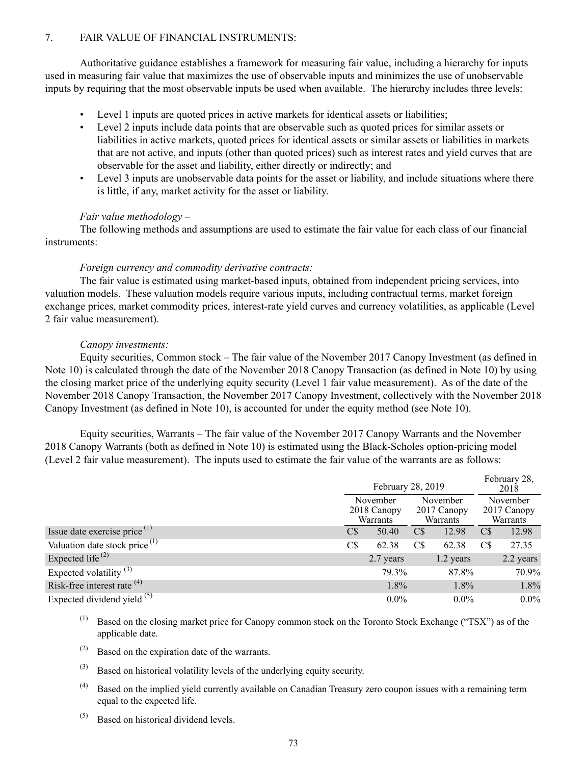7. FAIR VALUE OF FINANCIAL INSTRUMENTS:

Authoritative guidance establishes a framework for measuring fair value, including a hierarchy for inputs used in measuring fair value that maximizes the use of observable inputs and minimizes the use of unobservable inputs by requiring that the most observable inputs be used when available. The hierarchy includes three levels:

- Level 1 inputs are quoted prices in active markets for identical assets or liabilities;
- Level 2 inputs include data points that are observable such as quoted prices for similar assets or liabilities in active markets, quoted prices for identical assets or similar assets or liabilities in markets that are not active, and inputs (other than quoted prices) such as interest rates and yield curves that are observable for the asset and liability, either directly or indirectly; and
- Level 3 inputs are unobservable data points for the asset or liability, and include situations where there is little, if any, market activity for the asset or liability.

*Fair value methodology –*

The following methods and assumptions are used to estimate the fair value for each class of our financial instruments:

*Foreign currency and commodity derivative contracts:*

The fair value is estimated using market-based inputs, obtained from independent pricing services, into valuation models. These valuation models require various inputs, including contractual terms, market foreign exchange prices, market commodity prices, interest-rate yield curves and currency volatilities, as applicable (Level 2 fair value measurement).

*Canopy investments:*

Equity securities, Common stock – The fair value of the November 2017 Canopy Investment (as defined in Note 10) is calculated through the date of the November 2018 Canopy Transaction (as defined in Note 10) by using the closing market price of the underlying equity security (Level 1 fair value measurement). As of the date of the November 2018 Canopy Transaction, the November 2017 Canopy Investment, collectively with the November 2018 Canopy Investment (as defined in Note 10), is accounted for under the equity method (see Note 10).

Equity securities, Warrants – The fair value of the November 2017 Canopy Warrants and the November 2018 Canopy Warrants (both as defined in Note 10) is estimated using the Black-Scholes option-pricing model (Level 2 fair value measurement). The inputs used to estimate the fair value of the warrants are as follows:

| | February 28, 2019 | | February 28, 2018 |
|---|---|---|---|
| | November 2018 Canopy Warrants | November 2017 Canopy Warrants | November 2017 Canopy Warrants |
| Issue date exercise price [(1)] | C$ 50.40 | C$ 12.98 | C$ 12.98 |
| Valuation date stock price [(1)] | C$ 62.38 | C$ 62.38 | C$ 27.35 |
| Expected life [(2)] | 2.7 years | 1.2 years | 2.2 years |
| Expected volatility [(3)] | 79.3% | 87.8% | 70.9% |
| Risk-free interest rate [(4)] | 1.8% | 1.8% | 1.8% |
| Expected dividend yield [(5)] | 0.0% | 0.0% | 0.0% |

(1) Based on the closing market price for Canopy common stock on the Toronto Stock Exchange ("TSX") as of the applicable date.

(2) Based on the expiration date of the warrants.

(3) Based on historical volatility levels of the underlying equity security.

(4) Based on the implied yield currently available on Canadian Treasury zero coupon issues with a remaining term equal to the expected life.

(5) Based on historical dividend levels.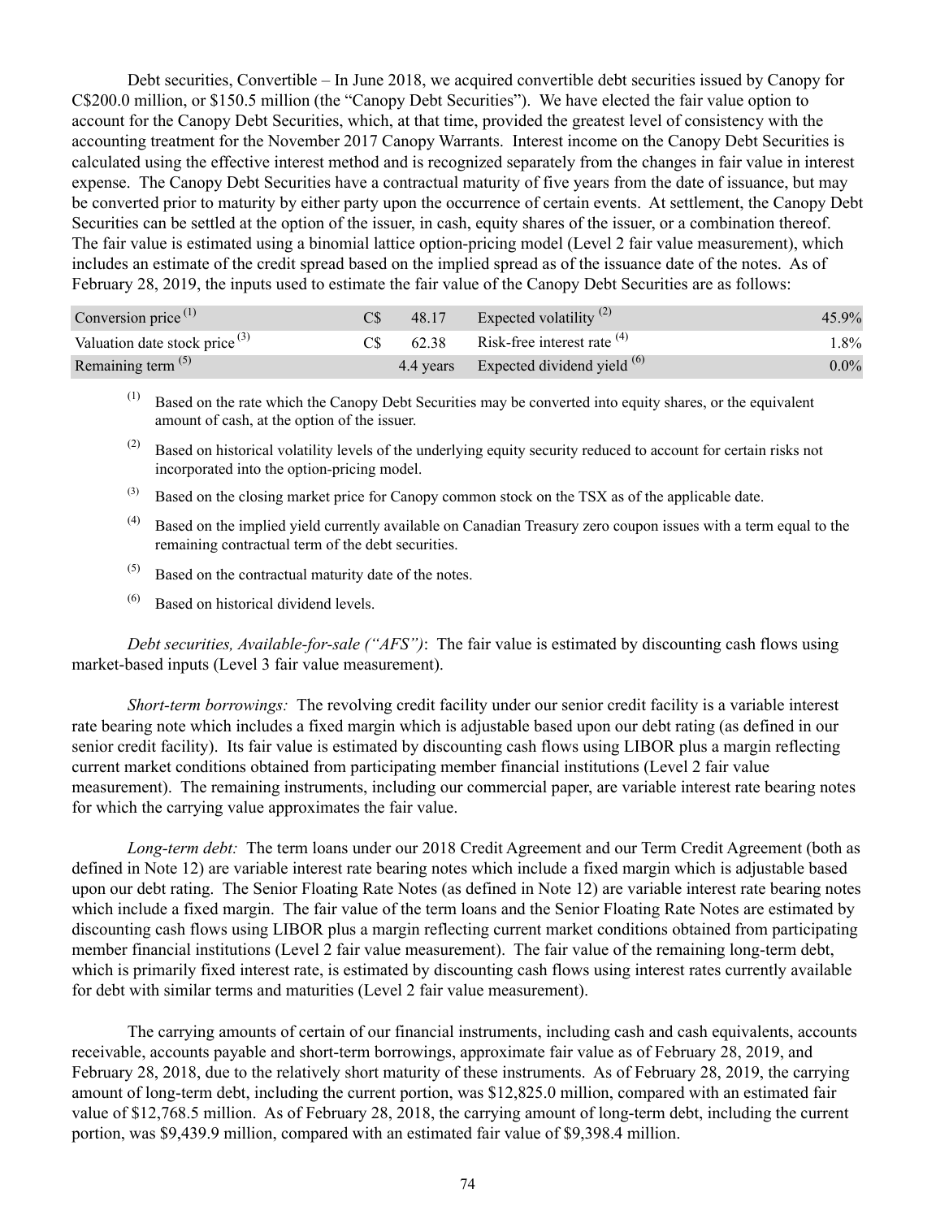Debt securities, Convertible – In June 2018, we acquired convertible debt securities issued by Canopy for C$200.0 million, or $150.5 million (the "Canopy Debt Securities"). We have elected the fair value option to account for the Canopy Debt Securities, which, at that time, provided the greatest level of consistency with the accounting treatment for the November 2017 Canopy Warrants. Interest income on the Canopy Debt Securities is calculated using the effective interest method and is recognized separately from the changes in fair value in interest expense. The Canopy Debt Securities have a contractual maturity of five years from the date of issuance, but may be converted prior to maturity by either party upon the occurrence of certain events. At settlement, the Canopy Debt Securities can be settled at the option of the issuer, in cash, equity shares of the issuer, or a combination thereof. The fair value is estimated using a binomial lattice option-pricing model (Level 2 fair value measurement), which includes an estimate of the credit spread based on the implied spread as of the issuance date of the notes. As of February 28, 2019, the inputs used to estimate the fair value of the Canopy Debt Securities are as follows:

| | | | | |
|---|---|---|---|---|
| Conversion price (1) | C$ | 48.17 | Expected volatility (2) | 45.9% |
| Valuation date stock price (3) | C$ | 62.38 | Risk-free interest rate (4) | 1.8% |
| Remaining term (5) | | 4.4 years | Expected dividend yield (6) | 0.0% |

(1) Based on the rate which the Canopy Debt Securities may be converted into equity shares, or the equivalent amount of cash, at the option of the issuer.

(2) Based on historical volatility levels of the underlying equity security reduced to account for certain risks not incorporated into the option-pricing model.

(3) Based on the closing market price for Canopy common stock on the TSX as of the applicable date.

(4) Based on the implied yield currently available on Canadian Treasury zero coupon issues with a term equal to the remaining contractual term of the debt securities.

(5) Based on the contractual maturity date of the notes.

(6) Based on historical dividend levels.

*Debt securities, Available-for-sale ("AFS")*: The fair value is estimated by discounting cash flows using market-based inputs (Level 3 fair value measurement).

*Short-term borrowings:* The revolving credit facility under our senior credit facility is a variable interest rate bearing note which includes a fixed margin which is adjustable based upon our debt rating (as defined in our senior credit facility). Its fair value is estimated by discounting cash flows using LIBOR plus a margin reflecting current market conditions obtained from participating member financial institutions (Level 2 fair value measurement). The remaining instruments, including our commercial paper, are variable interest rate bearing notes for which the carrying value approximates the fair value.

*Long-term debt:* The term loans under our 2018 Credit Agreement and our Term Credit Agreement (both as defined in Note 12) are variable interest rate bearing notes which include a fixed margin which is adjustable based upon our debt rating. The Senior Floating Rate Notes (as defined in Note 12) are variable interest rate bearing notes which include a fixed margin. The fair value of the term loans and the Senior Floating Rate Notes are estimated by discounting cash flows using LIBOR plus a margin reflecting current market conditions obtained from participating member financial institutions (Level 2 fair value measurement). The fair value of the remaining long-term debt, which is primarily fixed interest rate, is estimated by discounting cash flows using interest rates currently available for debt with similar terms and maturities (Level 2 fair value measurement).

The carrying amounts of certain of our financial instruments, including cash and cash equivalents, accounts receivable, accounts payable and short-term borrowings, approximate fair value as of February 28, 2019, and February 28, 2018, due to the relatively short maturity of these instruments. As of February 28, 2019, the carrying amount of long-term debt, including the current portion, was $12,825.0 million, compared with an estimated fair value of $12,768.5 million. As of February 28, 2018, the carrying amount of long-term debt, including the current portion, was $9,439.9 million, compared with an estimated fair value of $9,398.4 million.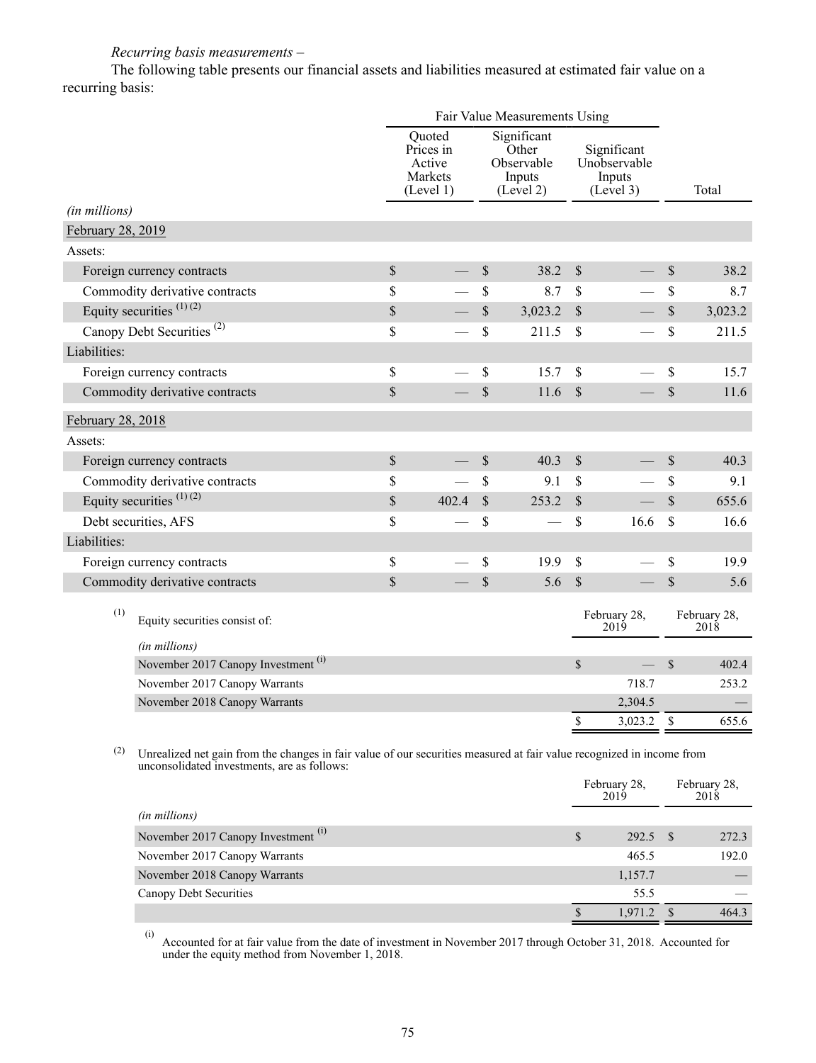*Recurring basis measurements –*

The following table presents our financial assets and liabilities measured at estimated fair value on a recurring basis:

| | Fair Value Measurements Using | | | |
|---|---|---|---|---|
| *(in millions)* | Quoted Prices in Active Markets (Level 1) | Significant Other Observable Inputs (Level 2) | Significant Unobservable Inputs (Level 3) | Total |
| February 28, 2019 | | | | |
| Assets: | | | | |
| Foreign currency contracts | $ — | $ 38.2 | $ — | $ 38.2 |
| Commodity derivative contracts | $ — | $ 8.7 | $ — | $ 8.7 |
| Equity securities [(1) (2)] | $ — | $ 3,023.2 | $ — | $ 3,023.2 |
| Canopy Debt Securities [(2)] | $ — | $ 211.5 | $ — | $ 211.5 |
| Liabilities: | | | | |
| Foreign currency contracts | $ — | $ 15.7 | $ — | $ 15.7 |
| Commodity derivative contracts | $ — | $ 11.6 | $ — | $ 11.6 |
| February 28, 2018 | | | | |
| Assets: | | | | |
| Foreign currency contracts | $ — | $ 40.3 | $ — | $ 40.3 |
| Commodity derivative contracts | $ — | $ 9.1 | $ — | $ 9.1 |
| Equity securities [(1) (2)] | $ 402.4 | $ 253.2 | $ — | $ 655.6 |
| Debt securities, AFS | $ — | $ — | $ 16.6 | $ 16.6 |
| Liabilities: | | | | |
| Foreign currency contracts | $ — | $ 19.9 | $ — | $ 19.9 |
| Commodity derivative contracts | $ — | $ 5.6 | $ — | $ 5.6 |

(1) Equity securities consist of:

| *(in millions)* | February 28, 2019 | February 28, 2018 |
|---|---|---|
| November 2017 Canopy Investment [(i)] | $ — | $ 402.4 |
| November 2017 Canopy Warrants | 718.7 | 253.2 |
| November 2018 Canopy Warrants | 2,304.5 | — |
| | $ 3,023.2 | $ 655.6 |

(2) Unrealized net gain from the changes in fair value of our securities measured at fair value recognized in income from unconsolidated investments, are as follows:

| *(in millions)* | February 28, 2019 | February 28, 2018 |
|---|---|---|
| November 2017 Canopy Investment [(i)] | $ 292.5 | $ 272.3 |
| November 2017 Canopy Warrants | 465.5 | 192.0 |
| November 2018 Canopy Warrants | 1,157.7 | — |
| Canopy Debt Securities | 55.5 | — |
| | $ 1,971.2 | $ 464.3 |

(i) Accounted for at fair value from the date of investment in November 2017 through October 31, 2018. Accounted for under the equity method from November 1, 2018.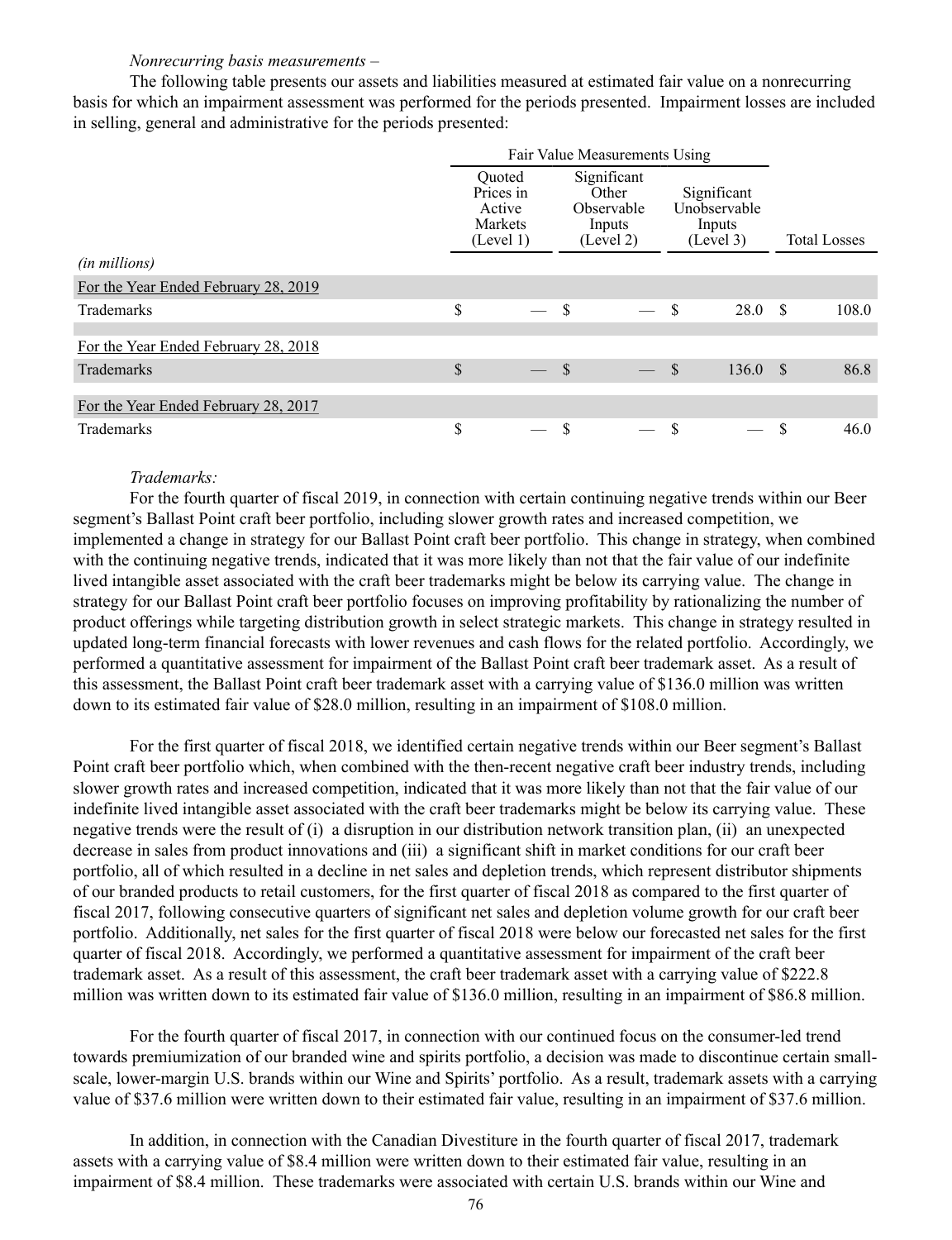*Nonrecurring basis measurements –*

The following table presents our assets and liabilities measured at estimated fair value on a nonrecurring basis for which an impairment assessment was performed for the periods presented. Impairment losses are included in selling, general and administrative for the periods presented:

| | Fair Value Measurements Using | | | |
|---|---|---|---|---|
| *(in millions)* | Quoted Prices in Active Markets (Level 1) | Significant Other Observable Inputs (Level 2) | Significant Unobservable Inputs (Level 3) | Total Losses |
| For the Year Ended February 28, 2019 | | | | |
| Trademarks | $ — | $ — | $ 28.0 | $ 108.0 |
| For the Year Ended February 28, 2018 | | | | |
| Trademarks | $ — | $ — | $ 136.0 | $ 86.8 |
| For the Year Ended February 28, 2017 | | | | |
| Trademarks | $ — | $ — | $ — | $ 46.0 |

*Trademarks:*

For the fourth quarter of fiscal 2019, in connection with certain continuing negative trends within our Beer segment's Ballast Point craft beer portfolio, including slower growth rates and increased competition, we implemented a change in strategy for our Ballast Point craft beer portfolio. This change in strategy, when combined with the continuing negative trends, indicated that it was more likely than not that the fair value of our indefinite lived intangible asset associated with the craft beer trademarks might be below its carrying value. The change in strategy for our Ballast Point craft beer portfolio focuses on improving profitability by rationalizing the number of product offerings while targeting distribution growth in select strategic markets. This change in strategy resulted in updated long-term financial forecasts with lower revenues and cash flows for the related portfolio. Accordingly, we performed a quantitative assessment for impairment of the Ballast Point craft beer trademark asset. As a result of this assessment, the Ballast Point craft beer trademark asset with a carrying value of $136.0 million was written down to its estimated fair value of $28.0 million, resulting in an impairment of $108.0 million.

For the first quarter of fiscal 2018, we identified certain negative trends within our Beer segment's Ballast Point craft beer portfolio which, when combined with the then-recent negative craft beer industry trends, including slower growth rates and increased competition, indicated that it was more likely than not that the fair value of our indefinite lived intangible asset associated with the craft beer trademarks might be below its carrying value. These negative trends were the result of (i) a disruption in our distribution network transition plan, (ii) an unexpected decrease in sales from product innovations and (iii) a significant shift in market conditions for our craft beer portfolio, all of which resulted in a decline in net sales and depletion trends, which represent distributor shipments of our branded products to retail customers, for the first quarter of fiscal 2018 as compared to the first quarter of fiscal 2017, following consecutive quarters of significant net sales and depletion volume growth for our craft beer portfolio. Additionally, net sales for the first quarter of fiscal 2018 were below our forecasted net sales for the first quarter of fiscal 2018. Accordingly, we performed a quantitative assessment for impairment of the craft beer trademark asset. As a result of this assessment, the craft beer trademark asset with a carrying value of $222.8 million was written down to its estimated fair value of $136.0 million, resulting in an impairment of $86.8 million.

For the fourth quarter of fiscal 2017, in connection with our continued focus on the consumer-led trend towards premiumization of our branded wine and spirits portfolio, a decision was made to discontinue certain small-scale, lower-margin U.S. brands within our Wine and Spirits' portfolio. As a result, trademark assets with a carrying value of $37.6 million were written down to their estimated fair value, resulting in an impairment of $37.6 million.

In addition, in connection with the Canadian Divestiture in the fourth quarter of fiscal 2017, trademark assets with a carrying value of $8.4 million were written down to their estimated fair value, resulting in an impairment of $8.4 million. These trademarks were associated with certain U.S. brands within our Wine and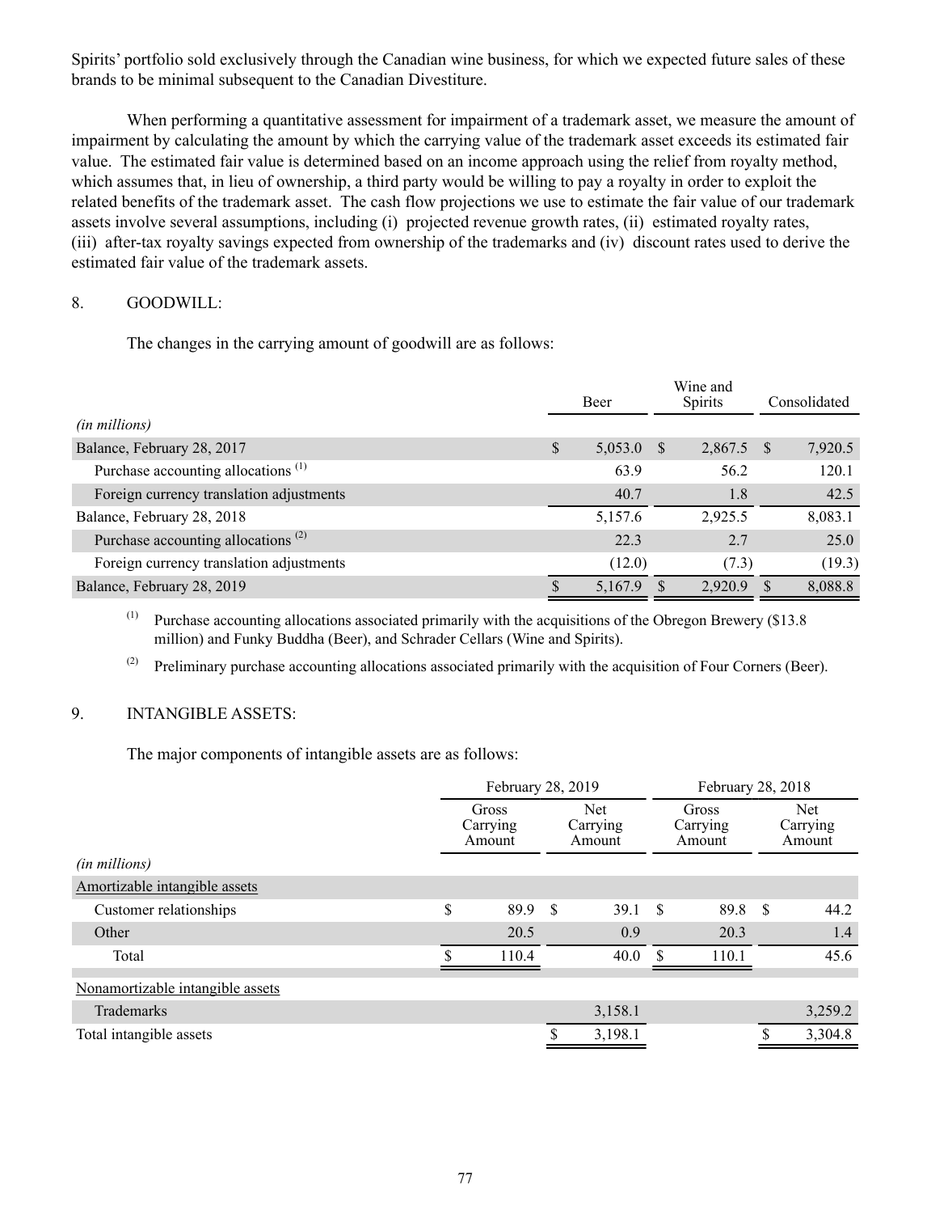Spirits' portfolio sold exclusively through the Canadian wine business, for which we expected future sales of these brands to be minimal subsequent to the Canadian Divestiture.

When performing a quantitative assessment for impairment of a trademark asset, we measure the amount of impairment by calculating the amount by which the carrying value of the trademark asset exceeds its estimated fair value. The estimated fair value is determined based on an income approach using the relief from royalty method, which assumes that, in lieu of ownership, a third party would be willing to pay a royalty in order to exploit the related benefits of the trademark asset. The cash flow projections we use to estimate the fair value of our trademark assets involve several assumptions, including (i) projected revenue growth rates, (ii) estimated royalty rates, (iii) after-tax royalty savings expected from ownership of the trademarks and (iv) discount rates used to derive the estimated fair value of the trademark assets.

## 8. GOODWILL:

The changes in the carrying amount of goodwill are as follows:

| | Beer | Wine and Spirits | Consolidated |
|---|---|---|---|
| *(in millions)* | | | |
| Balance, February 28, 2017 | $ 5,053.0 | $ 2,867.5 | $ 7,920.5 |
| Purchase accounting allocations [1] | 63.9 | 56.2 | 120.1 |
| Foreign currency translation adjustments | 40.7 | 1.8 | 42.5 |
| Balance, February 28, 2018 | 5,157.6 | 2,925.5 | 8,083.1 |
| Purchase accounting allocations [2] | 22.3 | 2.7 | 25.0 |
| Foreign currency translation adjustments | (12.0) | (7.3) | (19.3) |
| Balance, February 28, 2019 | $ 5,167.9 | $ 2,920.9 | $ 8,088.8 |

[1] Purchase accounting allocations associated primarily with the acquisitions of the Obregon Brewery ($13.8 million) and Funky Buddha (Beer), and Schrader Cellars (Wine and Spirits).

[2] Preliminary purchase accounting allocations associated primarily with the acquisition of Four Corners (Beer).

## 9. INTANGIBLE ASSETS:

The major components of intangible assets are as follows:

| | February 28, 2019 | | February 28, 2018 | |
|---|---|---|---|---|
| | Gross Carrying Amount | Net Carrying Amount | Gross Carrying Amount | Net Carrying Amount |
| *(in millions)* | | | | |
| Amortizable intangible assets | | | | |
| Customer relationships | $ 89.9 | $ 39.1 | $ 89.8 | $ 44.2 |
| Other | 20.5 | 0.9 | 20.3 | 1.4 |
| Total | $ 110.4 | 40.0 | $ 110.1 | 45.6 |
| Nonamortizable intangible assets | | | | |
| Trademarks | | 3,158.1 | | 3,259.2 |
| Total intangible assets | | $ 3,198.1 | | $ 3,304.8 |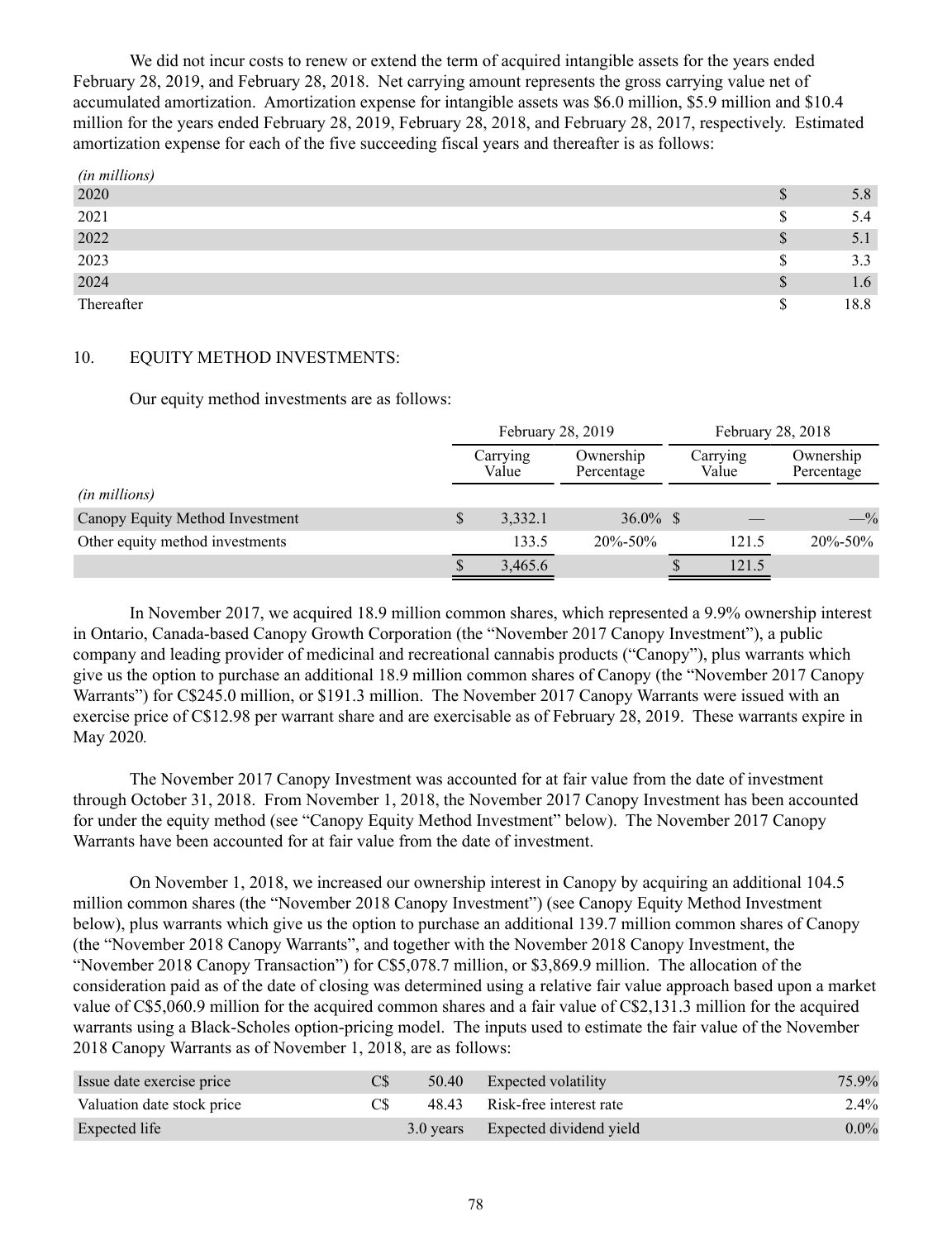We did not incur costs to renew or extend the term of acquired intangible assets for the years ended February 28, 2019, and February 28, 2018. Net carrying amount represents the gross carrying value net of accumulated amortization. Amortization expense for intangible assets was $6.0 million, $5.9 million and $10.4 million for the years ended February 28, 2019, February 28, 2018, and February 28, 2017, respectively. Estimated amortization expense for each of the five succeeding fiscal years and thereafter is as follows:

| *(in millions)* | | |
|---|---|---|
| 2020 | $ | 5.8 |
| 2021 | $ | 5.4 |
| 2022 | $ | 5.1 |
| 2023 | $ | 3.3 |
| 2024 | $ | 1.6 |
| Thereafter | $ | 18.8 |

## 10. EQUITY METHOD INVESTMENTS:

Our equity method investments are as follows:

| | February 28, 2019 | | February 28, 2018 | |
|---|---|---|---|---|
| | Carrying Value | Ownership Percentage | Carrying Value | Ownership Percentage |
| *(in millions)* | | | | |
| Canopy Equity Method Investment | $ 3,332.1 | 36.0% | $ — | —% |
| Other equity method investments | 133.5 | 20%-50% | 121.5 | 20%-50% |
| | $ 3,465.6 | | $ 121.5 | |

In November 2017, we acquired 18.9 million common shares, which represented a 9.9% ownership interest in Ontario, Canada-based Canopy Growth Corporation (the "November 2017 Canopy Investment"), a public company and leading provider of medicinal and recreational cannabis products ("Canopy"), plus warrants which give us the option to purchase an additional 18.9 million common shares of Canopy (the "November 2017 Canopy Warrants") for C$245.0 million, or $191.3 million. The November 2017 Canopy Warrants were issued with an exercise price of C$12.98 per warrant share and are exercisable as of February 28, 2019. These warrants expire in May 2020*.*

The November 2017 Canopy Investment was accounted for at fair value from the date of investment through October 31, 2018. From November 1, 2018, the November 2017 Canopy Investment has been accounted for under the equity method (see "Canopy Equity Method Investment" below). The November 2017 Canopy Warrants have been accounted for at fair value from the date of investment.

On November 1, 2018, we increased our ownership interest in Canopy by acquiring an additional 104.5 million common shares (the "November 2018 Canopy Investment") (see Canopy Equity Method Investment below), plus warrants which give us the option to purchase an additional 139.7 million common shares of Canopy (the "November 2018 Canopy Warrants", and together with the November 2018 Canopy Investment, the "November 2018 Canopy Transaction") for C$5,078.7 million, or $3,869.9 million. The allocation of the consideration paid as of the date of closing was determined using a relative fair value approach based upon a market value of C$5,060.9 million for the acquired common shares and a fair value of C$2,131.3 million for the acquired warrants using a Black-Scholes option-pricing model. The inputs used to estimate the fair value of the November 2018 Canopy Warrants as of November 1, 2018, are as follows:

| | | | | |
|---|---|---|---|---|
| Issue date exercise price | C$ | 50.40 | Expected volatility | 75.9% |
| Valuation date stock price | C$ | 48.43 | Risk-free interest rate | 2.4% |
| Expected life | | 3.0 years | Expected dividend yield | 0.0% |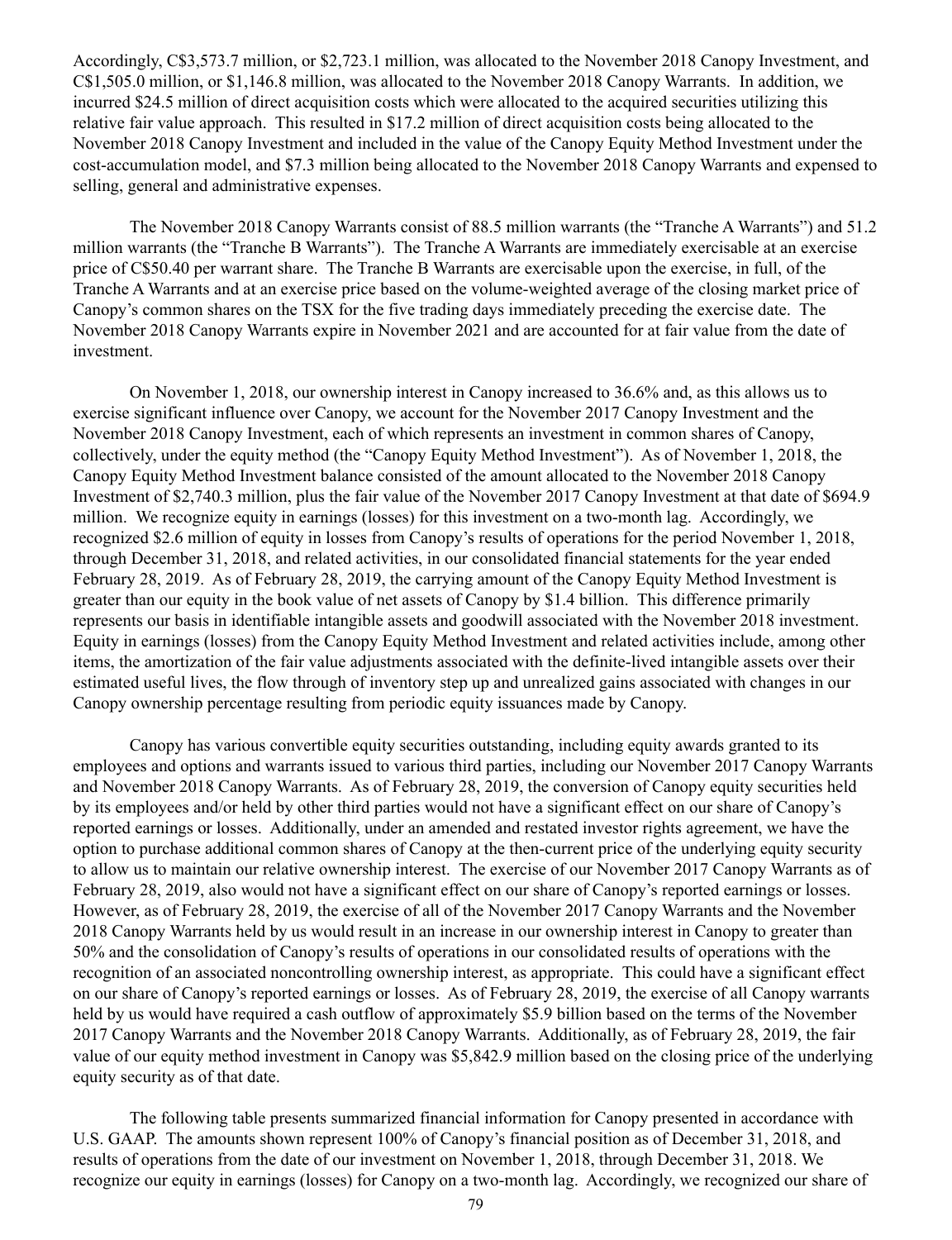Accordingly, C$3,573.7 million, or $2,723.1 million, was allocated to the November 2018 Canopy Investment, and C$1,505.0 million, or $1,146.8 million, was allocated to the November 2018 Canopy Warrants. In addition, we incurred $24.5 million of direct acquisition costs which were allocated to the acquired securities utilizing this relative fair value approach. This resulted in $17.2 million of direct acquisition costs being allocated to the November 2018 Canopy Investment and included in the value of the Canopy Equity Method Investment under the cost-accumulation model, and $7.3 million being allocated to the November 2018 Canopy Warrants and expensed to selling, general and administrative expenses.

The November 2018 Canopy Warrants consist of 88.5 million warrants (the "Tranche A Warrants") and 51.2 million warrants (the "Tranche B Warrants"). The Tranche A Warrants are immediately exercisable at an exercise price of C$50.40 per warrant share. The Tranche B Warrants are exercisable upon the exercise, in full, of the Tranche A Warrants and at an exercise price based on the volume-weighted average of the closing market price of Canopy's common shares on the TSX for the five trading days immediately preceding the exercise date. The November 2018 Canopy Warrants expire in November 2021 and are accounted for at fair value from the date of investment.

On November 1, 2018, our ownership interest in Canopy increased to 36.6% and, as this allows us to exercise significant influence over Canopy, we account for the November 2017 Canopy Investment and the November 2018 Canopy Investment, each of which represents an investment in common shares of Canopy, collectively, under the equity method (the "Canopy Equity Method Investment"). As of November 1, 2018, the Canopy Equity Method Investment balance consisted of the amount allocated to the November 2018 Canopy Investment of $2,740.3 million, plus the fair value of the November 2017 Canopy Investment at that date of $694.9 million. We recognize equity in earnings (losses) for this investment on a two-month lag. Accordingly, we recognized $2.6 million of equity in losses from Canopy's results of operations for the period November 1, 2018, through December 31, 2018, and related activities, in our consolidated financial statements for the year ended February 28, 2019. As of February 28, 2019, the carrying amount of the Canopy Equity Method Investment is greater than our equity in the book value of net assets of Canopy by $1.4 billion. This difference primarily represents our basis in identifiable intangible assets and goodwill associated with the November 2018 investment. Equity in earnings (losses) from the Canopy Equity Method Investment and related activities include, among other items, the amortization of the fair value adjustments associated with the definite-lived intangible assets over their estimated useful lives, the flow through of inventory step up and unrealized gains associated with changes in our Canopy ownership percentage resulting from periodic equity issuances made by Canopy.

Canopy has various convertible equity securities outstanding, including equity awards granted to its employees and options and warrants issued to various third parties, including our November 2017 Canopy Warrants and November 2018 Canopy Warrants. As of February 28, 2019, the conversion of Canopy equity securities held by its employees and/or held by other third parties would not have a significant effect on our share of Canopy's reported earnings or losses. Additionally, under an amended and restated investor rights agreement, we have the option to purchase additional common shares of Canopy at the then-current price of the underlying equity security to allow us to maintain our relative ownership interest. The exercise of our November 2017 Canopy Warrants as of February 28, 2019, also would not have a significant effect on our share of Canopy's reported earnings or losses. However, as of February 28, 2019, the exercise of all of the November 2017 Canopy Warrants and the November 2018 Canopy Warrants held by us would result in an increase in our ownership interest in Canopy to greater than 50% and the consolidation of Canopy's results of operations in our consolidated results of operations with the recognition of an associated noncontrolling ownership interest, as appropriate. This could have a significant effect on our share of Canopy's reported earnings or losses. As of February 28, 2019, the exercise of all Canopy warrants held by us would have required a cash outflow of approximately $5.9 billion based on the terms of the November 2017 Canopy Warrants and the November 2018 Canopy Warrants. Additionally, as of February 28, 2019, the fair value of our equity method investment in Canopy was $5,842.9 million based on the closing price of the underlying equity security as of that date.

The following table presents summarized financial information for Canopy presented in accordance with U.S. GAAP. The amounts shown represent 100% of Canopy's financial position as of December 31, 2018, and results of operations from the date of our investment on November 1, 2018, through December 31, 2018. We recognize our equity in earnings (losses) for Canopy on a two-month lag. Accordingly, we recognized our share of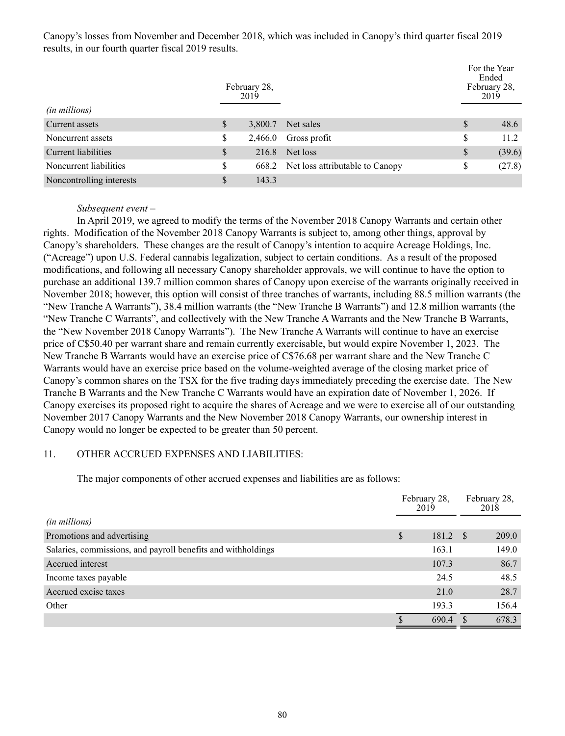Canopy's losses from November and December 2018, which was included in Canopy's third quarter fiscal 2019 results, in our fourth quarter fiscal 2019 results.

| *(in millions)* | February 28, 2019 | | For the Year Ended February 28, 2019 |
|---|---|---|---|
| Current assets | $ 3,800.7 | Net sales | $ 48.6 |
| Noncurrent assets | $ 2,466.0 | Gross profit | $ 11.2 |
| Current liabilities | $ 216.8 | Net loss | $ (39.6) |
| Noncurrent liabilities | $ 668.2 | Net loss attributable to Canopy | $ (27.8) |
| Noncontrolling interests | $ 143.3 | | |

*Subsequent event –*

In April 2019, we agreed to modify the terms of the November 2018 Canopy Warrants and certain other rights. Modification of the November 2018 Canopy Warrants is subject to, among other things, approval by Canopy's shareholders. These changes are the result of Canopy's intention to acquire Acreage Holdings, Inc. ("Acreage") upon U.S. Federal cannabis legalization, subject to certain conditions. As a result of the proposed modifications, and following all necessary Canopy shareholder approvals, we will continue to have the option to purchase an additional 139.7 million common shares of Canopy upon exercise of the warrants originally received in November 2018; however, this option will consist of three tranches of warrants, including 88.5 million warrants (the "New Tranche A Warrants"), 38.4 million warrants (the "New Tranche B Warrants") and 12.8 million warrants (the "New Tranche C Warrants", and collectively with the New Tranche A Warrants and the New Tranche B Warrants, the "New November 2018 Canopy Warrants"). The New Tranche A Warrants will continue to have an exercise price of C$50.40 per warrant share and remain currently exercisable, but would expire November 1, 2023. The New Tranche B Warrants would have an exercise price of C$76.68 per warrant share and the New Tranche C Warrants would have an exercise price based on the volume-weighted average of the closing market price of Canopy's common shares on the TSX for the five trading days immediately preceding the exercise date. The New Tranche B Warrants and the New Tranche C Warrants would have an expiration date of November 1, 2026. If Canopy exercises its proposed right to acquire the shares of Acreage and we were to exercise all of our outstanding November 2017 Canopy Warrants and the New November 2018 Canopy Warrants, our ownership interest in Canopy would no longer be expected to be greater than 50 percent.

## 11. OTHER ACCRUED EXPENSES AND LIABILITIES:

The major components of other accrued expenses and liabilities are as follows:

| *(in millions)* | February 28, 2019 | February 28, 2018 |
|---|---|---|
| Promotions and advertising | $ 181.2 | $ 209.0 |
| Salaries, commissions, and payroll benefits and withholdings | 163.1 | 149.0 |
| Accrued interest | 107.3 | 86.7 |
| Income taxes payable | 24.5 | 48.5 |
| Accrued excise taxes | 21.0 | 28.7 |
| Other | 193.3 | 156.4 |
| | $ 690.4 | $ 678.3 |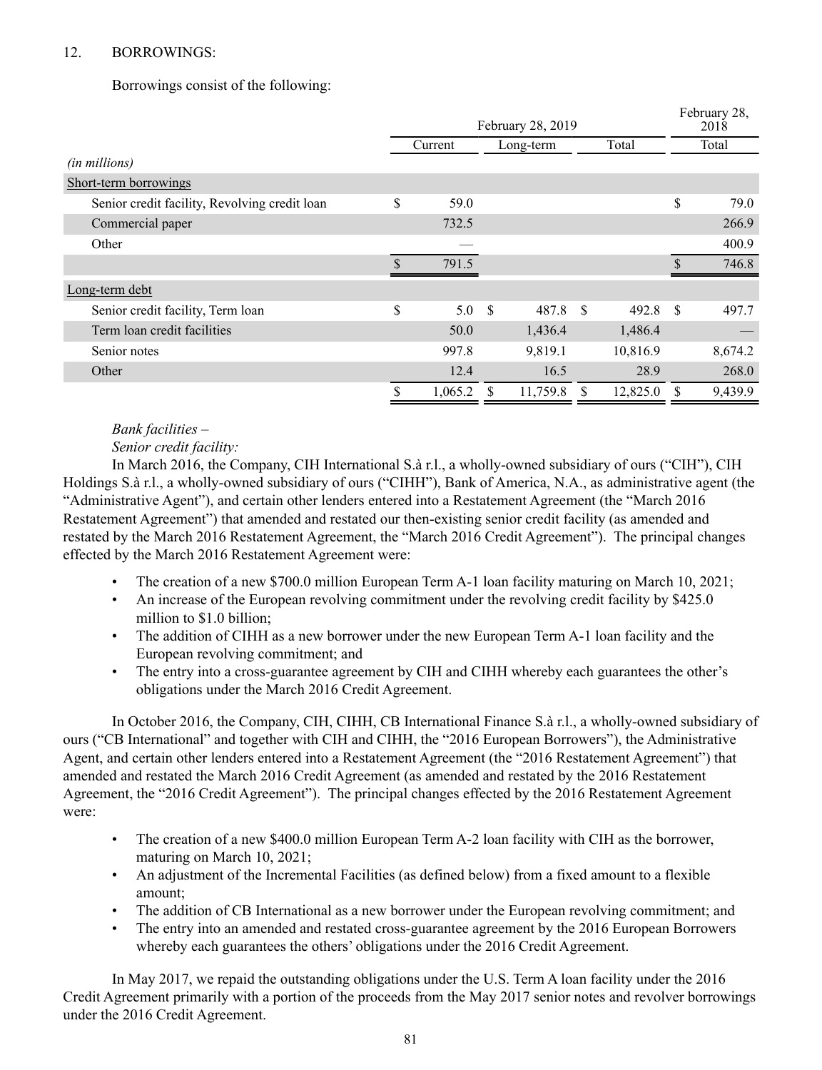## 12. BORROWINGS:

Borrowings consist of the following:

| | February 28, 2019 | | | February 28, 2018 |
|---|---|---|---|---|
| | Current | Long-term | Total | Total |
| *(in millions)* | | | | |
| Short-term borrowings | | | | |
| Senior credit facility, Revolving credit loan | $ 59.0 | | | $ 79.0 |
| Commercial paper | 732.5 | | | 266.9 |
| Other | — | | | 400.9 |
| | $ 791.5 | | | $ 746.8 |
| Long-term debt | | | | |
| Senior credit facility, Term loan | $ 5.0 | $ 487.8 | $ 492.8 | $ 497.7 |
| Term loan credit facilities | 50.0 | 1,436.4 | 1,486.4 | — |
| Senior notes | 997.8 | 9,819.1 | 10,816.9 | 8,674.2 |
| Other | 12.4 | 16.5 | 28.9 | 268.0 |
| | $ 1,065.2 | $ 11,759.8 | $ 12,825.0 | $ 9,439.9 |

*Bank facilities –*
*Senior credit facility:*

In March 2016, the Company, CIH International S.à r.l., a wholly-owned subsidiary of ours ("CIH"), CIH Holdings S.à r.l., a wholly-owned subsidiary of ours ("CIHH"), Bank of America, N.A., as administrative agent (the "Administrative Agent"), and certain other lenders entered into a Restatement Agreement (the "March 2016 Restatement Agreement") that amended and restated our then-existing senior credit facility (as amended and restated by the March 2016 Restatement Agreement, the "March 2016 Credit Agreement"). The principal changes effected by the March 2016 Restatement Agreement were:

- The creation of a new $700.0 million European Term A-1 loan facility maturing on March 10, 2021;
- An increase of the European revolving commitment under the revolving credit facility by $425.0 million to $1.0 billion;
- The addition of CIHH as a new borrower under the new European Term A-1 loan facility and the European revolving commitment; and
- The entry into a cross-guarantee agreement by CIH and CIHH whereby each guarantees the other's obligations under the March 2016 Credit Agreement.

In October 2016, the Company, CIH, CIHH, CB International Finance S.à r.l., a wholly-owned subsidiary of ours ("CB International" and together with CIH and CIHH, the "2016 European Borrowers"), the Administrative Agent, and certain other lenders entered into a Restatement Agreement (the "2016 Restatement Agreement") that amended and restated the March 2016 Credit Agreement (as amended and restated by the 2016 Restatement Agreement, the "2016 Credit Agreement"). The principal changes effected by the 2016 Restatement Agreement were:

- The creation of a new $400.0 million European Term A-2 loan facility with CIH as the borrower, maturing on March 10, 2021;
- An adjustment of the Incremental Facilities (as defined below) from a fixed amount to a flexible amount;
- The addition of CB International as a new borrower under the European revolving commitment; and
- The entry into an amended and restated cross-guarantee agreement by the 2016 European Borrowers whereby each guarantees the others' obligations under the 2016 Credit Agreement.

In May 2017, we repaid the outstanding obligations under the U.S. Term A loan facility under the 2016 Credit Agreement primarily with a portion of the proceeds from the May 2017 senior notes and revolver borrowings under the 2016 Credit Agreement.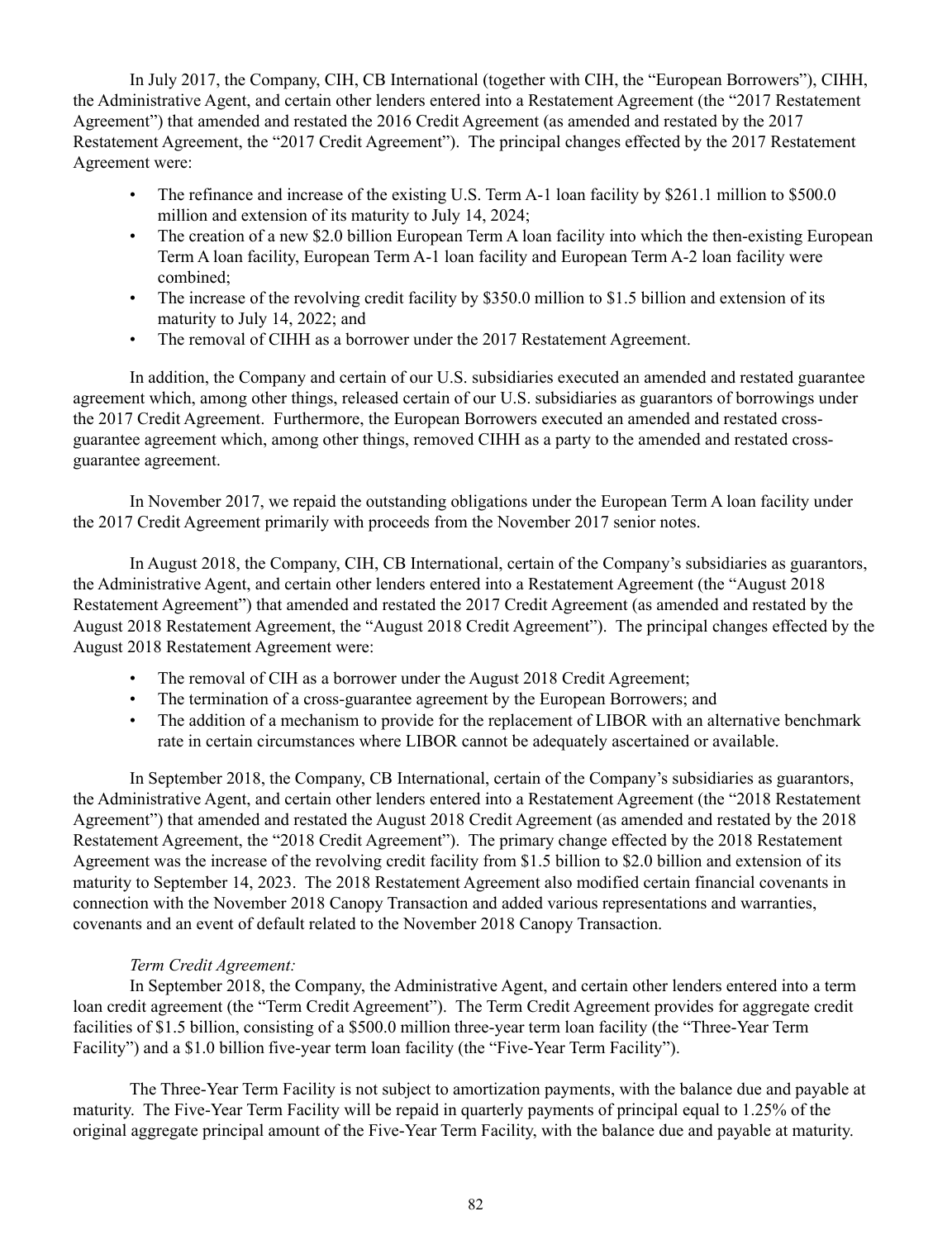In July 2017, the Company, CIH, CB International (together with CIH, the "European Borrowers"), CIHH, the Administrative Agent, and certain other lenders entered into a Restatement Agreement (the "2017 Restatement Agreement") that amended and restated the 2016 Credit Agreement (as amended and restated by the 2017 Restatement Agreement, the "2017 Credit Agreement"). The principal changes effected by the 2017 Restatement Agreement were:

- The refinance and increase of the existing U.S. Term A-1 loan facility by $261.1 million to $500.0 million and extension of its maturity to July 14, 2024;
- The creation of a new $2.0 billion European Term A loan facility into which the then-existing European Term A loan facility, European Term A-1 loan facility and European Term A-2 loan facility were combined;
- The increase of the revolving credit facility by $350.0 million to $1.5 billion and extension of its maturity to July 14, 2022; and
- The removal of CIHH as a borrower under the 2017 Restatement Agreement.

In addition, the Company and certain of our U.S. subsidiaries executed an amended and restated guarantee agreement which, among other things, released certain of our U.S. subsidiaries as guarantors of borrowings under the 2017 Credit Agreement. Furthermore, the European Borrowers executed an amended and restated cross-guarantee agreement which, among other things, removed CIHH as a party to the amended and restated cross-guarantee agreement.

In November 2017, we repaid the outstanding obligations under the European Term A loan facility under the 2017 Credit Agreement primarily with proceeds from the November 2017 senior notes.

In August 2018, the Company, CIH, CB International, certain of the Company's subsidiaries as guarantors, the Administrative Agent, and certain other lenders entered into a Restatement Agreement (the "August 2018 Restatement Agreement") that amended and restated the 2017 Credit Agreement (as amended and restated by the August 2018 Restatement Agreement, the "August 2018 Credit Agreement"). The principal changes effected by the August 2018 Restatement Agreement were:

- The removal of CIH as a borrower under the August 2018 Credit Agreement;
- The termination of a cross-guarantee agreement by the European Borrowers; and
- The addition of a mechanism to provide for the replacement of LIBOR with an alternative benchmark rate in certain circumstances where LIBOR cannot be adequately ascertained or available.

In September 2018, the Company, CB International, certain of the Company's subsidiaries as guarantors, the Administrative Agent, and certain other lenders entered into a Restatement Agreement (the "2018 Restatement Agreement") that amended and restated the August 2018 Credit Agreement (as amended and restated by the 2018 Restatement Agreement, the "2018 Credit Agreement"). The primary change effected by the 2018 Restatement Agreement was the increase of the revolving credit facility from $1.5 billion to $2.0 billion and extension of its maturity to September 14, 2023. The 2018 Restatement Agreement also modified certain financial covenants in connection with the November 2018 Canopy Transaction and added various representations and warranties, covenants and an event of default related to the November 2018 Canopy Transaction.

*Term Credit Agreement:*

In September 2018, the Company, the Administrative Agent, and certain other lenders entered into a term loan credit agreement (the "Term Credit Agreement"). The Term Credit Agreement provides for aggregate credit facilities of $1.5 billion, consisting of a $500.0 million three-year term loan facility (the "Three-Year Term Facility") and a $1.0 billion five-year term loan facility (the "Five-Year Term Facility").

The Three-Year Term Facility is not subject to amortization payments, with the balance due and payable at maturity. The Five-Year Term Facility will be repaid in quarterly payments of principal equal to 1.25% of the original aggregate principal amount of the Five-Year Term Facility, with the balance due and payable at maturity.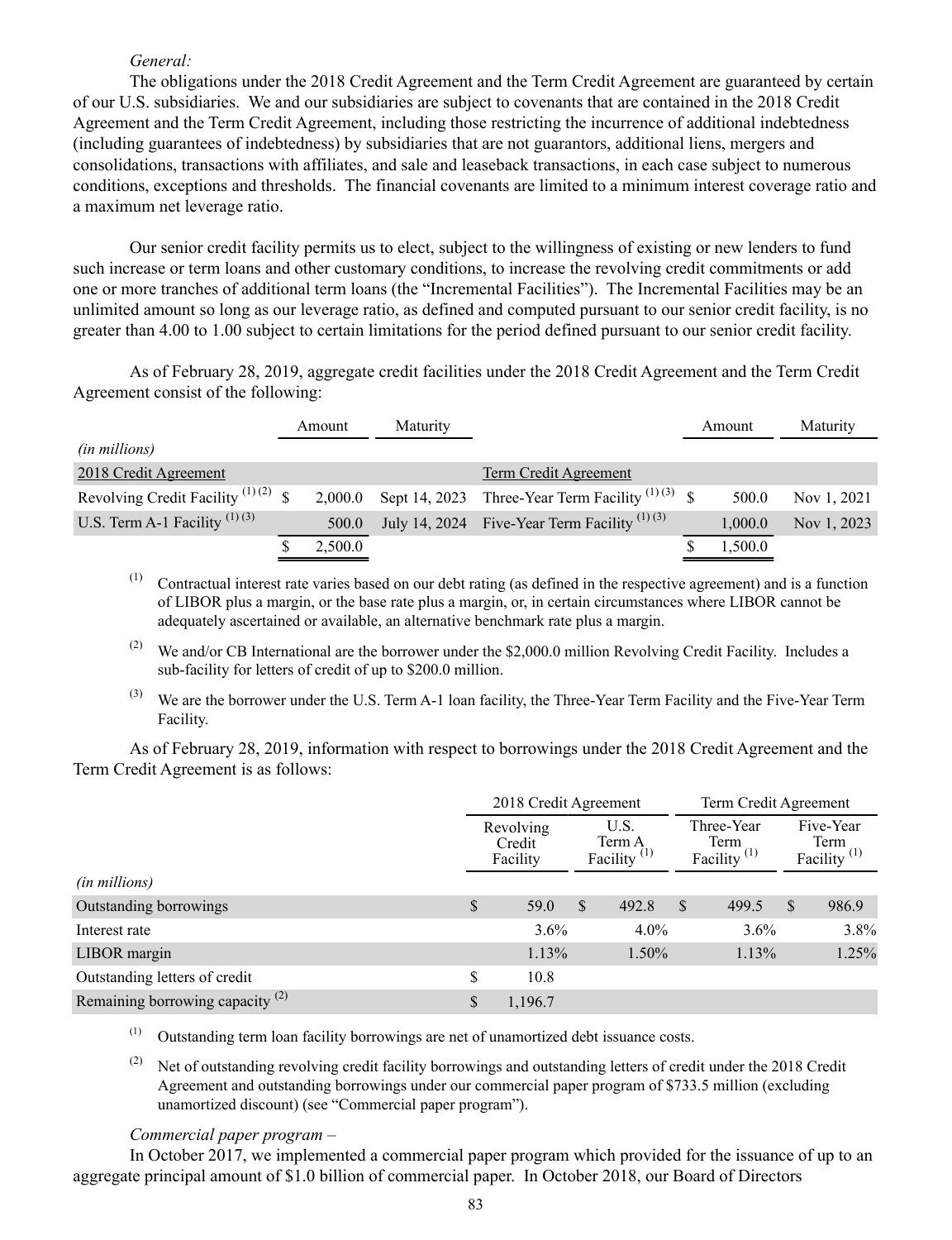*General:*

The obligations under the 2018 Credit Agreement and the Term Credit Agreement are guaranteed by certain of our U.S. subsidiaries. We and our subsidiaries are subject to covenants that are contained in the 2018 Credit Agreement and the Term Credit Agreement, including those restricting the incurrence of additional indebtedness (including guarantees of indebtedness) by subsidiaries that are not guarantors, additional liens, mergers and consolidations, transactions with affiliates, and sale and leaseback transactions, in each case subject to numerous conditions, exceptions and thresholds. The financial covenants are limited to a minimum interest coverage ratio and a maximum net leverage ratio.

Our senior credit facility permits us to elect, subject to the willingness of existing or new lenders to fund such increase or term loans and other customary conditions, to increase the revolving credit commitments or add one or more tranches of additional term loans (the "Incremental Facilities"). The Incremental Facilities may be an unlimited amount so long as our leverage ratio, as defined and computed pursuant to our senior credit facility, is no greater than 4.00 to 1.00 subject to certain limitations for the period defined pursuant to our senior credit facility.

As of February 28, 2019, aggregate credit facilities under the 2018 Credit Agreement and the Term Credit Agreement consist of the following:

| *(in millions)* | Amount | Maturity | | Amount | Maturity |
|---|---|---|---|---|---|
| 2018 Credit Agreement | | | Term Credit Agreement | | |
| Revolving Credit Facility [(1)(2)] | $ 2,000.0 | Sept 14, 2023 | Three-Year Term Facility [(1)(3)] | $ 500.0 | Nov 1, 2021 |
| U.S. Term A-1 Facility [(1)(3)] | 500.0 | July 14, 2024 | Five-Year Term Facility [(1)(3)] | 1,000.0 | Nov 1, 2023 |
| | $ 2,500.0 | | | $ 1,500.0 | |

(1) Contractual interest rate varies based on our debt rating (as defined in the respective agreement) and is a function of LIBOR plus a margin, or the base rate plus a margin, or, in certain circumstances where LIBOR cannot be adequately ascertained or available, an alternative benchmark rate plus a margin.

(2) We and/or CB International are the borrower under the $2,000.0 million Revolving Credit Facility. Includes a sub-facility for letters of credit of up to $200.0 million.

(3) We are the borrower under the U.S. Term A-1 loan facility, the Three-Year Term Facility and the Five-Year Term Facility.

As of February 28, 2019, information with respect to borrowings under the 2018 Credit Agreement and the Term Credit Agreement is as follows:

| | 2018 Credit Agreement | | Term Credit Agreement | |
|---|---|---|---|---|
| *(in millions)* | Revolving Credit Facility | U.S. Term A Facility [(1)] | Three-Year Term Facility [(1)] | Five-Year Term Facility [(1)] |
| Outstanding borrowings | $ 59.0 | $ 492.8 | $ 499.5 | $ 986.9 |
| Interest rate | 3.6% | 4.0% | 3.6% | 3.8% |
| LIBOR margin | 1.13% | 1.50% | 1.13% | 1.25% |
| Outstanding letters of credit | $ 10.8 | | | |
| Remaining borrowing capacity [(2)] | $ 1,196.7 | | | |

(1) Outstanding term loan facility borrowings are net of unamortized debt issuance costs.

(2) Net of outstanding revolving credit facility borrowings and outstanding letters of credit under the 2018 Credit Agreement and outstanding borrowings under our commercial paper program of $733.5 million (excluding unamortized discount) (see "Commercial paper program").

*Commercial paper program –*

In October 2017, we implemented a commercial paper program which provided for the issuance of up to an aggregate principal amount of $1.0 billion of commercial paper. In October 2018, our Board of Directors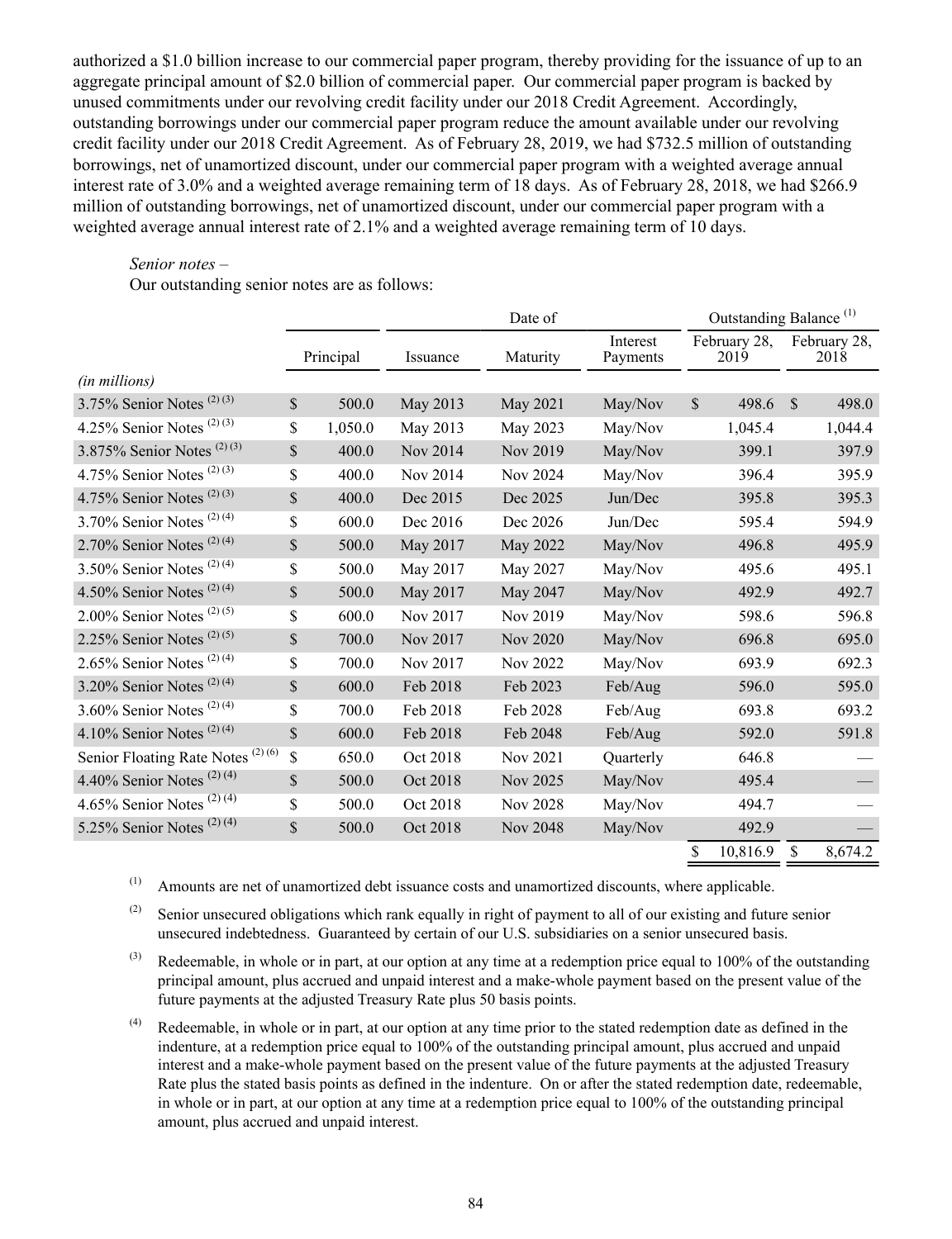authorized a $1.0 billion increase to our commercial paper program, thereby providing for the issuance of up to an aggregate principal amount of $2.0 billion of commercial paper. Our commercial paper program is backed by unused commitments under our revolving credit facility under our 2018 Credit Agreement. Accordingly, outstanding borrowings under our commercial paper program reduce the amount available under our revolving credit facility under our 2018 Credit Agreement. As of February 28, 2019, we had $732.5 million of outstanding borrowings, net of unamortized discount, under our commercial paper program with a weighted average annual interest rate of 3.0% and a weighted average remaining term of 18 days. As of February 28, 2018, we had $266.9 million of outstanding borrowings, net of unamortized discount, under our commercial paper program with a weighted average annual interest rate of 2.1% and a weighted average remaining term of 10 days.

*Senior notes –*

Our outstanding senior notes are as follows:

| | | Date of | | | Outstanding Balance [1] | |
|---|---|---|---|---|---|---|
| | Principal | Issuance | Maturity | Interest Payments | February 28, 2019 | February 28, 2018 |
| *(in millions)* | | | | | | |
| 3.75% Senior Notes [2] [3] | $ 500.0 | May 2013 | May 2021 | May/Nov | $ 498.6 | $ 498.0 |
| 4.25% Senior Notes [2] [3] | $ 1,050.0 | May 2013 | May 2023 | May/Nov | 1,045.4 | 1,044.4 |
| 3.875% Senior Notes [2] [3] | $ 400.0 | Nov 2014 | Nov 2019 | May/Nov | 399.1 | 397.9 |
| 4.75% Senior Notes [2] [3] | $ 400.0 | Nov 2014 | Nov 2024 | May/Nov | 396.4 | 395.9 |
| 4.75% Senior Notes [2] [3] | $ 400.0 | Dec 2015 | Dec 2025 | Jun/Dec | 395.8 | 395.3 |
| 3.70% Senior Notes [2] [4] | $ 600.0 | Dec 2016 | Dec 2026 | Jun/Dec | 595.4 | 594.9 |
| 2.70% Senior Notes [2] [4] | $ 500.0 | May 2017 | May 2022 | May/Nov | 496.8 | 495.9 |
| 3.50% Senior Notes [2] [4] | $ 500.0 | May 2017 | May 2027 | May/Nov | 495.6 | 495.1 |
| 4.50% Senior Notes [2] [4] | $ 500.0 | May 2017 | May 2047 | May/Nov | 492.9 | 492.7 |
| 2.00% Senior Notes [2] [5] | $ 600.0 | Nov 2017 | Nov 2019 | May/Nov | 598.6 | 596.8 |
| 2.25% Senior Notes [2] [5] | $ 700.0 | Nov 2017 | Nov 2020 | May/Nov | 696.8 | 695.0 |
| 2.65% Senior Notes [2] [4] | $ 700.0 | Nov 2017 | Nov 2022 | May/Nov | 693.9 | 692.3 |
| 3.20% Senior Notes [2] [4] | $ 600.0 | Feb 2018 | Feb 2023 | Feb/Aug | 596.0 | 595.0 |
| 3.60% Senior Notes [2] [4] | $ 700.0 | Feb 2018 | Feb 2028 | Feb/Aug | 693.8 | 693.2 |
| 4.10% Senior Notes [2] [4] | $ 600.0 | Feb 2018 | Feb 2048 | Feb/Aug | 592.0 | 591.8 |
| Senior Floating Rate Notes [2] [6] | $ 650.0 | Oct 2018 | Nov 2021 | Quarterly | 646.8 | — |
| 4.40% Senior Notes [2] [4] | $ 500.0 | Oct 2018 | Nov 2025 | May/Nov | 495.4 | — |
| 4.65% Senior Notes [2] [4] | $ 500.0 | Oct 2018 | Nov 2028 | May/Nov | 494.7 | — |
| 5.25% Senior Notes [2] [4] | $ 500.0 | Oct 2018 | Nov 2048 | May/Nov | 492.9 | — |
| | | | | | $ 10,816.9 | $ 8,674.2 |

(1) Amounts are net of unamortized debt issuance costs and unamortized discounts, where applicable.

(2) Senior unsecured obligations which rank equally in right of payment to all of our existing and future senior unsecured indebtedness. Guaranteed by certain of our U.S. subsidiaries on a senior unsecured basis.

(3) Redeemable, in whole or in part, at our option at any time at a redemption price equal to 100% of the outstanding principal amount, plus accrued and unpaid interest and a make-whole payment based on the present value of the future payments at the adjusted Treasury Rate plus 50 basis points.

(4) Redeemable, in whole or in part, at our option at any time prior to the stated redemption date as defined in the indenture, at a redemption price equal to 100% of the outstanding principal amount, plus accrued and unpaid interest and a make-whole payment based on the present value of the future payments at the adjusted Treasury Rate plus the stated basis points as defined in the indenture. On or after the stated redemption date, redeemable, in whole or in part, at our option at any time at a redemption price equal to 100% of the outstanding principal amount, plus accrued and unpaid interest.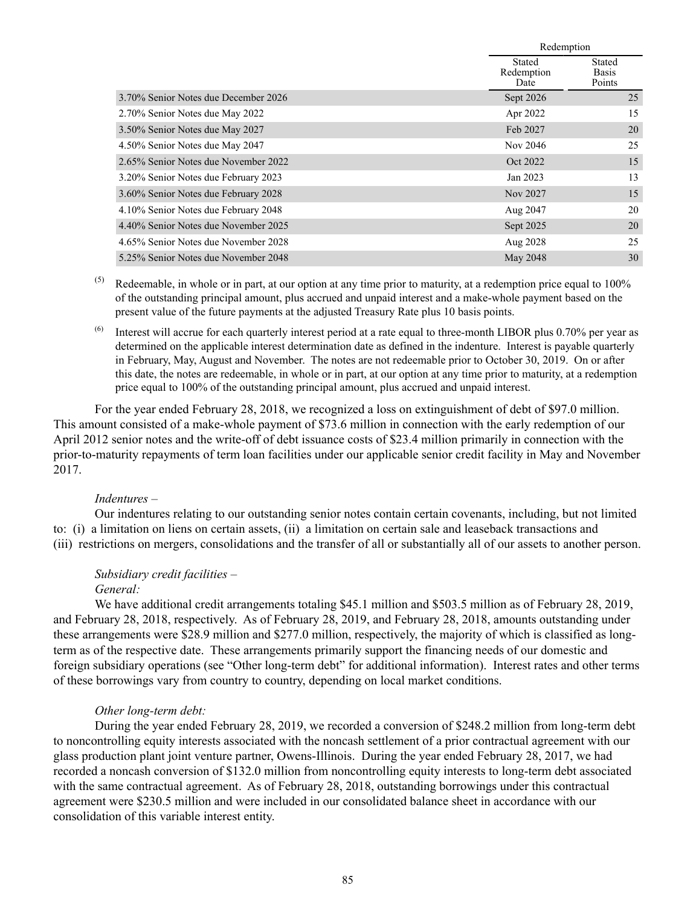| | Redemption | |
|---|---|---|
| | Stated Redemption Date | Stated Basis Points |
| 3.70% Senior Notes due December 2026 | Sept 2026 | 25 |
| 2.70% Senior Notes due May 2022 | Apr 2022 | 15 |
| 3.50% Senior Notes due May 2027 | Feb 2027 | 20 |
| 4.50% Senior Notes due May 2047 | Nov 2046 | 25 |
| 2.65% Senior Notes due November 2022 | Oct 2022 | 15 |
| 3.20% Senior Notes due February 2023 | Jan 2023 | 13 |
| 3.60% Senior Notes due February 2028 | Nov 2027 | 15 |
| 4.10% Senior Notes due February 2048 | Aug 2047 | 20 |
| 4.40% Senior Notes due November 2025 | Sept 2025 | 20 |
| 4.65% Senior Notes due November 2028 | Aug 2028 | 25 |
| 5.25% Senior Notes due November 2048 | May 2048 | 30 |

(5) Redeemable, in whole or in part, at our option at any time prior to maturity, at a redemption price equal to 100% of the outstanding principal amount, plus accrued and unpaid interest and a make-whole payment based on the present value of the future payments at the adjusted Treasury Rate plus 10 basis points.

(6) Interest will accrue for each quarterly interest period at a rate equal to three-month LIBOR plus 0.70% per year as determined on the applicable interest determination date as defined in the indenture. Interest is payable quarterly in February, May, August and November. The notes are not redeemable prior to October 30, 2019. On or after this date, the notes are redeemable, in whole or in part, at our option at any time prior to maturity, at a redemption price equal to 100% of the outstanding principal amount, plus accrued and unpaid interest.

For the year ended February 28, 2018, we recognized a loss on extinguishment of debt of $97.0 million. This amount consisted of a make-whole payment of $73.6 million in connection with the early redemption of our April 2012 senior notes and the write-off of debt issuance costs of $23.4 million primarily in connection with the prior-to-maturity repayments of term loan facilities under our applicable senior credit facility in May and November 2017.

*Indentures –*

Our indentures relating to our outstanding senior notes contain certain covenants, including, but not limited to: (i) a limitation on liens on certain assets, (ii) a limitation on certain sale and leaseback transactions and (iii) restrictions on mergers, consolidations and the transfer of all or substantially all of our assets to another person.

*Subsidiary credit facilities –*

*General:*

We have additional credit arrangements totaling $45.1 million and $503.5 million as of February 28, 2019, and February 28, 2018, respectively. As of February 28, 2019, and February 28, 2018, amounts outstanding under these arrangements were $28.9 million and $277.0 million, respectively, the majority of which is classified as long-term as of the respective date. These arrangements primarily support the financing needs of our domestic and foreign subsidiary operations (see "Other long-term debt" for additional information). Interest rates and other terms of these borrowings vary from country to country, depending on local market conditions.

*Other long-term debt:*

During the year ended February 28, 2019, we recorded a conversion of $248.2 million from long-term debt to noncontrolling equity interests associated with the noncash settlement of a prior contractual agreement with our glass production plant joint venture partner, Owens-Illinois. During the year ended February 28, 2017, we had recorded a noncash conversion of $132.0 million from noncontrolling equity interests to long-term debt associated with the same contractual agreement. As of February 28, 2018, outstanding borrowings under this contractual agreement were $230.5 million and were included in our consolidated balance sheet in accordance with our consolidation of this variable interest entity.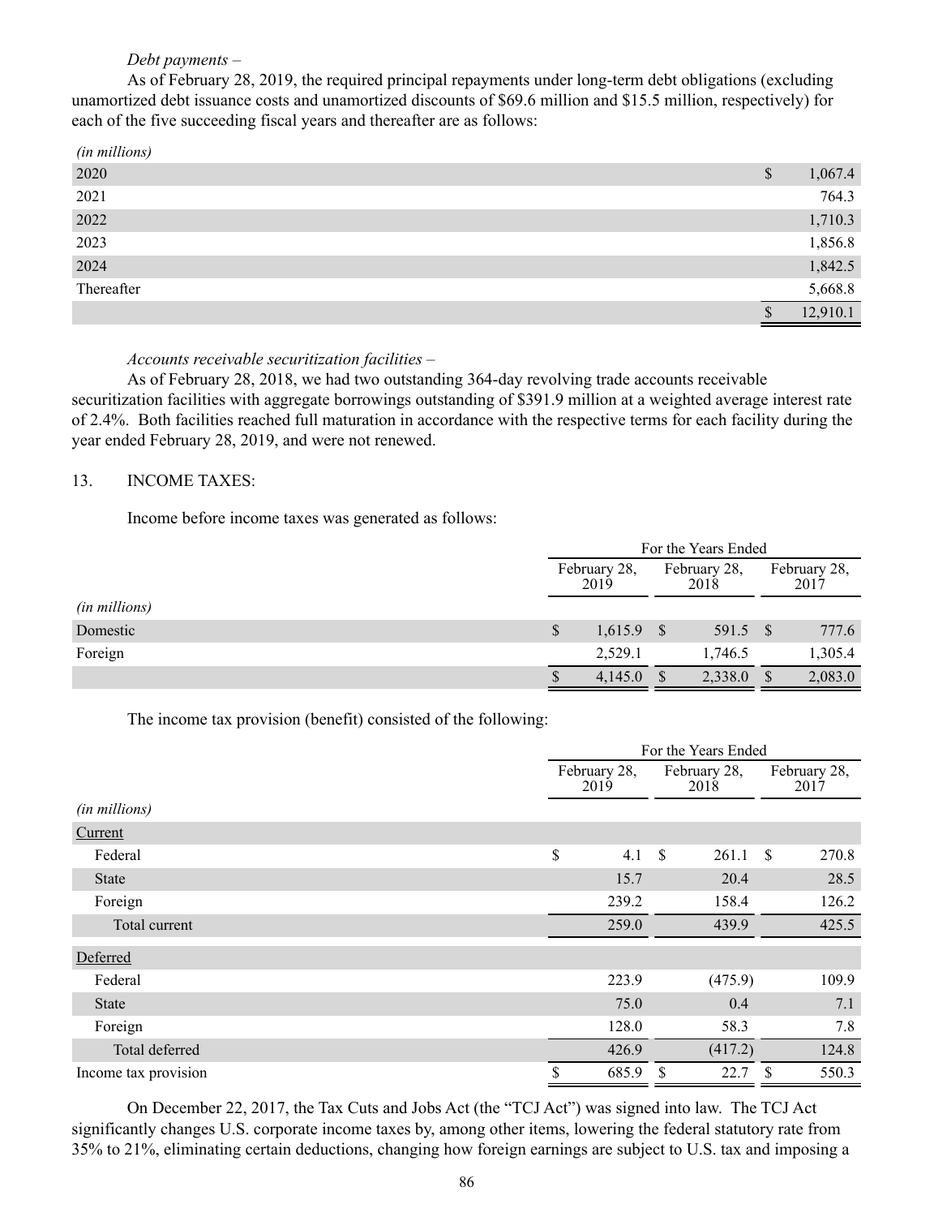*Debt payments –*

As of February 28, 2019, the required principal repayments under long-term debt obligations (excluding unamortized debt issuance costs and unamortized discounts of $69.6 million and $15.5 million, respectively) for each of the five succeeding fiscal years and thereafter are as follows:

| *(in millions)* | |
|---|---|
| 2020 | $ 1,067.4 |
| 2021 | 764.3 |
| 2022 | 1,710.3 |
| 2023 | 1,856.8 |
| 2024 | 1,842.5 |
| Thereafter | 5,668.8 |
| | $ 12,910.1 |

*Accounts receivable securitization facilities –*

As of February 28, 2018, we had two outstanding 364-day revolving trade accounts receivable securitization facilities with aggregate borrowings outstanding of $391.9 million at a weighted average interest rate of 2.4%. Both facilities reached full maturation in accordance with the respective terms for each facility during the year ended February 28, 2019, and were not renewed.

13. INCOME TAXES:

Income before income taxes was generated as follows:

| | For the Years Ended | | |
|---|---|---|---|
| *(in millions)* | February 28, 2019 | February 28, 2018 | February 28, 2017 |
| Domestic | $ 1,615.9 | $ 591.5 | $ 777.6 |
| Foreign | 2,529.1 | 1,746.5 | 1,305.4 |
| | $ 4,145.0 | $ 2,338.0 | $ 2,083.0 |

The income tax provision (benefit) consisted of the following:

| | For the Years Ended | | |
|---|---|---|---|
| *(in millions)* | February 28, 2019 | February 28, 2018 | February 28, 2017 |
| Current | | | |
| Federal | $ 4.1 | $ 261.1 | $ 270.8 |
| State | 15.7 | 20.4 | 28.5 |
| Foreign | 239.2 | 158.4 | 126.2 |
| Total current | 259.0 | 439.9 | 425.5 |
| Deferred | | | |
| Federal | 223.9 | (475.9) | 109.9 |
| State | 75.0 | 0.4 | 7.1 |
| Foreign | 128.0 | 58.3 | 7.8 |
| Total deferred | 426.9 | (417.2) | 124.8 |
| Income tax provision | $ 685.9 | $ 22.7 | $ 550.3 |

On December 22, 2017, the Tax Cuts and Jobs Act (the "TCJ Act") was signed into law. The TCJ Act significantly changes U.S. corporate income taxes by, among other items, lowering the federal statutory rate from 35% to 21%, eliminating certain deductions, changing how foreign earnings are subject to U.S. tax and imposing a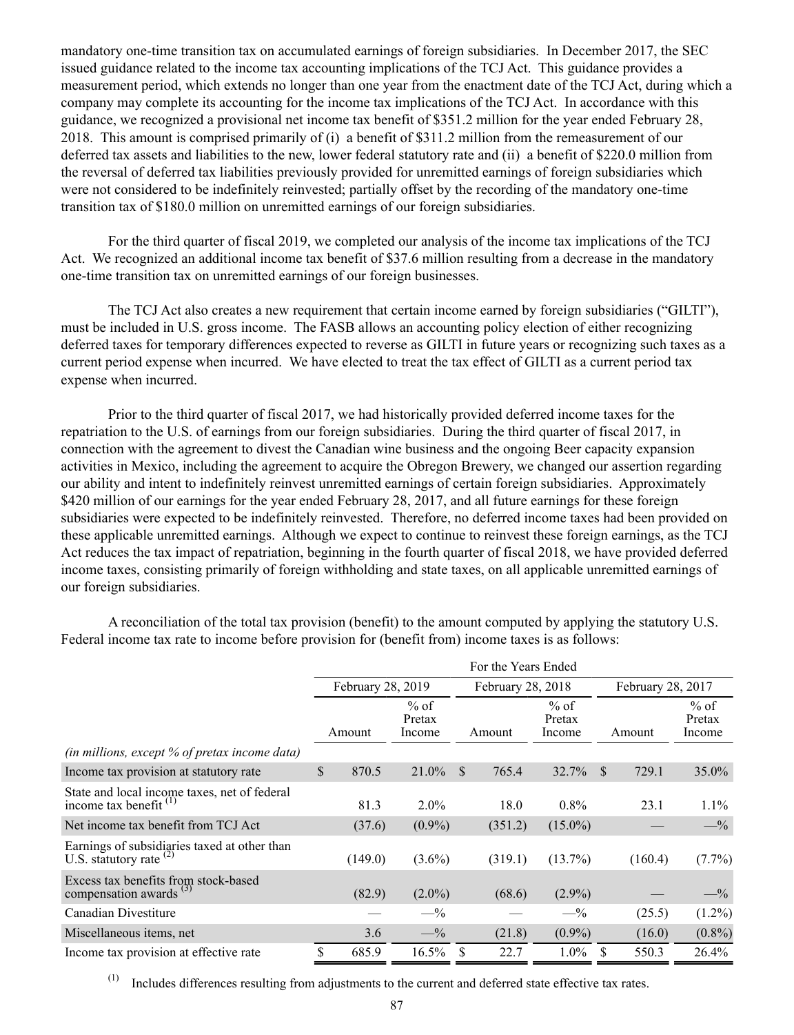mandatory one-time transition tax on accumulated earnings of foreign subsidiaries. In December 2017, the SEC issued guidance related to the income tax accounting implications of the TCJ Act. This guidance provides a measurement period, which extends no longer than one year from the enactment date of the TCJ Act, during which a company may complete its accounting for the income tax implications of the TCJ Act. In accordance with this guidance, we recognized a provisional net income tax benefit of $351.2 million for the year ended February 28, 2018. This amount is comprised primarily of (i) a benefit of $311.2 million from the remeasurement of our deferred tax assets and liabilities to the new, lower federal statutory rate and (ii) a benefit of $220.0 million from the reversal of deferred tax liabilities previously provided for unremitted earnings of foreign subsidiaries which were not considered to be indefinitely reinvested; partially offset by the recording of the mandatory one-time transition tax of $180.0 million on unremitted earnings of our foreign subsidiaries.

For the third quarter of fiscal 2019, we completed our analysis of the income tax implications of the TCJ Act. We recognized an additional income tax benefit of $37.6 million resulting from a decrease in the mandatory one-time transition tax on unremitted earnings of our foreign businesses.

The TCJ Act also creates a new requirement that certain income earned by foreign subsidiaries ("GILTI"), must be included in U.S. gross income. The FASB allows an accounting policy election of either recognizing deferred taxes for temporary differences expected to reverse as GILTI in future years or recognizing such taxes as a current period expense when incurred. We have elected to treat the tax effect of GILTI as a current period tax expense when incurred.

Prior to the third quarter of fiscal 2017, we had historically provided deferred income taxes for the repatriation to the U.S. of earnings from our foreign subsidiaries. During the third quarter of fiscal 2017, in connection with the agreement to divest the Canadian wine business and the ongoing Beer capacity expansion activities in Mexico, including the agreement to acquire the Obregon Brewery, we changed our assertion regarding our ability and intent to indefinitely reinvest unremitted earnings of certain foreign subsidiaries. Approximately $420 million of our earnings for the year ended February 28, 2017, and all future earnings for these foreign subsidiaries were expected to be indefinitely reinvested. Therefore, no deferred income taxes had been provided on these applicable unremitted earnings. Although we expect to continue to reinvest these foreign earnings, as the TCJ Act reduces the tax impact of repatriation, beginning in the fourth quarter of fiscal 2018, we have provided deferred income taxes, consisting primarily of foreign withholding and state taxes, on all applicable unremitted earnings of our foreign subsidiaries.

A reconciliation of the total tax provision (benefit) to the amount computed by applying the statutory U.S. Federal income tax rate to income before provision for (benefit from) income taxes is as follows:

| | For the Years Ended | | | | | |
|---|---|---|---|---|---|---|
| | February 28, 2019 | | February 28, 2018 | | February 28, 2017 | |
| *(in millions, except % of pretax income data)* | Amount | % of Pretax Income | Amount | % of Pretax Income | Amount | % of Pretax Income |
| Income tax provision at statutory rate | $ 870.5 | 21.0% | $ 765.4 | 32.7% | $ 729.1 | 35.0% |
| State and local income taxes, net of federal income tax benefit (1) | 81.3 | 2.0% | 18.0 | 0.8% | 23.1 | 1.1% |
| Net income tax benefit from TCJ Act | (37.6) | (0.9%) | (351.2) | (15.0%) | — | —% |
| Earnings of subsidiaries taxed at other than U.S. statutory rate (2) | (149.0) | (3.6%) | (319.1) | (13.7%) | (160.4) | (7.7%) |
| Excess tax benefits from stock-based compensation awards (3) | (82.9) | (2.0%) | (68.6) | (2.9%) | — | —% |
| Canadian Divestiture | — | —% | — | —% | (25.5) | (1.2%) |
| Miscellaneous items, net | 3.6 | —% | (21.8) | (0.9%) | (16.0) | (0.8%) |
| Income tax provision at effective rate | $ 685.9 | 16.5% | $ 22.7 | 1.0% | $ 550.3 | 26.4% |

(1) Includes differences resulting from adjustments to the current and deferred state effective tax rates.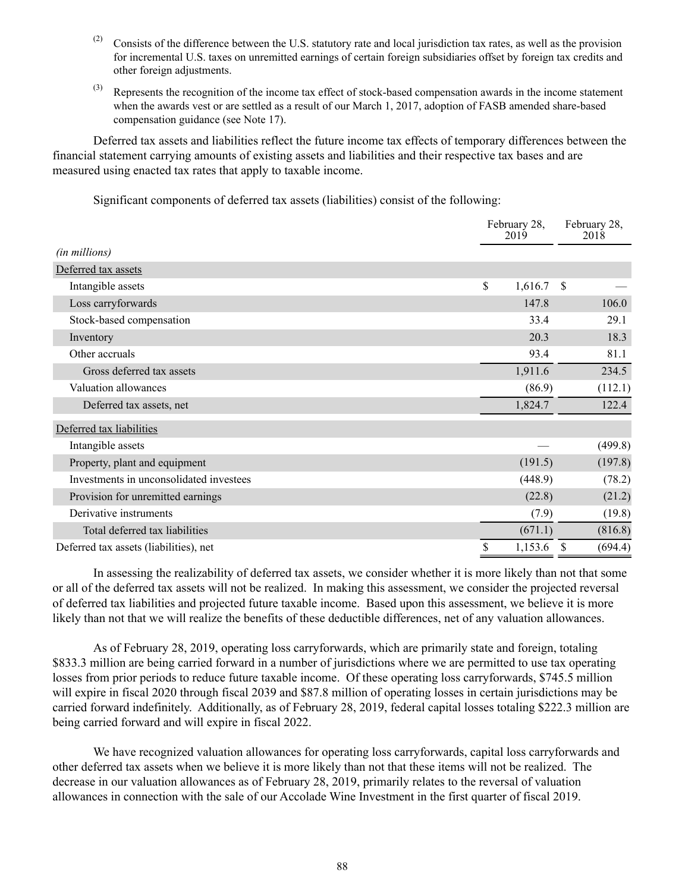(2) Consists of the difference between the U.S. statutory rate and local jurisdiction tax rates, as well as the provision for incremental U.S. taxes on unremitted earnings of certain foreign subsidiaries offset by foreign tax credits and other foreign adjustments.

(3) Represents the recognition of the income tax effect of stock-based compensation awards in the income statement when the awards vest or are settled as a result of our March 1, 2017, adoption of FASB amended share-based compensation guidance (see Note 17).

Deferred tax assets and liabilities reflect the future income tax effects of temporary differences between the financial statement carrying amounts of existing assets and liabilities and their respective tax bases and are measured using enacted tax rates that apply to taxable income.

Significant components of deferred tax assets (liabilities) consist of the following:

| *(in millions)* | February 28, 2019 | February 28, 2018 |
|---|---|---|
| Deferred tax assets | | |
| Intangible assets | $ 1,616.7 | $ — |
| Loss carryforwards | 147.8 | 106.0 |
| Stock-based compensation | 33.4 | 29.1 |
| Inventory | 20.3 | 18.3 |
| Other accruals | 93.4 | 81.1 |
| Gross deferred tax assets | 1,911.6 | 234.5 |
| Valuation allowances | (86.9) | (112.1) |
| Deferred tax assets, net | 1,824.7 | 122.4 |
| Deferred tax liabilities | | |
| Intangible assets | — | (499.8) |
| Property, plant and equipment | (191.5) | (197.8) |
| Investments in unconsolidated investees | (448.9) | (78.2) |
| Provision for unremitted earnings | (22.8) | (21.2) |
| Derivative instruments | (7.9) | (19.8) |
| Total deferred tax liabilities | (671.1) | (816.8) |
| Deferred tax assets (liabilities), net | $ 1,153.6 | $ (694.4) |

In assessing the realizability of deferred tax assets, we consider whether it is more likely than not that some or all of the deferred tax assets will not be realized. In making this assessment, we consider the projected reversal of deferred tax liabilities and projected future taxable income. Based upon this assessment, we believe it is more likely than not that we will realize the benefits of these deductible differences, net of any valuation allowances.

As of February 28, 2019, operating loss carryforwards, which are primarily state and foreign, totaling $833.3 million are being carried forward in a number of jurisdictions where we are permitted to use tax operating losses from prior periods to reduce future taxable income. Of these operating loss carryforwards, $745.5 million will expire in fiscal 2020 through fiscal 2039 and $87.8 million of operating losses in certain jurisdictions may be carried forward indefinitely. Additionally, as of February 28, 2019, federal capital losses totaling $222.3 million are being carried forward and will expire in fiscal 2022.

We have recognized valuation allowances for operating loss carryforwards, capital loss carryforwards and other deferred tax assets when we believe it is more likely than not that these items will not be realized. The decrease in our valuation allowances as of February 28, 2019, primarily relates to the reversal of valuation allowances in connection with the sale of our Accolade Wine Investment in the first quarter of fiscal 2019.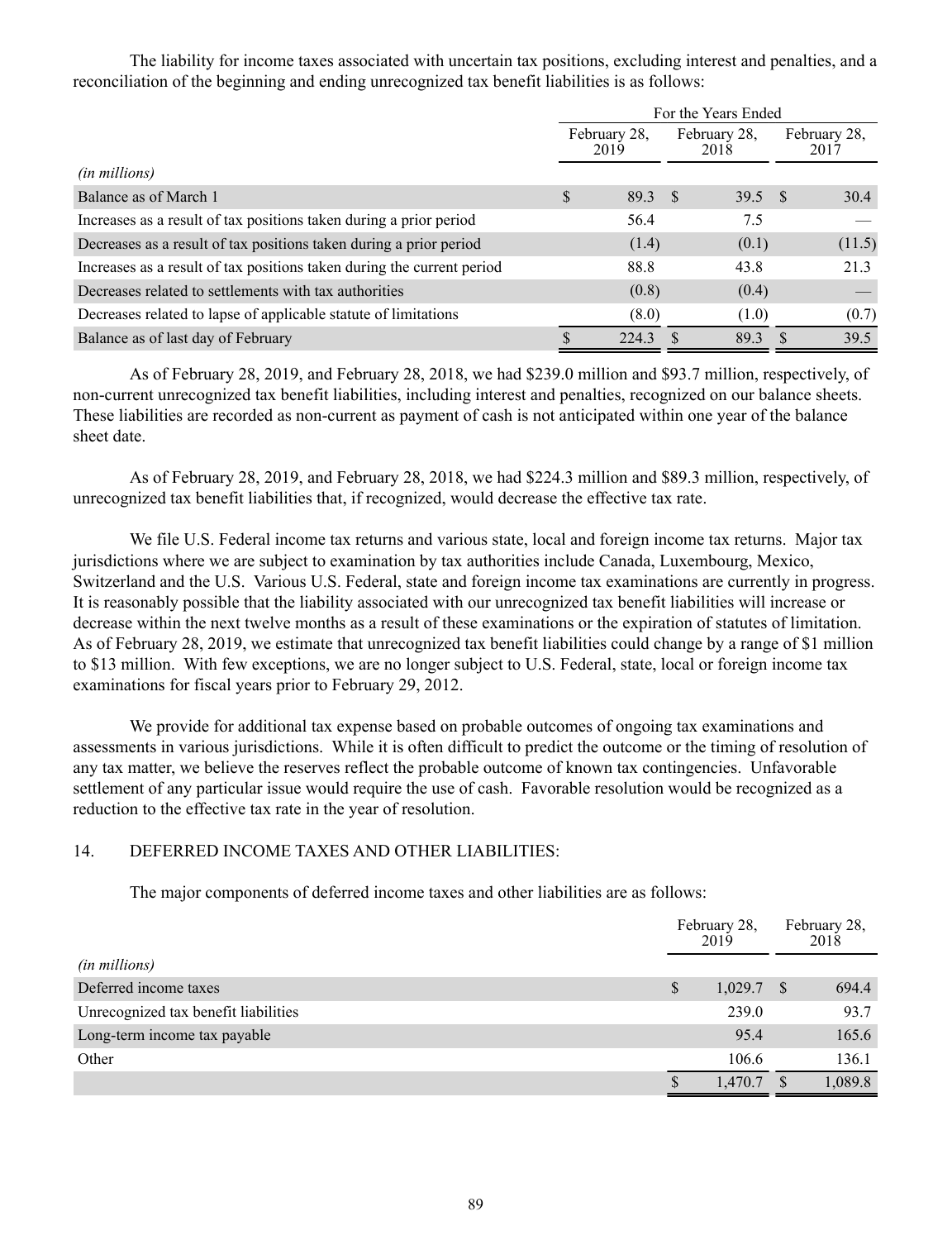The liability for income taxes associated with uncertain tax positions, excluding interest and penalties, and a reconciliation of the beginning and ending unrecognized tax benefit liabilities is as follows:

| | For the Years Ended | | |
|---|---|---|---|
| | February 28, 2019 | February 28, 2018 | February 28, 2017 |
| *(in millions)* | | | |
| Balance as of March 1 | $ 89.3 | $ 39.5 | $ 30.4 |
| Increases as a result of tax positions taken during a prior period | 56.4 | 7.5 | — |
| Decreases as a result of tax positions taken during a prior period | (1.4) | (0.1) | (11.5) |
| Increases as a result of tax positions taken during the current period | 88.8 | 43.8 | 21.3 |
| Decreases related to settlements with tax authorities | (0.8) | (0.4) | — |
| Decreases related to lapse of applicable statute of limitations | (8.0) | (1.0) | (0.7) |
| Balance as of last day of February | $ 224.3 | $ 89.3 | $ 39.5 |

As of February 28, 2019, and February 28, 2018, we had $239.0 million and $93.7 million, respectively, of non-current unrecognized tax benefit liabilities, including interest and penalties, recognized on our balance sheets. These liabilities are recorded as non-current as payment of cash is not anticipated within one year of the balance sheet date.

As of February 28, 2019, and February 28, 2018, we had $224.3 million and $89.3 million, respectively, of unrecognized tax benefit liabilities that, if recognized, would decrease the effective tax rate.

We file U.S. Federal income tax returns and various state, local and foreign income tax returns. Major tax jurisdictions where we are subject to examination by tax authorities include Canada, Luxembourg, Mexico, Switzerland and the U.S. Various U.S. Federal, state and foreign income tax examinations are currently in progress. It is reasonably possible that the liability associated with our unrecognized tax benefit liabilities will increase or decrease within the next twelve months as a result of these examinations or the expiration of statutes of limitation. As of February 28, 2019, we estimate that unrecognized tax benefit liabilities could change by a range of $1 million to $13 million. With few exceptions, we are no longer subject to U.S. Federal, state, local or foreign income tax examinations for fiscal years prior to February 29, 2012.

We provide for additional tax expense based on probable outcomes of ongoing tax examinations and assessments in various jurisdictions. While it is often difficult to predict the outcome or the timing of resolution of any tax matter, we believe the reserves reflect the probable outcome of known tax contingencies. Unfavorable settlement of any particular issue would require the use of cash. Favorable resolution would be recognized as a reduction to the effective tax rate in the year of resolution.

## 14. DEFERRED INCOME TAXES AND OTHER LIABILITIES:

The major components of deferred income taxes and other liabilities are as follows:

| | February 28, 2019 | February 28, 2018 |
|---|---|---|
| *(in millions)* | | |
| Deferred income taxes | $ 1,029.7 | $ 694.4 |
| Unrecognized tax benefit liabilities | 239.0 | 93.7 |
| Long-term income tax payable | 95.4 | 165.6 |
| Other | 106.6 | 136.1 |
| | $ 1,470.7 | $ 1,089.8 |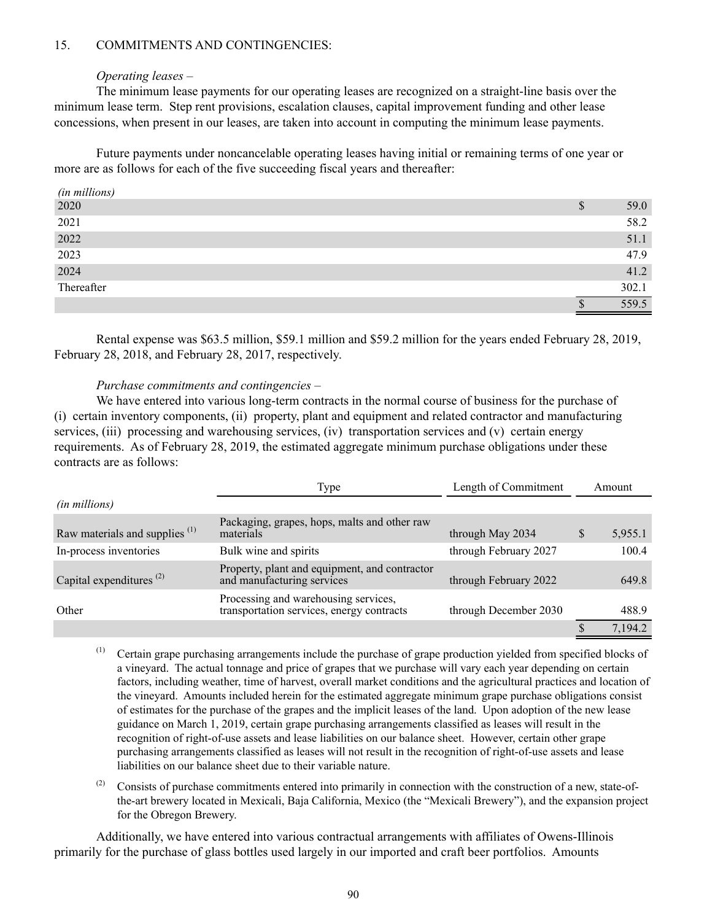## 15. COMMITMENTS AND CONTINGENCIES:

*Operating leases* –

The minimum lease payments for our operating leases are recognized on a straight-line basis over the minimum lease term. Step rent provisions, escalation clauses, capital improvement funding and other lease concessions, when present in our leases, are taken into account in computing the minimum lease payments.

Future payments under noncancelable operating leases having initial or remaining terms of one year or more are as follows for each of the five succeeding fiscal years and thereafter:

| *(in millions)* | |
|---|---|
| 2020 | $ 59.0 |
| 2021 | 58.2 |
| 2022 | 51.1 |
| 2023 | 47.9 |
| 2024 | 41.2 |
| Thereafter | 302.1 |
| | $ 559.5 |

Rental expense was $63.5 million, $59.1 million and $59.2 million for the years ended February 28, 2019, February 28, 2018, and February 28, 2017, respectively.

*Purchase commitments and contingencies* –

We have entered into various long-term contracts in the normal course of business for the purchase of (i) certain inventory components, (ii) property, plant and equipment and related contractor and manufacturing services, (iii) processing and warehousing services, (iv) transportation services and (v) certain energy requirements. As of February 28, 2019, the estimated aggregate minimum purchase obligations under these contracts are as follows:

| *(in millions)* | Type | Length of Commitment | Amount |
|---|---|---|---|
| Raw materials and supplies [1] | Packaging, grapes, hops, malts and other raw materials | through May 2034 | $ 5,955.1 |
| In-process inventories | Bulk wine and spirits | through February 2027 | 100.4 |
| Capital expenditures [2] | Property, plant and equipment, and contractor and manufacturing services | through February 2022 | 649.8 |
| Other | Processing and warehousing services, transportation services, energy contracts | through December 2030 | 488.9 |
| | | | $ 7,194.2 |

[1] Certain grape purchasing arrangements include the purchase of grape production yielded from specified blocks of a vineyard. The actual tonnage and price of grapes that we purchase will vary each year depending on certain factors, including weather, time of harvest, overall market conditions and the agricultural practices and location of the vineyard. Amounts included herein for the estimated aggregate minimum grape purchase obligations consist of estimates for the purchase of the grapes and the implicit leases of the land. Upon adoption of the new lease guidance on March 1, 2019, certain grape purchasing arrangements classified as leases will result in the recognition of right-of-use assets and lease liabilities on our balance sheet. However, certain other grape purchasing arrangements classified as leases will not result in the recognition of right-of-use assets and lease liabilities on our balance sheet due to their variable nature.

[2] Consists of purchase commitments entered into primarily in connection with the construction of a new, state-of-the-art brewery located in Mexicali, Baja California, Mexico (the "Mexicali Brewery"), and the expansion project for the Obregon Brewery.

Additionally, we have entered into various contractual arrangements with affiliates of Owens-Illinois primarily for the purchase of glass bottles used largely in our imported and craft beer portfolios. Amounts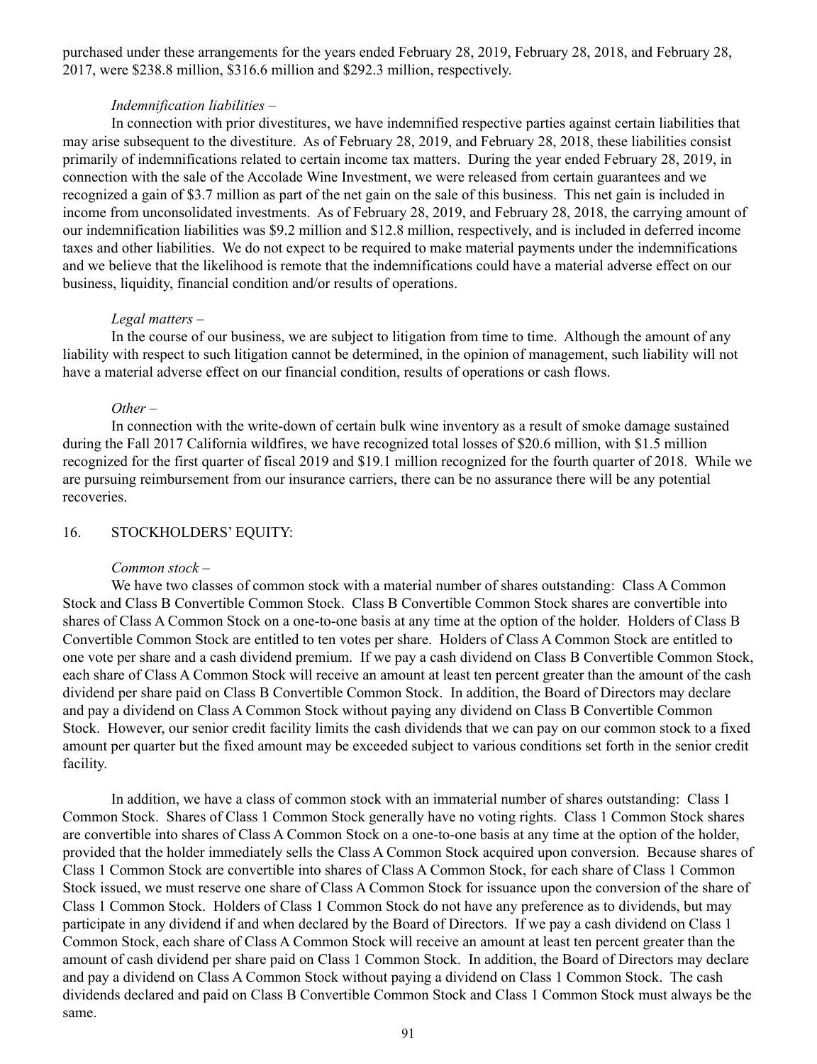purchased under these arrangements for the years ended February 28, 2019, February 28, 2018, and February 28, 2017, were $238.8 million, $316.6 million and $292.3 million, respectively.

*Indemnification liabilities –*

In connection with prior divestitures, we have indemnified respective parties against certain liabilities that may arise subsequent to the divestiture. As of February 28, 2019, and February 28, 2018, these liabilities consist primarily of indemnifications related to certain income tax matters. During the year ended February 28, 2019, in connection with the sale of the Accolade Wine Investment, we were released from certain guarantees and we recognized a gain of $3.7 million as part of the net gain on the sale of this business. This net gain is included in income from unconsolidated investments. As of February 28, 2019, and February 28, 2018, the carrying amount of our indemnification liabilities was $9.2 million and $12.8 million, respectively, and is included in deferred income taxes and other liabilities. We do not expect to be required to make material payments under the indemnifications and we believe that the likelihood is remote that the indemnifications could have a material adverse effect on our business, liquidity, financial condition and/or results of operations.

*Legal matters –*

In the course of our business, we are subject to litigation from time to time. Although the amount of any liability with respect to such litigation cannot be determined, in the opinion of management, such liability will not have a material adverse effect on our financial condition, results of operations or cash flows.

*Other –*

In connection with the write-down of certain bulk wine inventory as a result of smoke damage sustained during the Fall 2017 California wildfires, we have recognized total losses of $20.6 million, with $1.5 million recognized for the first quarter of fiscal 2019 and $19.1 million recognized for the fourth quarter of 2018. While we are pursuing reimbursement from our insurance carriers, there can be no assurance there will be any potential recoveries.

## 16. STOCKHOLDERS' EQUITY:

*Common stock –*

We have two classes of common stock with a material number of shares outstanding: Class A Common Stock and Class B Convertible Common Stock. Class B Convertible Common Stock shares are convertible into shares of Class A Common Stock on a one-to-one basis at any time at the option of the holder. Holders of Class B Convertible Common Stock are entitled to ten votes per share. Holders of Class A Common Stock are entitled to one vote per share and a cash dividend premium. If we pay a cash dividend on Class B Convertible Common Stock, each share of Class A Common Stock will receive an amount at least ten percent greater than the amount of the cash dividend per share paid on Class B Convertible Common Stock. In addition, the Board of Directors may declare and pay a dividend on Class A Common Stock without paying any dividend on Class B Convertible Common Stock. However, our senior credit facility limits the cash dividends that we can pay on our common stock to a fixed amount per quarter but the fixed amount may be exceeded subject to various conditions set forth in the senior credit facility.

In addition, we have a class of common stock with an immaterial number of shares outstanding: Class 1 Common Stock. Shares of Class 1 Common Stock generally have no voting rights. Class 1 Common Stock shares are convertible into shares of Class A Common Stock on a one-to-one basis at any time at the option of the holder, provided that the holder immediately sells the Class A Common Stock acquired upon conversion. Because shares of Class 1 Common Stock are convertible into shares of Class A Common Stock, for each share of Class 1 Common Stock issued, we must reserve one share of Class A Common Stock for issuance upon the conversion of the share of Class 1 Common Stock. Holders of Class 1 Common Stock do not have any preference as to dividends, but may participate in any dividend if and when declared by the Board of Directors. If we pay a cash dividend on Class 1 Common Stock, each share of Class A Common Stock will receive an amount at least ten percent greater than the amount of cash dividend per share paid on Class 1 Common Stock. In addition, the Board of Directors may declare and pay a dividend on Class A Common Stock without paying a dividend on Class 1 Common Stock. The cash dividends declared and paid on Class B Convertible Common Stock and Class 1 Common Stock must always be the same.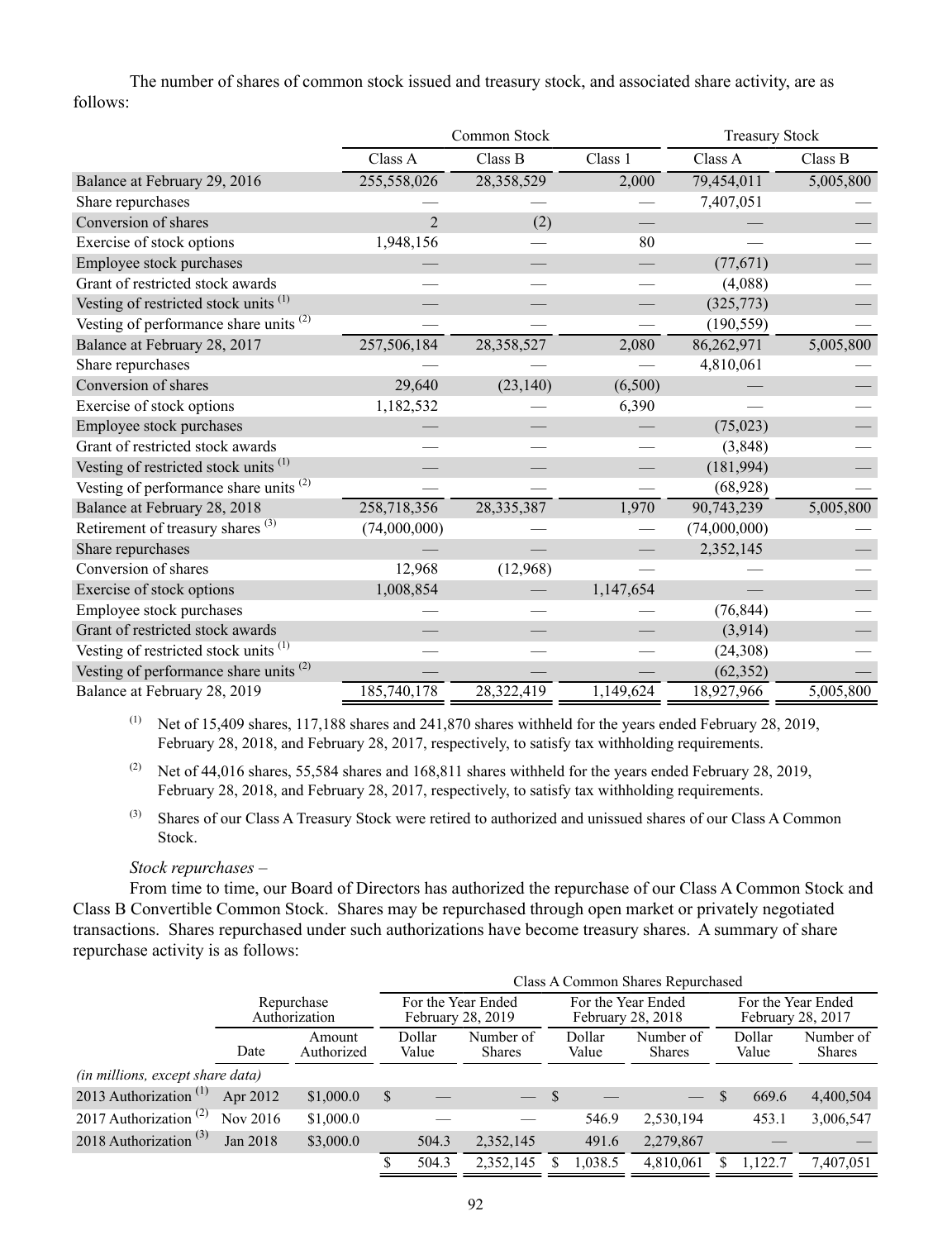The number of shares of common stock issued and treasury stock, and associated share activity, are as follows:

| | Common Stock | | | Treasury Stock | |
|---|---|---|---|---|---|
| | Class A | Class B | Class 1 | Class A | Class B |
| Balance at February 29, 2016 | 255,558,026 | 28,358,529 | 2,000 | 79,454,011 | 5,005,800 |
| Share repurchases | — | — | — | 7,407,051 | — |
| Conversion of shares | 2 | (2) | — | — | — |
| Exercise of stock options | 1,948,156 | — | 80 | — | — |
| Employee stock purchases | — | — | — | (77,671) | — |
| Grant of restricted stock awards | — | — | — | (4,088) | — |
| Vesting of restricted stock units [(1)] | — | — | — | (325,773) | — |
| Vesting of performance share units [(2)] | — | — | — | (190,559) | — |
| Balance at February 28, 2017 | 257,506,184 | 28,358,527 | 2,080 | 86,262,971 | 5,005,800 |
| Share repurchases | — | — | — | 4,810,061 | — |
| Conversion of shares | 29,640 | (23,140) | (6,500) | — | — |
| Exercise of stock options | 1,182,532 | — | 6,390 | — | — |
| Employee stock purchases | — | — | — | (75,023) | — |
| Grant of restricted stock awards | — | — | — | (3,848) | — |
| Vesting of restricted stock units [(1)] | — | — | — | (181,994) | — |
| Vesting of performance share units [(2)] | — | — | — | (68,928) | — |
| Balance at February 28, 2018 | 258,718,356 | 28,335,387 | 1,970 | 90,743,239 | 5,005,800 |
| Retirement of treasury shares [(3)] | (74,000,000) | — | — | (74,000,000) | — |
| Share repurchases | — | — | — | 2,352,145 | — |
| Conversion of shares | 12,968 | (12,968) | — | — | — |
| Exercise of stock options | 1,008,854 | — | 1,147,654 | — | — |
| Employee stock purchases | — | — | — | (76,844) | — |
| Grant of restricted stock awards | — | — | — | (3,914) | — |
| Vesting of restricted stock units [(1)] | — | — | — | (24,308) | — |
| Vesting of performance share units [(2)] | — | — | — | (62,352) | — |
| Balance at February 28, 2019 | 185,740,178 | 28,322,419 | 1,149,624 | 18,927,966 | 5,005,800 |

(1) Net of 15,409 shares, 117,188 shares and 241,870 shares withheld for the years ended February 28, 2019, February 28, 2018, and February 28, 2017, respectively, to satisfy tax withholding requirements.

(2) Net of 44,016 shares, 55,584 shares and 168,811 shares withheld for the years ended February 28, 2019, February 28, 2018, and February 28, 2017, respectively, to satisfy tax withholding requirements.

(3) Shares of our Class A Treasury Stock were retired to authorized and unissued shares of our Class A Common Stock.

*Stock repurchases –*

From time to time, our Board of Directors has authorized the repurchase of our Class A Common Stock and Class B Convertible Common Stock. Shares may be repurchased through open market or privately negotiated transactions. Shares repurchased under such authorizations have become treasury shares. A summary of share repurchase activity is as follows:

| | Repurchase Authorization | | Class A Common Shares Repurchased | | | | | |
|---|---|---|---|---|---|---|---|---|
| | | | For the Year Ended February 28, 2019 | | For the Year Ended February 28, 2018 | | For the Year Ended February 28, 2017 | |
| | Date | Amount Authorized | Dollar Value | Number of Shares | Dollar Value | Number of Shares | Dollar Value | Number of Shares |
| *(in millions, except share data)* | | | | | | | | |
| 2013 Authorization [(1)] | Apr 2012 | $1,000.0 | $ — | — | $ — | — | $ 669.6 | 4,400,504 |
| 2017 Authorization [(2)] | Nov 2016 | $1,000.0 | — | — | 546.9 | 2,530,194 | 453.1 | 3,006,547 |
| 2018 Authorization [(3)] | Jan 2018 | $3,000.0 | 504.3 | 2,352,145 | 491.6 | 2,279,867 | — | — |
| | | | $ 504.3 | 2,352,145 | $ 1,038.5 | 4,810,061 | $ 1,122.7 | 7,407,051 |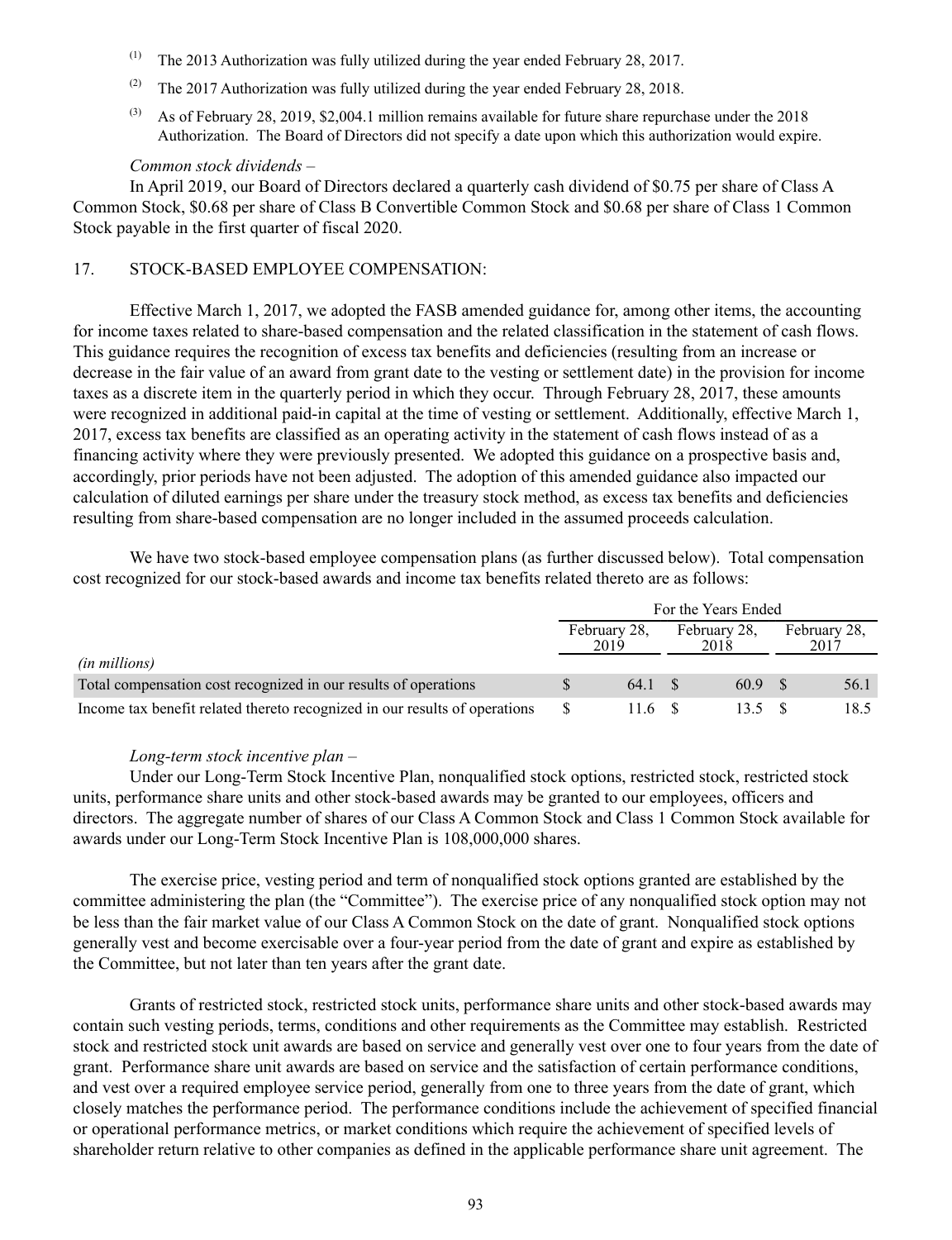(1) The 2013 Authorization was fully utilized during the year ended February 28, 2017.

(2) The 2017 Authorization was fully utilized during the year ended February 28, 2018.

(3) As of February 28, 2019, $2,004.1 million remains available for future share repurchase under the 2018 Authorization. The Board of Directors did not specify a date upon which this authorization would expire.

*Common stock dividends* –

In April 2019, our Board of Directors declared a quarterly cash dividend of $0.75 per share of Class A Common Stock, $0.68 per share of Class B Convertible Common Stock and $0.68 per share of Class 1 Common Stock payable in the first quarter of fiscal 2020.

## 17. STOCK-BASED EMPLOYEE COMPENSATION:

Effective March 1, 2017, we adopted the FASB amended guidance for, among other items, the accounting for income taxes related to share-based compensation and the related classification in the statement of cash flows. This guidance requires the recognition of excess tax benefits and deficiencies (resulting from an increase or decrease in the fair value of an award from grant date to the vesting or settlement date) in the provision for income taxes as a discrete item in the quarterly period in which they occur. Through February 28, 2017, these amounts were recognized in additional paid-in capital at the time of vesting or settlement. Additionally, effective March 1, 2017, excess tax benefits are classified as an operating activity in the statement of cash flows instead of as a financing activity where they were previously presented. We adopted this guidance on a prospective basis and, accordingly, prior periods have not been adjusted. The adoption of this amended guidance also impacted our calculation of diluted earnings per share under the treasury stock method, as excess tax benefits and deficiencies resulting from share-based compensation are no longer included in the assumed proceeds calculation.

We have two stock-based employee compensation plans (as further discussed below). Total compensation cost recognized for our stock-based awards and income tax benefits related thereto are as follows:

| | For the Years Ended | | |
|---|---|---|---|
| *(in millions)* | February 28, 2019 | February 28, 2018 | February 28, 2017 |
| Total compensation cost recognized in our results of operations | $ 64.1 | $ 60.9 | $ 56.1 |
| Income tax benefit related thereto recognized in our results of operations | $ 11.6 | $ 13.5 | $ 18.5 |

*Long-term stock incentive plan* –

Under our Long-Term Stock Incentive Plan, nonqualified stock options, restricted stock, restricted stock units, performance share units and other stock-based awards may be granted to our employees, officers and directors. The aggregate number of shares of our Class A Common Stock and Class 1 Common Stock available for awards under our Long-Term Stock Incentive Plan is 108,000,000 shares.

The exercise price, vesting period and term of nonqualified stock options granted are established by the committee administering the plan (the "Committee"). The exercise price of any nonqualified stock option may not be less than the fair market value of our Class A Common Stock on the date of grant. Nonqualified stock options generally vest and become exercisable over a four-year period from the date of grant and expire as established by the Committee, but not later than ten years after the grant date.

Grants of restricted stock, restricted stock units, performance share units and other stock-based awards may contain such vesting periods, terms, conditions and other requirements as the Committee may establish. Restricted stock and restricted stock unit awards are based on service and generally vest over one to four years from the date of grant. Performance share unit awards are based on service and the satisfaction of certain performance conditions, and vest over a required employee service period, generally from one to three years from the date of grant, which closely matches the performance period. The performance conditions include the achievement of specified financial or operational performance metrics, or market conditions which require the achievement of specified levels of shareholder return relative to other companies as defined in the applicable performance share unit agreement. The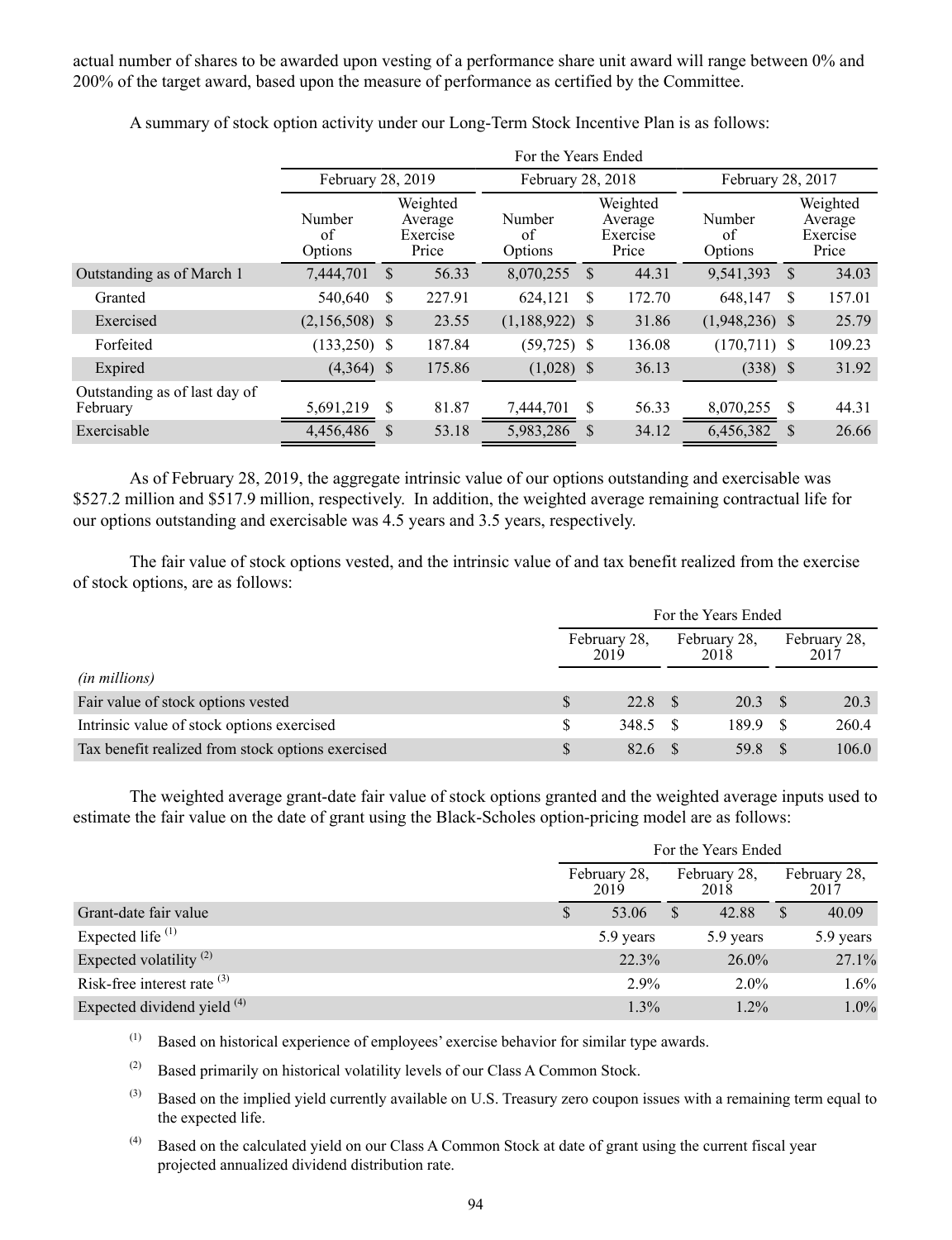actual number of shares to be awarded upon vesting of a performance share unit award will range between 0% and 200% of the target award, based upon the measure of performance as certified by the Committee.

A summary of stock option activity under our Long-Term Stock Incentive Plan is as follows:

| | For the Years Ended | | | | | |
|---|---|---|---|---|---|---|
| | February 28, 2019 | | February 28, 2018 | | February 28, 2017 | |
| | Number of Options | Weighted Average Exercise Price | Number of Options | Weighted Average Exercise Price | Number of Options | Weighted Average Exercise Price |
| Outstanding as of March 1 | 7,444,701 | $ 56.33 | 8,070,255 | $ 44.31 | 9,541,393 | $ 34.03 |
| Granted | 540,640 | $ 227.91 | 624,121 | $ 172.70 | 648,147 | $ 157.01 |
| Exercised | (2,156,508) | $ 23.55 | (1,188,922) | $ 31.86 | (1,948,236) | $ 25.79 |
| Forfeited | (133,250) | $ 187.84 | (59,725) | $ 136.08 | (170,711) | $ 109.23 |
| Expired | (4,364) | $ 175.86 | (1,028) | $ 36.13 | (338) | $ 31.92 |
| Outstanding as of last day of February | 5,691,219 | $ 81.87 | 7,444,701 | $ 56.33 | 8,070,255 | $ 44.31 |
| Exercisable | 4,456,486 | $ 53.18 | 5,983,286 | $ 34.12 | 6,456,382 | $ 26.66 |

As of February 28, 2019, the aggregate intrinsic value of our options outstanding and exercisable was $527.2 million and $517.9 million, respectively. In addition, the weighted average remaining contractual life for our options outstanding and exercisable was 4.5 years and 3.5 years, respectively.

The fair value of stock options vested, and the intrinsic value of and tax benefit realized from the exercise of stock options, are as follows:

| | For the Years Ended | | |
|---|---|---|---|
| | February 28, 2019 | February 28, 2018 | February 28, 2017 |
| *(in millions)* | | | |
| Fair value of stock options vested | $ 22.8 | $ 20.3 | $ 20.3 |
| Intrinsic value of stock options exercised | $ 348.5 | $ 189.9 | $ 260.4 |
| Tax benefit realized from stock options exercised | $ 82.6 | $ 59.8 | $ 106.0 |

The weighted average grant-date fair value of stock options granted and the weighted average inputs used to estimate the fair value on the date of grant using the Black-Scholes option-pricing model are as follows:

| | For the Years Ended | | |
|---|---|---|---|
| | February 28, 2019 | February 28, 2018 | February 28, 2017 |
| Grant-date fair value | $ 53.06 | $ 42.88 | $ 40.09 |
| Expected life [(1)] | 5.9 years | 5.9 years | 5.9 years |
| Expected volatility [(2)] | 22.3% | 26.0% | 27.1% |
| Risk-free interest rate [(3)] | 2.9% | 2.0% | 1.6% |
| Expected dividend yield [(4)] | 1.3% | 1.2% | 1.0% |

(1) Based on historical experience of employees' exercise behavior for similar type awards.

(2) Based primarily on historical volatility levels of our Class A Common Stock.

(3) Based on the implied yield currently available on U.S. Treasury zero coupon issues with a remaining term equal to the expected life.

(4) Based on the calculated yield on our Class A Common Stock at date of grant using the current fiscal year projected annualized dividend distribution rate.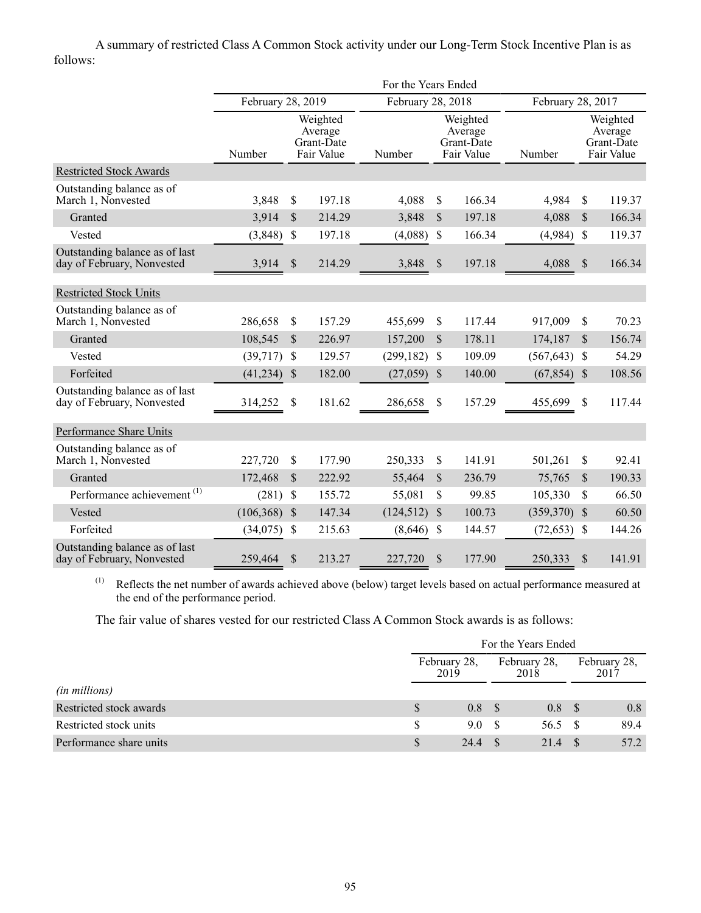A summary of restricted Class A Common Stock activity under our Long-Term Stock Incentive Plan is as follows:

| | For the Years Ended | | | | | |
|---|---|---|---|---|---|---|
| | February 28, 2019 | | February 28, 2018 | | February 28, 2017 | |
| | Number | Weighted Average Grant-Date Fair Value | Number | Weighted Average Grant-Date Fair Value | Number | Weighted Average Grant-Date Fair Value |
| Restricted Stock Awards | | | | | | |
| Outstanding balance as of March 1, Nonvested | 3,848 | $ 197.18 | 4,088 | $ 166.34 | 4,984 | $ 119.37 |
| Granted | 3,914 | $ 214.29 | 3,848 | $ 197.18 | 4,088 | $ 166.34 |
| Vested | (3,848) | $ 197.18 | (4,088) | $ 166.34 | (4,984) | $ 119.37 |
| Outstanding balance as of last day of February, Nonvested | 3,914 | $ 214.29 | 3,848 | $ 197.18 | 4,088 | $ 166.34 |
| Restricted Stock Units | | | | | | |
| Outstanding balance as of March 1, Nonvested | 286,658 | $ 157.29 | 455,699 | $ 117.44 | 917,009 | $ 70.23 |
| Granted | 108,545 | $ 226.97 | 157,200 | $ 178.11 | 174,187 | $ 156.74 |
| Vested | (39,717) | $ 129.57 | (299,182) | $ 109.09 | (567,643) | $ 54.29 |
| Forfeited | (41,234) | $ 182.00 | (27,059) | $ 140.00 | (67,854) | $ 108.56 |
| Outstanding balance as of last day of February, Nonvested | 314,252 | $ 181.62 | 286,658 | $ 157.29 | 455,699 | $ 117.44 |
| Performance Share Units | | | | | | |
| Outstanding balance as of March 1, Nonvested | 227,720 | $ 177.90 | 250,333 | $ 141.91 | 501,261 | $ 92.41 |
| Granted | 172,468 | $ 222.92 | 55,464 | $ 236.79 | 75,765 | $ 190.33 |
| Performance achievement [(1)] | (281) | $ 155.72 | 55,081 | $ 99.85 | 105,330 | $ 66.50 |
| Vested | (106,368) | $ 147.34 | (124,512) | $ 100.73 | (359,370) | $ 60.50 |
| Forfeited | (34,075) | $ 215.63 | (8,646) | $ 144.57 | (72,653) | $ 144.26 |
| Outstanding balance as of last day of February, Nonvested | 259,464 | $ 213.27 | 227,720 | $ 177.90 | 250,333 | $ 141.91 |

(1) Reflects the net number of awards achieved above (below) target levels based on actual performance measured at the end of the performance period.

The fair value of shares vested for our restricted Class A Common Stock awards is as follows:

| | For the Years Ended | | |
|---|---|---|---|
| | February 28, 2019 | February 28, 2018 | February 28, 2017 |
| *(in millions)* | | | |
| Restricted stock awards | $ 0.8 | $ 0.8 | $ 0.8 |
| Restricted stock units | $ 9.0 | $ 56.5 | $ 89.4 |
| Performance share units | $ 24.4 | $ 21.4 | $ 57.2 |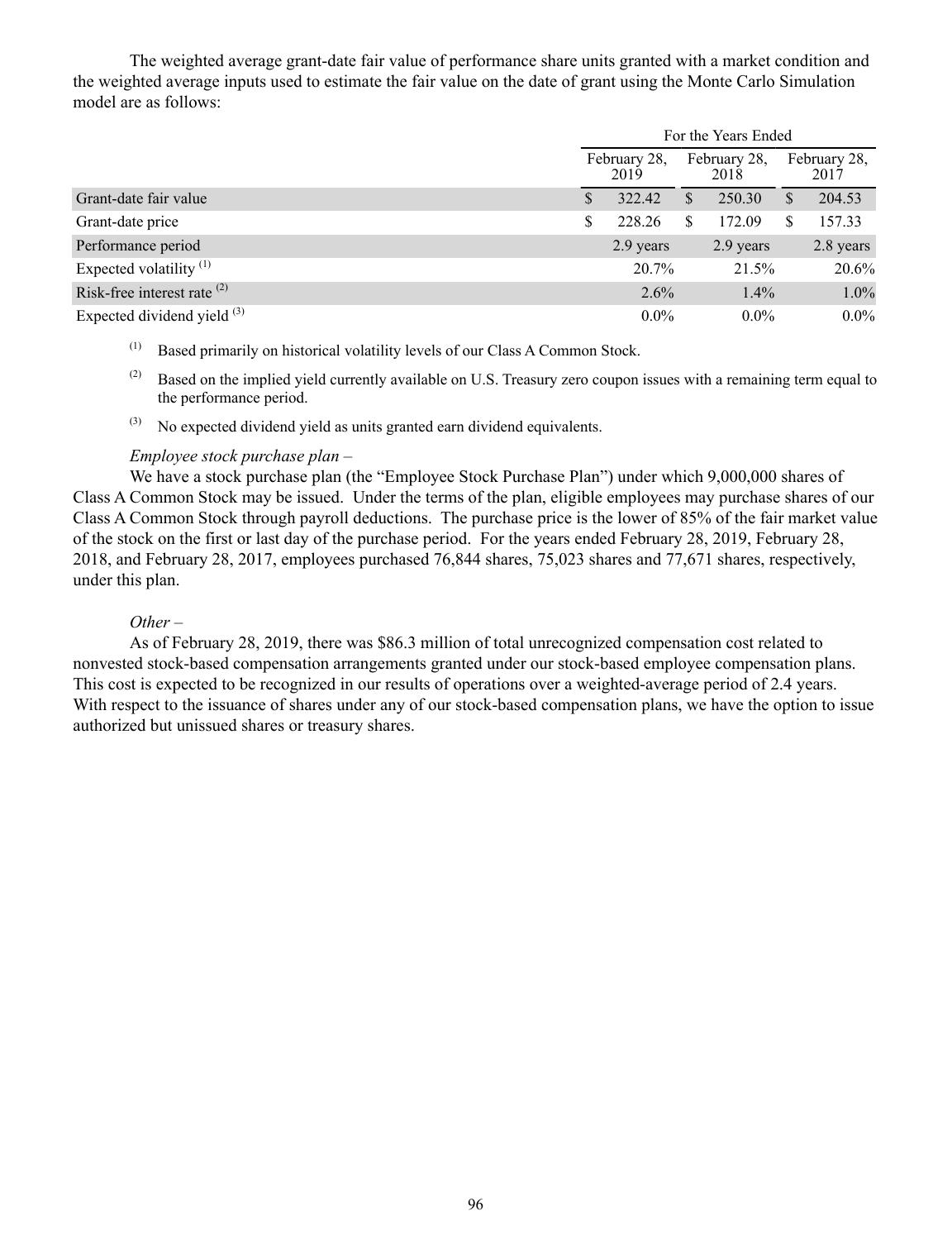The weighted average grant-date fair value of performance share units granted with a market condition and the weighted average inputs used to estimate the fair value on the date of grant using the Monte Carlo Simulation model are as follows:

| | For the Years Ended | | |
|---|---|---|---|
| | February 28, 2019 | February 28, 2018 | February 28, 2017 |
| Grant-date fair value | $ 322.42 | $ 250.30 | $ 204.53 |
| Grant-date price | $ 228.26 | $ 172.09 | $ 157.33 |
| Performance period | 2.9 years | 2.9 years | 2.8 years |
| Expected volatility [(1)] | 20.7% | 21.5% | 20.6% |
| Risk-free interest rate [(2)] | 2.6% | 1.4% | 1.0% |
| Expected dividend yield [(3)] | 0.0% | 0.0% | 0.0% |

[(1)] Based primarily on historical volatility levels of our Class A Common Stock.

[(2)] Based on the implied yield currently available on U.S. Treasury zero coupon issues with a remaining term equal to the performance period.

[(3)] No expected dividend yield as units granted earn dividend equivalents.

*Employee stock purchase plan –*

We have a stock purchase plan (the "Employee Stock Purchase Plan") under which 9,000,000 shares of Class A Common Stock may be issued. Under the terms of the plan, eligible employees may purchase shares of our Class A Common Stock through payroll deductions. The purchase price is the lower of 85% of the fair market value of the stock on the first or last day of the purchase period. For the years ended February 28, 2019, February 28, 2018, and February 28, 2017, employees purchased 76,844 shares, 75,023 shares and 77,671 shares, respectively, under this plan.

*Other –*

As of February 28, 2019, there was $86.3 million of total unrecognized compensation cost related to nonvested stock-based compensation arrangements granted under our stock-based employee compensation plans. This cost is expected to be recognized in our results of operations over a weighted-average period of 2.4 years. With respect to the issuance of shares under any of our stock-based compensation plans, we have the option to issue authorized but unissued shares or treasury shares.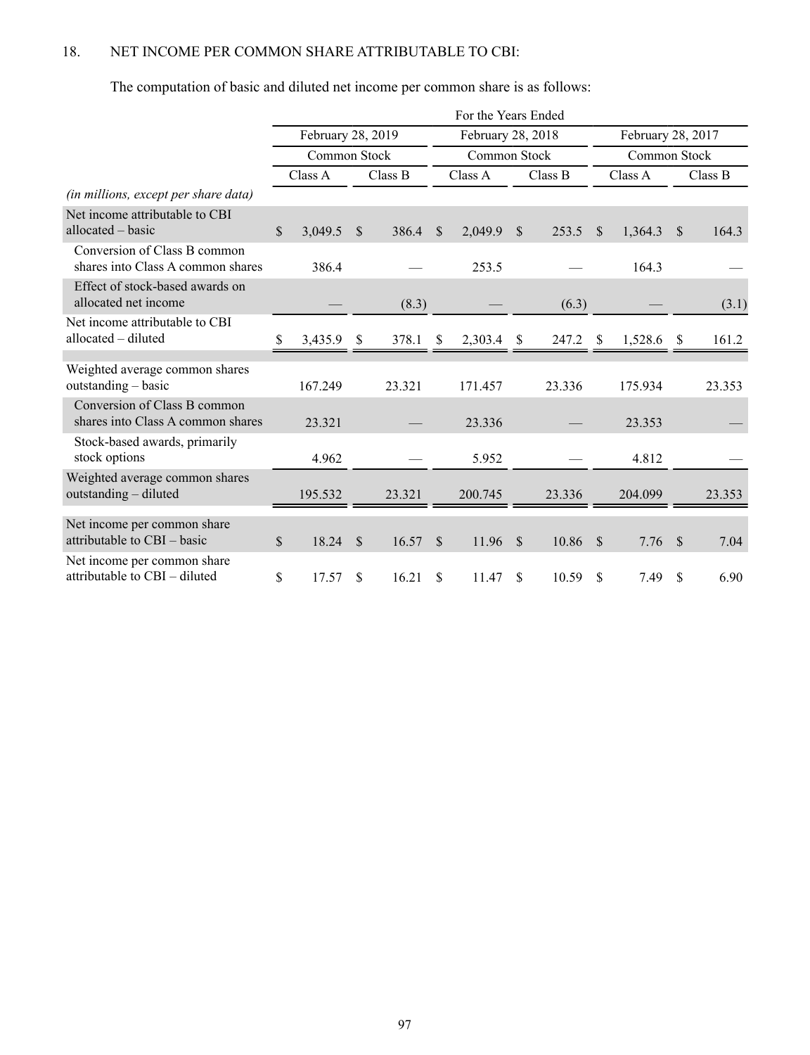## 18. NET INCOME PER COMMON SHARE ATTRIBUTABLE TO CBI:

The computation of basic and diluted net income per common share is as follows:

| | For the Years Ended | | | | | |
|---|---|---|---|---|---|---|
| | February 28, 2019 | | February 28, 2018 | | February 28, 2017 | |
| | Common Stock | | Common Stock | | Common Stock | |
| *(in millions, except per share data)* | Class A | Class B | Class A | Class B | Class A | Class B |
| Net income attributable to CBI allocated – basic | $ 3,049.5 | $ 386.4 | $ 2,049.9 | $ 253.5 | $ 1,364.3 | $ 164.3 |
| Conversion of Class B common shares into Class A common shares | 386.4 | — | 253.5 | — | 164.3 | — |
| Effect of stock-based awards on allocated net income | — | (8.3) | — | (6.3) | — | (3.1) |
| Net income attributable to CBI allocated – diluted | $ 3,435.9 | $ 378.1 | $ 2,303.4 | $ 247.2 | $ 1,528.6 | $ 161.2 |
| Weighted average common shares outstanding – basic | 167.249 | 23.321 | 171.457 | 23.336 | 175.934 | 23.353 |
| Conversion of Class B common shares into Class A common shares | 23.321 | — | 23.336 | — | 23.353 | — |
| Stock-based awards, primarily stock options | 4.962 | — | 5.952 | — | 4.812 | — |
| Weighted average common shares outstanding – diluted | 195.532 | 23.321 | 200.745 | 23.336 | 204.099 | 23.353 |
| Net income per common share attributable to CBI – basic | $ 18.24 | $ 16.57 | $ 11.96 | $ 10.86 | $ 7.76 | $ 7.04 |
| Net income per common share attributable to CBI – diluted | $ 17.57 | $ 16.21 | $ 11.47 | $ 10.59 | $ 7.49 | $ 6.90 |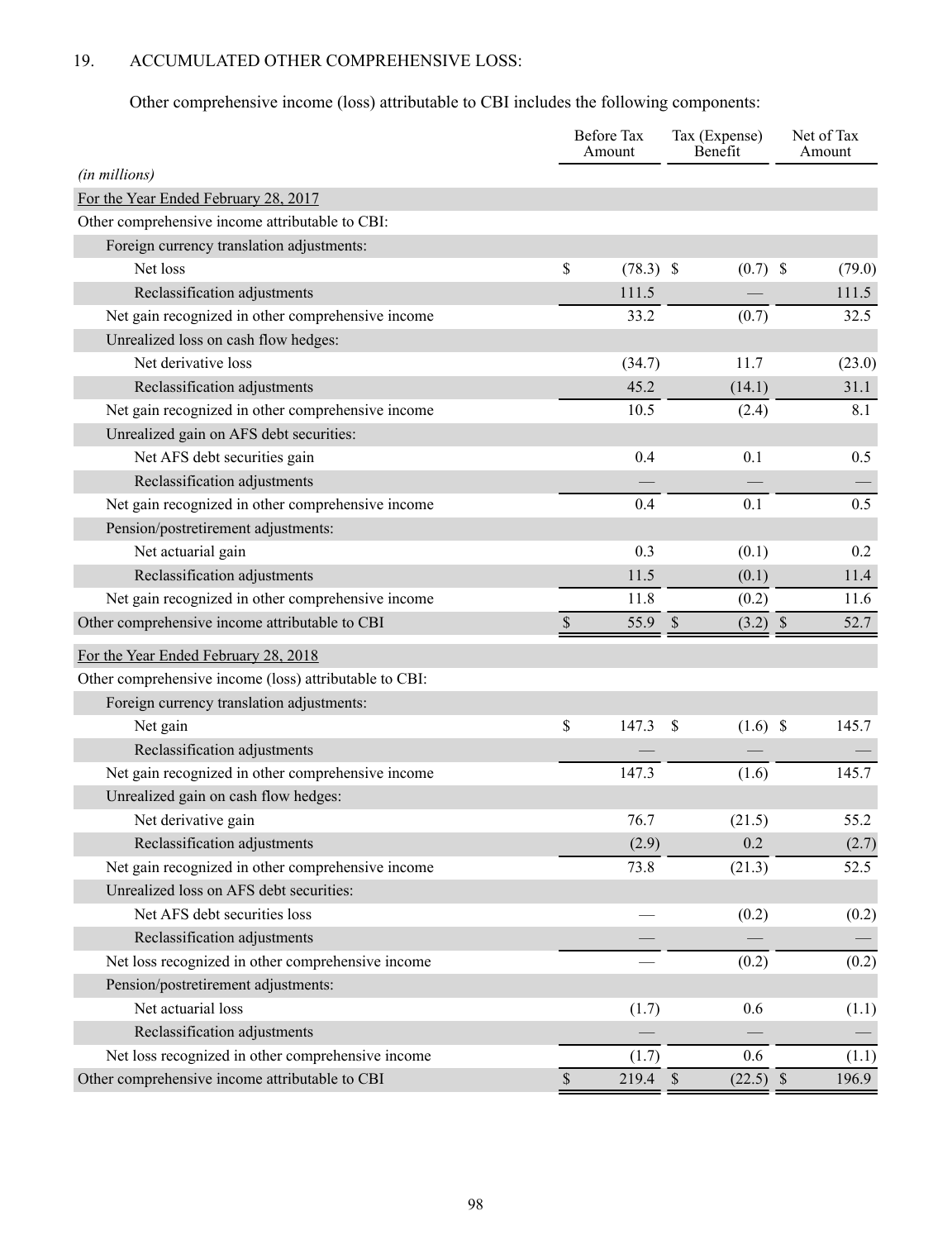## 19. ACCUMULATED OTHER COMPREHENSIVE LOSS:

Other comprehensive income (loss) attributable to CBI includes the following components:

| *(in millions)* | Before Tax Amount | Tax (Expense) Benefit | Net of Tax Amount |
|---|---|---|---|
| For the Year Ended February 28, 2017 | | | |
| Other comprehensive income attributable to CBI: | | | |
| Foreign currency translation adjustments: | | | |
| Net loss | $ (78.3) | $ (0.7) | $ (79.0) |
| Reclassification adjustments | 111.5 | — | 111.5 |
| Net gain recognized in other comprehensive income | 33.2 | (0.7) | 32.5 |
| Unrealized loss on cash flow hedges: | | | |
| Net derivative loss | (34.7) | 11.7 | (23.0) |
| Reclassification adjustments | 45.2 | (14.1) | 31.1 |
| Net gain recognized in other comprehensive income | 10.5 | (2.4) | 8.1 |
| Unrealized gain on AFS debt securities: | | | |
| Net AFS debt securities gain | 0.4 | 0.1 | 0.5 |
| Reclassification adjustments | — | — | — |
| Net gain recognized in other comprehensive income | 0.4 | 0.1 | 0.5 |
| Pension/postretirement adjustments: | | | |
| Net actuarial gain | 0.3 | (0.1) | 0.2 |
| Reclassification adjustments | 11.5 | (0.1) | 11.4 |
| Net gain recognized in other comprehensive income | 11.8 | (0.2) | 11.6 |
| Other comprehensive income attributable to CBI | $ 55.9 | $ (3.2) | $ 52.7 |
| For the Year Ended February 28, 2018 | | | |
| Other comprehensive income (loss) attributable to CBI: | | | |
| Foreign currency translation adjustments: | | | |
| Net gain | $ 147.3 | $ (1.6) | $ 145.7 |
| Reclassification adjustments | — | — | — |
| Net gain recognized in other comprehensive income | 147.3 | (1.6) | 145.7 |
| Unrealized gain on cash flow hedges: | | | |
| Net derivative gain | 76.7 | (21.5) | 55.2 |
| Reclassification adjustments | (2.9) | 0.2 | (2.7) |
| Net gain recognized in other comprehensive income | 73.8 | (21.3) | 52.5 |
| Unrealized loss on AFS debt securities: | | | |
| Net AFS debt securities loss | — | (0.2) | (0.2) |
| Reclassification adjustments | — | — | — |
| Net loss recognized in other comprehensive income | — | (0.2) | (0.2) |
| Pension/postretirement adjustments: | | | |
| Net actuarial loss | (1.7) | 0.6 | (1.1) |
| Reclassification adjustments | — | — | — |
| Net loss recognized in other comprehensive income | (1.7) | 0.6 | (1.1) |
| Other comprehensive income attributable to CBI | $ 219.4 | $ (22.5) | $ 196.9 |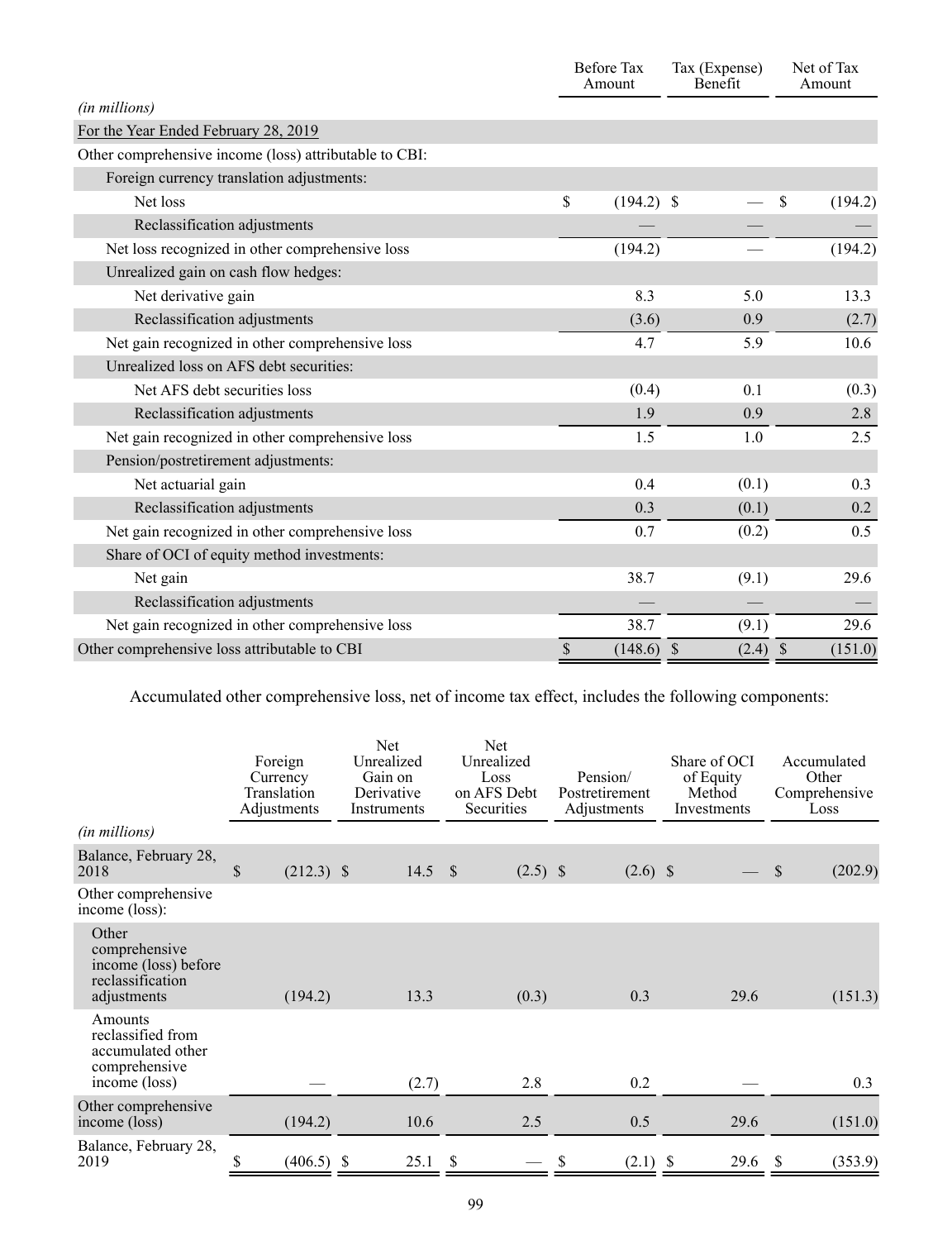| (in millions) | Before Tax Amount | Tax (Expense) Benefit | Net of Tax Amount |
|---|---|---|---|
| For the Year Ended February 28, 2019 | | | |
| Other comprehensive income (loss) attributable to CBI: | | | |
| Foreign currency translation adjustments: | | | |
| Net loss | $ (194.2) | $ — | $ (194.2) |
| Reclassification adjustments | — | — | — |
| Net loss recognized in other comprehensive loss | (194.2) | — | (194.2) |
| Unrealized gain on cash flow hedges: | | | |
| Net derivative gain | 8.3 | 5.0 | 13.3 |
| Reclassification adjustments | (3.6) | 0.9 | (2.7) |
| Net gain recognized in other comprehensive loss | 4.7 | 5.9 | 10.6 |
| Unrealized loss on AFS debt securities: | | | |
| Net AFS debt securities loss | (0.4) | 0.1 | (0.3) |
| Reclassification adjustments | 1.9 | 0.9 | 2.8 |
| Net gain recognized in other comprehensive loss | 1.5 | 1.0 | 2.5 |
| Pension/postretirement adjustments: | | | |
| Net actuarial gain | 0.4 | (0.1) | 0.3 |
| Reclassification adjustments | 0.3 | (0.1) | 0.2 |
| Net gain recognized in other comprehensive loss | 0.7 | (0.2) | 0.5 |
| Share of OCI of equity method investments: | | | |
| Net gain | 38.7 | (9.1) | 29.6 |
| Reclassification adjustments | — | — | — |
| Net gain recognized in other comprehensive loss | 38.7 | (9.1) | 29.6 |
| Other comprehensive loss attributable to CBI | $ (148.6) | $ (2.4) | $ (151.0) |

Accumulated other comprehensive loss, net of income tax effect, includes the following components:

| (in millions) | Foreign Currency Translation Adjustments | Net Unrealized Gain on Derivative Instruments | Net Unrealized Loss on AFS Debt Securities | Pension/ Postretirement Adjustments | Share of OCI of Equity Method Investments | Accumulated Other Comprehensive Loss |
|---|---|---|---|---|---|---|
| Balance, February 28, 2018 | $ (212.3) | $ 14.5 | $ (2.5) | $ (2.6) | $ — | $ (202.9) |
| Other comprehensive income (loss): | | | | | | |
| Other comprehensive income (loss) before reclassification adjustments | (194.2) | 13.3 | (0.3) | 0.3 | 29.6 | (151.3) |
| Amounts reclassified from accumulated other comprehensive income (loss) | — | (2.7) | 2.8 | 0.2 | — | 0.3 |
| Other comprehensive income (loss) | (194.2) | 10.6 | 2.5 | 0.5 | 29.6 | (151.0) |
| Balance, February 28, 2019 | $ (406.5) | $ 25.1 | $ — | $ (2.1) | $ 29.6 | $ (353.9) |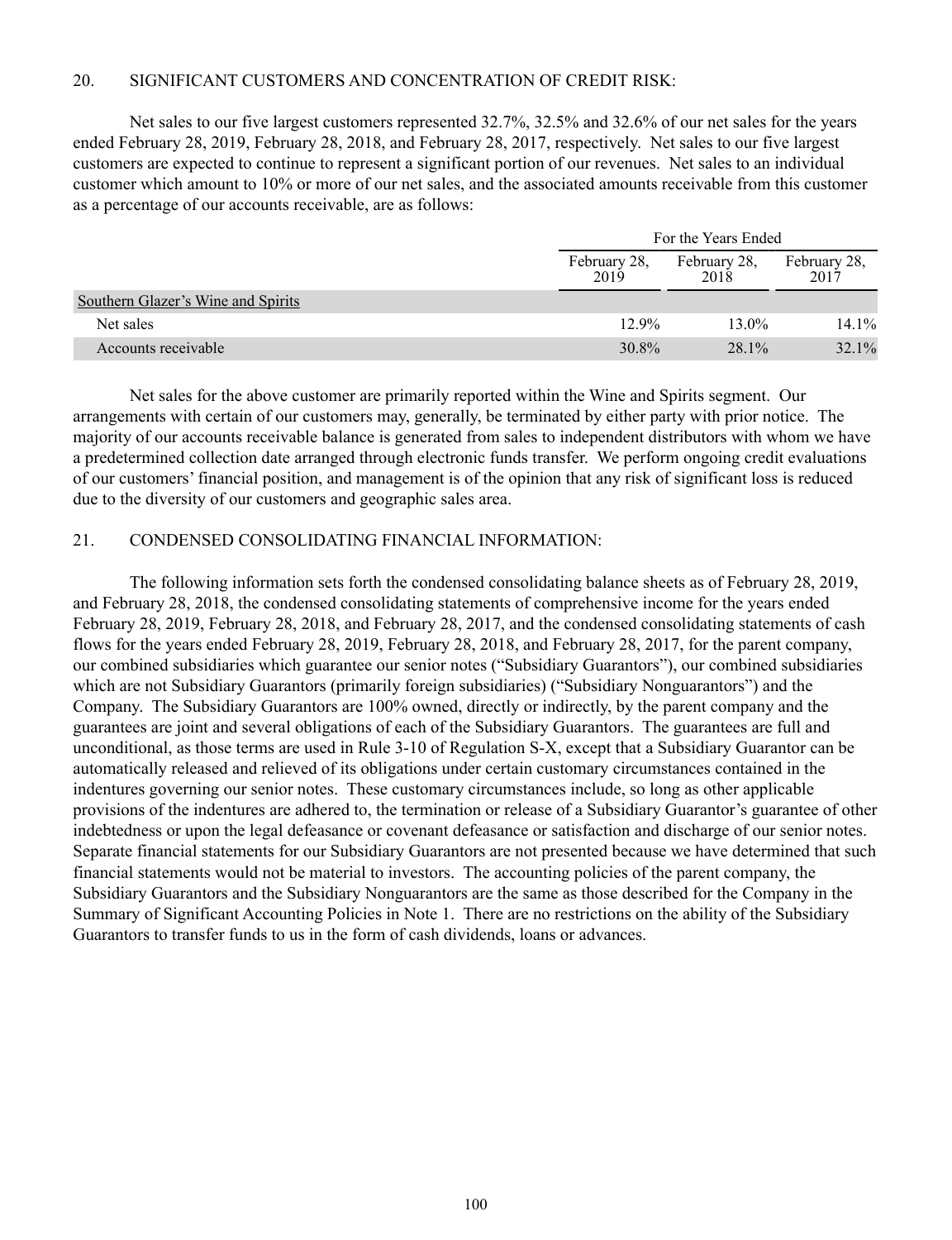## 20. SIGNIFICANT CUSTOMERS AND CONCENTRATION OF CREDIT RISK:

Net sales to our five largest customers represented 32.7%, 32.5% and 32.6% of our net sales for the years ended February 28, 2019, February 28, 2018, and February 28, 2017, respectively. Net sales to our five largest customers are expected to continue to represent a significant portion of our revenues. Net sales to an individual customer which amount to 10% or more of our net sales, and the associated amounts receivable from this customer as a percentage of our accounts receivable, are as follows:

| | For the Years Ended | | |
|---|---|---|---|
| | February 28, 2019 | February 28, 2018 | February 28, 2017 |
| Southern Glazer's Wine and Spirits | | | |
| Net sales | 12.9% | 13.0% | 14.1% |
| Accounts receivable | 30.8% | 28.1% | 32.1% |

Net sales for the above customer are primarily reported within the Wine and Spirits segment. Our arrangements with certain of our customers may, generally, be terminated by either party with prior notice. The majority of our accounts receivable balance is generated from sales to independent distributors with whom we have a predetermined collection date arranged through electronic funds transfer. We perform ongoing credit evaluations of our customers' financial position, and management is of the opinion that any risk of significant loss is reduced due to the diversity of our customers and geographic sales area.

## 21. CONDENSED CONSOLIDATING FINANCIAL INFORMATION:

The following information sets forth the condensed consolidating balance sheets as of February 28, 2019, and February 28, 2018, the condensed consolidating statements of comprehensive income for the years ended February 28, 2019, February 28, 2018, and February 28, 2017, and the condensed consolidating statements of cash flows for the years ended February 28, 2019, February 28, 2018, and February 28, 2017, for the parent company, our combined subsidiaries which guarantee our senior notes ("Subsidiary Guarantors"), our combined subsidiaries which are not Subsidiary Guarantors (primarily foreign subsidiaries) ("Subsidiary Nonguarantors") and the Company. The Subsidiary Guarantors are 100% owned, directly or indirectly, by the parent company and the guarantees are joint and several obligations of each of the Subsidiary Guarantors. The guarantees are full and unconditional, as those terms are used in Rule 3-10 of Regulation S-X, except that a Subsidiary Guarantor can be automatically released and relieved of its obligations under certain customary circumstances contained in the indentures governing our senior notes. These customary circumstances include, so long as other applicable provisions of the indentures are adhered to, the termination or release of a Subsidiary Guarantor's guarantee of other indebtedness or upon the legal defeasance or covenant defeasance or satisfaction and discharge of our senior notes. Separate financial statements for our Subsidiary Guarantors are not presented because we have determined that such financial statements would not be material to investors. The accounting policies of the parent company, the Subsidiary Guarantors and the Subsidiary Nonguarantors are the same as those described for the Company in the Summary of Significant Accounting Policies in Note 1. There are no restrictions on the ability of the Subsidiary Guarantors to transfer funds to us in the form of cash dividends, loans or advances.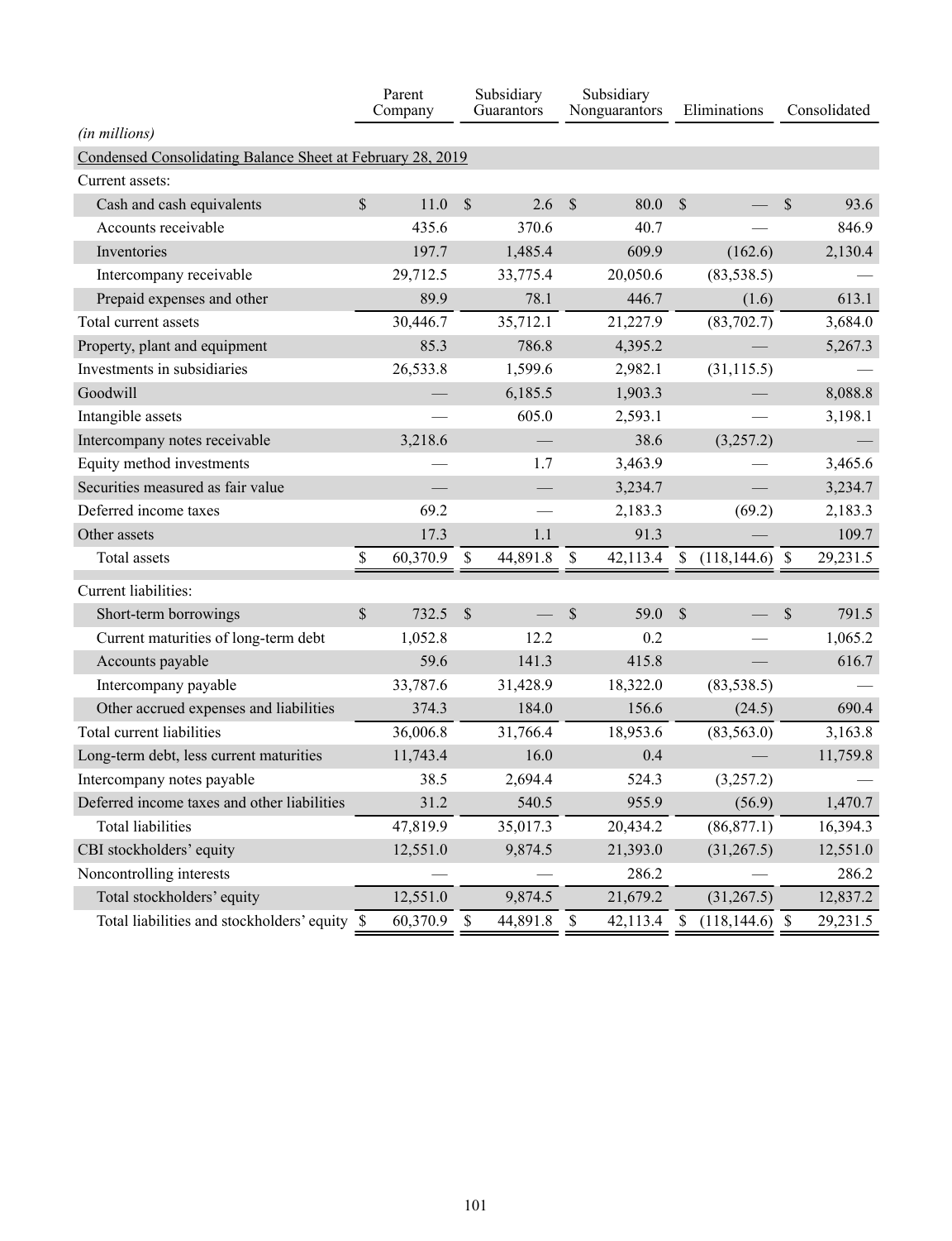| (in millions) | Parent Company | Subsidiary Guarantors | Subsidiary Nonguarantors | Eliminations | Consolidated |
|---|---|---|---|---|---|
| Condensed Consolidating Balance Sheet at February 28, 2019 | | | | | |
| Current assets: | | | | | |
| Cash and cash equivalents | $ 11.0 | $ 2.6 | $ 80.0 | $ — | $ 93.6 |
| Accounts receivable | 435.6 | 370.6 | 40.7 | — | 846.9 |
| Inventories | 197.7 | 1,485.4 | 609.9 | (162.6) | 2,130.4 |
| Intercompany receivable | 29,712.5 | 33,775.4 | 20,050.6 | (83,538.5) | — |
| Prepaid expenses and other | 89.9 | 78.1 | 446.7 | (1.6) | 613.1 |
| Total current assets | 30,446.7 | 35,712.1 | 21,227.9 | (83,702.7) | 3,684.0 |
| Property, plant and equipment | 85.3 | 786.8 | 4,395.2 | — | 5,267.3 |
| Investments in subsidiaries | 26,533.8 | 1,599.6 | 2,982.1 | (31,115.5) | — |
| Goodwill | — | 6,185.5 | 1,903.3 | — | 8,088.8 |
| Intangible assets | — | 605.0 | 2,593.1 | — | 3,198.1 |
| Intercompany notes receivable | 3,218.6 | — | 38.6 | (3,257.2) | — |
| Equity method investments | — | 1.7 | 3,463.9 | — | 3,465.6 |
| Securities measured as fair value | — | — | 3,234.7 | — | 3,234.7 |
| Deferred income taxes | 69.2 | — | 2,183.3 | (69.2) | 2,183.3 |
| Other assets | 17.3 | 1.1 | 91.3 | — | 109.7 |
| Total assets | $ 60,370.9 | $ 44,891.8 | $ 42,113.4 | $ (118,144.6) | $ 29,231.5 |
| Current liabilities: | | | | | |
| Short-term borrowings | $ 732.5 | $ — | $ 59.0 | $ — | $ 791.5 |
| Current maturities of long-term debt | 1,052.8 | 12.2 | 0.2 | — | 1,065.2 |
| Accounts payable | 59.6 | 141.3 | 415.8 | — | 616.7 |
| Intercompany payable | 33,787.6 | 31,428.9 | 18,322.0 | (83,538.5) | — |
| Other accrued expenses and liabilities | 374.3 | 184.0 | 156.6 | (24.5) | 690.4 |
| Total current liabilities | 36,006.8 | 31,766.4 | 18,953.6 | (83,563.0) | 3,163.8 |
| Long-term debt, less current maturities | 11,743.4 | 16.0 | 0.4 | — | 11,759.8 |
| Intercompany notes payable | 38.5 | 2,694.4 | 524.3 | (3,257.2) | — |
| Deferred income taxes and other liabilities | 31.2 | 540.5 | 955.9 | (56.9) | 1,470.7 |
| Total liabilities | 47,819.9 | 35,017.3 | 20,434.2 | (86,877.1) | 16,394.3 |
| CBI stockholders' equity | 12,551.0 | 9,874.5 | 21,393.0 | (31,267.5) | 12,551.0 |
| Noncontrolling interests | — | — | 286.2 | — | 286.2 |
| Total stockholders' equity | 12,551.0 | 9,874.5 | 21,679.2 | (31,267.5) | 12,837.2 |
| Total liabilities and stockholders' equity | $ 60,370.9 | $ 44,891.8 | $ 42,113.4 | $ (118,144.6) | $ 29,231.5 |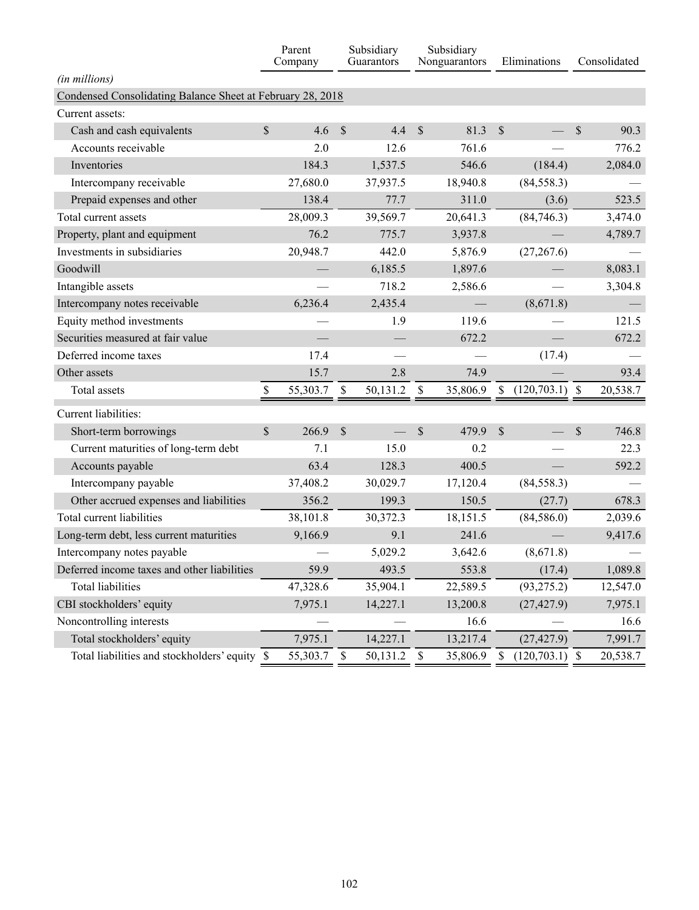| | Parent Company | Subsidiary Guarantors | Subsidiary Nonguarantors | Eliminations | Consolidated |
|---|---|---|---|---|---|
| *(in millions)* | | | | | |
| Condensed Consolidating Balance Sheet at February 28, 2018 | | | | | |
| Current assets: | | | | | |
| Cash and cash equivalents | $ 4.6 | $ 4.4 | $ 81.3 | $ — | $ 90.3 |
| Accounts receivable | 2.0 | 12.6 | 761.6 | — | 776.2 |
| Inventories | 184.3 | 1,537.5 | 546.6 | (184.4) | 2,084.0 |
| Intercompany receivable | 27,680.0 | 37,937.5 | 18,940.8 | (84,558.3) | — |
| Prepaid expenses and other | 138.4 | 77.7 | 311.0 | (3.6) | 523.5 |
| Total current assets | 28,009.3 | 39,569.7 | 20,641.3 | (84,746.3) | 3,474.0 |
| Property, plant and equipment | 76.2 | 775.7 | 3,937.8 | — | 4,789.7 |
| Investments in subsidiaries | 20,948.7 | 442.0 | 5,876.9 | (27,267.6) | — |
| Goodwill | — | 6,185.5 | 1,897.6 | — | 8,083.1 |
| Intangible assets | — | 718.2 | 2,586.6 | — | 3,304.8 |
| Intercompany notes receivable | 6,236.4 | 2,435.4 | — | (8,671.8) | — |
| Equity method investments | — | 1.9 | 119.6 | — | 121.5 |
| Securities measured at fair value | — | — | 672.2 | — | 672.2 |
| Deferred income taxes | 17.4 | — | — | (17.4) | — |
| Other assets | 15.7 | 2.8 | 74.9 | — | 93.4 |
| Total assets | $ 55,303.7 | $ 50,131.2 | $ 35,806.9 | $ (120,703.1) | $ 20,538.7 |
| Current liabilities: | | | | | |
| Short-term borrowings | $ 266.9 | $ — | $ 479.9 | $ — | $ 746.8 |
| Current maturities of long-term debt | 7.1 | 15.0 | 0.2 | — | 22.3 |
| Accounts payable | 63.4 | 128.3 | 400.5 | — | 592.2 |
| Intercompany payable | 37,408.2 | 30,029.7 | 17,120.4 | (84,558.3) | — |
| Other accrued expenses and liabilities | 356.2 | 199.3 | 150.5 | (27.7) | 678.3 |
| Total current liabilities | 38,101.8 | 30,372.3 | 18,151.5 | (84,586.0) | 2,039.6 |
| Long-term debt, less current maturities | 9,166.9 | 9.1 | 241.6 | — | 9,417.6 |
| Intercompany notes payable | — | 5,029.2 | 3,642.6 | (8,671.8) | — |
| Deferred income taxes and other liabilities | 59.9 | 493.5 | 553.8 | (17.4) | 1,089.8 |
| Total liabilities | 47,328.6 | 35,904.1 | 22,589.5 | (93,275.2) | 12,547.0 |
| CBI stockholders' equity | 7,975.1 | 14,227.1 | 13,200.8 | (27,427.9) | 7,975.1 |
| Noncontrolling interests | — | — | 16.6 | — | 16.6 |
| Total stockholders' equity | 7,975.1 | 14,227.1 | 13,217.4 | (27,427.9) | 7,991.7 |
| Total liabilities and stockholders' equity | $ 55,303.7 | $ 50,131.2 | $ 35,806.9 | $ (120,703.1) | $ 20,538.7 |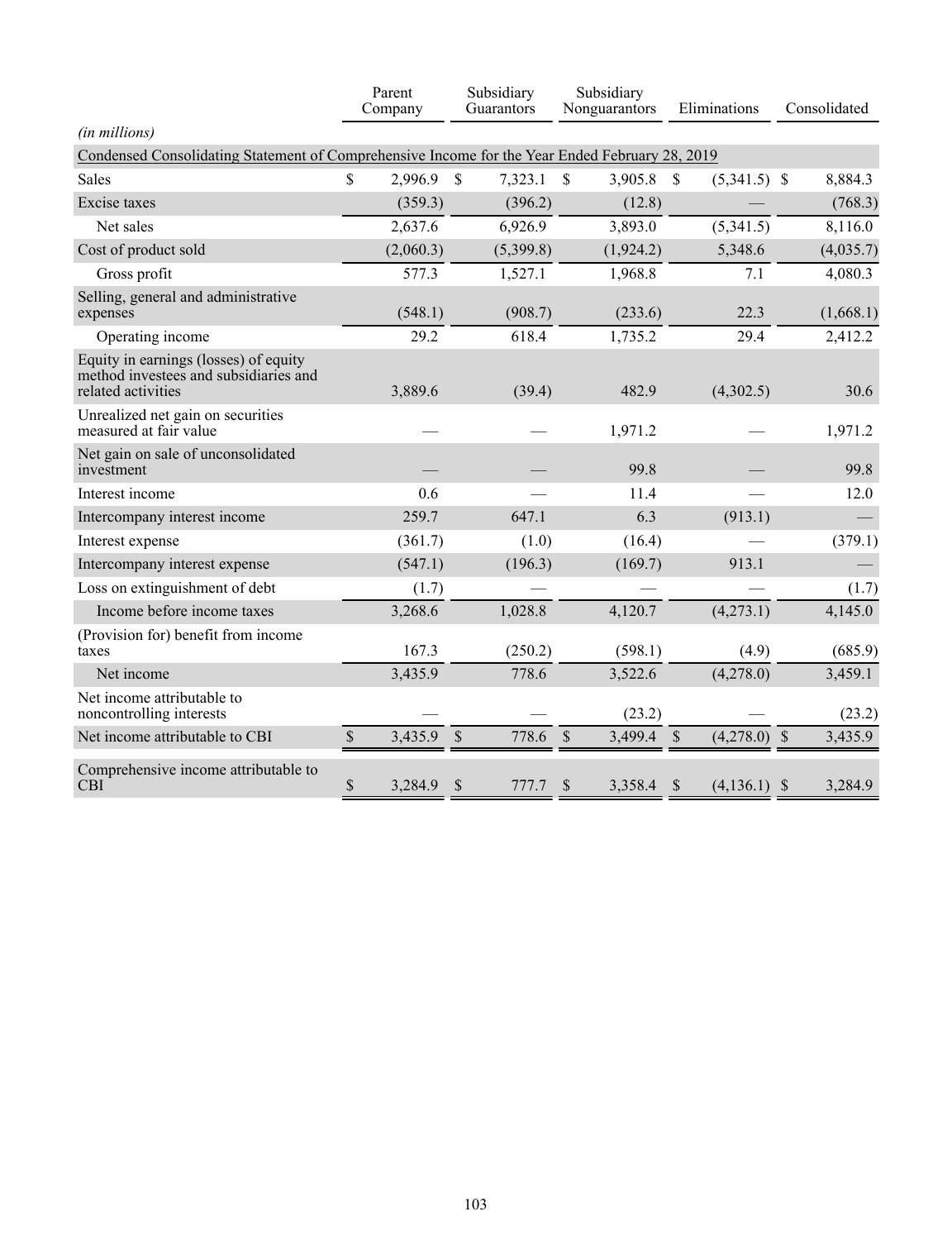| | Parent Company | Subsidiary Guarantors | Subsidiary Nonguarantors | Eliminations | Consolidated |
|---|---|---|---|---|---|
| *(in millions)* | | | | | |
| Condensed Consolidating Statement of Comprehensive Income for the Year Ended February 28, 2019 | | | | | |
| Sales | $ 2,996.9 | $ 7,323.1 | $ 3,905.8 | $ (5,341.5) | $ 8,884.3 |
| Excise taxes | (359.3) | (396.2) | (12.8) | — | (768.3) |
| Net sales | 2,637.6 | 6,926.9 | 3,893.0 | (5,341.5) | 8,116.0 |
| Cost of product sold | (2,060.3) | (5,399.8) | (1,924.2) | 5,348.6 | (4,035.7) |
| Gross profit | 577.3 | 1,527.1 | 1,968.8 | 7.1 | 4,080.3 |
| Selling, general and administrative expenses | (548.1) | (908.7) | (233.6) | 22.3 | (1,668.1) |
| Operating income | 29.2 | 618.4 | 1,735.2 | 29.4 | 2,412.2 |
| Equity in earnings (losses) of equity method investees and subsidiaries and related activities | 3,889.6 | (39.4) | 482.9 | (4,302.5) | 30.6 |
| Unrealized net gain on securities measured at fair value | — | — | 1,971.2 | — | 1,971.2 |
| Net gain on sale of unconsolidated investment | — | — | 99.8 | — | 99.8 |
| Interest income | 0.6 | — | 11.4 | — | 12.0 |
| Intercompany interest income | 259.7 | 647.1 | 6.3 | (913.1) | — |
| Interest expense | (361.7) | (1.0) | (16.4) | — | (379.1) |
| Intercompany interest expense | (547.1) | (196.3) | (169.7) | 913.1 | — |
| Loss on extinguishment of debt | (1.7) | — | — | — | (1.7) |
| Income before income taxes | 3,268.6 | 1,028.8 | 4,120.7 | (4,273.1) | 4,145.0 |
| (Provision for) benefit from income taxes | 167.3 | (250.2) | (598.1) | (4.9) | (685.9) |
| Net income | 3,435.9 | 778.6 | 3,522.6 | (4,278.0) | 3,459.1 |
| Net income attributable to noncontrolling interests | — | — | (23.2) | — | (23.2) |
| Net income attributable to CBI | $ 3,435.9 | $ 778.6 | $ 3,499.4 | $ (4,278.0) | $ 3,435.9 |
| Comprehensive income attributable to CBI | $ 3,284.9 | $ 777.7 | $ 3,358.4 | $ (4,136.1) | $ 3,284.9 |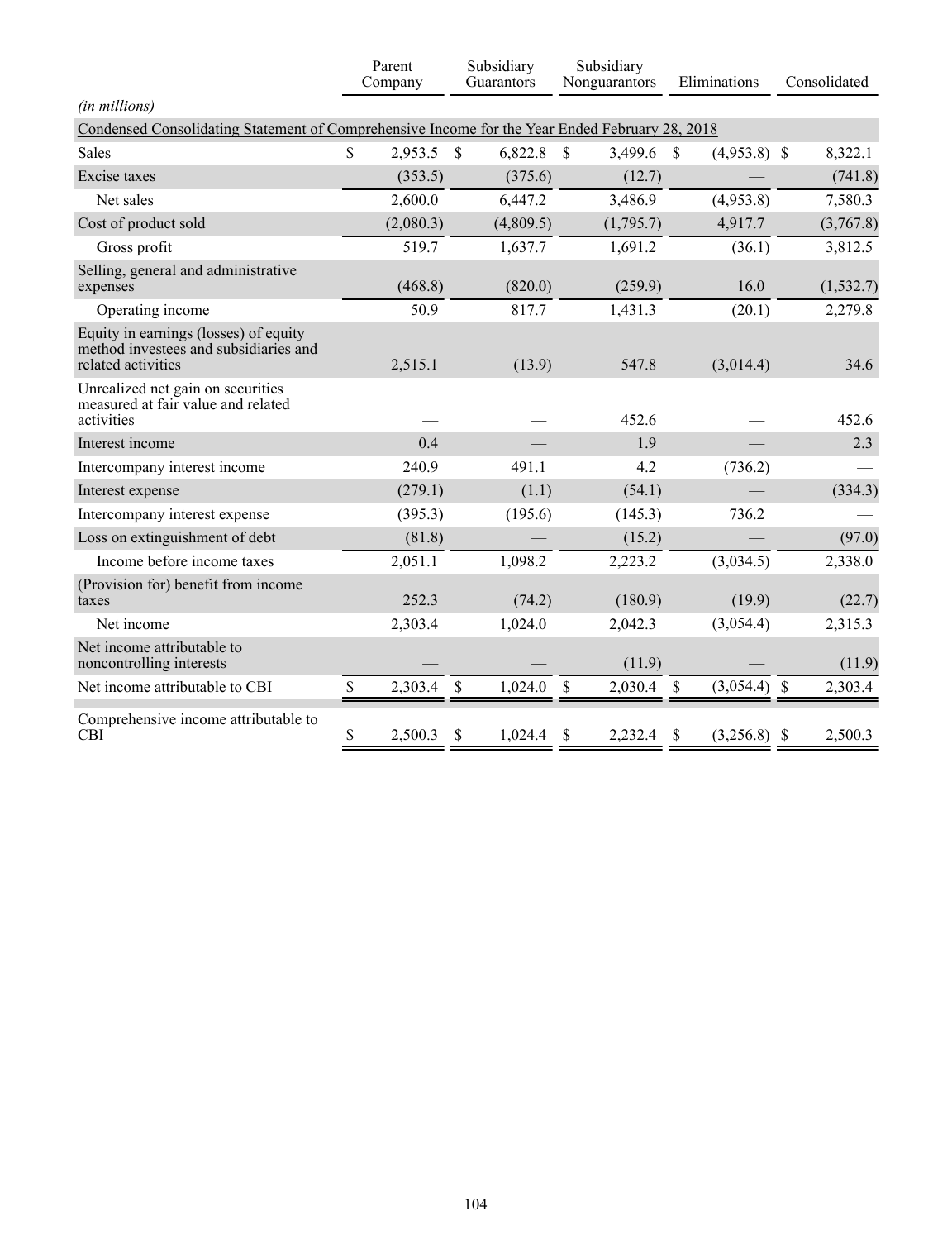| | Parent Company | Subsidiary Guarantors | Subsidiary Nonguarantors | Eliminations | Consolidated |
|---|---|---|---|---|---|
| *(in millions)* | | | | | |
| Condensed Consolidating Statement of Comprehensive Income for the Year Ended February 28, 2018 | | | | | |
| Sales | $ 2,953.5 | $ 6,822.8 | $ 3,499.6 | $ (4,953.8) | $ 8,322.1 |
| Excise taxes | (353.5) | (375.6) | (12.7) | — | (741.8) |
| Net sales | 2,600.0 | 6,447.2 | 3,486.9 | (4,953.8) | 7,580.3 |
| Cost of product sold | (2,080.3) | (4,809.5) | (1,795.7) | 4,917.7 | (3,767.8) |
| Gross profit | 519.7 | 1,637.7 | 1,691.2 | (36.1) | 3,812.5 |
| Selling, general and administrative expenses | (468.8) | (820.0) | (259.9) | 16.0 | (1,532.7) |
| Operating income | 50.9 | 817.7 | 1,431.3 | (20.1) | 2,279.8 |
| Equity in earnings (losses) of equity method investees and subsidiaries and related activities | 2,515.1 | (13.9) | 547.8 | (3,014.4) | 34.6 |
| Unrealized net gain on securities measured at fair value and related activities | — | — | 452.6 | — | 452.6 |
| Interest income | 0.4 | — | 1.9 | — | 2.3 |
| Intercompany interest income | 240.9 | 491.1 | 4.2 | (736.2) | — |
| Interest expense | (279.1) | (1.1) | (54.1) | — | (334.3) |
| Intercompany interest expense | (395.3) | (195.6) | (145.3) | 736.2 | — |
| Loss on extinguishment of debt | (81.8) | — | (15.2) | — | (97.0) |
| Income before income taxes | 2,051.1 | 1,098.2 | 2,223.2 | (3,034.5) | 2,338.0 |
| (Provision for) benefit from income taxes | 252.3 | (74.2) | (180.9) | (19.9) | (22.7) |
| Net income | 2,303.4 | 1,024.0 | 2,042.3 | (3,054.4) | 2,315.3 |
| Net income attributable to noncontrolling interests | — | — | (11.9) | — | (11.9) |
| Net income attributable to CBI | $ 2,303.4 | $ 1,024.0 | $ 2,030.4 | $ (3,054.4) | $ 2,303.4 |
| Comprehensive income attributable to CBI | $ 2,500.3 | $ 1,024.4 | $ 2,232.4 | $ (3,256.8) | $ 2,500.3 |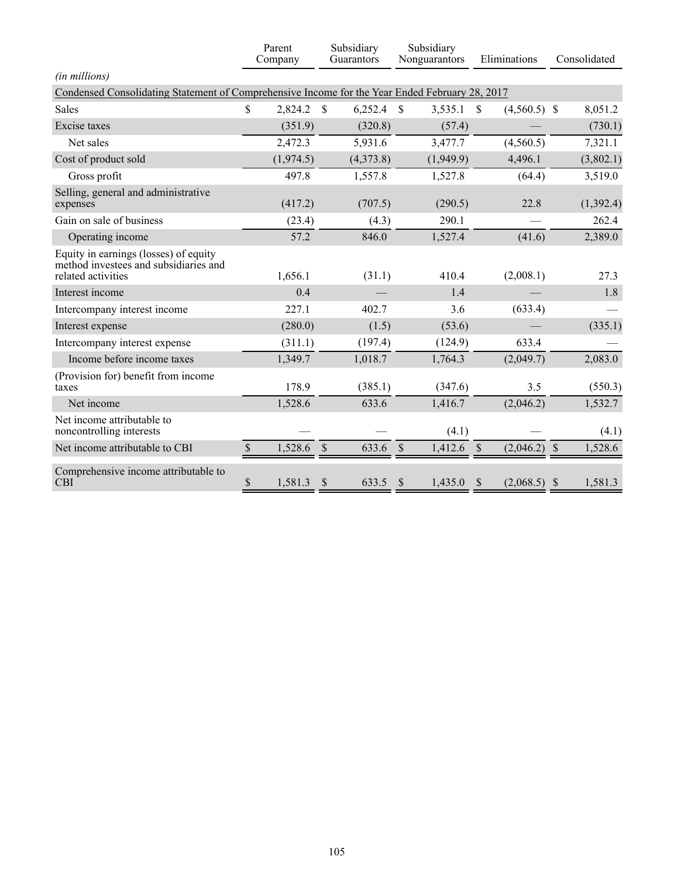| | Parent Company | Subsidiary Guarantors | Subsidiary Nonguarantors | Eliminations | Consolidated |
|---|---|---|---|---|---|
| *(in millions)* | | | | | |
| Condensed Consolidating Statement of Comprehensive Income for the Year Ended February 28, 2017 | | | | | |
| Sales | $ 2,824.2 | $ 6,252.4 | $ 3,535.1 | $ (4,560.5) | $ 8,051.2 |
| Excise taxes | (351.9) | (320.8) | (57.4) | — | (730.1) |
| Net sales | 2,472.3 | 5,931.6 | 3,477.7 | (4,560.5) | 7,321.1 |
| Cost of product sold | (1,974.5) | (4,373.8) | (1,949.9) | 4,496.1 | (3,802.1) |
| Gross profit | 497.8 | 1,557.8 | 1,527.8 | (64.4) | 3,519.0 |
| Selling, general and administrative expenses | (417.2) | (707.5) | (290.5) | 22.8 | (1,392.4) |
| Gain on sale of business | (23.4) | (4.3) | 290.1 | — | 262.4 |
| Operating income | 57.2 | 846.0 | 1,527.4 | (41.6) | 2,389.0 |
| Equity in earnings (losses) of equity method investees and subsidiaries and related activities | 1,656.1 | (31.1) | 410.4 | (2,008.1) | 27.3 |
| Interest income | 0.4 | — | 1.4 | — | 1.8 |
| Intercompany interest income | 227.1 | 402.7 | 3.6 | (633.4) | — |
| Interest expense | (280.0) | (1.5) | (53.6) | — | (335.1) |
| Intercompany interest expense | (311.1) | (197.4) | (124.9) | 633.4 | — |
| Income before income taxes | 1,349.7 | 1,018.7 | 1,764.3 | (2,049.7) | 2,083.0 |
| (Provision for) benefit from income taxes | 178.9 | (385.1) | (347.6) | 3.5 | (550.3) |
| Net income | 1,528.6 | 633.6 | 1,416.7 | (2,046.2) | 1,532.7 |
| Net income attributable to noncontrolling interests | — | — | (4.1) | — | (4.1) |
| Net income attributable to CBI | $ 1,528.6 | $ 633.6 | $ 1,412.6 | $ (2,046.2) | $ 1,528.6 |
| Comprehensive income attributable to CBI | $ 1,581.3 | $ 633.5 | $ 1,435.0 | $ (2,068.5) | $ 1,581.3 |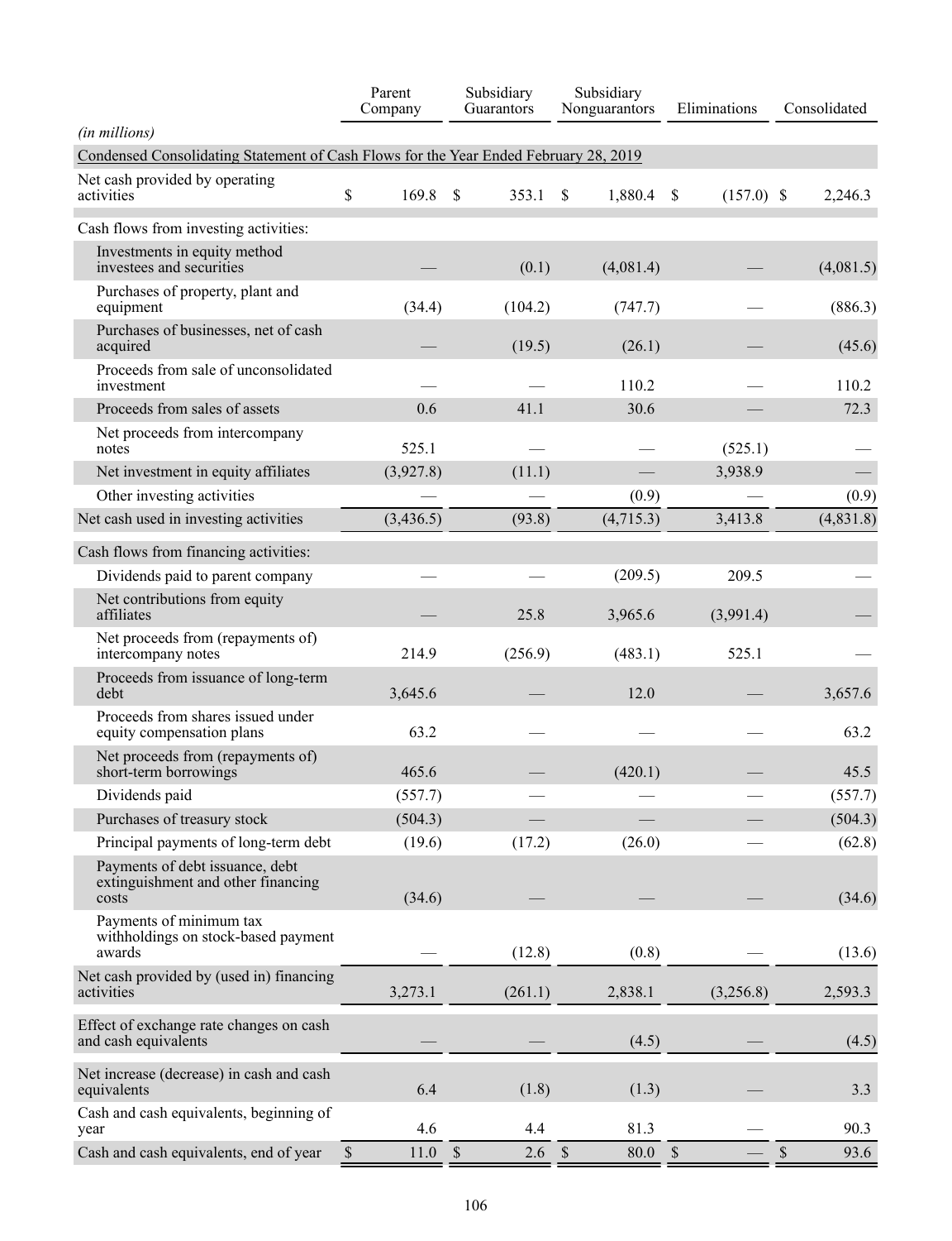| (in millions) | Parent Company | Subsidiary Guarantors | Subsidiary Nonguarantors | Eliminations | Consolidated |
|---|---|---|---|---|---|
| Condensed Consolidating Statement of Cash Flows for the Year Ended February 28, 2019 | | | | | |
| Net cash provided by operating activities | $ 169.8 | $ 353.1 | $ 1,880.4 | $ (157.0) | $ 2,246.3 |
| Cash flows from investing activities: | | | | | |
| Investments in equity method investees and securities | — | (0.1) | (4,081.4) | — | (4,081.5) |
| Purchases of property, plant and equipment | (34.4) | (104.2) | (747.7) | — | (886.3) |
| Purchases of businesses, net of cash acquired | — | (19.5) | (26.1) | — | (45.6) |
| Proceeds from sale of unconsolidated investment | — | — | 110.2 | — | 110.2 |
| Proceeds from sales of assets | 0.6 | 41.1 | 30.6 | — | 72.3 |
| Net proceeds from intercompany notes | 525.1 | — | — | (525.1) | — |
| Net investment in equity affiliates | (3,927.8) | (11.1) | — | 3,938.9 | — |
| Other investing activities | — | — | (0.9) | — | (0.9) |
| Net cash used in investing activities | (3,436.5) | (93.8) | (4,715.3) | 3,413.8 | (4,831.8) |
| Cash flows from financing activities: | | | | | |
| Dividends paid to parent company | — | — | (209.5) | 209.5 | — |
| Net contributions from equity affiliates | — | 25.8 | 3,965.6 | (3,991.4) | — |
| Net proceeds from (repayments of) intercompany notes | 214.9 | (256.9) | (483.1) | 525.1 | — |
| Proceeds from issuance of long-term debt | 3,645.6 | — | 12.0 | — | 3,657.6 |
| Proceeds from shares issued under equity compensation plans | 63.2 | — | — | — | 63.2 |
| Net proceeds from (repayments of) short-term borrowings | 465.6 | — | (420.1) | — | 45.5 |
| Dividends paid | (557.7) | — | — | — | (557.7) |
| Purchases of treasury stock | (504.3) | — | — | — | (504.3) |
| Principal payments of long-term debt | (19.6) | (17.2) | (26.0) | — | (62.8) |
| Payments of debt issuance, debt extinguishment and other financing costs | (34.6) | — | — | — | (34.6) |
| Payments of minimum tax withholdings on stock-based payment awards | — | (12.8) | (0.8) | — | (13.6) |
| Net cash provided by (used in) financing activities | 3,273.1 | (261.1) | 2,838.1 | (3,256.8) | 2,593.3 |
| Effect of exchange rate changes on cash and cash equivalents | — | — | (4.5) | — | (4.5) |
| Net increase (decrease) in cash and cash equivalents | 6.4 | (1.8) | (1.3) | — | 3.3 |
| Cash and cash equivalents, beginning of year | 4.6 | 4.4 | 81.3 | — | 90.3 |
| Cash and cash equivalents, end of year | $ 11.0 | $ 2.6 | $ 80.0 | $ — | $ 93.6 |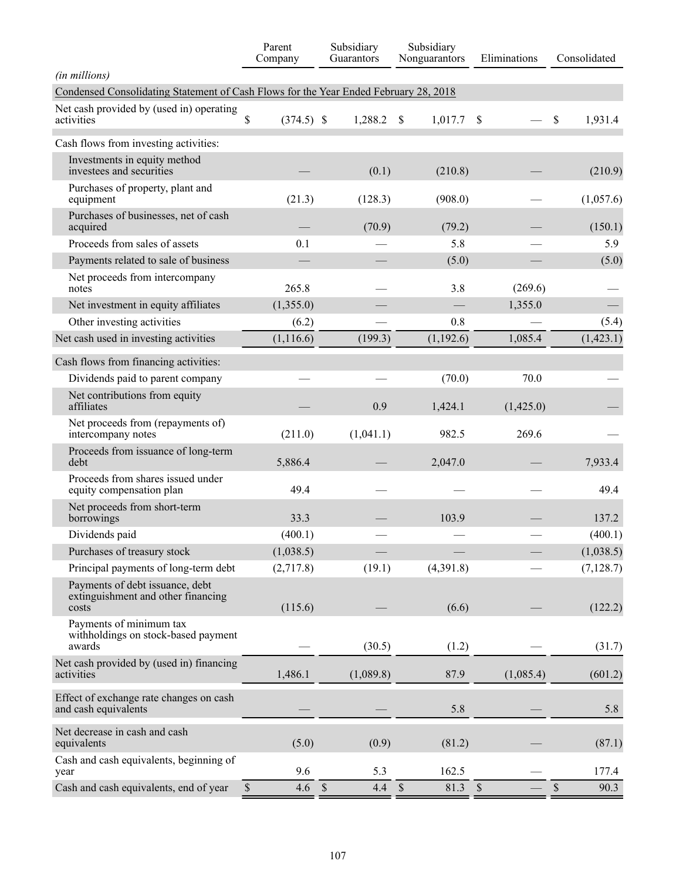| (in millions) | Parent Company | Subsidiary Guarantors | Subsidiary Nonguarantors | Eliminations | Consolidated |
|---|---|---|---|---|---|
| Condensed Consolidating Statement of Cash Flows for the Year Ended February 28, 2018 | | | | | |
| Net cash provided by (used in) operating activities | $ (374.5) | $ 1,288.2 | $ 1,017.7 | $ — | $ 1,931.4 |
| Cash flows from investing activities: | | | | | |
| Investments in equity method investees and securities | — | (0.1) | (210.8) | — | (210.9) |
| Purchases of property, plant and equipment | (21.3) | (128.3) | (908.0) | — | (1,057.6) |
| Purchases of businesses, net of cash acquired | — | (70.9) | (79.2) | — | (150.1) |
| Proceeds from sales of assets | 0.1 | — | 5.8 | — | 5.9 |
| Payments related to sale of business | — | — | (5.0) | — | (5.0) |
| Net proceeds from intercompany notes | 265.8 | — | 3.8 | (269.6) | — |
| Net investment in equity affiliates | (1,355.0) | — | — | 1,355.0 | — |
| Other investing activities | (6.2) | — | 0.8 | — | (5.4) |
| Net cash used in investing activities | (1,116.6) | (199.3) | (1,192.6) | 1,085.4 | (1,423.1) |
| Cash flows from financing activities: | | | | | |
| Dividends paid to parent company | — | — | (70.0) | 70.0 | — |
| Net contributions from equity affiliates | — | 0.9 | 1,424.1 | (1,425.0) | — |
| Net proceeds from (repayments of) intercompany notes | (211.0) | (1,041.1) | 982.5 | 269.6 | — |
| Proceeds from issuance of long-term debt | 5,886.4 | — | 2,047.0 | — | 7,933.4 |
| Proceeds from shares issued under equity compensation plan | 49.4 | — | — | — | 49.4 |
| Net proceeds from short-term borrowings | 33.3 | — | 103.9 | — | 137.2 |
| Dividends paid | (400.1) | — | — | — | (400.1) |
| Purchases of treasury stock | (1,038.5) | — | — | — | (1,038.5) |
| Principal payments of long-term debt | (2,717.8) | (19.1) | (4,391.8) | — | (7,128.7) |
| Payments of debt issuance, debt extinguishment and other financing costs | (115.6) | — | (6.6) | — | (122.2) |
| Payments of minimum tax withholdings on stock-based payment awards | — | (30.5) | (1.2) | — | (31.7) |
| Net cash provided by (used in) financing activities | 1,486.1 | (1,089.8) | 87.9 | (1,085.4) | (601.2) |
| Effect of exchange rate changes on cash and cash equivalents | — | — | 5.8 | — | 5.8 |
| Net decrease in cash and cash equivalents | (5.0) | (0.9) | (81.2) | — | (87.1) |
| Cash and cash equivalents, beginning of year | 9.6 | 5.3 | 162.5 | — | 177.4 |
| Cash and cash equivalents, end of year | $ 4.6 | $ 4.4 | $ 81.3 | $ — | $ 90.3 |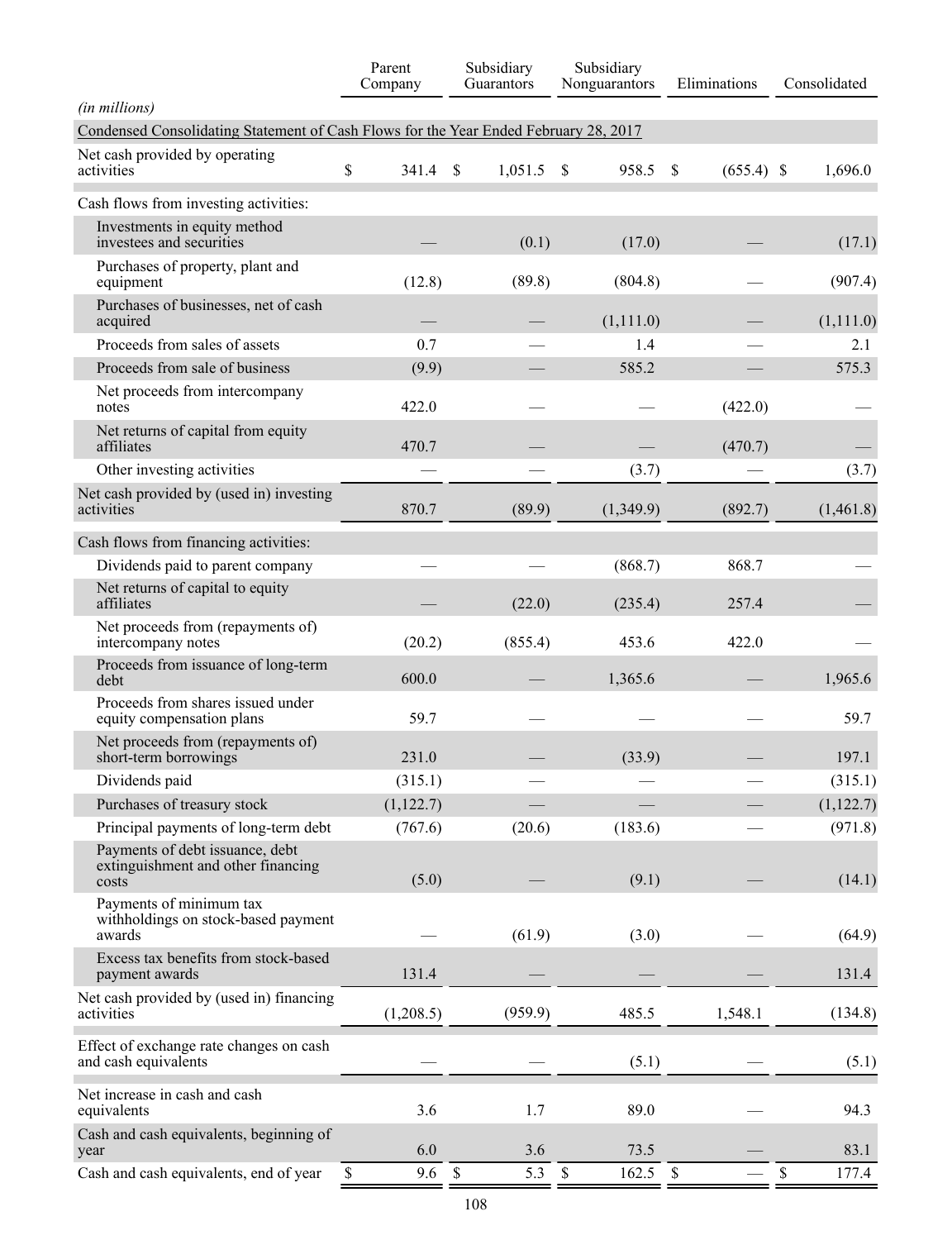| *(in millions)* | Parent Company | Subsidiary Guarantors | Subsidiary Nonguarantors | Eliminations | Consolidated |
|---|---|---|---|---|---|
| Condensed Consolidating Statement of Cash Flows for the Year Ended February 28, 2017 | | | | | |
| Net cash provided by operating activities | $ 341.4 | $ 1,051.5 | $ 958.5 | $ (655.4) | $ 1,696.0 |
| Cash flows from investing activities: | | | | | |
| Investments in equity method investees and securities | — | (0.1) | (17.0) | — | (17.1) |
| Purchases of property, plant and equipment | (12.8) | (89.8) | (804.8) | — | (907.4) |
| Purchases of businesses, net of cash acquired | — | — | (1,111.0) | — | (1,111.0) |
| Proceeds from sales of assets | 0.7 | — | 1.4 | — | 2.1 |
| Proceeds from sale of business | (9.9) | — | 585.2 | — | 575.3 |
| Net proceeds from intercompany notes | 422.0 | — | — | (422.0) | — |
| Net returns of capital from equity affiliates | 470.7 | — | — | (470.7) | — |
| Other investing activities | — | — | (3.7) | — | (3.7) |
| Net cash provided by (used in) investing activities | 870.7 | (89.9) | (1,349.9) | (892.7) | (1,461.8) |
| Cash flows from financing activities: | | | | | |
| Dividends paid to parent company | — | — | (868.7) | 868.7 | — |
| Net returns of capital to equity affiliates | — | (22.0) | (235.4) | 257.4 | — |
| Net proceeds from (repayments of) intercompany notes | (20.2) | (855.4) | 453.6 | 422.0 | — |
| Proceeds from issuance of long-term debt | 600.0 | — | 1,365.6 | — | 1,965.6 |
| Proceeds from shares issued under equity compensation plans | 59.7 | — | — | — | 59.7 |
| Net proceeds from (repayments of) short-term borrowings | 231.0 | — | (33.9) | — | 197.1 |
| Dividends paid | (315.1) | — | — | — | (315.1) |
| Purchases of treasury stock | (1,122.7) | — | — | — | (1,122.7) |
| Principal payments of long-term debt | (767.6) | (20.6) | (183.6) | — | (971.8) |
| Payments of debt issuance, debt extinguishment and other financing costs | (5.0) | — | (9.1) | — | (14.1) |
| Payments of minimum tax withholdings on stock-based payment awards | — | (61.9) | (3.0) | — | (64.9) |
| Excess tax benefits from stock-based payment awards | 131.4 | — | — | — | 131.4 |
| Net cash provided by (used in) financing activities | (1,208.5) | (959.9) | 485.5 | 1,548.1 | (134.8) |
| Effect of exchange rate changes on cash and cash equivalents | — | — | (5.1) | — | (5.1) |
| Net increase in cash and cash equivalents | 3.6 | 1.7 | 89.0 | — | 94.3 |
| Cash and cash equivalents, beginning of year | 6.0 | 3.6 | 73.5 | — | 83.1 |
| Cash and cash equivalents, end of year | $ 9.6 | $ 5.3 | $ 162.5 | $ — | $ 177.4 |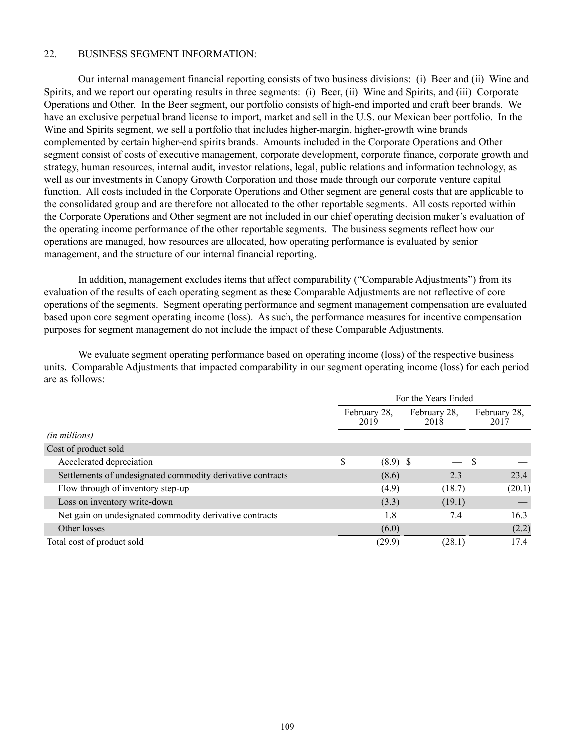## 22. BUSINESS SEGMENT INFORMATION:

Our internal management financial reporting consists of two business divisions: (i) Beer and (ii) Wine and Spirits, and we report our operating results in three segments: (i) Beer, (ii) Wine and Spirits, and (iii) Corporate Operations and Other. In the Beer segment, our portfolio consists of high-end imported and craft beer brands. We have an exclusive perpetual brand license to import, market and sell in the U.S. our Mexican beer portfolio. In the Wine and Spirits segment, we sell a portfolio that includes higher-margin, higher-growth wine brands complemented by certain higher-end spirits brands. Amounts included in the Corporate Operations and Other segment consist of costs of executive management, corporate development, corporate finance, corporate growth and strategy, human resources, internal audit, investor relations, legal, public relations and information technology, as well as our investments in Canopy Growth Corporation and those made through our corporate venture capital function. All costs included in the Corporate Operations and Other segment are general costs that are applicable to the consolidated group and are therefore not allocated to the other reportable segments. All costs reported within the Corporate Operations and Other segment are not included in our chief operating decision maker's evaluation of the operating income performance of the other reportable segments. The business segments reflect how our operations are managed, how resources are allocated, how operating performance is evaluated by senior management, and the structure of our internal financial reporting.

In addition, management excludes items that affect comparability ("Comparable Adjustments") from its evaluation of the results of each operating segment as these Comparable Adjustments are not reflective of core operations of the segments. Segment operating performance and segment management compensation are evaluated based upon core segment operating income (loss). As such, the performance measures for incentive compensation purposes for segment management do not include the impact of these Comparable Adjustments.

We evaluate segment operating performance based on operating income (loss) of the respective business units. Comparable Adjustments that impacted comparability in our segment operating income (loss) for each period are as follows:

| | For the Years Ended | | |
|---|---|---|---|
| *(in millions)* | February 28, 2019 | February 28, 2018 | February 28, 2017 |
| Cost of product sold | | | |
| Accelerated depreciation | $ (8.9) | $ — | $ — |
| Settlements of undesignated commodity derivative contracts | (8.6) | 2.3 | 23.4 |
| Flow through of inventory step-up | (4.9) | (18.7) | (20.1) |
| Loss on inventory write-down | (3.3) | (19.1) | — |
| Net gain on undesignated commodity derivative contracts | 1.8 | 7.4 | 16.3 |
| Other losses | (6.0) | — | (2.2) |
| Total cost of product sold | (29.9) | (28.1) | 17.4 |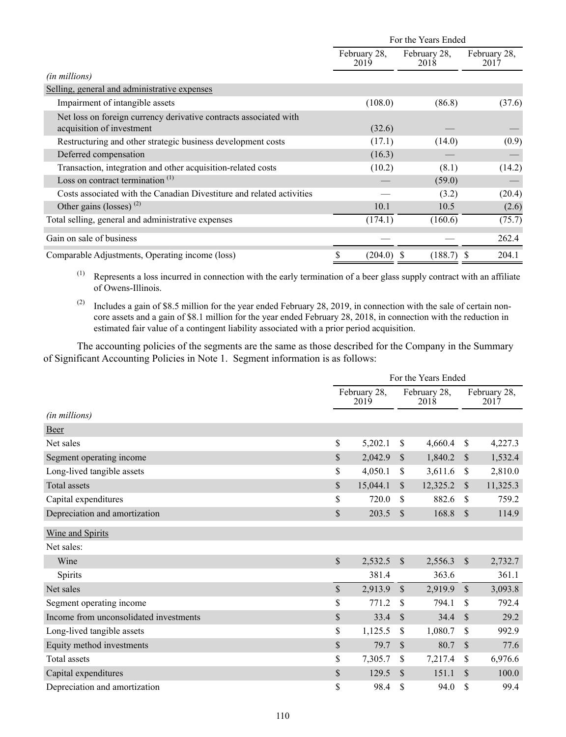| | For the Years Ended | | |
|---|---|---|---|
| | February 28, 2019 | February 28, 2018 | February 28, 2017 |
| *(in millions)* | | | |
| Selling, general and administrative expenses | | | |
| Impairment of intangible assets | (108.0) | (86.8) | (37.6) |
| Net loss on foreign currency derivative contracts associated with acquisition of investment | (32.6) | — | — |
| Restructuring and other strategic business development costs | (17.1) | (14.0) | (0.9) |
| Deferred compensation | (16.3) | — | — |
| Transaction, integration and other acquisition-related costs | (10.2) | (8.1) | (14.2) |
| Loss on contract termination [1] | — | (59.0) | — |
| Costs associated with the Canadian Divestiture and related activities | — | (3.2) | (20.4) |
| Other gains (losses) [2] | 10.1 | 10.5 | (2.6) |
| Total selling, general and administrative expenses | (174.1) | (160.6) | (75.7) |
| Gain on sale of business | — | — | 262.4 |
| Comparable Adjustments, Operating income (loss) | $ (204.0) | $ (188.7) | $ 204.1 |

[1] Represents a loss incurred in connection with the early termination of a beer glass supply contract with an affiliate of Owens-Illinois.

[2] Includes a gain of $8.5 million for the year ended February 28, 2019, in connection with the sale of certain non-core assets and a gain of $8.1 million for the year ended February 28, 2018, in connection with the reduction in estimated fair value of a contingent liability associated with a prior period acquisition.

The accounting policies of the segments are the same as those described for the Company in the Summary of Significant Accounting Policies in Note 1. Segment information is as follows:

| | For the Years Ended | | |
|---|---|---|---|
| | February 28, 2019 | February 28, 2018 | February 28, 2017 |
| *(in millions)* | | | |
| Beer | | | |
| Net sales | $ 5,202.1 | $ 4,660.4 | $ 4,227.3 |
| Segment operating income | $ 2,042.9 | $ 1,840.2 | $ 1,532.4 |
| Long-lived tangible assets | $ 4,050.1 | $ 3,611.6 | $ 2,810.0 |
| Total assets | $ 15,044.1 | $ 12,325.2 | $ 11,325.3 |
| Capital expenditures | $ 720.0 | $ 882.6 | $ 759.2 |
| Depreciation and amortization | $ 203.5 | $ 168.8 | $ 114.9 |
| Wine and Spirits | | | |
| Net sales: | | | |
| Wine | $ 2,532.5 | $ 2,556.3 | $ 2,732.7 |
| Spirits | 381.4 | 363.6 | 361.1 |
| Net sales | $ 2,913.9 | $ 2,919.9 | $ 3,093.8 |
| Segment operating income | $ 771.2 | $ 794.1 | $ 792.4 |
| Income from unconsolidated investments | $ 33.4 | $ 34.4 | $ 29.2 |
| Long-lived tangible assets | $ 1,125.5 | $ 1,080.7 | $ 992.9 |
| Equity method investments | $ 79.7 | $ 80.7 | $ 77.6 |
| Total assets | $ 7,305.7 | $ 7,217.4 | $ 6,976.6 |
| Capital expenditures | $ 129.5 | $ 151.1 | $ 100.0 |
| Depreciation and amortization | $ 98.4 | $ 94.0 | $ 99.4 |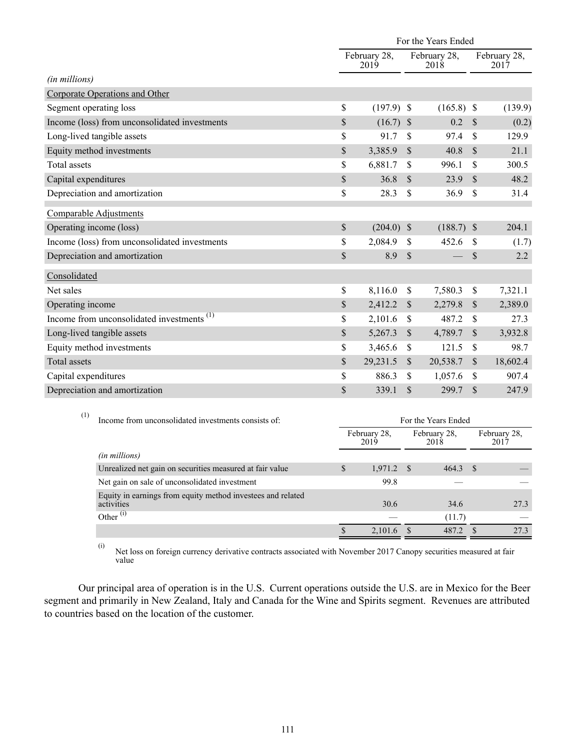| | For the Years Ended | | |
|---|---|---|---|
| | February 28, 2019 | February 28, 2018 | February 28, 2017 |
| *(in millions)* | | | |
| Corporate Operations and Other | | | |
| Segment operating loss | $ (197.9) | $ (165.8) | $ (139.9) |
| Income (loss) from unconsolidated investments | $ (16.7) | $ 0.2 | $ (0.2) |
| Long-lived tangible assets | $ 91.7 | $ 97.4 | $ 129.9 |
| Equity method investments | $ 3,385.9 | $ 40.8 | $ 21.1 |
| Total assets | $ 6,881.7 | $ 996.1 | $ 300.5 |
| Capital expenditures | $ 36.8 | $ 23.9 | $ 48.2 |
| Depreciation and amortization | $ 28.3 | $ 36.9 | $ 31.4 |
| Comparable Adjustments | | | |
| Operating income (loss) | $ (204.0) | $ (188.7) | $ 204.1 |
| Income (loss) from unconsolidated investments | $ 2,084.9 | $ 452.6 | $ (1.7) |
| Depreciation and amortization | $ 8.9 | $ — | $ 2.2 |
| Consolidated | | | |
| Net sales | $ 8,116.0 | $ 7,580.3 | $ 7,321.1 |
| Operating income | $ 2,412.2 | $ 2,279.8 | $ 2,389.0 |
| Income from unconsolidated investments [(1)] | $ 2,101.6 | $ 487.2 | $ 27.3 |
| Long-lived tangible assets | $ 5,267.3 | $ 4,789.7 | $ 3,932.8 |
| Equity method investments | $ 3,465.6 | $ 121.5 | $ 98.7 |
| Total assets | $ 29,231.5 | $ 20,538.7 | $ 18,602.4 |
| Capital expenditures | $ 886.3 | $ 1,057.6 | $ 907.4 |
| Depreciation and amortization | $ 339.1 | $ 299.7 | $ 247.9 |

(1) Income from unconsolidated investments consists of:

| | For the Years Ended | | |
|---|---|---|---|
| | February 28, 2019 | February 28, 2018 | February 28, 2017 |
| *(in millions)* | | | |
| Unrealized net gain on securities measured at fair value | $ 1,971.2 | $ 464.3 | $ — |
| Net gain on sale of unconsolidated investment | 99.8 | — | — |
| Equity in earnings from equity method investees and related activities | 30.6 | 34.6 | 27.3 |
| Other [(i)] | — | (11.7) | — |
| | $ 2,101.6 | $ 487.2 | $ 27.3 |

(i) Net loss on foreign currency derivative contracts associated with November 2017 Canopy securities measured at fair value

Our principal area of operation is in the U.S. Current operations outside the U.S. are in Mexico for the Beer segment and primarily in New Zealand, Italy and Canada for the Wine and Spirits segment. Revenues are attributed to countries based on the location of the customer.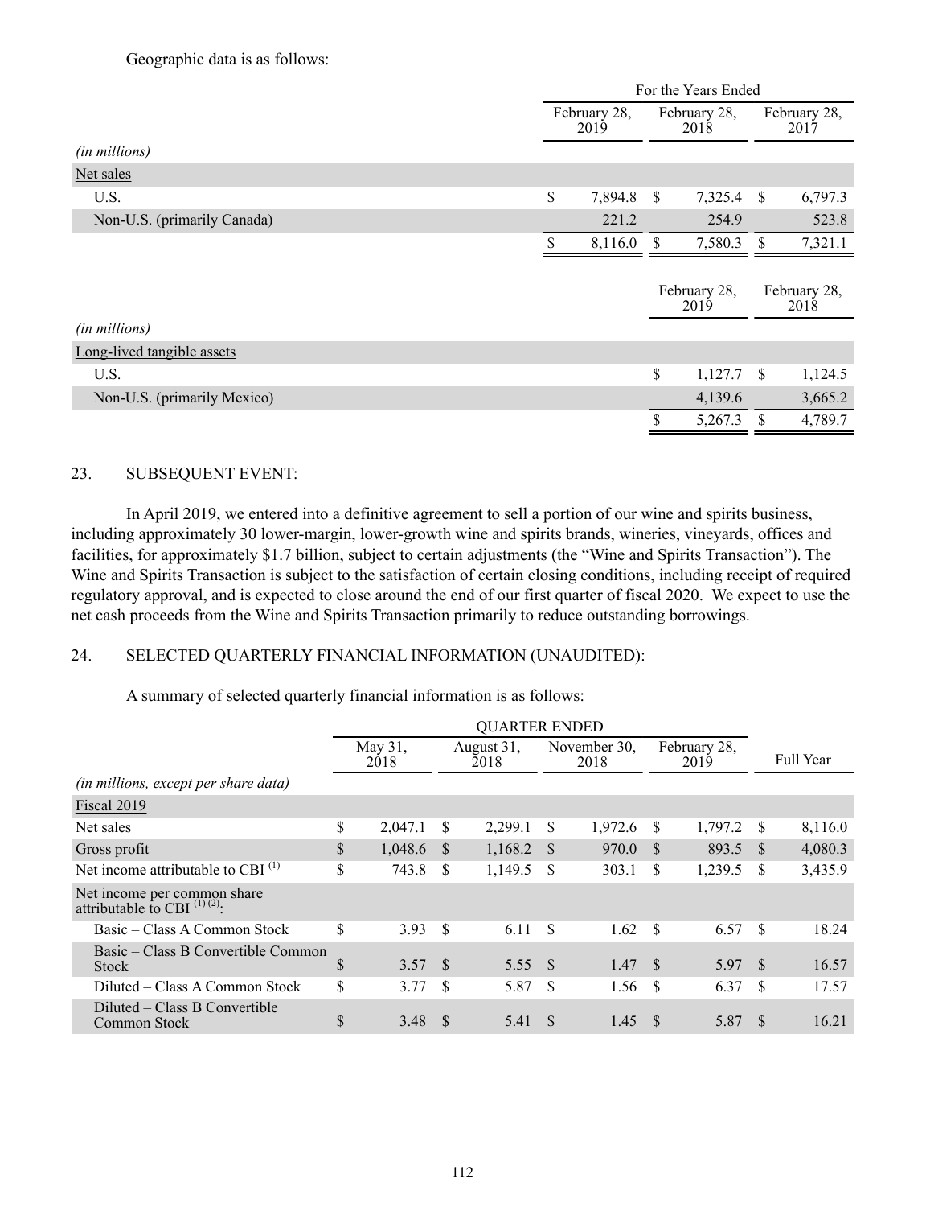Geographic data is as follows:

| | For the Years Ended | | |
|---|---|---|---|
| | February 28, 2019 | February 28, 2018 | February 28, 2017 |
| *(in millions)* | | | |
| Net sales | | | |
| U.S. | $ 7,894.8 | $ 7,325.4 | $ 6,797.3 |
| Non-U.S. (primarily Canada) | 221.2 | 254.9 | 523.8 |
| | $ 8,116.0 | $ 7,580.3 | $ 7,321.1 |

| | February 28, 2019 | February 28, 2018 |
|---|---|---|
| *(in millions)* | | |
| Long-lived tangible assets | | |
| U.S. | $ 1,127.7 | $ 1,124.5 |
| Non-U.S. (primarily Mexico) | 4,139.6 | 3,665.2 |
| | $ 5,267.3 | $ 4,789.7 |

## 23. SUBSEQUENT EVENT:

In April 2019, we entered into a definitive agreement to sell a portion of our wine and spirits business, including approximately 30 lower-margin, lower-growth wine and spirits brands, wineries, vineyards, offices and facilities, for approximately $1.7 billion, subject to certain adjustments (the "Wine and Spirits Transaction"). The Wine and Spirits Transaction is subject to the satisfaction of certain closing conditions, including receipt of required regulatory approval, and is expected to close around the end of our first quarter of fiscal 2020. We expect to use the net cash proceeds from the Wine and Spirits Transaction primarily to reduce outstanding borrowings.

## 24. SELECTED QUARTERLY FINANCIAL INFORMATION (UNAUDITED):

A summary of selected quarterly financial information is as follows:

| | QUARTER ENDED | | | | |
|---|---|---|---|---|---|
| | May 31, 2018 | August 31, 2018 | November 30, 2018 | February 28, 2019 | Full Year |
| *(in millions, except per share data)* | | | | | |
| Fiscal 2019 | | | | | |
| Net sales | $ 2,047.1 | $ 2,299.1 | $ 1,972.6 | $ 1,797.2 | $ 8,116.0 |
| Gross profit | $ 1,048.6 | $ 1,168.2 | $ 970.0 | $ 893.5 | $ 4,080.3 |
| Net income attributable to CBI [(1)] | $ 743.8 | $ 1,149.5 | $ 303.1 | $ 1,239.5 | $ 3,435.9 |
| Net income per common share attributable to CBI [(1) (2)]: | | | | | |
| Basic – Class A Common Stock | $ 3.93 | $ 6.11 | $ 1.62 | $ 6.57 | $ 18.24 |
| Basic – Class B Convertible Common Stock | $ 3.57 | $ 5.55 | $ 1.47 | $ 5.97 | $ 16.57 |
| Diluted – Class A Common Stock | $ 3.77 | $ 5.87 | $ 1.56 | $ 6.37 | $ 17.57 |
| Diluted – Class B Convertible Common Stock | $ 3.48 | $ 5.41 | $ 1.45 | $ 5.87 | $ 16.21 |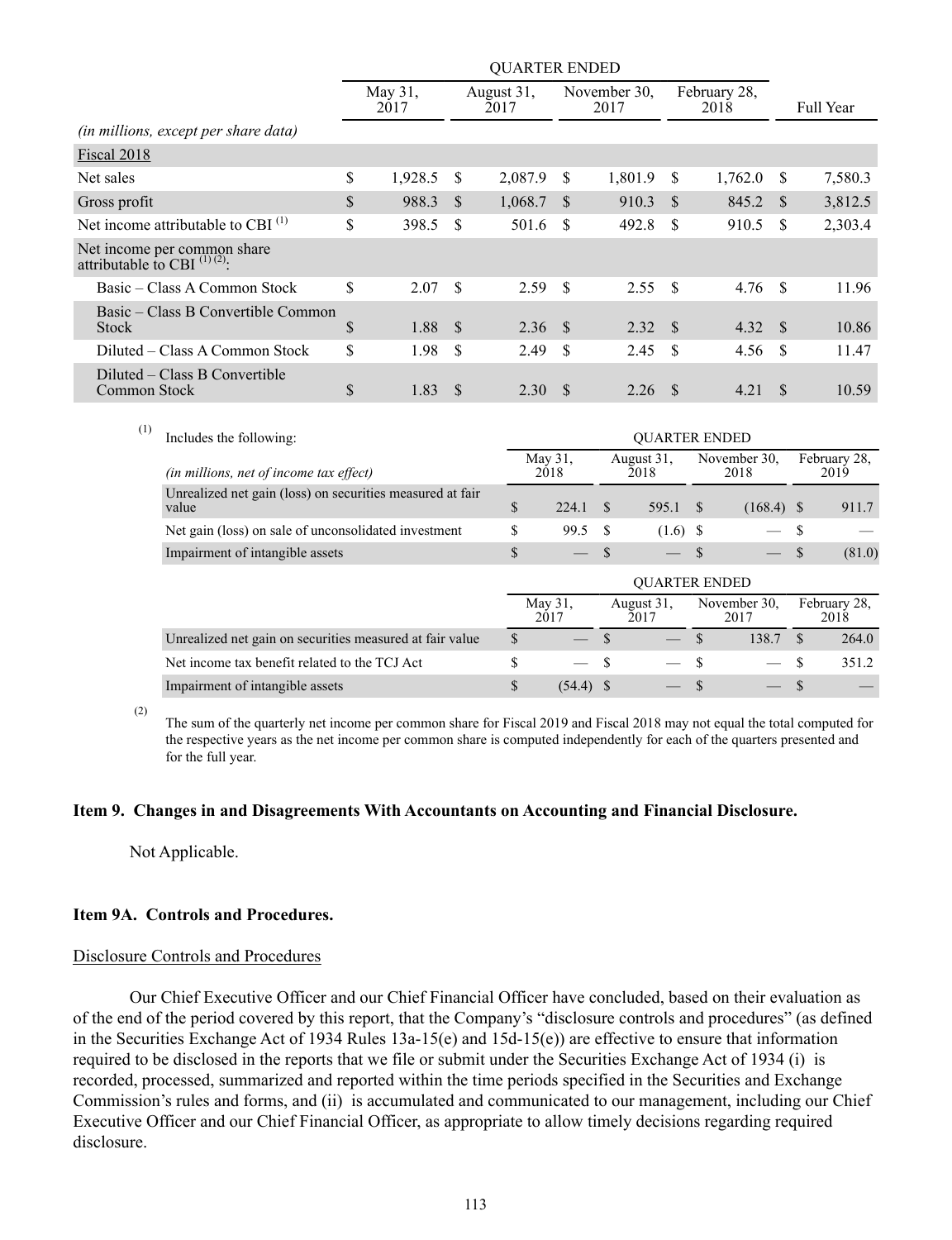| | QUARTER ENDED | | | | |
|---|---|---|---|---|---|
| | May 31, 2017 | August 31, 2017 | November 30, 2017 | February 28, 2018 | Full Year |
| *(in millions, except per share data)* | | | | | |
| Fiscal 2018 | | | | | |
| Net sales | $ 1,928.5 | $ 2,087.9 | $ 1,801.9 | $ 1,762.0 | $ 7,580.3 |
| Gross profit | $ 988.3 | $ 1,068.7 | $ 910.3 | $ 845.2 | $ 3,812.5 |
| Net income attributable to CBI [(1)] | $ 398.5 | $ 501.6 | $ 492.8 | $ 910.5 | $ 2,303.4 |
| Net income per common share attributable to CBI [(1) (2)]: | | | | | |
| Basic – Class A Common Stock | $ 2.07 | $ 2.59 | $ 2.55 | $ 4.76 | $ 11.96 |
| Basic – Class B Convertible Common Stock | $ 1.88 | $ 2.36 | $ 2.32 | $ 4.32 | $ 10.86 |
| Diluted – Class A Common Stock | $ 1.98 | $ 2.49 | $ 2.45 | $ 4.56 | $ 11.47 |
| Diluted – Class B Convertible Common Stock | $ 1.83 | $ 2.30 | $ 2.26 | $ 4.21 | $ 10.59 |

(1) Includes the following:

| | QUARTER ENDED | | | |
|---|---|---|---|---|
| *(in millions, net of income tax effect)* | May 31, 2018 | August 31, 2018 | November 30, 2018 | February 28, 2019 |
| Unrealized net gain (loss) on securities measured at fair value | $ 224.1 | $ 595.1 | $ (168.4) | $ 911.7 |
| Net gain (loss) on sale of unconsolidated investment | $ 99.5 | $ (1.6) | $ — | $ — |
| Impairment of intangible assets | $ — | $ — | $ — | $ (81.0) |

| | QUARTER ENDED | | | |
|---|---|---|---|---|
| | May 31, 2017 | August 31, 2017 | November 30, 2017 | February 28, 2018 |
| Unrealized net gain on securities measured at fair value | $ — | $ — | $ 138.7 | $ 264.0 |
| Net income tax benefit related to the TCJ Act | $ — | $ — | $ — | $ 351.2 |
| Impairment of intangible assets | $ (54.4) | $ — | $ — | $ — |

(2) The sum of the quarterly net income per common share for Fiscal 2019 and Fiscal 2018 may not equal the total computed for the respective years as the net income per common share is computed independently for each of the quarters presented and for the full year.

### Item 9. Changes in and Disagreements With Accountants on Accounting and Financial Disclosure.

Not Applicable.

### Item 9A. Controls and Procedures.

Disclosure Controls and Procedures

Our Chief Executive Officer and our Chief Financial Officer have concluded, based on their evaluation as of the end of the period covered by this report, that the Company's "disclosure controls and procedures" (as defined in the Securities Exchange Act of 1934 Rules 13a-15(e) and 15d-15(e)) are effective to ensure that information required to be disclosed in the reports that we file or submit under the Securities Exchange Act of 1934 (i) is recorded, processed, summarized and reported within the time periods specified in the Securities and Exchange Commission's rules and forms, and (ii) is accumulated and communicated to our management, including our Chief Executive Officer and our Chief Financial Officer, as appropriate to allow timely decisions regarding required disclosure.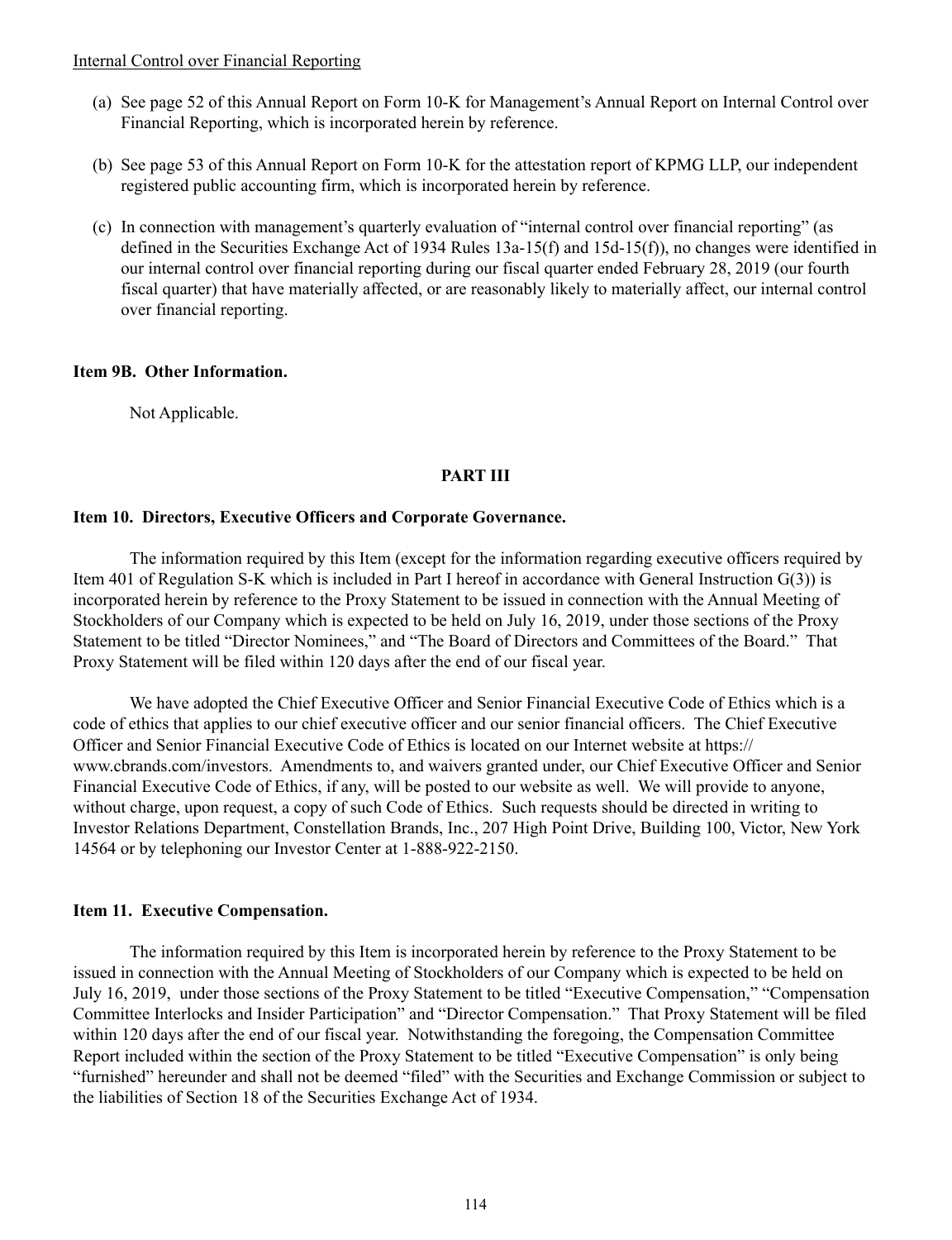Internal Control over Financial Reporting

(a) See page 52 of this Annual Report on Form 10-K for Management's Annual Report on Internal Control over Financial Reporting, which is incorporated herein by reference.

(b) See page 53 of this Annual Report on Form 10-K for the attestation report of KPMG LLP, our independent registered public accounting firm, which is incorporated herein by reference.

(c) In connection with management's quarterly evaluation of "internal control over financial reporting" (as defined in the Securities Exchange Act of 1934 Rules 13a-15(f) and 15d-15(f)), no changes were identified in our internal control over financial reporting during our fiscal quarter ended February 28, 2019 (our fourth fiscal quarter) that have materially affected, or are reasonably likely to materially affect, our internal control over financial reporting.

**Item 9B. Other Information.**

Not Applicable.

## PART III

**Item 10. Directors, Executive Officers and Corporate Governance.**

The information required by this Item (except for the information regarding executive officers required by Item 401 of Regulation S-K which is included in Part I hereof in accordance with General Instruction G(3)) is incorporated herein by reference to the Proxy Statement to be issued in connection with the Annual Meeting of Stockholders of our Company which is expected to be held on July 16, 2019, under those sections of the Proxy Statement to be titled "Director Nominees," and "The Board of Directors and Committees of the Board." That Proxy Statement will be filed within 120 days after the end of our fiscal year.

We have adopted the Chief Executive Officer and Senior Financial Executive Code of Ethics which is a code of ethics that applies to our chief executive officer and our senior financial officers. The Chief Executive Officer and Senior Financial Executive Code of Ethics is located on our Internet website at https://www.cbrands.com/investors. Amendments to, and waivers granted under, our Chief Executive Officer and Senior Financial Executive Code of Ethics, if any, will be posted to our website as well. We will provide to anyone, without charge, upon request, a copy of such Code of Ethics. Such requests should be directed in writing to Investor Relations Department, Constellation Brands, Inc., 207 High Point Drive, Building 100, Victor, New York 14564 or by telephoning our Investor Center at 1-888-922-2150.

**Item 11. Executive Compensation.**

The information required by this Item is incorporated herein by reference to the Proxy Statement to be issued in connection with the Annual Meeting of Stockholders of our Company which is expected to be held on July 16, 2019, under those sections of the Proxy Statement to be titled "Executive Compensation," "Compensation Committee Interlocks and Insider Participation" and "Director Compensation." That Proxy Statement will be filed within 120 days after the end of our fiscal year. Notwithstanding the foregoing, the Compensation Committee Report included within the section of the Proxy Statement to be titled "Executive Compensation" is only being "furnished" hereunder and shall not be deemed "filed" with the Securities and Exchange Commission or subject to the liabilities of Section 18 of the Securities Exchange Act of 1934.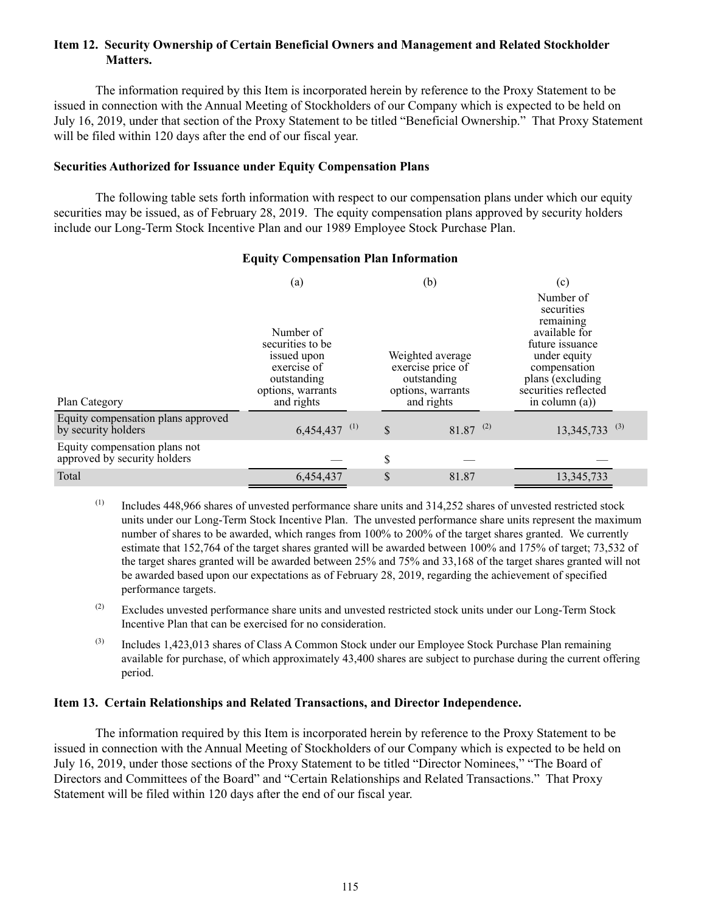### Item 12. Security Ownership of Certain Beneficial Owners and Management and Related Stockholder Matters.

The information required by this Item is incorporated herein by reference to the Proxy Statement to be issued in connection with the Annual Meeting of Stockholders of our Company which is expected to be held on July 16, 2019, under that section of the Proxy Statement to be titled "Beneficial Ownership." That Proxy Statement will be filed within 120 days after the end of our fiscal year.

#### Securities Authorized for Issuance under Equity Compensation Plans

The following table sets forth information with respect to our compensation plans under which our equity securities may be issued, as of February 28, 2019. The equity compensation plans approved by security holders include our Long-Term Stock Incentive Plan and our 1989 Employee Stock Purchase Plan.

**Equity Compensation Plan Information**

| Plan Category | (a) Number of securities to be issued upon exercise of outstanding options, warrants and rights | (b) Weighted average exercise price of outstanding options, warrants and rights | (c) Number of securities remaining available for future issuance under equity compensation plans (excluding securities reflected in column (a)) |
|---|---|---|---|
| Equity compensation plans approved by security holders | 6,454,437 (1) | $ 81.87 (2) | 13,345,733 (3) |
| Equity compensation plans not approved by security holders | — | $ — | — |
| Total | 6,454,437 | $ 81.87 | 13,345,733 |

(1) Includes 448,966 shares of unvested performance share units and 314,252 shares of unvested restricted stock units under our Long-Term Stock Incentive Plan. The unvested performance share units represent the maximum number of shares to be awarded, which ranges from 100% to 200% of the target shares granted. We currently estimate that 152,764 of the target shares granted will be awarded between 100% and 175% of target; 73,532 of the target shares granted will be awarded between 25% and 75% and 33,168 of the target shares granted will not be awarded based upon our expectations as of February 28, 2019, regarding the achievement of specified performance targets.

(2) Excludes unvested performance share units and unvested restricted stock units under our Long-Term Stock Incentive Plan that can be exercised for no consideration.

(3) Includes 1,423,013 shares of Class A Common Stock under our Employee Stock Purchase Plan remaining available for purchase, of which approximately 43,400 shares are subject to purchase during the current offering period.

### Item 13. Certain Relationships and Related Transactions, and Director Independence.

The information required by this Item is incorporated herein by reference to the Proxy Statement to be issued in connection with the Annual Meeting of Stockholders of our Company which is expected to be held on July 16, 2019, under those sections of the Proxy Statement to be titled "Director Nominees," "The Board of Directors and Committees of the Board" and "Certain Relationships and Related Transactions." That Proxy Statement will be filed within 120 days after the end of our fiscal year.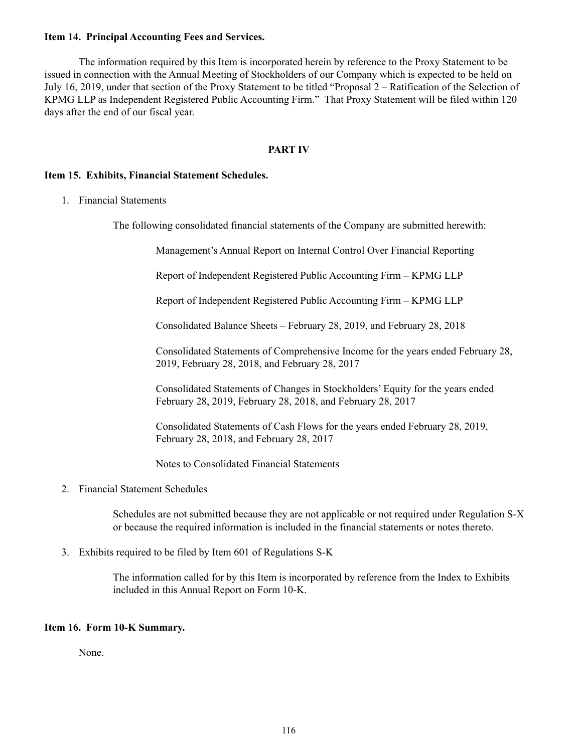**Item 14. Principal Accounting Fees and Services.**

The information required by this Item is incorporated herein by reference to the Proxy Statement to be issued in connection with the Annual Meeting of Stockholders of our Company which is expected to be held on July 16, 2019, under that section of the Proxy Statement to be titled "Proposal 2 – Ratification of the Selection of KPMG LLP as Independent Registered Public Accounting Firm." That Proxy Statement will be filed within 120 days after the end of our fiscal year.

## PART IV

**Item 15. Exhibits, Financial Statement Schedules.**

1. Financial Statements

   The following consolidated financial statements of the Company are submitted herewith:

   Management's Annual Report on Internal Control Over Financial Reporting

   Report of Independent Registered Public Accounting Firm – KPMG LLP

   Report of Independent Registered Public Accounting Firm – KPMG LLP

   Consolidated Balance Sheets – February 28, 2019, and February 28, 2018

   Consolidated Statements of Comprehensive Income for the years ended February 28, 2019, February 28, 2018, and February 28, 2017

   Consolidated Statements of Changes in Stockholders' Equity for the years ended February 28, 2019, February 28, 2018, and February 28, 2017

   Consolidated Statements of Cash Flows for the years ended February 28, 2019, February 28, 2018, and February 28, 2017

   Notes to Consolidated Financial Statements

2. Financial Statement Schedules

   Schedules are not submitted because they are not applicable or not required under Regulation S-X or because the required information is included in the financial statements or notes thereto.

3. Exhibits required to be filed by Item 601 of Regulations S-K

   The information called for by this Item is incorporated by reference from the Index to Exhibits included in this Annual Report on Form 10-K.

**Item 16. Form 10-K Summary.**

None.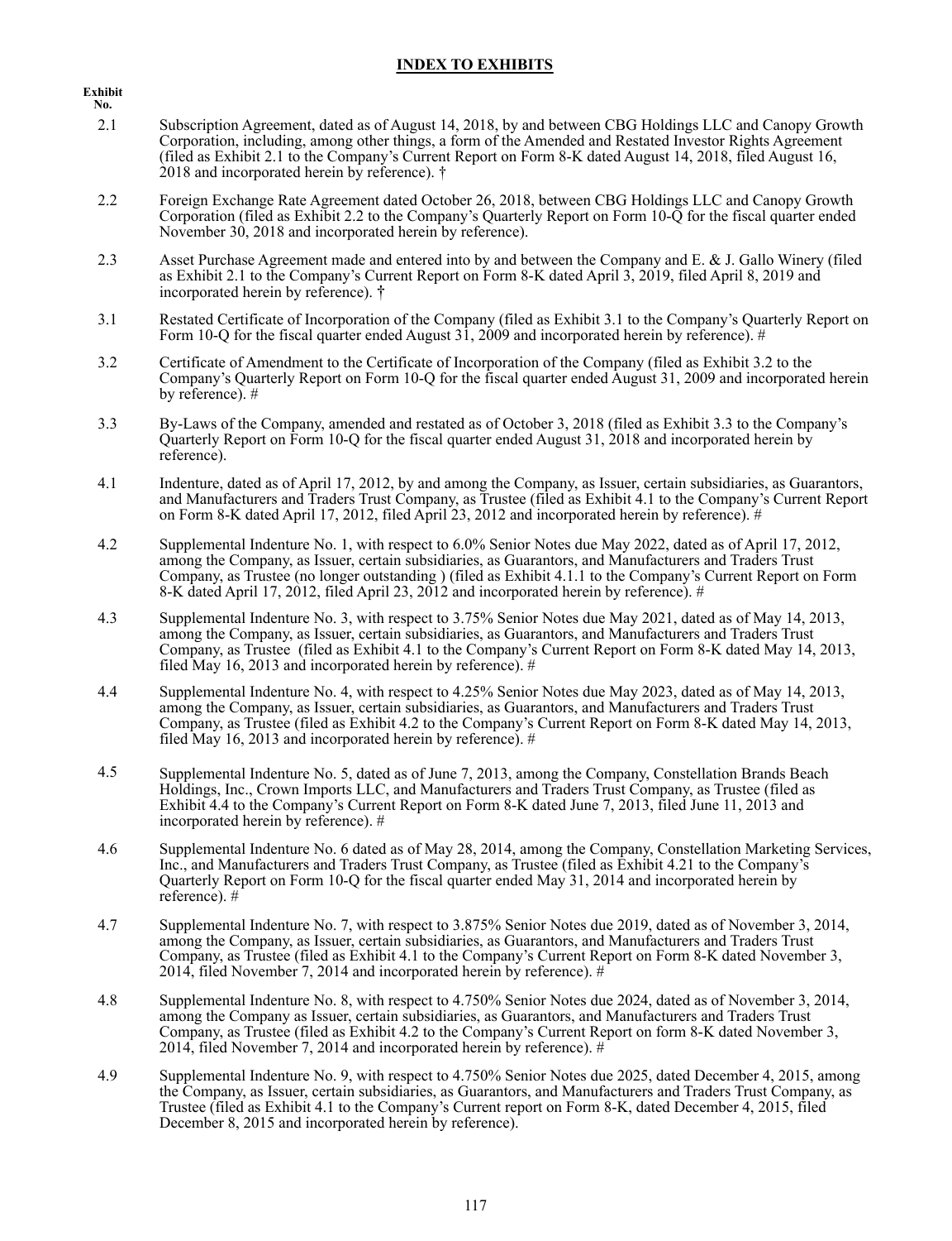## INDEX TO EXHIBITS

| Exhibit No. | |
|---|---|
| 2.1 | Subscription Agreement, dated as of August 14, 2018, by and between CBG Holdings LLC and Canopy Growth Corporation, including, among other things, a form of the Amended and Restated Investor Rights Agreement (filed as Exhibit 2.1 to the Company's Current Report on Form 8-K dated August 14, 2018, filed August 16, 2018 and incorporated herein by reference). † |
| 2.2 | Foreign Exchange Rate Agreement dated October 26, 2018, between CBG Holdings LLC and Canopy Growth Corporation (filed as Exhibit 2.2 to the Company's Quarterly Report on Form 10-Q for the fiscal quarter ended November 30, 2018 and incorporated herein by reference). |
| 2.3 | Asset Purchase Agreement made and entered into by and between the Company and E. & J. Gallo Winery (filed as Exhibit 2.1 to the Company's Current Report on Form 8-K dated April 3, 2019, filed April 8, 2019 and incorporated herein by reference). † |
| 3.1 | Restated Certificate of Incorporation of the Company (filed as Exhibit 3.1 to the Company's Quarterly Report on Form 10-Q for the fiscal quarter ended August 31, 2009 and incorporated herein by reference). # |
| 3.2 | Certificate of Amendment to the Certificate of Incorporation of the Company (filed as Exhibit 3.2 to the Company's Quarterly Report on Form 10-Q for the fiscal quarter ended August 31, 2009 and incorporated herein by reference). # |
| 3.3 | By-Laws of the Company, amended and restated as of October 3, 2018 (filed as Exhibit 3.3 to the Company's Quarterly Report on Form 10-Q for the fiscal quarter ended August 31, 2018 and incorporated herein by reference). |
| 4.1 | Indenture, dated as of April 17, 2012, by and among the Company, as Issuer, certain subsidiaries, as Guarantors, and Manufacturers and Traders Trust Company, as Trustee (filed as Exhibit 4.1 to the Company's Current Report on Form 8-K dated April 17, 2012, filed April 23, 2012 and incorporated herein by reference). # |
| 4.2 | Supplemental Indenture No. 1, with respect to 6.0% Senior Notes due May 2022, dated as of April 17, 2012, among the Company, as Issuer, certain subsidiaries, as Guarantors, and Manufacturers and Traders Trust Company, as Trustee (no longer outstanding ) (filed as Exhibit 4.1.1 to the Company's Current Report on Form 8-K dated April 17, 2012, filed April 23, 2012 and incorporated herein by reference). # |
| 4.3 | Supplemental Indenture No. 3, with respect to 3.75% Senior Notes due May 2021, dated as of May 14, 2013, among the Company, as Issuer, certain subsidiaries, as Guarantors, and Manufacturers and Traders Trust Company, as Trustee (filed as Exhibit 4.1 to the Company's Current Report on Form 8-K dated May 14, 2013, filed May 16, 2013 and incorporated herein by reference). # |
| 4.4 | Supplemental Indenture No. 4, with respect to 4.25% Senior Notes due May 2023, dated as of May 14, 2013, among the Company, as Issuer, certain subsidiaries, as Guarantors, and Manufacturers and Traders Trust Company, as Trustee (filed as Exhibit 4.2 to the Company's Current Report on Form 8-K dated May 14, 2013, filed May 16, 2013 and incorporated herein by reference). # |
| 4.5 | Supplemental Indenture No. 5, dated as of June 7, 2013, among the Company, Constellation Brands Beach Holdings, Inc., Crown Imports LLC, and Manufacturers and Traders Trust Company, as Trustee (filed as Exhibit 4.4 to the Company's Current Report on Form 8-K dated June 7, 2013, filed June 11, 2013 and incorporated herein by reference). # |
| 4.6 | Supplemental Indenture No. 6 dated as of May 28, 2014, among the Company, Constellation Marketing Services, Inc., and Manufacturers and Traders Trust Company, as Trustee (filed as Exhibit 4.21 to the Company's Quarterly Report on Form 10-Q for the fiscal quarter ended May 31, 2014 and incorporated herein by reference). # |
| 4.7 | Supplemental Indenture No. 7, with respect to 3.875% Senior Notes due 2019, dated as of November 3, 2014, among the Company, as Issuer, certain subsidiaries, as Guarantors, and Manufacturers and Traders Trust Company, as Trustee (filed as Exhibit 4.1 to the Company's Current Report on Form 8-K dated November 3, 2014, filed November 7, 2014 and incorporated herein by reference). # |
| 4.8 | Supplemental Indenture No. 8, with respect to 4.750% Senior Notes due 2024, dated as of November 3, 2014, among the Company as Issuer, certain subsidiaries, as Guarantors, and Manufacturers and Traders Trust Company, as Trustee (filed as Exhibit 4.2 to the Company's Current Report on form 8-K dated November 3, 2014, filed November 7, 2014 and incorporated herein by reference). # |
| 4.9 | Supplemental Indenture No. 9, with respect to 4.750% Senior Notes due 2025, dated December 4, 2015, among the Company, as Issuer, certain subsidiaries, as Guarantors, and Manufacturers and Traders Trust Company, as Trustee (filed as Exhibit 4.1 to the Company's Current report on Form 8-K, dated December 4, 2015, filed December 8, 2015 and incorporated herein by reference). |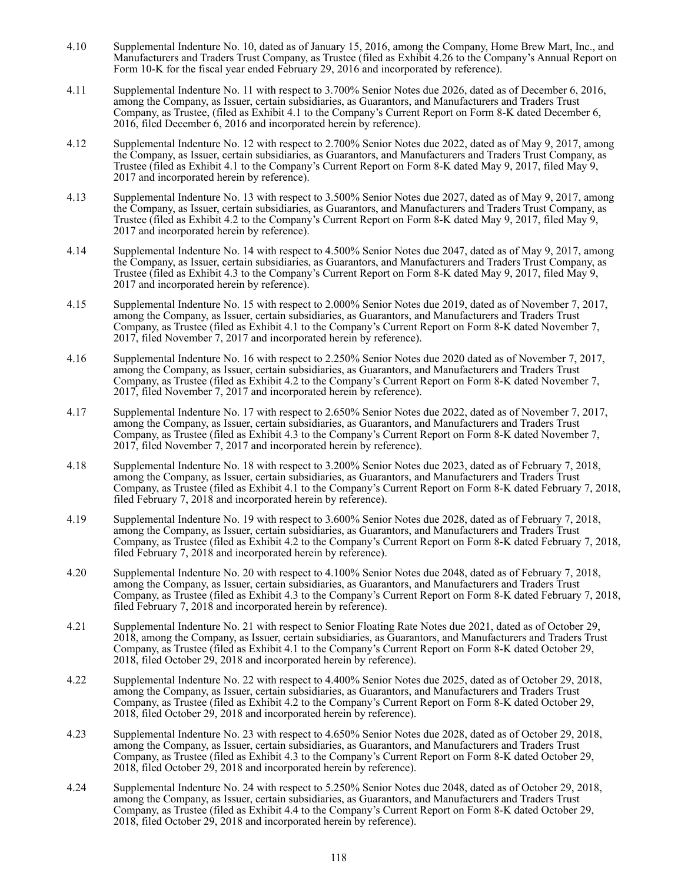4.10 Supplemental Indenture No. 10, dated as of January 15, 2016, among the Company, Home Brew Mart, Inc., and Manufacturers and Traders Trust Company, as Trustee (filed as Exhibit 4.26 to the Company's Annual Report on Form 10-K for the fiscal year ended February 29, 2016 and incorporated by reference).

4.11 Supplemental Indenture No. 11 with respect to 3.700% Senior Notes due 2026, dated as of December 6, 2016, among the Company, as Issuer, certain subsidiaries, as Guarantors, and Manufacturers and Traders Trust Company, as Trustee, (filed as Exhibit 4.1 to the Company's Current Report on Form 8-K dated December 6, 2016, filed December 6, 2016 and incorporated herein by reference).

4.12 Supplemental Indenture No. 12 with respect to 2.700% Senior Notes due 2022, dated as of May 9, 2017, among the Company, as Issuer, certain subsidiaries, as Guarantors, and Manufacturers and Traders Trust Company, as Trustee (filed as Exhibit 4.1 to the Company's Current Report on Form 8-K dated May 9, 2017, filed May 9, 2017 and incorporated herein by reference).

4.13 Supplemental Indenture No. 13 with respect to 3.500% Senior Notes due 2027, dated as of May 9, 2017, among the Company, as Issuer, certain subsidiaries, as Guarantors, and Manufacturers and Traders Trust Company, as Trustee (filed as Exhibit 4.2 to the Company's Current Report on Form 8-K dated May 9, 2017, filed May 9, 2017 and incorporated herein by reference).

4.14 Supplemental Indenture No. 14 with respect to 4.500% Senior Notes due 2047, dated as of May 9, 2017, among the Company, as Issuer, certain subsidiaries, as Guarantors, and Manufacturers and Traders Trust Company, as Trustee (filed as Exhibit 4.3 to the Company's Current Report on Form 8-K dated May 9, 2017, filed May 9, 2017 and incorporated herein by reference).

4.15 Supplemental Indenture No. 15 with respect to 2.000% Senior Notes due 2019, dated as of November 7, 2017, among the Company, as Issuer, certain subsidiaries, as Guarantors, and Manufacturers and Traders Trust Company, as Trustee (filed as Exhibit 4.1 to the Company's Current Report on Form 8-K dated November 7, 2017, filed November 7, 2017 and incorporated herein by reference).

4.16 Supplemental Indenture No. 16 with respect to 2.250% Senior Notes due 2020 dated as of November 7, 2017, among the Company, as Issuer, certain subsidiaries, as Guarantors, and Manufacturers and Traders Trust Company, as Trustee (filed as Exhibit 4.2 to the Company's Current Report on Form 8-K dated November 7, 2017, filed November 7, 2017 and incorporated herein by reference).

4.17 Supplemental Indenture No. 17 with respect to 2.650% Senior Notes due 2022, dated as of November 7, 2017, among the Company, as Issuer, certain subsidiaries, as Guarantors, and Manufacturers and Traders Trust Company, as Trustee (filed as Exhibit 4.3 to the Company's Current Report on Form 8-K dated November 7, 2017, filed November 7, 2017 and incorporated herein by reference).

4.18 Supplemental Indenture No. 18 with respect to 3.200% Senior Notes due 2023, dated as of February 7, 2018, among the Company, as Issuer, certain subsidiaries, as Guarantors, and Manufacturers and Traders Trust Company, as Trustee (filed as Exhibit 4.1 to the Company's Current Report on Form 8-K dated February 7, 2018, filed February 7, 2018 and incorporated herein by reference).

4.19 Supplemental Indenture No. 19 with respect to 3.600% Senior Notes due 2028, dated as of February 7, 2018, among the Company, as Issuer, certain subsidiaries, as Guarantors, and Manufacturers and Traders Trust Company, as Trustee (filed as Exhibit 4.2 to the Company's Current Report on Form 8-K dated February 7, 2018, filed February 7, 2018 and incorporated herein by reference).

4.20 Supplemental Indenture No. 20 with respect to 4.100% Senior Notes due 2048, dated as of February 7, 2018, among the Company, as Issuer, certain subsidiaries, as Guarantors, and Manufacturers and Traders Trust Company, as Trustee (filed as Exhibit 4.3 to the Company's Current Report on Form 8-K dated February 7, 2018, filed February 7, 2018 and incorporated herein by reference).

4.21 Supplemental Indenture No. 21 with respect to Senior Floating Rate Notes due 2021, dated as of October 29, 2018, among the Company, as Issuer, certain subsidiaries, as Guarantors, and Manufacturers and Traders Trust Company, as Trustee (filed as Exhibit 4.1 to the Company's Current Report on Form 8-K dated October 29, 2018, filed October 29, 2018 and incorporated herein by reference).

4.22 Supplemental Indenture No. 22 with respect to 4.400% Senior Notes due 2025, dated as of October 29, 2018, among the Company, as Issuer, certain subsidiaries, as Guarantors, and Manufacturers and Traders Trust Company, as Trustee (filed as Exhibit 4.2 to the Company's Current Report on Form 8-K dated October 29, 2018, filed October 29, 2018 and incorporated herein by reference).

4.23 Supplemental Indenture No. 23 with respect to 4.650% Senior Notes due 2028, dated as of October 29, 2018, among the Company, as Issuer, certain subsidiaries, as Guarantors, and Manufacturers and Traders Trust Company, as Trustee (filed as Exhibit 4.3 to the Company's Current Report on Form 8-K dated October 29, 2018, filed October 29, 2018 and incorporated herein by reference).

4.24 Supplemental Indenture No. 24 with respect to 5.250% Senior Notes due 2048, dated as of October 29, 2018, among the Company, as Issuer, certain subsidiaries, as Guarantors, and Manufacturers and Traders Trust Company, as Trustee (filed as Exhibit 4.4 to the Company's Current Report on Form 8-K dated October 29, 2018, filed October 29, 2018 and incorporated herein by reference).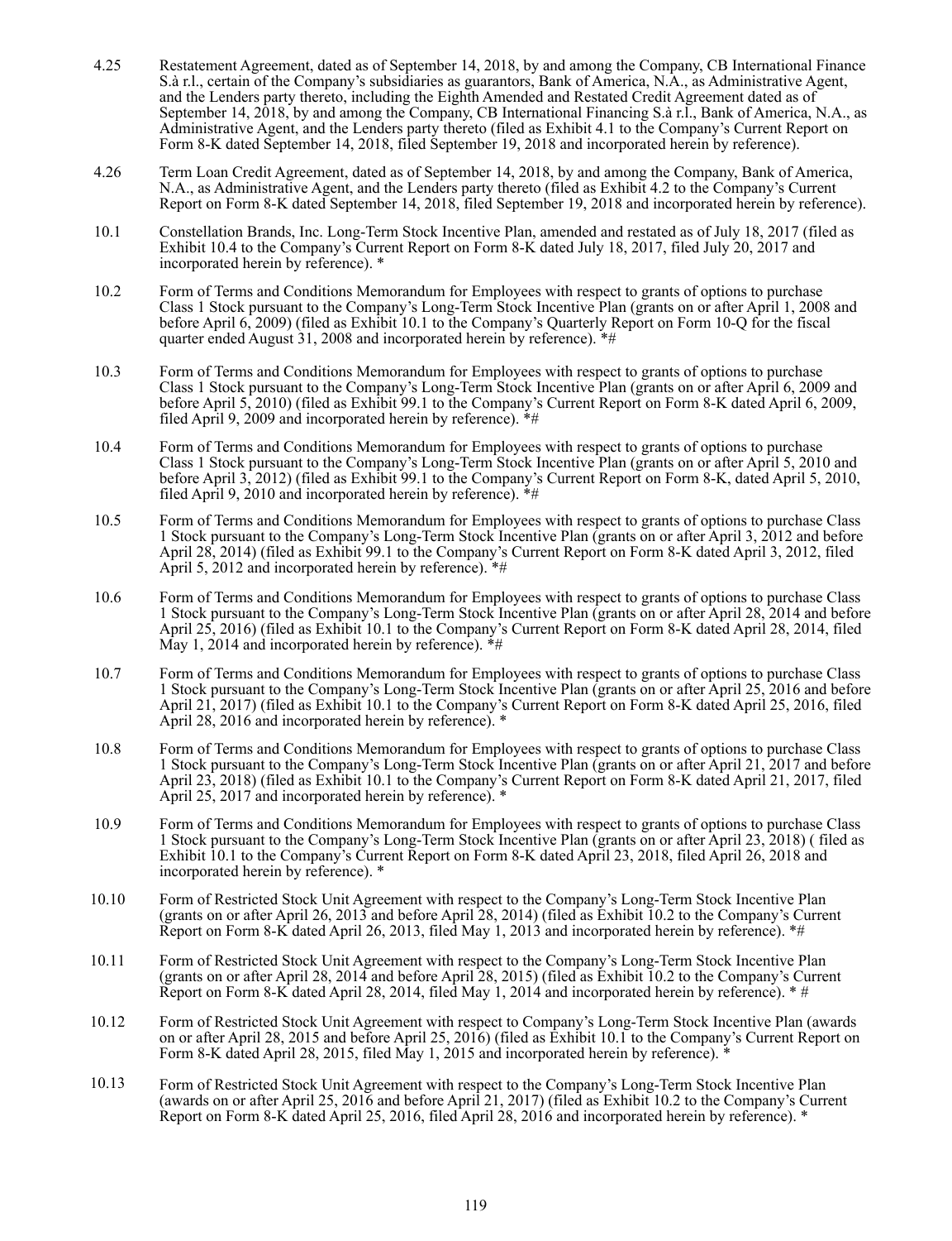4.25 Restatement Agreement, dated as of September 14, 2018, by and among the Company, CB International Finance S.à r.l., certain of the Company's subsidiaries as guarantors, Bank of America, N.A., as Administrative Agent, and the Lenders party thereto, including the Eighth Amended and Restated Credit Agreement dated as of September 14, 2018, by and among the Company, CB International Financing S.à r.l., Bank of America, N.A., as Administrative Agent, and the Lenders party thereto (filed as Exhibit 4.1 to the Company's Current Report on Form 8-K dated September 14, 2018, filed September 19, 2018 and incorporated herein by reference).

4.26 Term Loan Credit Agreement, dated as of September 14, 2018, by and among the Company, Bank of America, N.A., as Administrative Agent, and the Lenders party thereto (filed as Exhibit 4.2 to the Company's Current Report on Form 8-K dated September 14, 2018, filed September 19, 2018 and incorporated herein by reference).

10.1 Constellation Brands, Inc. Long-Term Stock Incentive Plan, amended and restated as of July 18, 2017 (filed as Exhibit 10.4 to the Company's Current Report on Form 8-K dated July 18, 2017, filed July 20, 2017 and incorporated herein by reference). *

10.2 Form of Terms and Conditions Memorandum for Employees with respect to grants of options to purchase Class 1 Stock pursuant to the Company's Long-Term Stock Incentive Plan (grants on or after April 1, 2008 and before April 6, 2009) (filed as Exhibit 10.1 to the Company's Quarterly Report on Form 10-Q for the fiscal quarter ended August 31, 2008 and incorporated herein by reference). *#

10.3 Form of Terms and Conditions Memorandum for Employees with respect to grants of options to purchase Class 1 Stock pursuant to the Company's Long-Term Stock Incentive Plan (grants on or after April 6, 2009 and before April 5, 2010) (filed as Exhibit 99.1 to the Company's Current Report on Form 8-K dated April 6, 2009, filed April 9, 2009 and incorporated herein by reference). *#

10.4 Form of Terms and Conditions Memorandum for Employees with respect to grants of options to purchase Class 1 Stock pursuant to the Company's Long-Term Stock Incentive Plan (grants on or after April 5, 2010 and before April 3, 2012) (filed as Exhibit 99.1 to the Company's Current Report on Form 8-K, dated April 5, 2010, filed April 9, 2010 and incorporated herein by reference). *#

10.5 Form of Terms and Conditions Memorandum for Employees with respect to grants of options to purchase Class 1 Stock pursuant to the Company's Long-Term Stock Incentive Plan (grants on or after April 3, 2012 and before April 28, 2014) (filed as Exhibit 99.1 to the Company's Current Report on Form 8-K dated April 3, 2012, filed April 5, 2012 and incorporated herein by reference). *#

10.6 Form of Terms and Conditions Memorandum for Employees with respect to grants of options to purchase Class 1 Stock pursuant to the Company's Long-Term Stock Incentive Plan (grants on or after April 28, 2014 and before April 25, 2016) (filed as Exhibit 10.1 to the Company's Current Report on Form 8-K dated April 28, 2014, filed May 1, 2014 and incorporated herein by reference). *#

10.7 Form of Terms and Conditions Memorandum for Employees with respect to grants of options to purchase Class 1 Stock pursuant to the Company's Long-Term Stock Incentive Plan (grants on or after April 25, 2016 and before April 21, 2017) (filed as Exhibit 10.1 to the Company's Current Report on Form 8-K dated April 25, 2016, filed April 28, 2016 and incorporated herein by reference). *

10.8 Form of Terms and Conditions Memorandum for Employees with respect to grants of options to purchase Class 1 Stock pursuant to the Company's Long-Term Stock Incentive Plan (grants on or after April 21, 2017 and before April 23, 2018) (filed as Exhibit 10.1 to the Company's Current Report on Form 8-K dated April 21, 2017, filed April 25, 2017 and incorporated herein by reference). *

10.9 Form of Terms and Conditions Memorandum for Employees with respect to grants of options to purchase Class 1 Stock pursuant to the Company's Long-Term Stock Incentive Plan (grants on or after April 23, 2018) ( filed as Exhibit 10.1 to the Company's Current Report on Form 8-K dated April 23, 2018, filed April 26, 2018 and incorporated herein by reference). *

10.10 Form of Restricted Stock Unit Agreement with respect to the Company's Long-Term Stock Incentive Plan (grants on or after April 26, 2013 and before April 28, 2014) (filed as Exhibit 10.2 to the Company's Current Report on Form 8-K dated April 26, 2013, filed May 1, 2013 and incorporated herein by reference). *#

10.11 Form of Restricted Stock Unit Agreement with respect to the Company's Long-Term Stock Incentive Plan (grants on or after April 28, 2014 and before April 28, 2015) (filed as Exhibit 10.2 to the Company's Current Report on Form 8-K dated April 28, 2014, filed May 1, 2014 and incorporated herein by reference). * #

10.12 Form of Restricted Stock Unit Agreement with respect to Company's Long-Term Stock Incentive Plan (awards on or after April 28, 2015 and before April 25, 2016) (filed as Exhibit 10.1 to the Company's Current Report on Form 8-K dated April 28, 2015, filed May 1, 2015 and incorporated herein by reference). *

10.13 Form of Restricted Stock Unit Agreement with respect to the Company's Long-Term Stock Incentive Plan (awards on or after April 25, 2016 and before April 21, 2017) (filed as Exhibit 10.2 to the Company's Current Report on Form 8-K dated April 25, 2016, filed April 28, 2016 and incorporated herein by reference). *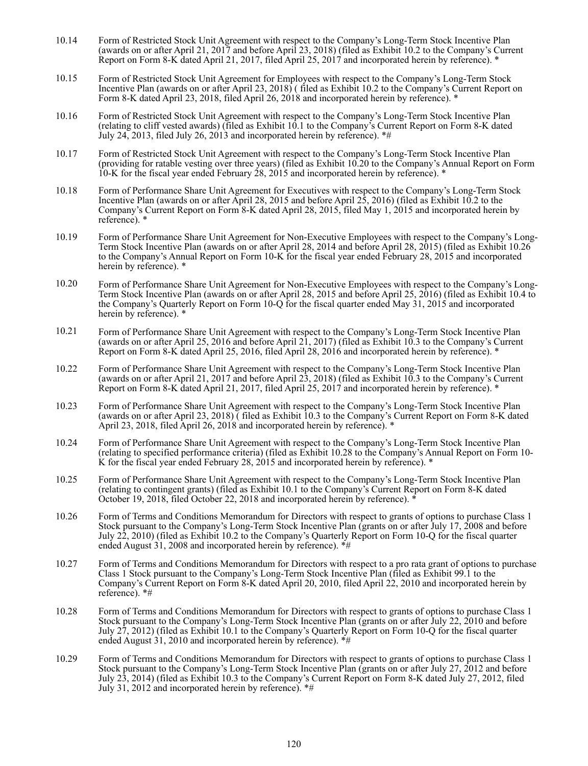10.14 Form of Restricted Stock Unit Agreement with respect to the Company's Long-Term Stock Incentive Plan (awards on or after April 21, 2017 and before April 23, 2018) (filed as Exhibit 10.2 to the Company's Current Report on Form 8-K dated April 21, 2017, filed April 25, 2017 and incorporated herein by reference). *

10.15 Form of Restricted Stock Unit Agreement for Employees with respect to the Company's Long-Term Stock Incentive Plan (awards on or after April 23, 2018) ( filed as Exhibit 10.2 to the Company's Current Report on Form 8-K dated April 23, 2018, filed April 26, 2018 and incorporated herein by reference). *

10.16 Form of Restricted Stock Unit Agreement with respect to the Company's Long-Term Stock Incentive Plan (relating to cliff vested awards) (filed as Exhibit 10.1 to the Company's Current Report on Form 8-K dated July 24, 2013, filed July 26, 2013 and incorporated herein by reference). *#

10.17 Form of Restricted Stock Unit Agreement with respect to the Company's Long-Term Stock Incentive Plan (providing for ratable vesting over three years) (filed as Exhibit 10.20 to the Company's Annual Report on Form 10-K for the fiscal year ended February 28, 2015 and incorporated herein by reference). *

10.18 Form of Performance Share Unit Agreement for Executives with respect to the Company's Long-Term Stock Incentive Plan (awards on or after April 28, 2015 and before April 25, 2016) (filed as Exhibit 10.2 to the Company's Current Report on Form 8-K dated April 28, 2015, filed May 1, 2015 and incorporated herein by reference). *

10.19 Form of Performance Share Unit Agreement for Non-Executive Employees with respect to the Company's Long-Term Stock Incentive Plan (awards on or after April 28, 2014 and before April 28, 2015) (filed as Exhibit 10.26 to the Company's Annual Report on Form 10-K for the fiscal year ended February 28, 2015 and incorporated herein by reference). *

10.20 Form of Performance Share Unit Agreement for Non-Executive Employees with respect to the Company's Long-Term Stock Incentive Plan (awards on or after April 28, 2015 and before April 25, 2016) (filed as Exhibit 10.4 to the Company's Quarterly Report on Form 10-Q for the fiscal quarter ended May 31, 2015 and incorporated herein by reference). *

10.21 Form of Performance Share Unit Agreement with respect to the Company's Long-Term Stock Incentive Plan (awards on or after April 25, 2016 and before April 21, 2017) (filed as Exhibit 10.3 to the Company's Current Report on Form 8-K dated April 25, 2016, filed April 28, 2016 and incorporated herein by reference). *

10.22 Form of Performance Share Unit Agreement with respect to the Company's Long-Term Stock Incentive Plan (awards on or after April 21, 2017 and before April 23, 2018) (filed as Exhibit 10.3 to the Company's Current Report on Form 8-K dated April 21, 2017, filed April 25, 2017 and incorporated herein by reference). *

10.23 Form of Performance Share Unit Agreement with respect to the Company's Long-Term Stock Incentive Plan (awards on or after April 23, 2018) ( filed as Exhibit 10.3 to the Company's Current Report on Form 8-K dated April 23, 2018, filed April 26, 2018 and incorporated herein by reference). *

10.24 Form of Performance Share Unit Agreement with respect to the Company's Long-Term Stock Incentive Plan (relating to specified performance criteria) (filed as Exhibit 10.28 to the Company's Annual Report on Form 10-K for the fiscal year ended February 28, 2015 and incorporated herein by reference). *

10.25 Form of Performance Share Unit Agreement with respect to the Company's Long-Term Stock Incentive Plan (relating to contingent grants) (filed as Exhibit 10.1 to the Company's Current Report on Form 8-K dated October 19, 2018, filed October 22, 2018 and incorporated herein by reference). *

10.26 Form of Terms and Conditions Memorandum for Directors with respect to grants of options to purchase Class 1 Stock pursuant to the Company's Long-Term Stock Incentive Plan (grants on or after July 17, 2008 and before July 22, 2010) (filed as Exhibit 10.2 to the Company's Quarterly Report on Form 10-Q for the fiscal quarter ended August 31, 2008 and incorporated herein by reference). *#

10.27 Form of Terms and Conditions Memorandum for Directors with respect to a pro rata grant of options to purchase Class 1 Stock pursuant to the Company's Long-Term Stock Incentive Plan (filed as Exhibit 99.1 to the Company's Current Report on Form 8-K dated April 20, 2010, filed April 22, 2010 and incorporated herein by reference). *#

10.28 Form of Terms and Conditions Memorandum for Directors with respect to grants of options to purchase Class 1 Stock pursuant to the Company's Long-Term Stock Incentive Plan (grants on or after July 22, 2010 and before July 27, 2012) (filed as Exhibit 10.1 to the Company's Quarterly Report on Form 10-Q for the fiscal quarter ended August 31, 2010 and incorporated herein by reference). *#

10.29 Form of Terms and Conditions Memorandum for Directors with respect to grants of options to purchase Class 1 Stock pursuant to the Company's Long-Term Stock Incentive Plan (grants on or after July 27, 2012 and before July 23, 2014) (filed as Exhibit 10.3 to the Company's Current Report on Form 8-K dated July 27, 2012, filed July 31, 2012 and incorporated herein by reference). *#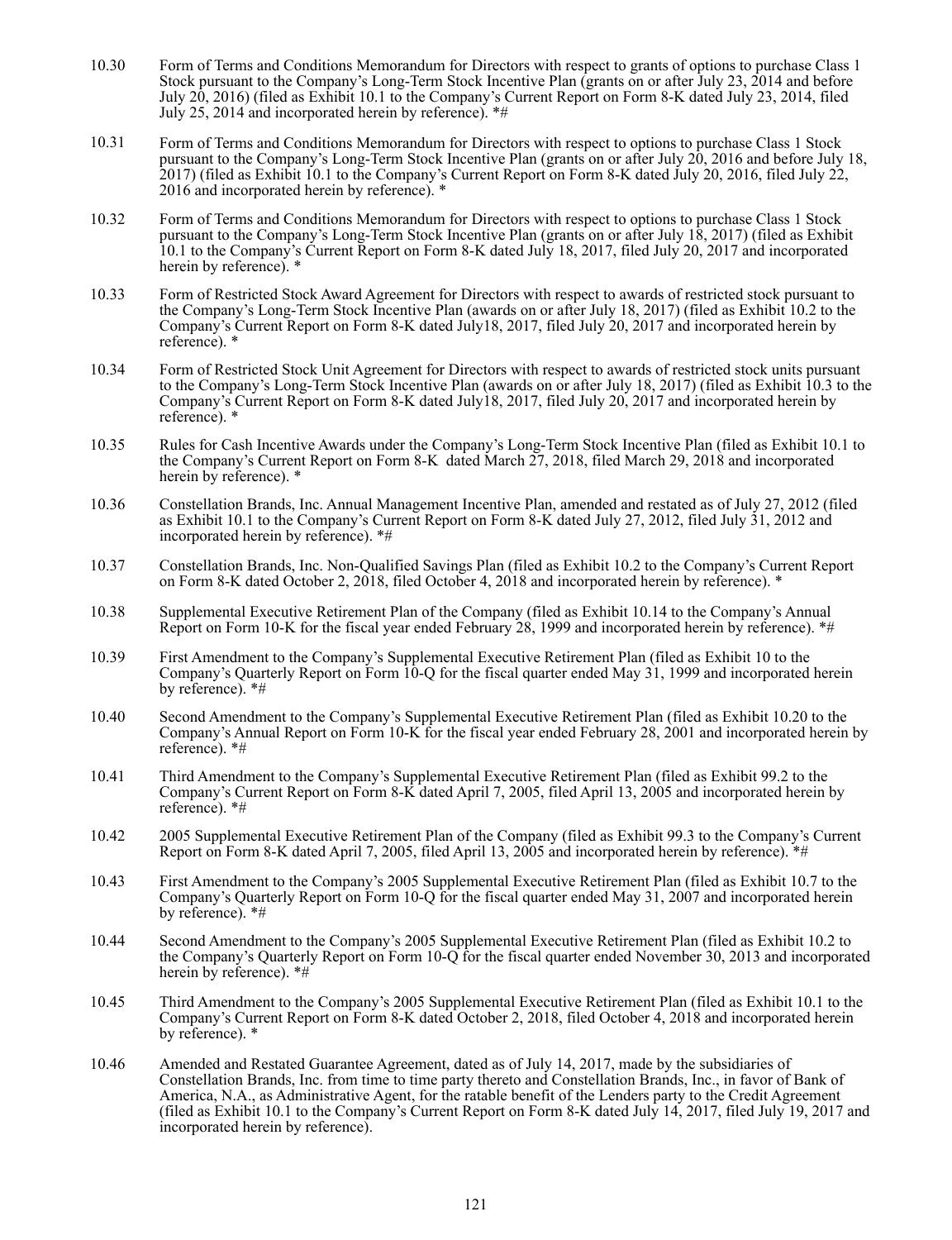10.30 Form of Terms and Conditions Memorandum for Directors with respect to grants of options to purchase Class 1 Stock pursuant to the Company's Long-Term Stock Incentive Plan (grants on or after July 23, 2014 and before July 20, 2016) (filed as Exhibit 10.1 to the Company's Current Report on Form 8-K dated July 23, 2014, filed July 25, 2014 and incorporated herein by reference). *#

10.31 Form of Terms and Conditions Memorandum for Directors with respect to options to purchase Class 1 Stock pursuant to the Company's Long-Term Stock Incentive Plan (grants on or after July 20, 2016 and before July 18, 2017) (filed as Exhibit 10.1 to the Company's Current Report on Form 8-K dated July 20, 2016, filed July 22, 2016 and incorporated herein by reference). *

10.32 Form of Terms and Conditions Memorandum for Directors with respect to options to purchase Class 1 Stock pursuant to the Company's Long-Term Stock Incentive Plan (grants on or after July 18, 2017) (filed as Exhibit 10.1 to the Company's Current Report on Form 8-K dated July 18, 2017, filed July 20, 2017 and incorporated herein by reference). *

10.33 Form of Restricted Stock Award Agreement for Directors with respect to awards of restricted stock pursuant to the Company's Long-Term Stock Incentive Plan (awards on or after July 18, 2017) (filed as Exhibit 10.2 to the Company's Current Report on Form 8-K dated July18, 2017, filed July 20, 2017 and incorporated herein by reference). *

10.34 Form of Restricted Stock Unit Agreement for Directors with respect to awards of restricted stock units pursuant to the Company's Long-Term Stock Incentive Plan (awards on or after July 18, 2017) (filed as Exhibit 10.3 to the Company's Current Report on Form 8-K dated July18, 2017, filed July 20, 2017 and incorporated herein by reference). *

10.35 Rules for Cash Incentive Awards under the Company's Long-Term Stock Incentive Plan (filed as Exhibit 10.1 to the Company's Current Report on Form 8-K dated March 27, 2018, filed March 29, 2018 and incorporated herein by reference). *

10.36 Constellation Brands, Inc. Annual Management Incentive Plan, amended and restated as of July 27, 2012 (filed as Exhibit 10.1 to the Company's Current Report on Form 8-K dated July 27, 2012, filed July 31, 2012 and incorporated herein by reference). *#

10.37 Constellation Brands, Inc. Non-Qualified Savings Plan (filed as Exhibit 10.2 to the Company's Current Report on Form 8-K dated October 2, 2018, filed October 4, 2018 and incorporated herein by reference). *

10.38 Supplemental Executive Retirement Plan of the Company (filed as Exhibit 10.14 to the Company's Annual Report on Form 10-K for the fiscal year ended February 28, 1999 and incorporated herein by reference). *#

10.39 First Amendment to the Company's Supplemental Executive Retirement Plan (filed as Exhibit 10 to the Company's Quarterly Report on Form 10-Q for the fiscal quarter ended May 31, 1999 and incorporated herein by reference). *#

10.40 Second Amendment to the Company's Supplemental Executive Retirement Plan (filed as Exhibit 10.20 to the Company's Annual Report on Form 10-K for the fiscal year ended February 28, 2001 and incorporated herein by reference). *#

10.41 Third Amendment to the Company's Supplemental Executive Retirement Plan (filed as Exhibit 99.2 to the Company's Current Report on Form 8-K dated April 7, 2005, filed April 13, 2005 and incorporated herein by reference). *#

10.42 2005 Supplemental Executive Retirement Plan of the Company (filed as Exhibit 99.3 to the Company's Current Report on Form 8-K dated April 7, 2005, filed April 13, 2005 and incorporated herein by reference). *#

10.43 First Amendment to the Company's 2005 Supplemental Executive Retirement Plan (filed as Exhibit 10.7 to the Company's Quarterly Report on Form 10-Q for the fiscal quarter ended May 31, 2007 and incorporated herein by reference). *#

10.44 Second Amendment to the Company's 2005 Supplemental Executive Retirement Plan (filed as Exhibit 10.2 to the Company's Quarterly Report on Form 10-Q for the fiscal quarter ended November 30, 2013 and incorporated herein by reference). *#

10.45 Third Amendment to the Company's 2005 Supplemental Executive Retirement Plan (filed as Exhibit 10.1 to the Company's Current Report on Form 8-K dated October 2, 2018, filed October 4, 2018 and incorporated herein by reference). *

10.46 Amended and Restated Guarantee Agreement, dated as of July 14, 2017, made by the subsidiaries of Constellation Brands, Inc. from time to time party thereto and Constellation Brands, Inc., in favor of Bank of America, N.A., as Administrative Agent, for the ratable benefit of the Lenders party to the Credit Agreement (filed as Exhibit 10.1 to the Company's Current Report on Form 8-K dated July 14, 2017, filed July 19, 2017 and incorporated herein by reference).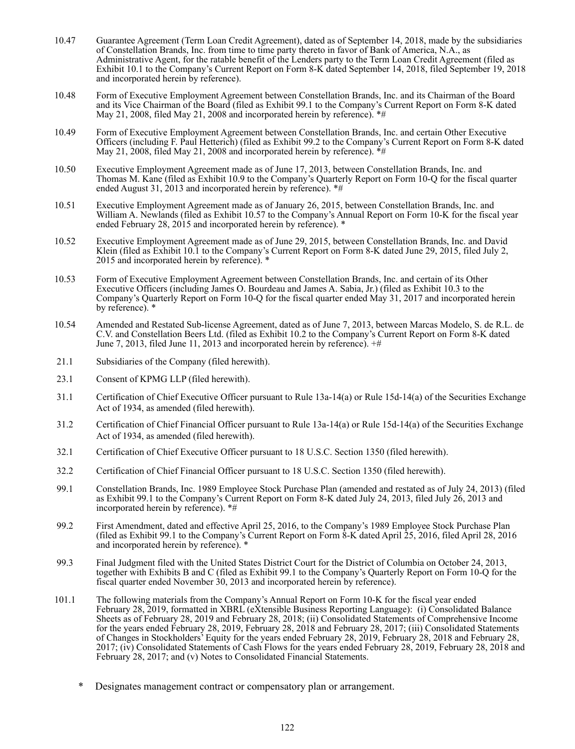| | |
|---|---|
| 10.47 | Guarantee Agreement (Term Loan Credit Agreement), dated as of September 14, 2018, made by the subsidiaries of Constellation Brands, Inc. from time to time party thereto in favor of Bank of America, N.A., as Administrative Agent, for the ratable benefit of the Lenders party to the Term Loan Credit Agreement (filed as Exhibit 10.1 to the Company's Current Report on Form 8-K dated September 14, 2018, filed September 19, 2018 and incorporated herein by reference). |
| 10.48 | Form of Executive Employment Agreement between Constellation Brands, Inc. and its Chairman of the Board and its Vice Chairman of the Board (filed as Exhibit 99.1 to the Company's Current Report on Form 8-K dated May 21, 2008, filed May 21, 2008 and incorporated herein by reference). *# |
| 10.49 | Form of Executive Employment Agreement between Constellation Brands, Inc. and certain Other Executive Officers (including F. Paul Hetterich) (filed as Exhibit 99.2 to the Company's Current Report on Form 8-K dated May 21, 2008, filed May 21, 2008 and incorporated herein by reference). *# |
| 10.50 | Executive Employment Agreement made as of June 17, 2013, between Constellation Brands, Inc. and Thomas M. Kane (filed as Exhibit 10.9 to the Company's Quarterly Report on Form 10-Q for the fiscal quarter ended August 31, 2013 and incorporated herein by reference). *# |
| 10.51 | Executive Employment Agreement made as of January 26, 2015, between Constellation Brands, Inc. and William A. Newlands (filed as Exhibit 10.57 to the Company's Annual Report on Form 10-K for the fiscal year ended February 28, 2015 and incorporated herein by reference). * |
| 10.52 | Executive Employment Agreement made as of June 29, 2015, between Constellation Brands, Inc. and David Klein (filed as Exhibit 10.1 to the Company's Current Report on Form 8-K dated June 29, 2015, filed July 2, 2015 and incorporated herein by reference). * |
| 10.53 | Form of Executive Employment Agreement between Constellation Brands, Inc. and certain of its Other Executive Officers (including James O. Bourdeau and James A. Sabia, Jr.) (filed as Exhibit 10.3 to the Company's Quarterly Report on Form 10-Q for the fiscal quarter ended May 31, 2017 and incorporated herein by reference). * |
| 10.54 | Amended and Restated Sub-license Agreement, dated as of June 7, 2013, between Marcas Modelo, S. de R.L. de C.V. and Constellation Beers Ltd. (filed as Exhibit 10.2 to the Company's Current Report on Form 8-K dated June 7, 2013, filed June 11, 2013 and incorporated herein by reference). +# |
| 21.1 | Subsidiaries of the Company (filed herewith). |
| 23.1 | Consent of KPMG LLP (filed herewith). |
| 31.1 | Certification of Chief Executive Officer pursuant to Rule 13a-14(a) or Rule 15d-14(a) of the Securities Exchange Act of 1934, as amended (filed herewith). |
| 31.2 | Certification of Chief Financial Officer pursuant to Rule 13a-14(a) or Rule 15d-14(a) of the Securities Exchange Act of 1934, as amended (filed herewith). |
| 32.1 | Certification of Chief Executive Officer pursuant to 18 U.S.C. Section 1350 (filed herewith). |
| 32.2 | Certification of Chief Financial Officer pursuant to 18 U.S.C. Section 1350 (filed herewith). |
| 99.1 | Constellation Brands, Inc. 1989 Employee Stock Purchase Plan (amended and restated as of July 24, 2013) (filed as Exhibit 99.1 to the Company's Current Report on Form 8-K dated July 24, 2013, filed July 26, 2013 and incorporated herein by reference). *# |
| 99.2 | First Amendment, dated and effective April 25, 2016, to the Company's 1989 Employee Stock Purchase Plan (filed as Exhibit 99.1 to the Company's Current Report on Form 8-K dated April 25, 2016, filed April 28, 2016 and incorporated herein by reference). * |
| 99.3 | Final Judgment filed with the United States District Court for the District of Columbia on October 24, 2013, together with Exhibits B and C (filed as Exhibit 99.1 to the Company's Quarterly Report on Form 10-Q for the fiscal quarter ended November 30, 2013 and incorporated herein by reference). |
| 101.1 | The following materials from the Company's Annual Report on Form 10-K for the fiscal year ended February 28, 2019, formatted in XBRL (eXtensible Business Reporting Language): (i) Consolidated Balance Sheets as of February 28, 2019 and February 28, 2018; (ii) Consolidated Statements of Comprehensive Income for the years ended February 28, 2019, February 28, 2018 and February 28, 2017; (iii) Consolidated Statements of Changes in Stockholders' Equity for the years ended February 28, 2019, February 28, 2018 and February 28, 2017; (iv) Consolidated Statements of Cash Flows for the years ended February 28, 2019, February 28, 2018 and February 28, 2017; and (v) Notes to Consolidated Financial Statements. |

\* Designates management contract or compensatory plan or arrangement.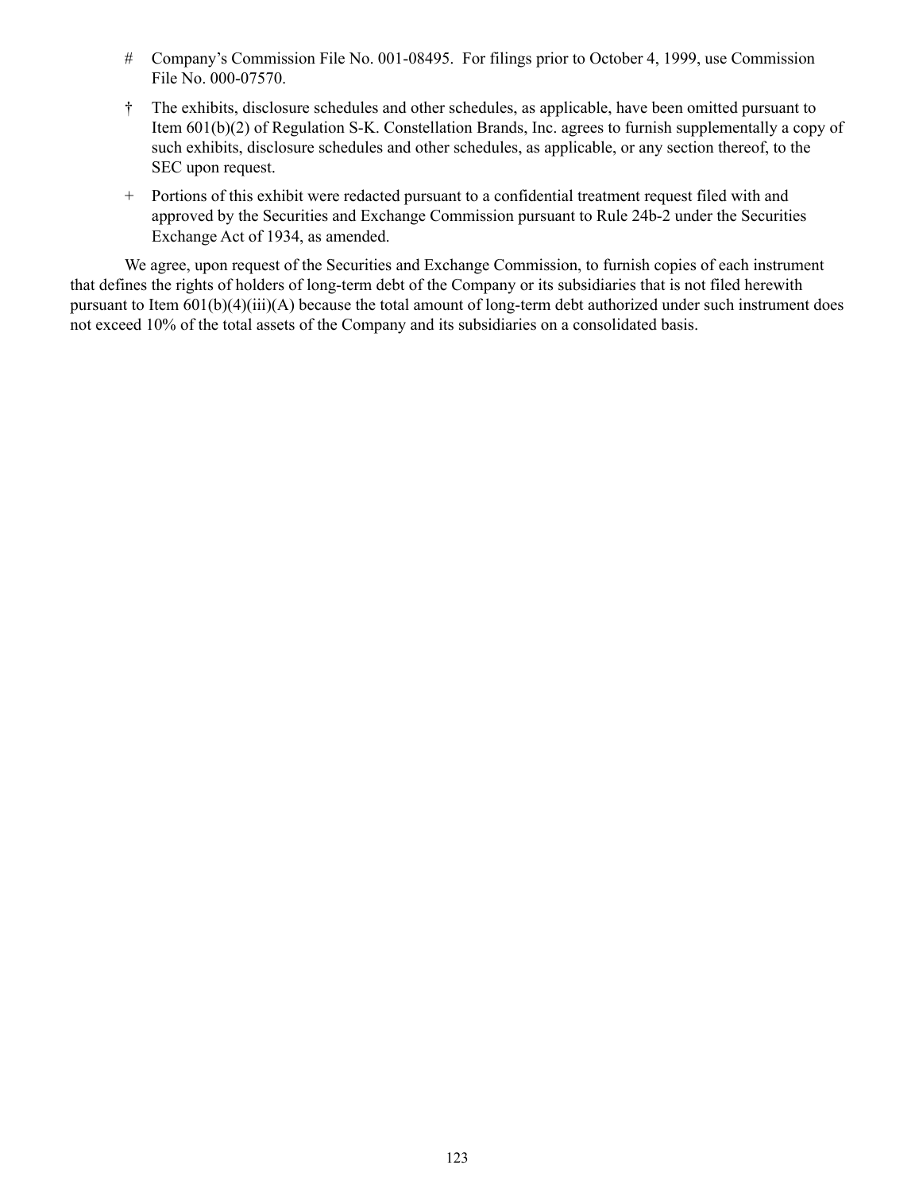# Company's Commission File No. 001-08495. For filings prior to October 4, 1999, use Commission File No. 000-07570.

† The exhibits, disclosure schedules and other schedules, as applicable, have been omitted pursuant to Item 601(b)(2) of Regulation S-K. Constellation Brands, Inc. agrees to furnish supplementally a copy of such exhibits, disclosure schedules and other schedules, as applicable, or any section thereof, to the SEC upon request.

+ Portions of this exhibit were redacted pursuant to a confidential treatment request filed with and approved by the Securities and Exchange Commission pursuant to Rule 24b-2 under the Securities Exchange Act of 1934, as amended.

We agree, upon request of the Securities and Exchange Commission, to furnish copies of each instrument that defines the rights of holders of long-term debt of the Company or its subsidiaries that is not filed herewith pursuant to Item 601(b)(4)(iii)(A) because the total amount of long-term debt authorized under such instrument does not exceed 10% of the total assets of the Company and its subsidiaries on a consolidated basis.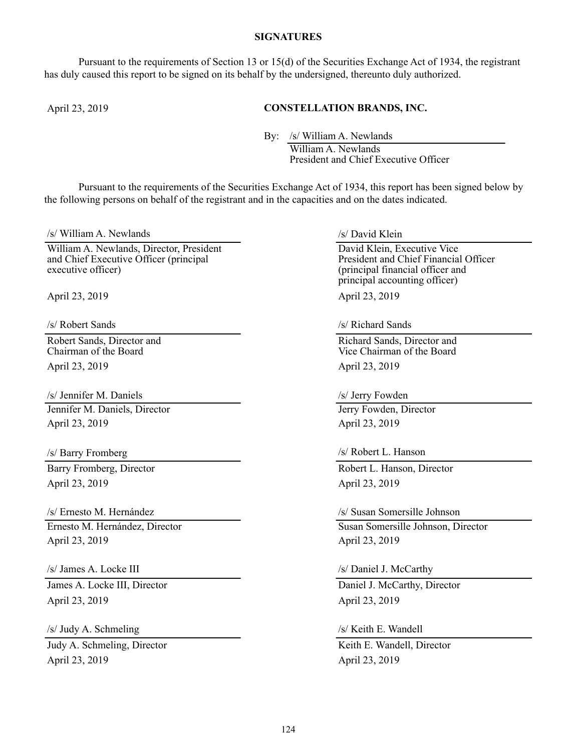**SIGNATURES**

Pursuant to the requirements of Section 13 or 15(d) of the Securities Exchange Act of 1934, the registrant has duly caused this report to be signed on its behalf by the undersigned, thereunto duly authorized.

April 23, 2019

**CONSTELLATION BRANDS, INC.**

By: /s/ William A. Newlands
William A. Newlands
President and Chief Executive Officer

Pursuant to the requirements of the Securities Exchange Act of 1934, this report has been signed below by the following persons on behalf of the registrant and in the capacities and on the dates indicated.

/s/ William A. Newlands
William A. Newlands, Director, President and Chief Executive Officer (principal executive officer)
April 23, 2019

/s/ David Klein
David Klein, Executive Vice President and Chief Financial Officer (principal financial officer and principal accounting officer)
April 23, 2019

/s/ Robert Sands
Robert Sands, Director and Chairman of the Board
April 23, 2019

/s/ Richard Sands
Richard Sands, Director and Vice Chairman of the Board
April 23, 2019

/s/ Jennifer M. Daniels
Jennifer M. Daniels, Director
April 23, 2019

/s/ Jerry Fowden
Jerry Fowden, Director
April 23, 2019

/s/ Barry Fromberg
Barry Fromberg, Director
April 23, 2019

/s/ Robert L. Hanson
Robert L. Hanson, Director
April 23, 2019

/s/ Ernesto M. Hernández
Ernesto M. Hernández, Director
April 23, 2019

/s/ Susan Somersille Johnson
Susan Somersille Johnson, Director
April 23, 2019

/s/ James A. Locke III
James A. Locke III, Director
April 23, 2019

/s/ Daniel J. McCarthy
Daniel J. McCarthy, Director
April 23, 2019

/s/ Judy A. Schmeling
Judy A. Schmeling, Director
April 23, 2019

/s/ Keith E. Wandell
Keith E. Wandell, Director
April 23, 2019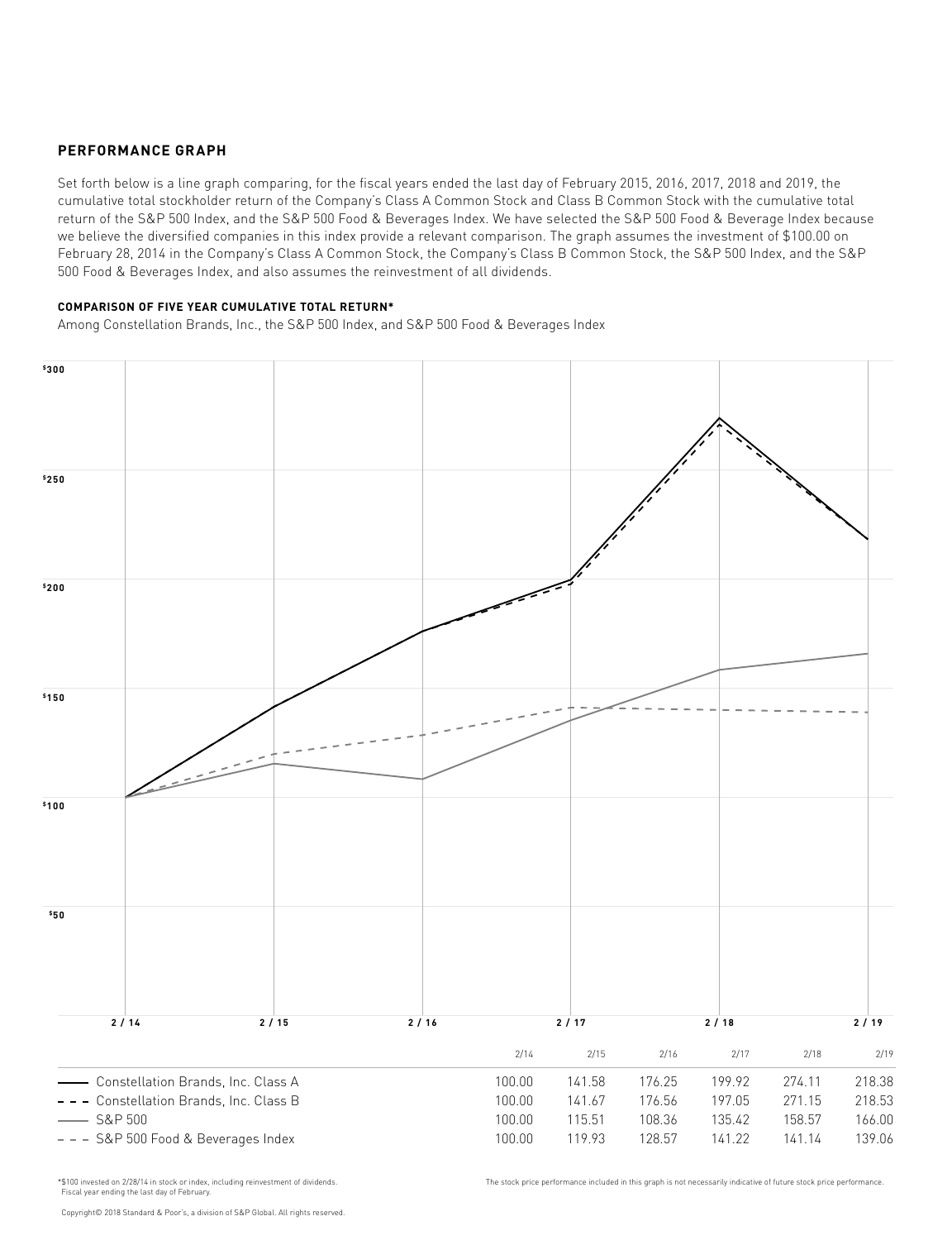## PERFORMANCE GRAPH

Set forth below is a line graph comparing, for the fiscal years ended the last day of February 2015, 2016, 2017, 2018 and 2019, the cumulative total stockholder return of the Company's Class A Common Stock and Class B Common Stock with the cumulative total return of the S&P 500 Index, and the S&P 500 Food & Beverages Index. We have selected the S&P 500 Food & Beverage Index because we believe the diversified companies in this index provide a relevant comparison. The graph assumes the investment of $100.00 on February 28, 2014 in the Company's Class A Common Stock, the Company's Class B Common Stock, the S&P 500 Index, and the S&P 500 Food & Beverages Index, and also assumes the reinvestment of all dividends.

**COMPARISON OF FIVE YEAR CUMULATIVE TOTAL RETURN***

Among Constellation Brands, Inc., the S&P 500 Index, and S&P 500 Food & Beverages Index

| | 2/14 | 2/15 | 2/16 | 2/17 | 2/18 | 2/19 |
|---|---|---|---|---|---|---|
| Constellation Brands, Inc. Class A | 100.00 | 141.58 | 176.25 | 199.92 | 274.11 | 218.38 |
| Constellation Brands, Inc. Class B | 100.00 | 141.67 | 176.56 | 197.05 | 271.15 | 218.53 |
| S&P 500 | 100.00 | 115.51 | 108.36 | 135.42 | 158.57 | 166.00 |
| S&P 500 Food & Beverages Index | 100.00 | 119.93 | 128.57 | 141.22 | 141.14 | 139.06 |

*$100 invested on 2/28/14 in stock or index, including reinvestment of dividends. Fiscal year ending the last day of February.

The stock price performance included in this graph is not necessarily indicative of future stock price performance.

Copyright© 2018 Standard & Poor's, a division of S&P Global. All rights reserved.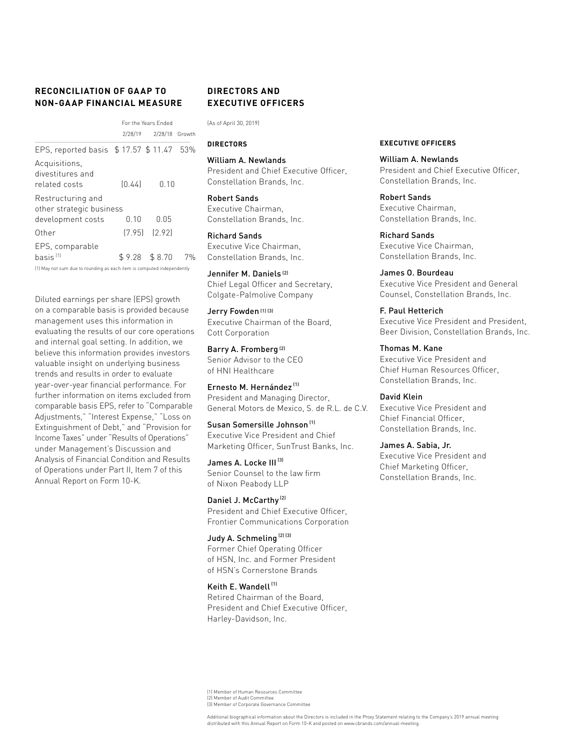## RECONCILIATION OF GAAP TO NON-GAAP FINANCIAL MEASURE

| | For the Years Ended | | |
|---|---|---|---|
| | 2/28/19 | 2/28/18 | Growth |
| EPS, reported basis | $ 17.57 | $ 11.47 | 53% |
| Acquisitions, divestitures and related costs | (0.44) | 0.10 | |
| Restructuring and other strategic business development costs | 0.10 | 0.05 | |
| Other | (7.95) | (2.92) | |
| EPS, comparable basis [1] | $ 9.28 | $ 8.70 | 7% |

(1) May not sum due to rounding as each item is computed independently

Diluted earnings per share (EPS) growth on a comparable basis is provided because management uses this information in evaluating the results of our core operations and internal goal setting. In addition, we believe this information provides investors valuable insight on underlying business trends and results in order to evaluate year-over-year financial performance. For further information on items excluded from comparable basis EPS, refer to "Comparable Adjustments," "Interest Expense," "Loss on Extinguishment of Debt," and "Provision for Income Taxes" under "Results of Operations" under Management's Discussion and Analysis of Financial Condition and Results of Operations under Part II, Item 7 of this Annual Report on Form 10-K.

## DIRECTORS AND EXECUTIVE OFFICERS

(As of April 30, 2019)

### DIRECTORS

William A. Newlands
President and Chief Executive Officer, Constellation Brands, Inc.

Robert Sands
Executive Chairman, Constellation Brands, Inc.

Richard Sands
Executive Vice Chairman, Constellation Brands, Inc.

Jennifer M. Daniels [2]
Chief Legal Officer and Secretary, Colgate-Palmolive Company

Jerry Fowden [1] [3]
Executive Chairman of the Board, Cott Corporation

Barry A. Fromberg [2]
Senior Advisor to the CEO of HNI Healthcare

Ernesto M. Hernández [1]
President and Managing Director, General Motors de Mexico, S. de R.L. de C.V.

Susan Somersille Johnson [1]
Executive Vice President and Chief Marketing Officer, SunTrust Banks, Inc.

James A. Locke III [3]
Senior Counsel to the law firm of Nixon Peabody LLP

Daniel J. McCarthy [2]
President and Chief Executive Officer, Frontier Communications Corporation

Judy A. Schmeling [2] [3]
Former Chief Operating Officer of HSN, Inc. and Former President of HSN's Cornerstone Brands

Keith E. Wandell [1]
Retired Chairman of the Board, President and Chief Executive Officer, Harley-Davidson, Inc.

### EXECUTIVE OFFICERS

William A. Newlands
President and Chief Executive Officer, Constellation Brands, Inc.

Robert Sands
Executive Chairman, Constellation Brands, Inc.

Richard Sands
Executive Vice Chairman, Constellation Brands, Inc.

James O. Bourdeau
Executive Vice President and General Counsel, Constellation Brands, Inc.

F. Paul Hetterich
Executive Vice President and President, Beer Division, Constellation Brands, Inc.

Thomas M. Kane
Executive Vice President and Chief Human Resources Officer, Constellation Brands, Inc.

David Klein
Executive Vice President and Chief Financial Officer, Constellation Brands, Inc.

James A. Sabia, Jr.
Executive Vice President and Chief Marketing Officer, Constellation Brands, Inc.

(1) Member of Human Resources Committee
(2) Member of Audit Committee
(3) Member of Corporate Governance Committee

Additional biographical information about the Directors is included in the Proxy Statement relating to the Company's 2019 annual meeting distributed with this Annual Report on Form 10-K and posted on www.cbrands.com/annual-meeting.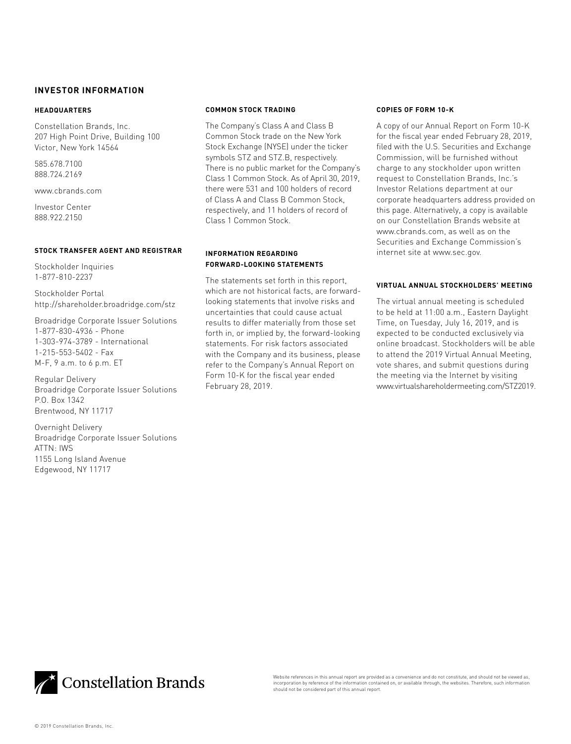# INVESTOR INFORMATION

## HEADQUARTERS

Constellation Brands, Inc.
207 High Point Drive, Building 100
Victor, New York 14564

585.678.7100
888.724.2169

www.cbrands.com

Investor Center
888.922.2150

## STOCK TRANSFER AGENT AND REGISTRAR

Stockholder Inquiries
1-877-810-2237

Stockholder Portal
http://shareholder.broadridge.com/stz

Broadridge Corporate Issuer Solutions
1-877-830-4936 - Phone
1-303-974-3789 - International
1-215-553-5402 - Fax
M-F, 9 a.m. to 6 p.m. ET

Regular Delivery
Broadridge Corporate Issuer Solutions
P.O. Box 1342
Brentwood, NY 11717

Overnight Delivery
Broadridge Corporate Issuer Solutions
ATTN: IWS
1155 Long Island Avenue
Edgewood, NY 11717

## COMMON STOCK TRADING

The Company's Class A and Class B Common Stock trade on the New York Stock Exchange (NYSE) under the ticker symbols STZ and STZ.B, respectively. There is no public market for the Company's Class 1 Common Stock. As of April 30, 2019, there were 531 and 100 holders of record of Class A and Class B Common Stock, respectively, and 11 holders of record of Class 1 Common Stock.

## INFORMATION REGARDING FORWARD-LOOKING STATEMENTS

The statements set forth in this report, which are not historical facts, are forward-looking statements that involve risks and uncertainties that could cause actual results to differ materially from those set forth in, or implied by, the forward-looking statements. For risk factors associated with the Company and its business, please refer to the Company's Annual Report on Form 10-K for the fiscal year ended February 28, 2019.

## COPIES OF FORM 10-K

A copy of our Annual Report on Form 10-K for the fiscal year ended February 28, 2019, filed with the U.S. Securities and Exchange Commission, will be furnished without charge to any stockholder upon written request to Constellation Brands, Inc.'s Investor Relations department at our corporate headquarters address provided on this page. Alternatively, a copy is available on our Constellation Brands website at www.cbrands.com, as well as on the Securities and Exchange Commission's internet site at www.sec.gov.

## VIRTUAL ANNUAL STOCKHOLDERS' MEETING

The virtual annual meeting is scheduled to be held at 11:00 a.m., Eastern Daylight Time, on Tuesday, July 16, 2019, and is expected to be conducted exclusively via online broadcast. Stockholders will be able to attend the 2019 Virtual Annual Meeting, vote shares, and submit questions during the meeting via the Internet by visiting www.virtualshareholdermeeting.com/STZ2019.

Constellation Brands

Website references in this annual report are provided as a convenience and do not constitute, and should not be viewed as, incorporation by reference of the information contained on, or available through, the websites. Therefore, such information should not be considered part of this annual report.

© 2019 Constellation Brands, Inc.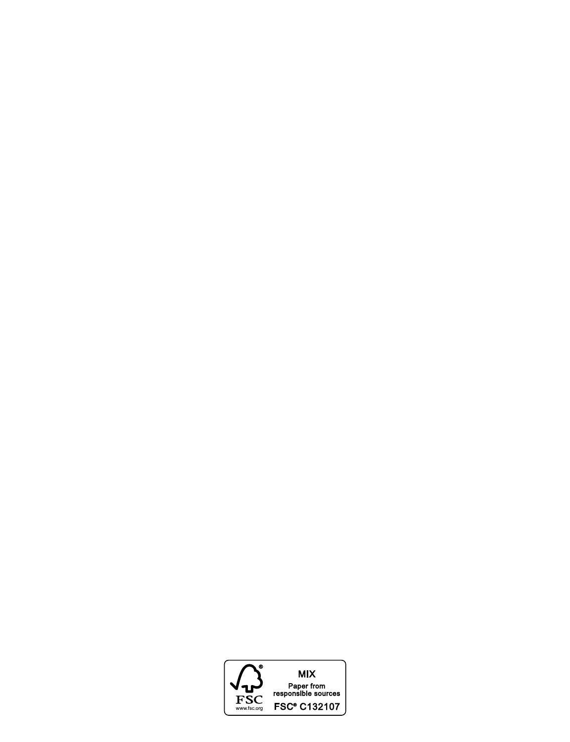MIX

Paper from responsible sources

FSC® C132107

FSC

www.fsc.org